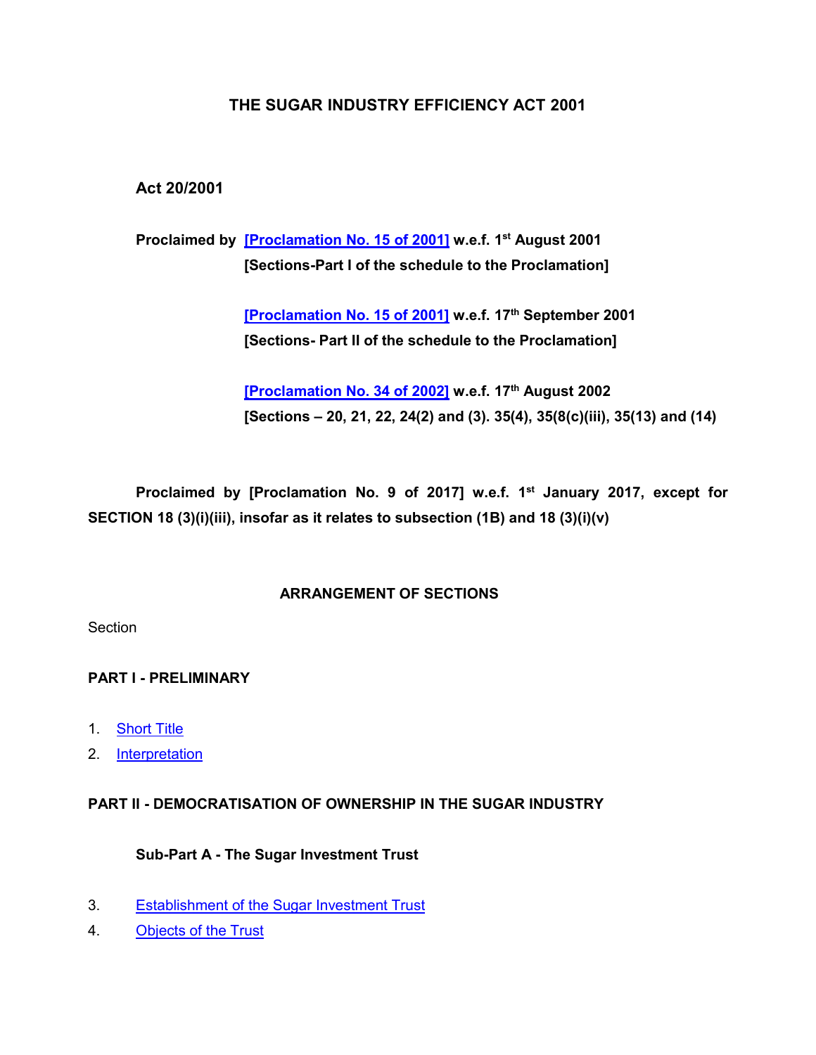# THE SUGAR INDUSTRY EFFICIENCY ACT 2001

**Act 20/2001**

**Proclaimed by [Proclamation No. 15 of 2001] w.e.f. 1st August 2001**
**[Sections-Part I of the schedule to the Proclamation]**

**[Proclamation No. 15 of 2001] w.e.f. 17th September 2001**
**[Sections- Part II of the schedule to the Proclamation]**

**[Proclamation No. 34 of 2002] w.e.f. 17th August 2002**
**[Sections – 20, 21, 22, 24(2) and (3). 35(4), 35(8(c)(iii), 35(13) and (14)**

**Proclaimed by [Proclamation No. 9 of 2017] w.e.f. 1st January 2017, except for SECTION 18 (3)(i)(iii), insofar as it relates to subsection (1B) and 18 (3)(i)(v)**

## ARRANGEMENT OF SECTIONS

Section

### PART I - PRELIMINARY

1. Short Title
2. Interpretation

### PART II - DEMOCRATISATION OF OWNERSHIP IN THE SUGAR INDUSTRY

#### Sub-Part A - The Sugar Investment Trust

3. Establishment of the Sugar Investment Trust
4. Objects of the Trust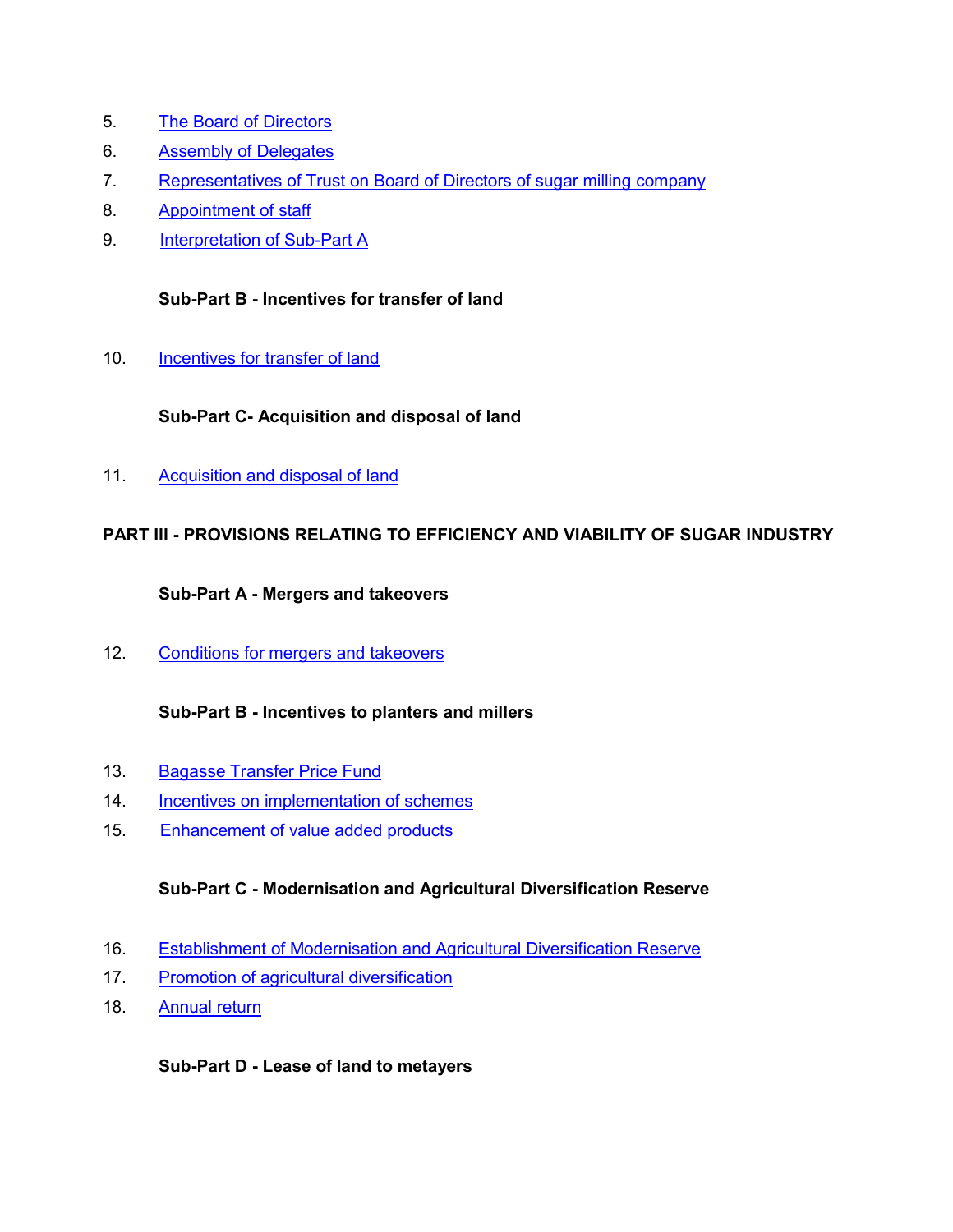5. The Board of Directors
6. Assembly of Delegates
7. Representatives of Trust on Board of Directors of sugar milling company
8. Appointment of staff
9. Interpretation of Sub-Part A

**Sub-Part B - Incentives for transfer of land**

10. Incentives for transfer of land

**Sub-Part C- Acquisition and disposal of land**

11. Acquisition and disposal of land

**PART III - PROVISIONS RELATING TO EFFICIENCY AND VIABILITY OF SUGAR INDUSTRY**

**Sub-Part A - Mergers and takeovers**

12. Conditions for mergers and takeovers

**Sub-Part B - Incentives to planters and millers**

13. Bagasse Transfer Price Fund
14. Incentives on implementation of schemes
15. Enhancement of value added products

**Sub-Part C - Modernisation and Agricultural Diversification Reserve**

16. Establishment of Modernisation and Agricultural Diversification Reserve
17. Promotion of agricultural diversification
18. Annual return

**Sub-Part D - Lease of land to metayers**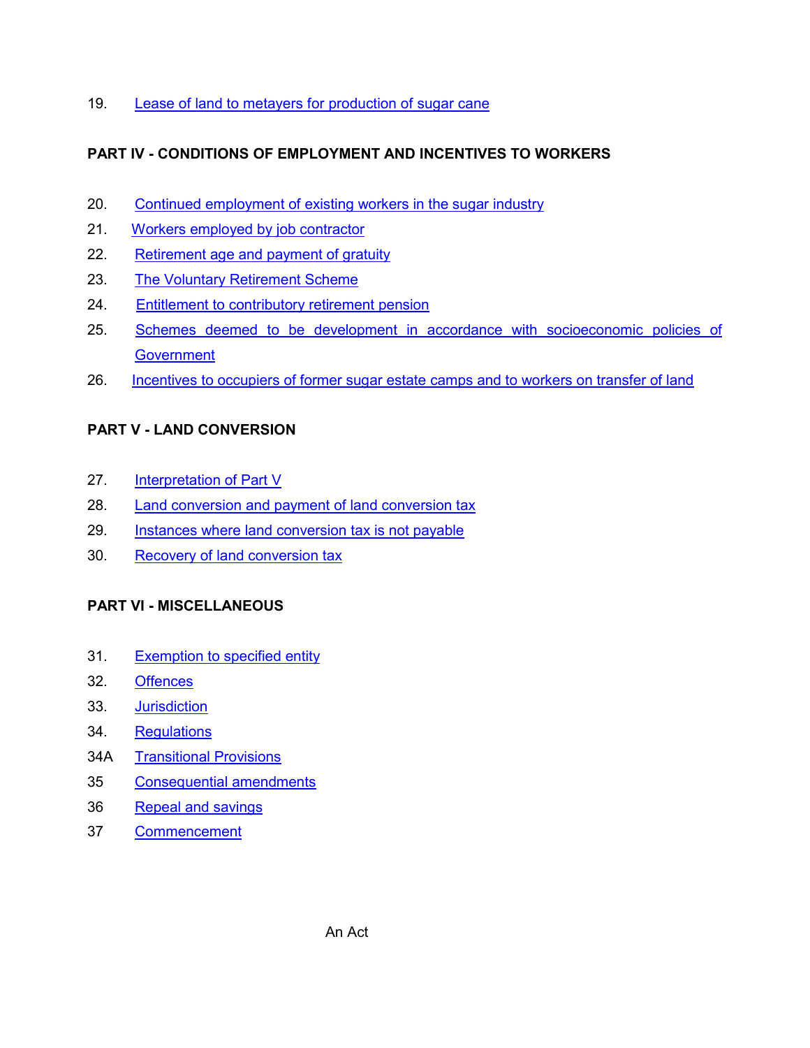19. Lease of land to metayers for production of sugar cane

**PART IV - CONDITIONS OF EMPLOYMENT AND INCENTIVES TO WORKERS**

20. Continued employment of existing workers in the sugar industry
21. Workers employed by job contractor
22. Retirement age and payment of gratuity
23. The Voluntary Retirement Scheme
24. Entitlement to contributory retirement pension
25. Schemes deemed to be development in accordance with socioeconomic policies of Government
26. Incentives to occupiers of former sugar estate camps and to workers on transfer of land

**PART V - LAND CONVERSION**

27. Interpretation of Part V
28. Land conversion and payment of land conversion tax
29. Instances where land conversion tax is not payable
30. Recovery of land conversion tax

**PART VI - MISCELLANEOUS**

31. Exemption to specified entity
32. Offences
33. Jurisdiction
34. Regulations

34A Transitional Provisions

35 Consequential amendments

36 Repeal and savings

37 Commencement

An Act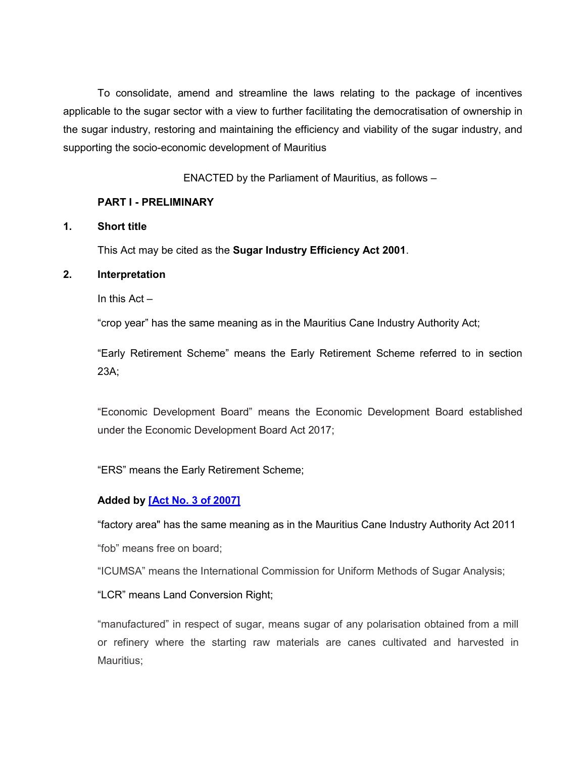To consolidate, amend and streamline the laws relating to the package of incentives applicable to the sugar sector with a view to further facilitating the democratisation of ownership in the sugar industry, restoring and maintaining the efficiency and viability of the sugar industry, and supporting the socio-economic development of Mauritius

ENACTED by the Parliament of Mauritius, as follows –

## PART I - PRELIMINARY

### 1. Short title

This Act may be cited as the **Sugar Industry Efficiency Act 2001**.

### 2. Interpretation

In this Act –

“crop year” has the same meaning as in the Mauritius Cane Industry Authority Act;

“Early Retirement Scheme” means the Early Retirement Scheme referred to in section 23A;

“Economic Development Board” means the Economic Development Board established under the Economic Development Board Act 2017;

“ERS” means the Early Retirement Scheme;

**Added by [Act No. 3 of 2007]**

“factory area" has the same meaning as in the Mauritius Cane Industry Authority Act 2011

“fob” means free on board;

“ICUMSA” means the International Commission for Uniform Methods of Sugar Analysis;

“LCR” means Land Conversion Right;

“manufactured” in respect of sugar, means sugar of any polarisation obtained from a mill or refinery where the starting raw materials are canes cultivated and harvested in Mauritius;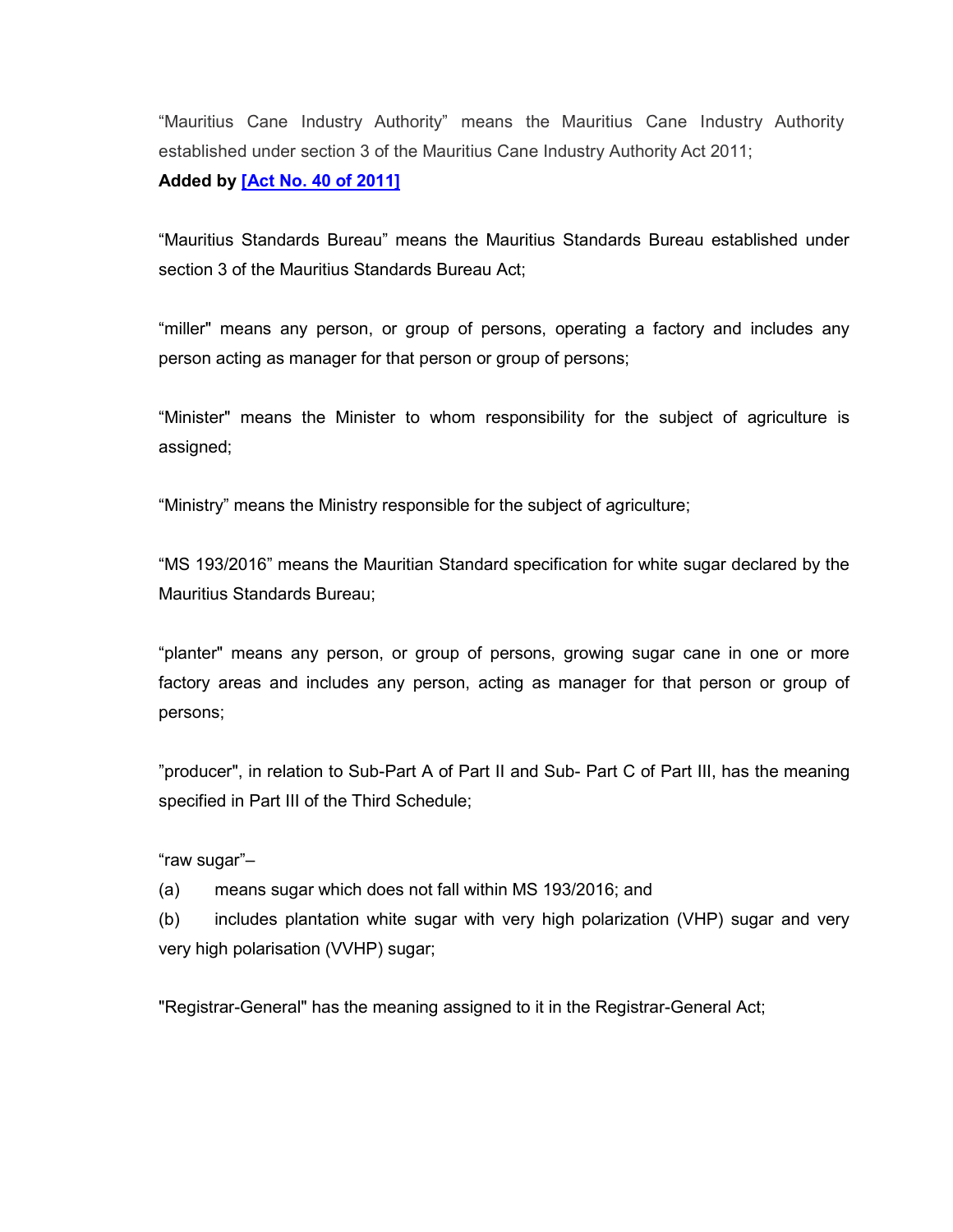"Mauritius Cane Industry Authority" means the Mauritius Cane Industry Authority established under section 3 of the Mauritius Cane Industry Authority Act 2011;

**Added by [Act No. 40 of 2011]**

"Mauritius Standards Bureau" means the Mauritius Standards Bureau established under section 3 of the Mauritius Standards Bureau Act;

"miller" means any person, or group of persons, operating a factory and includes any person acting as manager for that person or group of persons;

"Minister" means the Minister to whom responsibility for the subject of agriculture is assigned;

"Ministry" means the Ministry responsible for the subject of agriculture;

"MS 193/2016" means the Mauritian Standard specification for white sugar declared by the Mauritius Standards Bureau;

"planter" means any person, or group of persons, growing sugar cane in one or more factory areas and includes any person, acting as manager for that person or group of persons;

"producer", in relation to Sub-Part A of Part II and Sub- Part C of Part III, has the meaning specified in Part III of the Third Schedule;

"raw sugar"–

(a) means sugar which does not fall within MS 193/2016; and

(b) includes plantation white sugar with very high polarization (VHP) sugar and very very high polarisation (VVHP) sugar;

"Registrar-General" has the meaning assigned to it in the Registrar-General Act;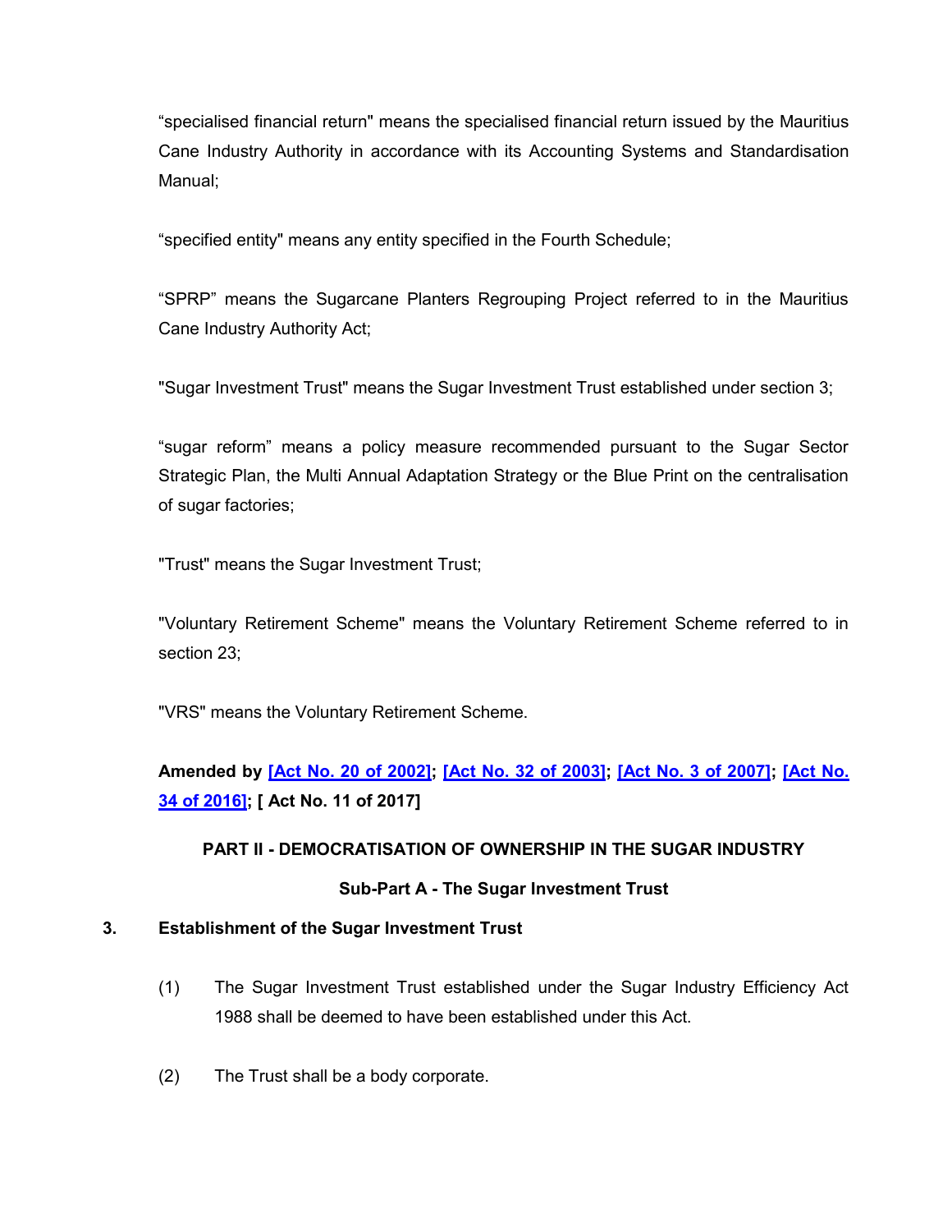“specialised financial return" means the specialised financial return issued by the Mauritius Cane Industry Authority in accordance with its Accounting Systems and Standardisation Manual;

“specified entity" means any entity specified in the Fourth Schedule;

“SPRP” means the Sugarcane Planters Regrouping Project referred to in the Mauritius Cane Industry Authority Act;

"Sugar Investment Trust" means the Sugar Investment Trust established under section 3;

“sugar reform” means a policy measure recommended pursuant to the Sugar Sector Strategic Plan, the Multi Annual Adaptation Strategy or the Blue Print on the centralisation of sugar factories;

"Trust" means the Sugar Investment Trust;

"Voluntary Retirement Scheme" means the Voluntary Retirement Scheme referred to in section 23;

"VRS" means the Voluntary Retirement Scheme.

**Amended by [Act No. 20 of 2002]; [Act No. 32 of 2003]; [Act No. 3 of 2007]; [Act No. 34 of 2016]; [ Act No. 11 of 2017]**

## PART II - DEMOCRATISATION OF OWNERSHIP IN THE SUGAR INDUSTRY

### Sub-Part A - The Sugar Investment Trust

**3. Establishment of the Sugar Investment Trust**

(1) The Sugar Investment Trust established under the Sugar Industry Efficiency Act 1988 shall be deemed to have been established under this Act.

(2) The Trust shall be a body corporate.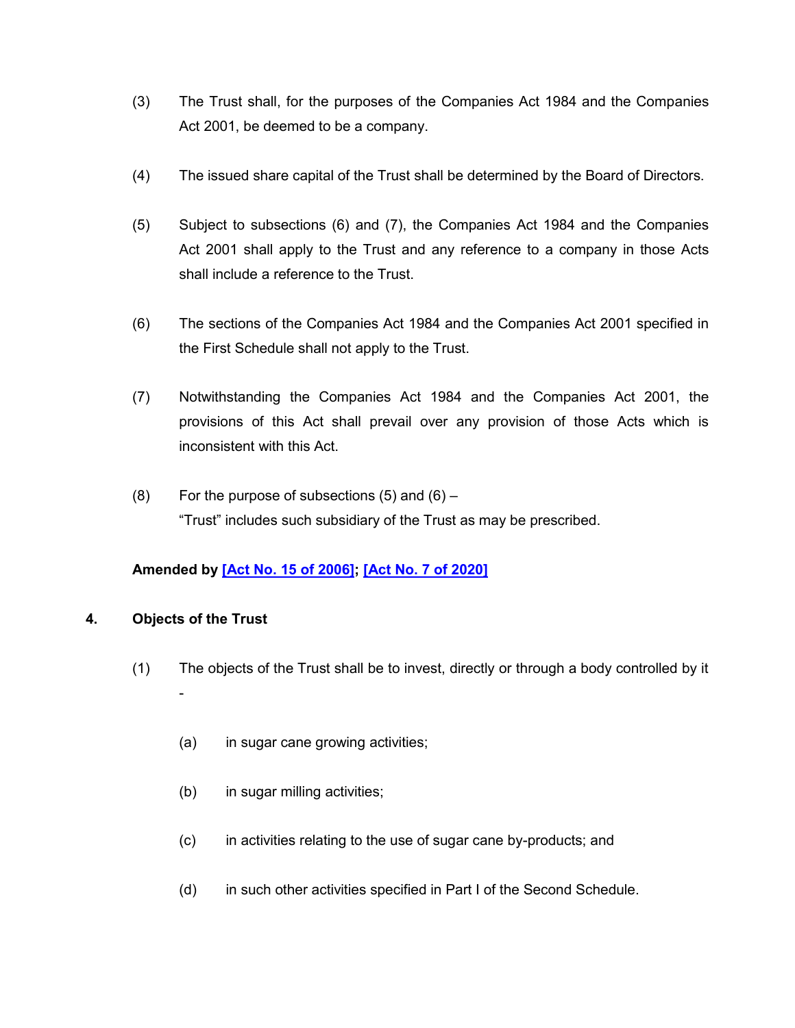(3) The Trust shall, for the purposes of the Companies Act 1984 and the Companies Act 2001, be deemed to be a company.

(4) The issued share capital of the Trust shall be determined by the Board of Directors.

(5) Subject to subsections (6) and (7), the Companies Act 1984 and the Companies Act 2001 shall apply to the Trust and any reference to a company in those Acts shall include a reference to the Trust.

(6) The sections of the Companies Act 1984 and the Companies Act 2001 specified in the First Schedule shall not apply to the Trust.

(7) Notwithstanding the Companies Act 1984 and the Companies Act 2001, the provisions of this Act shall prevail over any provision of those Acts which is inconsistent with this Act.

(8) For the purpose of subsections (5) and (6) –
"Trust" includes such subsidiary of the Trust as may be prescribed.

**Amended by [Act No. 15 of 2006]; [Act No. 7 of 2020]**

### 4. Objects of the Trust

(1) The objects of the Trust shall be to invest, directly or through a body controlled by it -

(a) in sugar cane growing activities;

(b) in sugar milling activities;

(c) in activities relating to the use of sugar cane by-products; and

(d) in such other activities specified in Part I of the Second Schedule.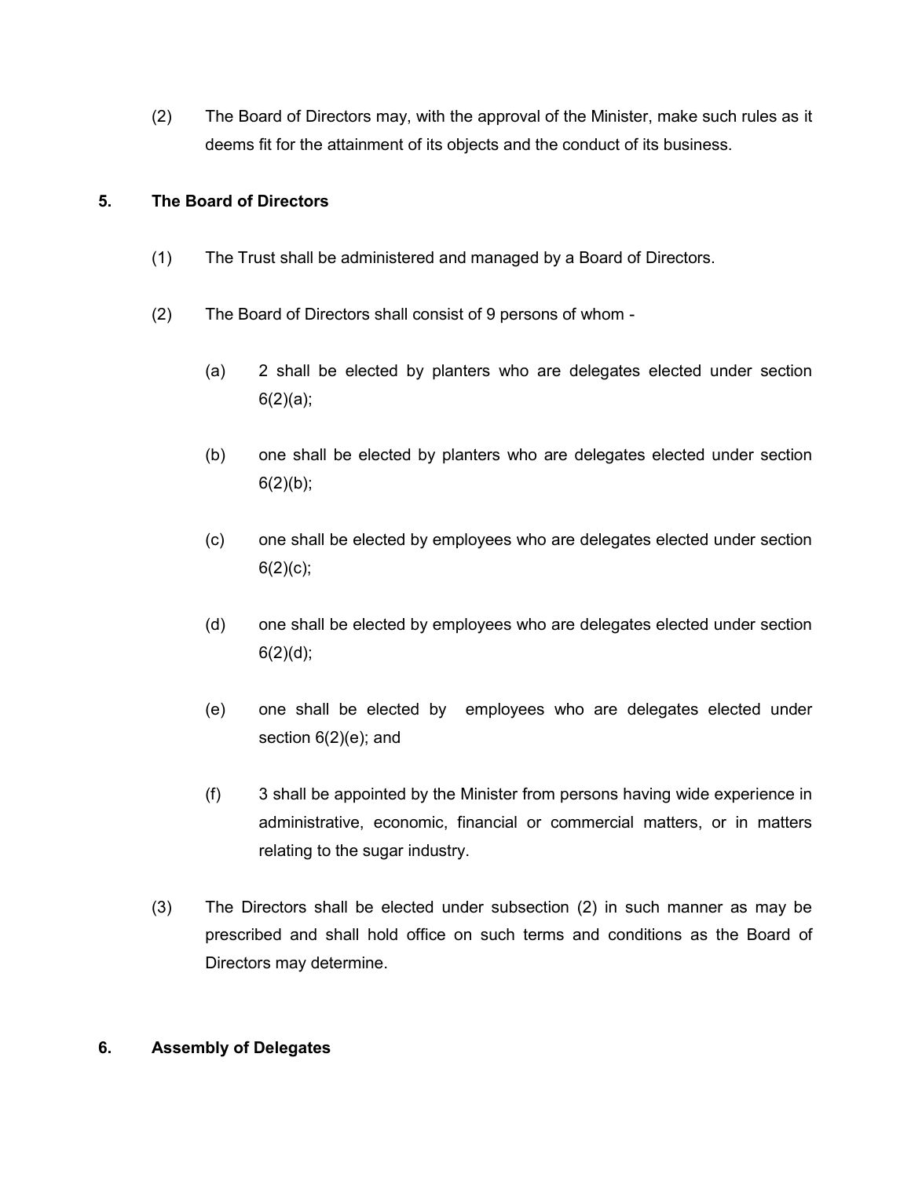(2) The Board of Directors may, with the approval of the Minister, make such rules as it deems fit for the attainment of its objects and the conduct of its business.

## 5. The Board of Directors

(1) The Trust shall be administered and managed by a Board of Directors.

(2) The Board of Directors shall consist of 9 persons of whom -

(a) 2 shall be elected by planters who are delegates elected under section 6(2)(a);

(b) one shall be elected by planters who are delegates elected under section 6(2)(b);

(c) one shall be elected by employees who are delegates elected under section 6(2)(c);

(d) one shall be elected by employees who are delegates elected under section 6(2)(d);

(e) one shall be elected by employees who are delegates elected under section 6(2)(e); and

(f) 3 shall be appointed by the Minister from persons having wide experience in administrative, economic, financial or commercial matters, or in matters relating to the sugar industry.

(3) The Directors shall be elected under subsection (2) in such manner as may be prescribed and shall hold office on such terms and conditions as the Board of Directors may determine.

## 6. Assembly of Delegates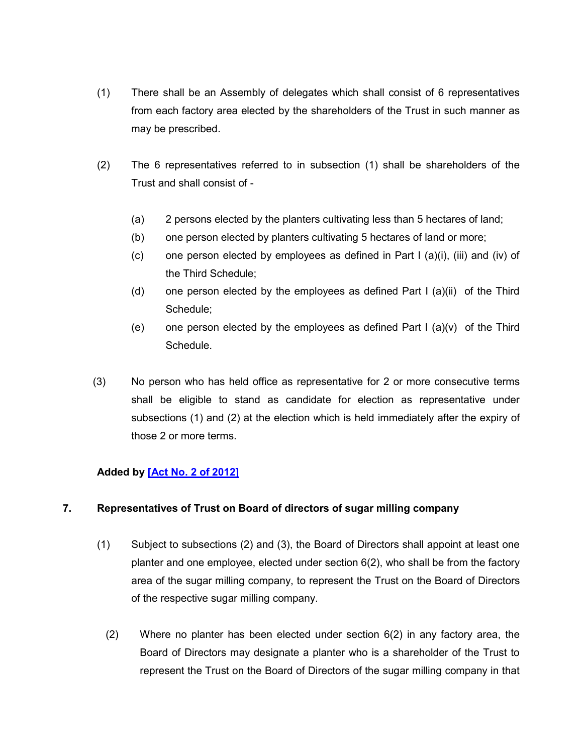(1) There shall be an Assembly of delegates which shall consist of 6 representatives from each factory area elected by the shareholders of the Trust in such manner as may be prescribed.

(2) The 6 representatives referred to in subsection (1) shall be shareholders of the Trust and shall consist of -

(a) 2 persons elected by the planters cultivating less than 5 hectares of land;

(b) one person elected by planters cultivating 5 hectares of land or more;

(c) one person elected by employees as defined in Part I (a)(i), (iii) and (iv) of the Third Schedule;

(d) one person elected by the employees as defined Part I (a)(ii) of the Third Schedule;

(e) one person elected by the employees as defined Part I (a)(v) of the Third Schedule.

(3) No person who has held office as representative for 2 or more consecutive terms shall be eligible to stand as candidate for election as representative under subsections (1) and (2) at the election which is held immediately after the expiry of those 2 or more terms.

**Added by [Act No. 2 of 2012]**

## 7. Representatives of Trust on Board of directors of sugar milling company

(1) Subject to subsections (2) and (3), the Board of Directors shall appoint at least one planter and one employee, elected under section 6(2), who shall be from the factory area of the sugar milling company, to represent the Trust on the Board of Directors of the respective sugar milling company.

(2) Where no planter has been elected under section 6(2) in any factory area, the Board of Directors may designate a planter who is a shareholder of the Trust to represent the Trust on the Board of Directors of the sugar milling company in that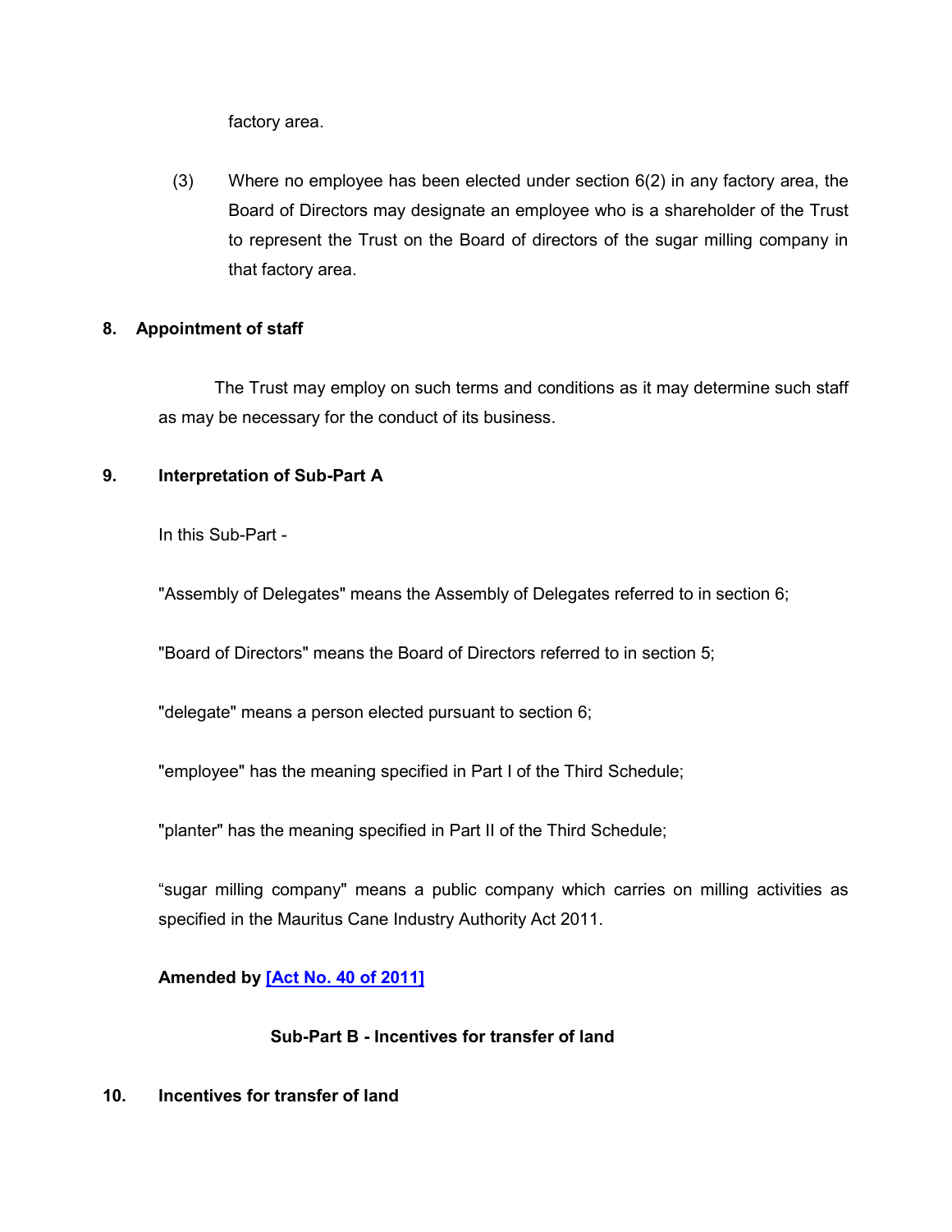factory area.

(3) Where no employee has been elected under section 6(2) in any factory area, the Board of Directors may designate an employee who is a shareholder of the Trust to represent the Trust on the Board of directors of the sugar milling company in that factory area.

**8. Appointment of staff**

The Trust may employ on such terms and conditions as it may determine such staff as may be necessary for the conduct of its business.

**9. Interpretation of Sub-Part A**

In this Sub-Part -

"Assembly of Delegates" means the Assembly of Delegates referred to in section 6;

"Board of Directors" means the Board of Directors referred to in section 5;

"delegate" means a person elected pursuant to section 6;

"employee" has the meaning specified in Part I of the Third Schedule;

"planter" has the meaning specified in Part II of the Third Schedule;

"sugar milling company" means a public company which carries on milling activities as specified in the Mauritus Cane Industry Authority Act 2011.

**Amended by [Act No. 40 of 2011]**

**Sub-Part B - Incentives for transfer of land**

**10. Incentives for transfer of land**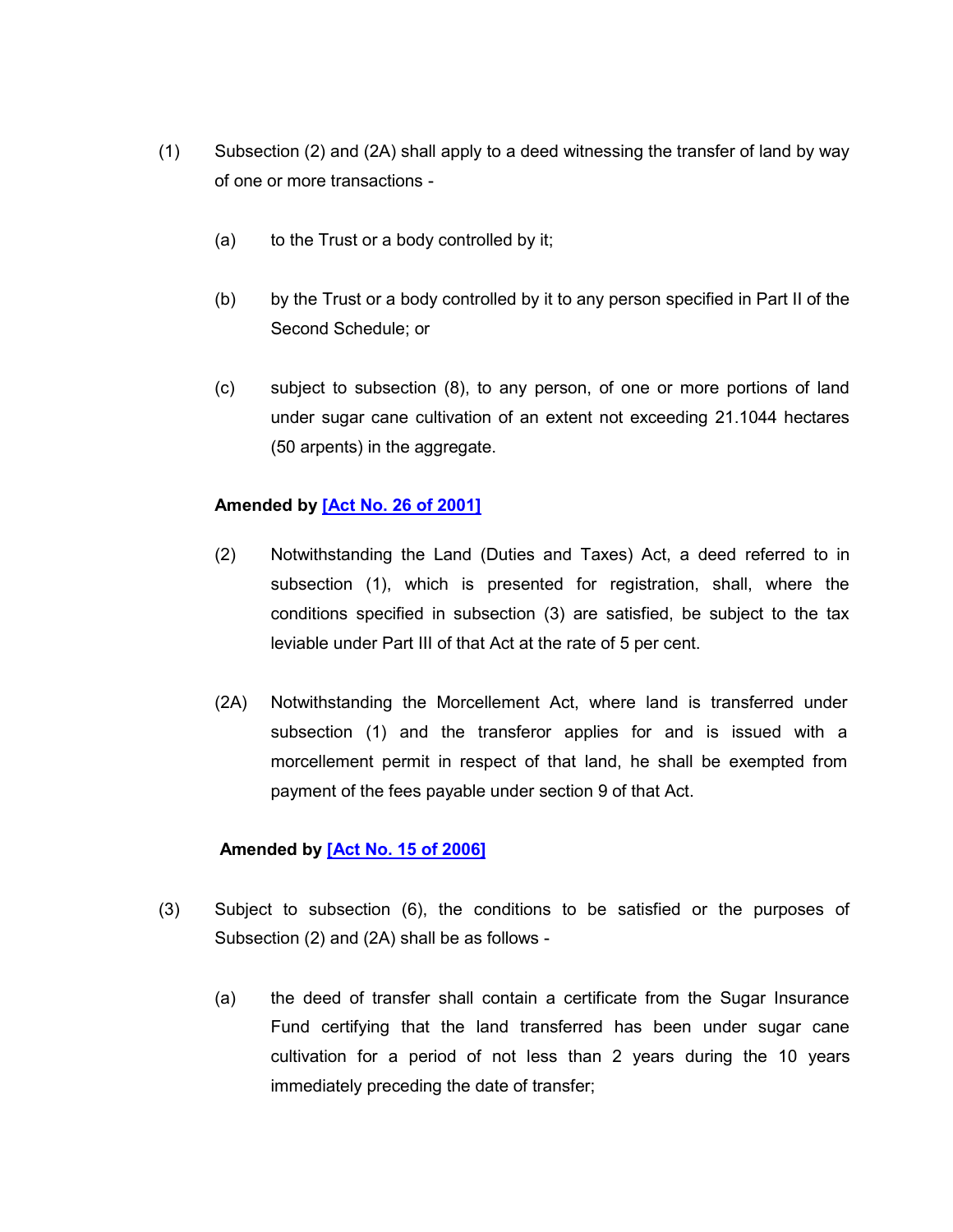(1) Subsection (2) and (2A) shall apply to a deed witnessing the transfer of land by way of one or more transactions -

(a) to the Trust or a body controlled by it;

(b) by the Trust or a body controlled by it to any person specified in Part II of the Second Schedule; or

(c) subject to subsection (8), to any person, of one or more portions of land under sugar cane cultivation of an extent not exceeding 21.1044 hectares (50 arpents) in the aggregate.

**Amended by [Act No. 26 of 2001]**

(2) Notwithstanding the Land (Duties and Taxes) Act, a deed referred to in subsection (1), which is presented for registration, shall, where the conditions specified in subsection (3) are satisfied, be subject to the tax leviable under Part III of that Act at the rate of 5 per cent.

(2A) Notwithstanding the Morcellement Act, where land is transferred under subsection (1) and the transferor applies for and is issued with a morcellement permit in respect of that land, he shall be exempted from payment of the fees payable under section 9 of that Act.

**Amended by [Act No. 15 of 2006]**

(3) Subject to subsection (6), the conditions to be satisfied or the purposes of Subsection (2) and (2A) shall be as follows -

(a) the deed of transfer shall contain a certificate from the Sugar Insurance Fund certifying that the land transferred has been under sugar cane cultivation for a period of not less than 2 years during the 10 years immediately preceding the date of transfer;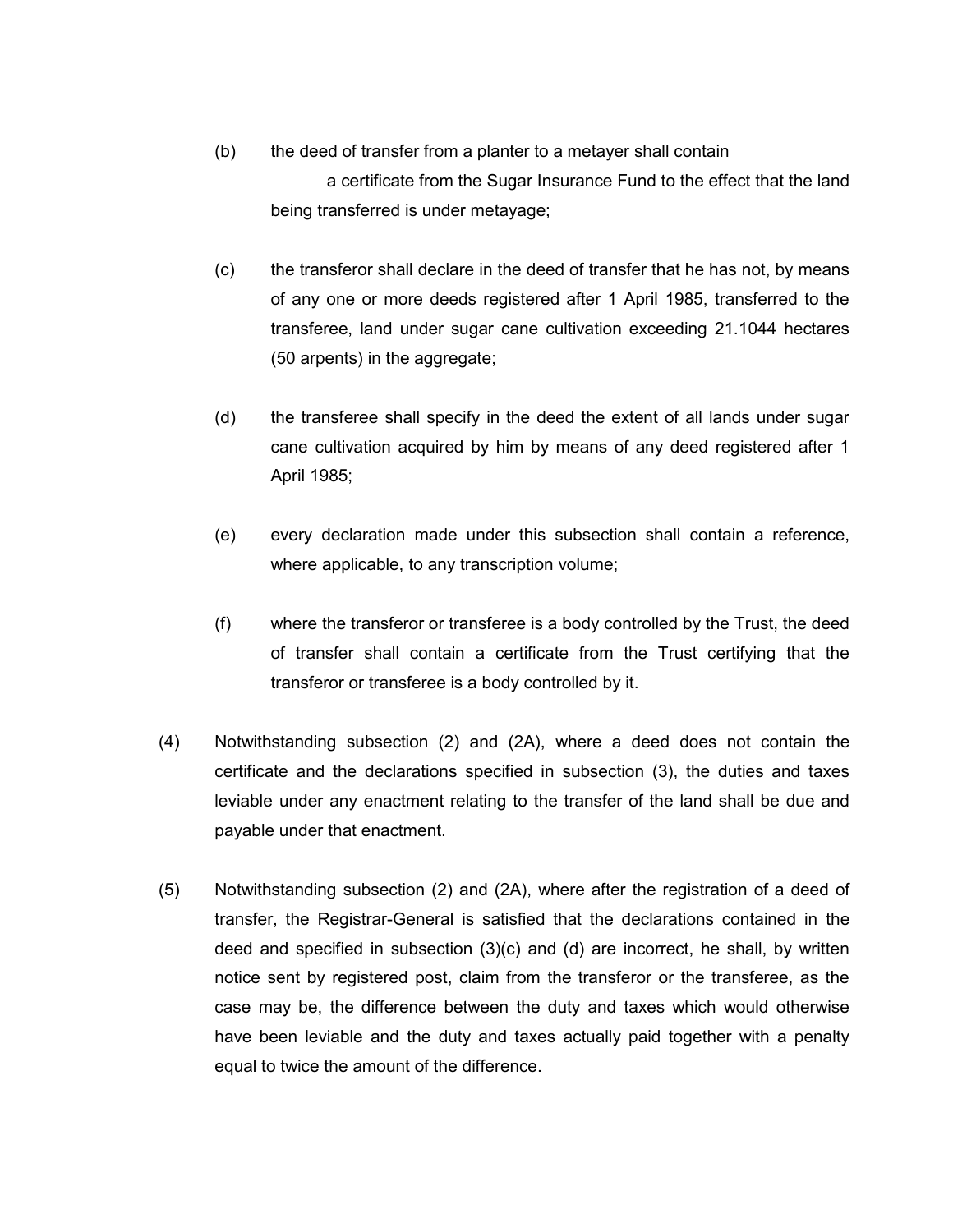(b) the deed of transfer from a planter to a metayer shall contain a certificate from the Sugar Insurance Fund to the effect that the land being transferred is under metayage;

(c) the transferor shall declare in the deed of transfer that he has not, by means of any one or more deeds registered after 1 April 1985, transferred to the transferee, land under sugar cane cultivation exceeding 21.1044 hectares (50 arpents) in the aggregate;

(d) the transferee shall specify in the deed the extent of all lands under sugar cane cultivation acquired by him by means of any deed registered after 1 April 1985;

(e) every declaration made under this subsection shall contain a reference, where applicable, to any transcription volume;

(f) where the transferor or transferee is a body controlled by the Trust, the deed of transfer shall contain a certificate from the Trust certifying that the transferor or transferee is a body controlled by it.

(4) Notwithstanding subsection (2) and (2A), where a deed does not contain the certificate and the declarations specified in subsection (3), the duties and taxes leviable under any enactment relating to the transfer of the land shall be due and payable under that enactment.

(5) Notwithstanding subsection (2) and (2A), where after the registration of a deed of transfer, the Registrar-General is satisfied that the declarations contained in the deed and specified in subsection (3)(c) and (d) are incorrect, he shall, by written notice sent by registered post, claim from the transferor or the transferee, as the case may be, the difference between the duty and taxes which would otherwise have been leviable and the duty and taxes actually paid together with a penalty equal to twice the amount of the difference.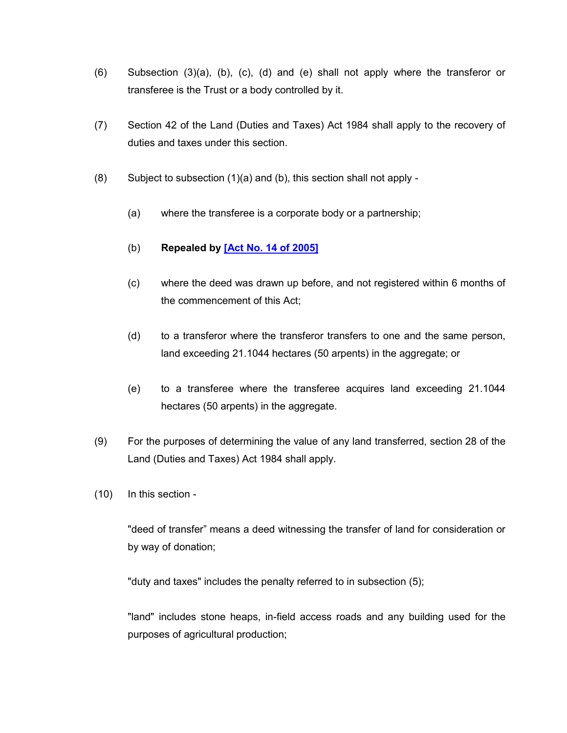(6) Subsection (3)(a), (b), (c), (d) and (e) shall not apply where the transferor or transferee is the Trust or a body controlled by it.

(7) Section 42 of the Land (Duties and Taxes) Act 1984 shall apply to the recovery of duties and taxes under this section.

(8) Subject to subsection (1)(a) and (b), this section shall not apply -

(a) where the transferee is a corporate body or a partnership;

(b) **Repealed by [Act No. 14 of 2005]**

(c) where the deed was drawn up before, and not registered within 6 months of the commencement of this Act;

(d) to a transferor where the transferor transfers to one and the same person, land exceeding 21.1044 hectares (50 arpents) in the aggregate; or

(e) to a transferee where the transferee acquires land exceeding 21.1044 hectares (50 arpents) in the aggregate.

(9) For the purposes of determining the value of any land transferred, section 28 of the Land (Duties and Taxes) Act 1984 shall apply.

(10) In this section -

"deed of transfer" means a deed witnessing the transfer of land for consideration or by way of donation;

"duty and taxes" includes the penalty referred to in subsection (5);

"land" includes stone heaps, in-field access roads and any building used for the purposes of agricultural production;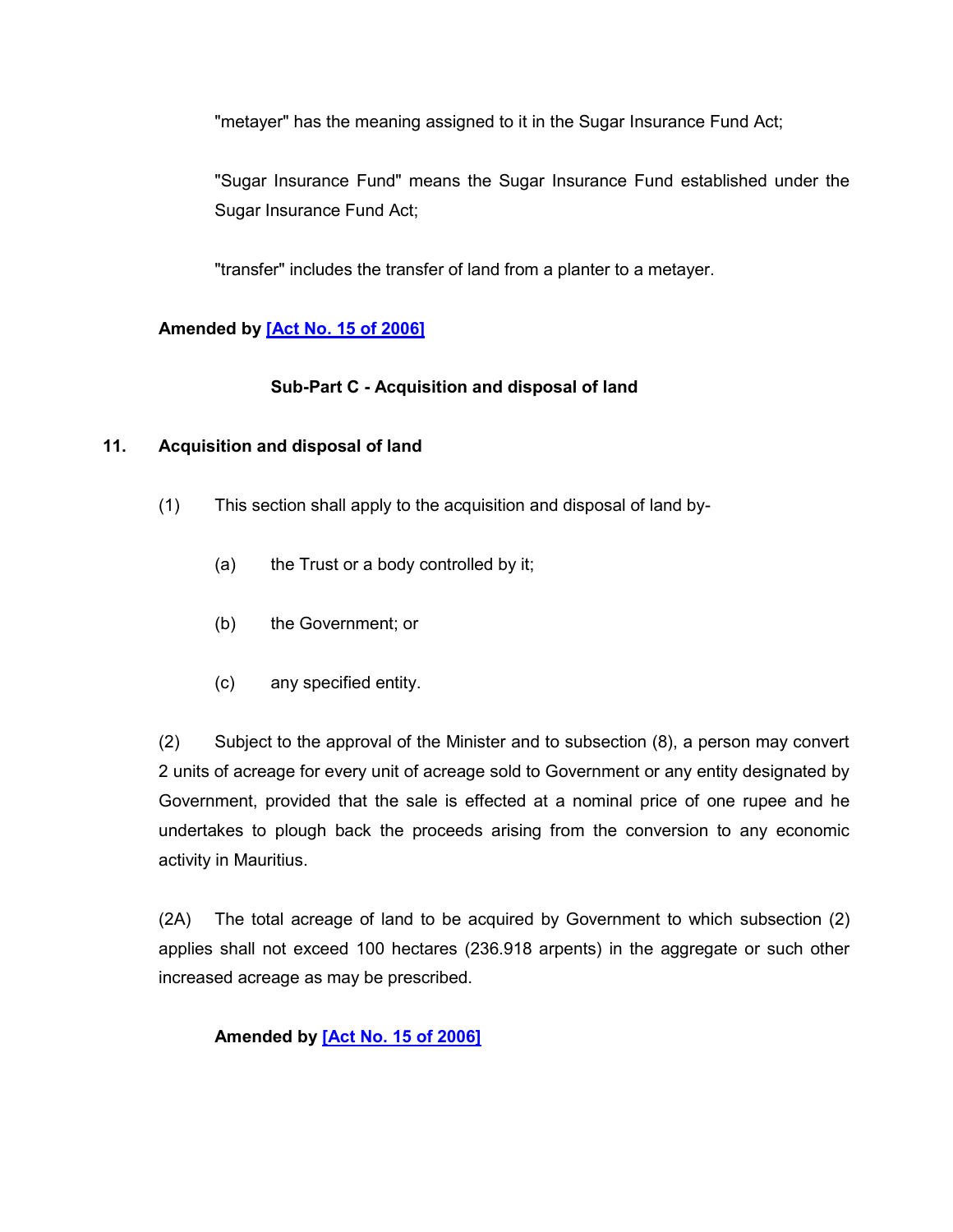"metayer" has the meaning assigned to it in the Sugar Insurance Fund Act;

"Sugar Insurance Fund" means the Sugar Insurance Fund established under the Sugar Insurance Fund Act;

"transfer" includes the transfer of land from a planter to a metayer.

**Amended by [Act No. 15 of 2006]**

### Sub-Part C - Acquisition and disposal of land

### 11. Acquisition and disposal of land

(1) This section shall apply to the acquisition and disposal of land by-

(a) the Trust or a body controlled by it;

(b) the Government; or

(c) any specified entity.

(2) Subject to the approval of the Minister and to subsection (8), a person may convert 2 units of acreage for every unit of acreage sold to Government or any entity designated by Government, provided that the sale is effected at a nominal price of one rupee and he undertakes to plough back the proceeds arising from the conversion to any economic activity in Mauritius.

(2A) The total acreage of land to be acquired by Government to which subsection (2) applies shall not exceed 100 hectares (236.918 arpents) in the aggregate or such other increased acreage as may be prescribed.

**Amended by [Act No. 15 of 2006]**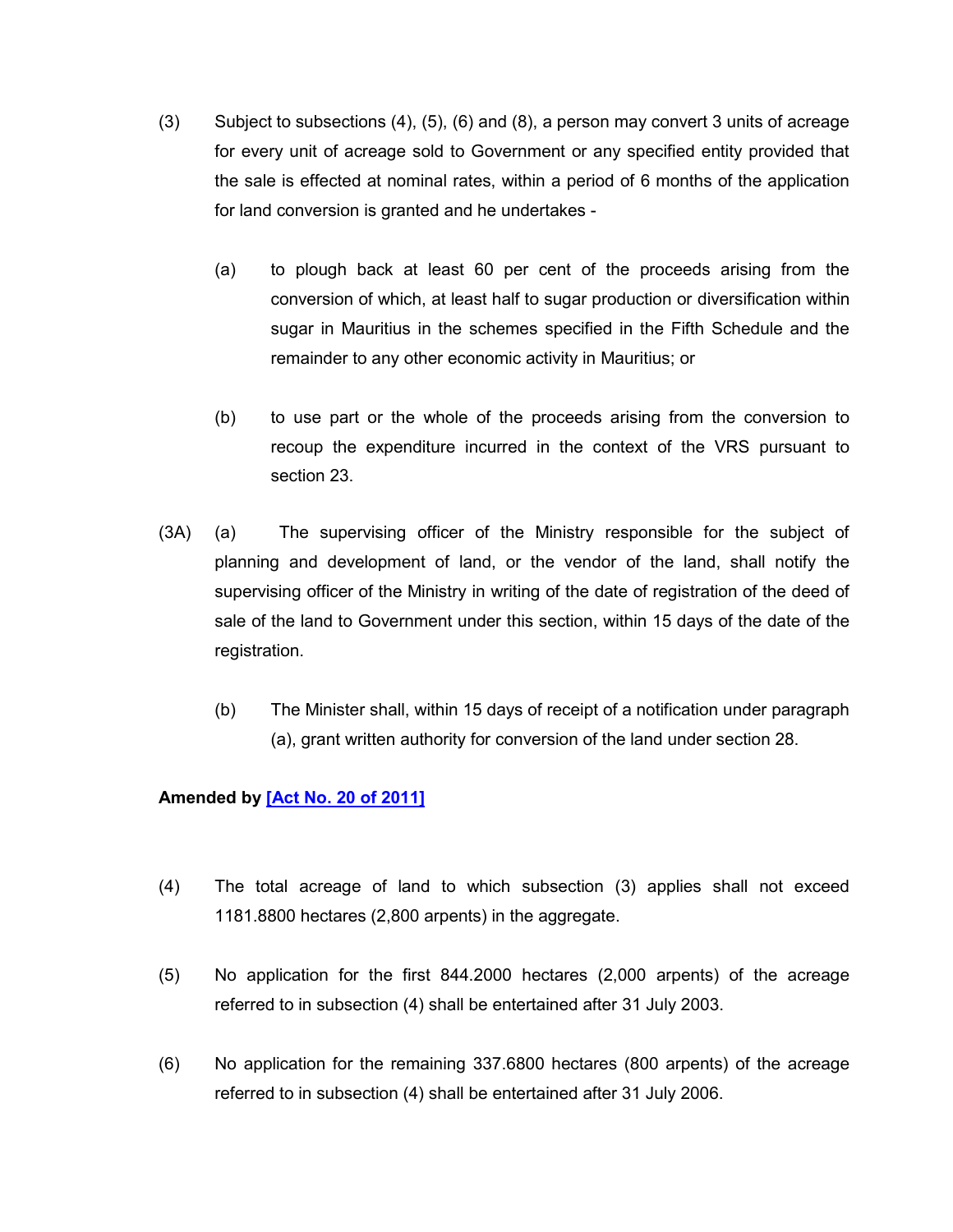(3) Subject to subsections (4), (5), (6) and (8), a person may convert 3 units of acreage for every unit of acreage sold to Government or any specified entity provided that the sale is effected at nominal rates, within a period of 6 months of the application for land conversion is granted and he undertakes -

(a) to plough back at least 60 per cent of the proceeds arising from the conversion of which, at least half to sugar production or diversification within sugar in Mauritius in the schemes specified in the Fifth Schedule and the remainder to any other economic activity in Mauritius; or

(b) to use part or the whole of the proceeds arising from the conversion to recoup the expenditure incurred in the context of the VRS pursuant to section 23.

(3A) (a) The supervising officer of the Ministry responsible for the subject of planning and development of land, or the vendor of the land, shall notify the supervising officer of the Ministry in writing of the date of registration of the deed of sale of the land to Government under this section, within 15 days of the date of the registration.

(b) The Minister shall, within 15 days of receipt of a notification under paragraph (a), grant written authority for conversion of the land under section 28.

**Amended by [Act No. 20 of 2011]**

(4) The total acreage of land to which subsection (3) applies shall not exceed 1181.8800 hectares (2,800 arpents) in the aggregate.

(5) No application for the first 844.2000 hectares (2,000 arpents) of the acreage referred to in subsection (4) shall be entertained after 31 July 2003.

(6) No application for the remaining 337.6800 hectares (800 arpents) of the acreage referred to in subsection (4) shall be entertained after 31 July 2006.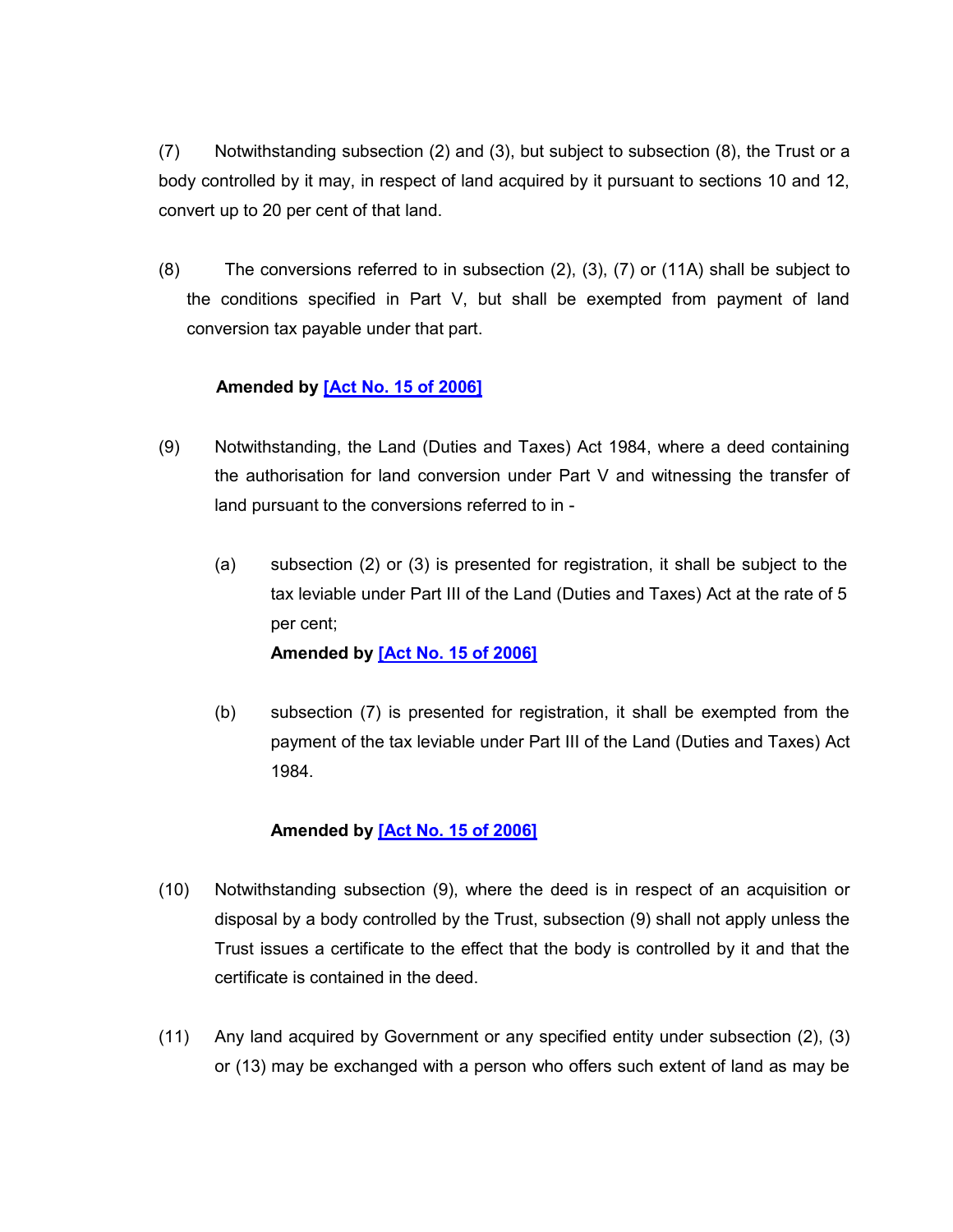(7) Notwithstanding subsection (2) and (3), but subject to subsection (8), the Trust or a body controlled by it may, in respect of land acquired by it pursuant to sections 10 and 12, convert up to 20 per cent of that land.

(8) The conversions referred to in subsection (2), (3), (7) or (11A) shall be subject to the conditions specified in Part V, but shall be exempted from payment of land conversion tax payable under that part.

**Amended by [Act No. 15 of 2006]**

(9) Notwithstanding, the Land (Duties and Taxes) Act 1984, where a deed containing the authorisation for land conversion under Part V and witnessing the transfer of land pursuant to the conversions referred to in -

(a) subsection (2) or (3) is presented for registration, it shall be subject to the tax leviable under Part III of the Land (Duties and Taxes) Act at the rate of 5 per cent;
**Amended by [Act No. 15 of 2006]**

(b) subsection (7) is presented for registration, it shall be exempted from the payment of the tax leviable under Part III of the Land (Duties and Taxes) Act 1984.

**Amended by [Act No. 15 of 2006]**

(10) Notwithstanding subsection (9), where the deed is in respect of an acquisition or disposal by a body controlled by the Trust, subsection (9) shall not apply unless the Trust issues a certificate to the effect that the body is controlled by it and that the certificate is contained in the deed.

(11) Any land acquired by Government or any specified entity under subsection (2), (3) or (13) may be exchanged with a person who offers such extent of land as may be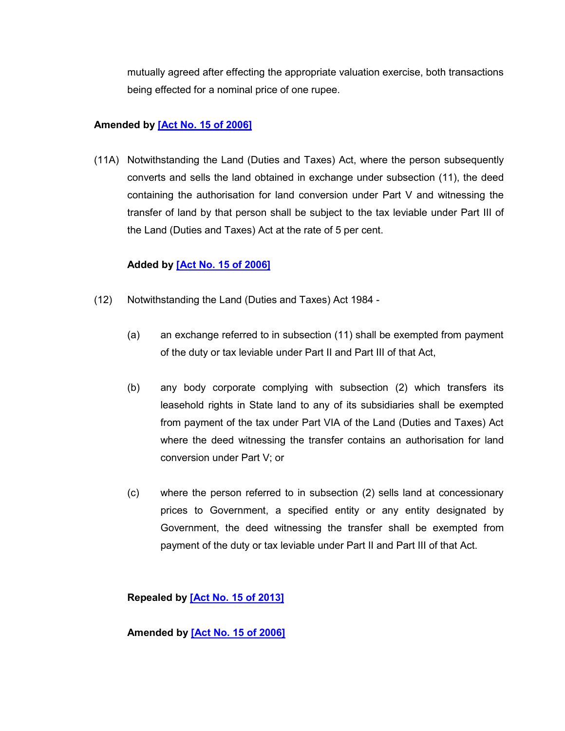mutually agreed after effecting the appropriate valuation exercise, both transactions being effected for a nominal price of one rupee.

**Amended by [Act No. 15 of 2006]**

(11A) Notwithstanding the Land (Duties and Taxes) Act, where the person subsequently converts and sells the land obtained in exchange under subsection (11), the deed containing the authorisation for land conversion under Part V and witnessing the transfer of land by that person shall be subject to the tax leviable under Part III of the Land (Duties and Taxes) Act at the rate of 5 per cent.

**Added by [Act No. 15 of 2006]**

(12) Notwithstanding the Land (Duties and Taxes) Act 1984 -

(a) an exchange referred to in subsection (11) shall be exempted from payment of the duty or tax leviable under Part II and Part III of that Act,

(b) any body corporate complying with subsection (2) which transfers its leasehold rights in State land to any of its subsidiaries shall be exempted from payment of the tax under Part VIA of the Land (Duties and Taxes) Act where the deed witnessing the transfer contains an authorisation for land conversion under Part V; or

(c) where the person referred to in subsection (2) sells land at concessionary prices to Government, a specified entity or any entity designated by Government, the deed witnessing the transfer shall be exempted from payment of the duty or tax leviable under Part II and Part III of that Act.

**Repealed by [Act No. 15 of 2013]**

**Amended by [Act No. 15 of 2006]**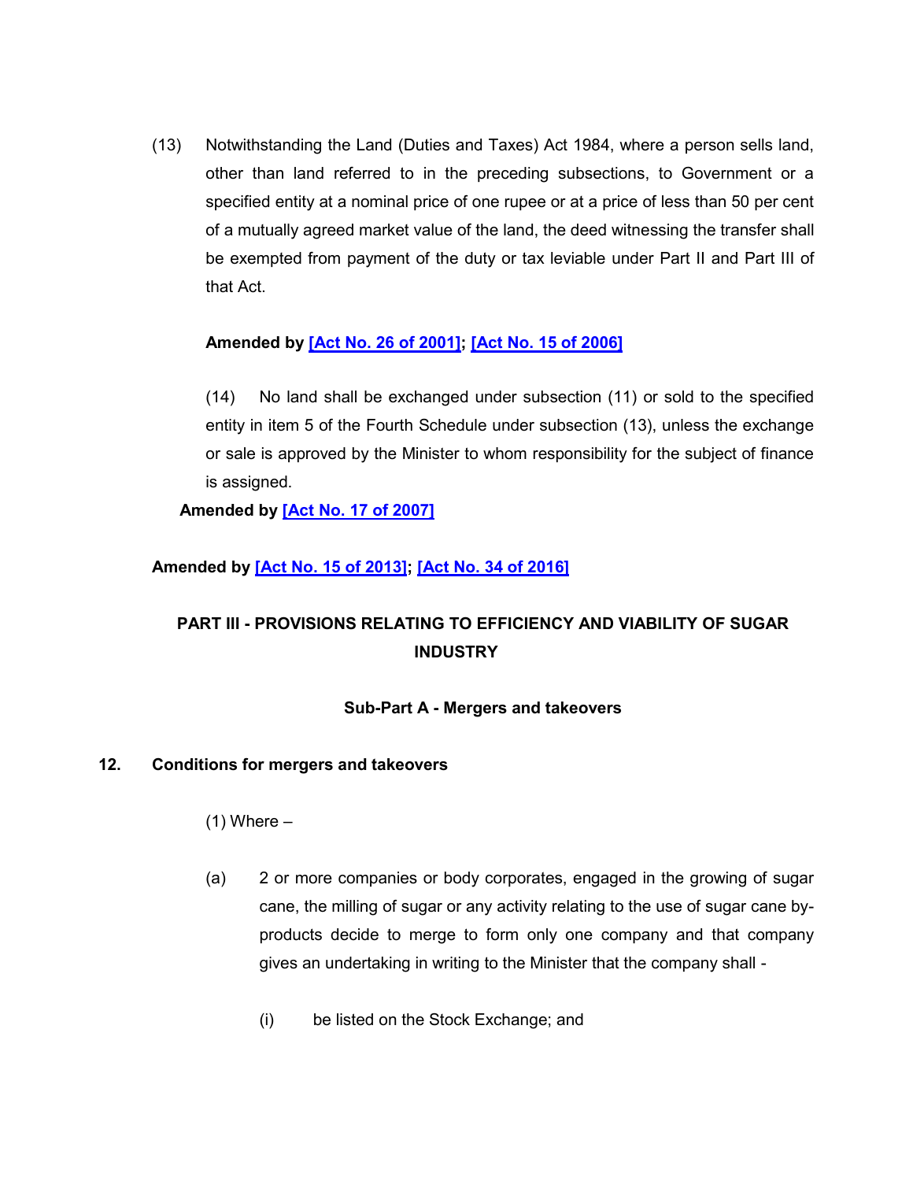(13) Notwithstanding the Land (Duties and Taxes) Act 1984, where a person sells land, other than land referred to in the preceding subsections, to Government or a specified entity at a nominal price of one rupee or at a price of less than 50 per cent of a mutually agreed market value of the land, the deed witnessing the transfer shall be exempted from payment of the duty or tax leviable under Part II and Part III of that Act.

**Amended by [Act No. 26 of 2001]; [Act No. 15 of 2006]**

(14) No land shall be exchanged under subsection (11) or sold to the specified entity in item 5 of the Fourth Schedule under subsection (13), unless the exchange or sale is approved by the Minister to whom responsibility for the subject of finance is assigned.

**Amended by [Act No. 17 of 2007]**

**Amended by [Act No. 15 of 2013]; [Act No. 34 of 2016]**

## PART III - PROVISIONS RELATING TO EFFICIENCY AND VIABILITY OF SUGAR INDUSTRY

### Sub-Part A - Mergers and takeovers

**12. Conditions for mergers and takeovers**

(1) Where –

(a) 2 or more companies or body corporates, engaged in the growing of sugar cane, the milling of sugar or any activity relating to the use of sugar cane by-products decide to merge to form only one company and that company gives an undertaking in writing to the Minister that the company shall -

(i) be listed on the Stock Exchange; and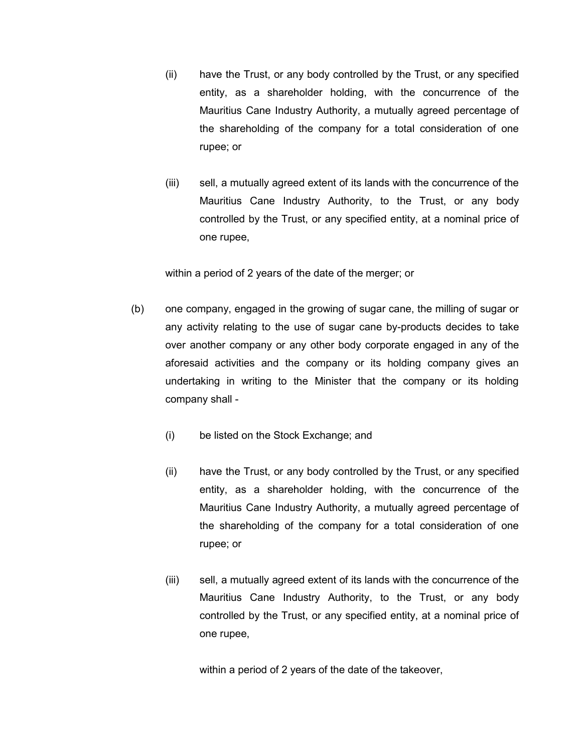(ii) have the Trust, or any body controlled by the Trust, or any specified entity, as a shareholder holding, with the concurrence of the Mauritius Cane Industry Authority, a mutually agreed percentage of the shareholding of the company for a total consideration of one rupee; or

(iii) sell, a mutually agreed extent of its lands with the concurrence of the Mauritius Cane Industry Authority, to the Trust, or any body controlled by the Trust, or any specified entity, at a nominal price of one rupee,

within a period of 2 years of the date of the merger; or

(b) one company, engaged in the growing of sugar cane, the milling of sugar or any activity relating to the use of sugar cane by-products decides to take over another company or any other body corporate engaged in any of the aforesaid activities and the company or its holding company gives an undertaking in writing to the Minister that the company or its holding company shall -

(i) be listed on the Stock Exchange; and

(ii) have the Trust, or any body controlled by the Trust, or any specified entity, as a shareholder holding, with the concurrence of the Mauritius Cane Industry Authority, a mutually agreed percentage of the shareholding of the company for a total consideration of one rupee; or

(iii) sell, a mutually agreed extent of its lands with the concurrence of the Mauritius Cane Industry Authority, to the Trust, or any body controlled by the Trust, or any specified entity, at a nominal price of one rupee,

within a period of 2 years of the date of the takeover,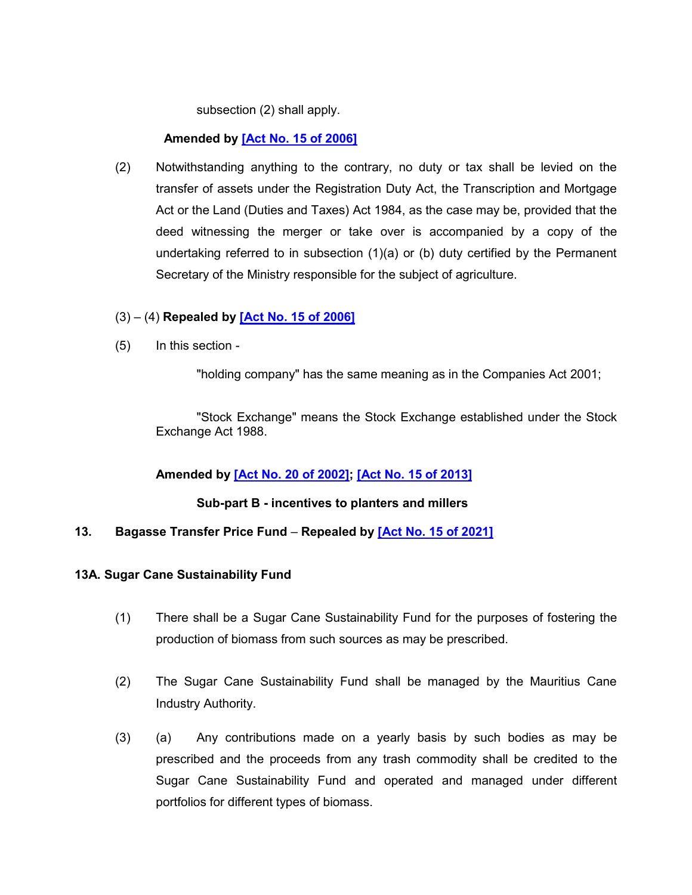subsection (2) shall apply.

**Amended by [Act No. 15 of 2006]**

(2) Notwithstanding anything to the contrary, no duty or tax shall be levied on the transfer of assets under the Registration Duty Act, the Transcription and Mortgage Act or the Land (Duties and Taxes) Act 1984, as the case may be, provided that the deed witnessing the merger or take over is accompanied by a copy of the undertaking referred to in subsection (1)(a) or (b) duty certified by the Permanent Secretary of the Ministry responsible for the subject of agriculture.

(3) – (4) **Repealed by [Act No. 15 of 2006]**

(5) In this section -

"holding company" has the same meaning as in the Companies Act 2001;

"Stock Exchange" means the Stock Exchange established under the Stock Exchange Act 1988.

**Amended by [Act No. 20 of 2002]; [Act No. 15 of 2013]**

**Sub-part B - incentives to planters and millers**

**13. Bagasse Transfer Price Fund – Repealed by [Act No. 15 of 2021]**

**13A. Sugar Cane Sustainability Fund**

(1) There shall be a Sugar Cane Sustainability Fund for the purposes of fostering the production of biomass from such sources as may be prescribed.

(2) The Sugar Cane Sustainability Fund shall be managed by the Mauritius Cane Industry Authority.

(3) (a) Any contributions made on a yearly basis by such bodies as may be prescribed and the proceeds from any trash commodity shall be credited to the Sugar Cane Sustainability Fund and operated and managed under different portfolios for different types of biomass.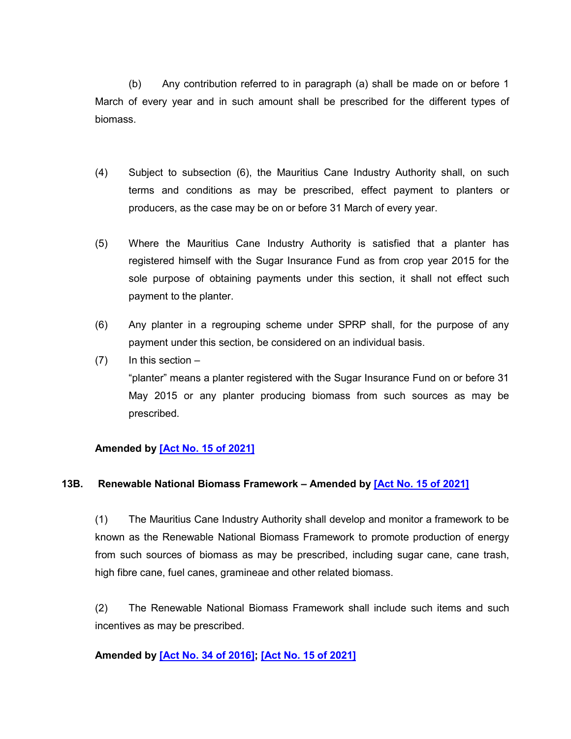(b) Any contribution referred to in paragraph (a) shall be made on or before 1 March of every year and in such amount shall be prescribed for the different types of biomass.

(4) Subject to subsection (6), the Mauritius Cane Industry Authority shall, on such terms and conditions as may be prescribed, effect payment to planters or producers, as the case may be on or before 31 March of every year.

(5) Where the Mauritius Cane Industry Authority is satisfied that a planter has registered himself with the Sugar Insurance Fund as from crop year 2015 for the sole purpose of obtaining payments under this section, it shall not effect such payment to the planter.

(6) Any planter in a regrouping scheme under SPRP shall, for the purpose of any payment under this section, be considered on an individual basis.

(7) In this section –

"planter" means a planter registered with the Sugar Insurance Fund on or before 31 May 2015 or any planter producing biomass from such sources as may be prescribed.

**Amended by [Act No. 15 of 2021]**

**13B. Renewable National Biomass Framework – Amended by [Act No. 15 of 2021]**

(1) The Mauritius Cane Industry Authority shall develop and monitor a framework to be known as the Renewable National Biomass Framework to promote production of energy from such sources of biomass as may be prescribed, including sugar cane, cane trash, high fibre cane, fuel canes, gramineae and other related biomass.

(2) The Renewable National Biomass Framework shall include such items and such incentives as may be prescribed.

**Amended by [Act No. 34 of 2016]; [Act No. 15 of 2021]**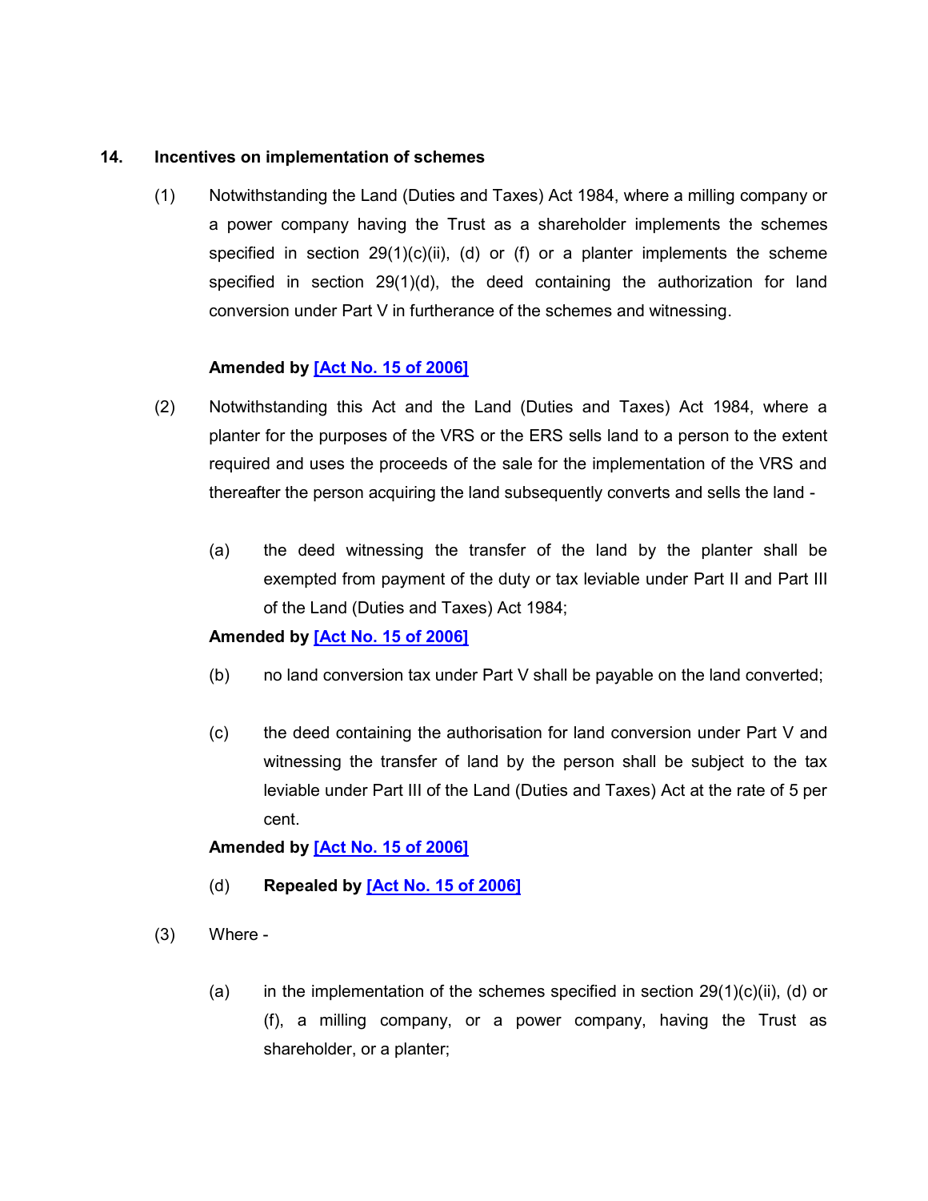**14. Incentives on implementation of schemes**

(1) Notwithstanding the Land (Duties and Taxes) Act 1984, where a milling company or a power company having the Trust as a shareholder implements the schemes specified in section 29(1)(c)(ii), (d) or (f) or a planter implements the scheme specified in section 29(1)(d), the deed containing the authorization for land conversion under Part V in furtherance of the schemes and witnessing.

**Amended by [Act No. 15 of 2006]**

(2) Notwithstanding this Act and the Land (Duties and Taxes) Act 1984, where a planter for the purposes of the VRS or the ERS sells land to a person to the extent required and uses the proceeds of the sale for the implementation of the VRS and thereafter the person acquiring the land subsequently converts and sells the land -

(a) the deed witnessing the transfer of the land by the planter shall be exempted from payment of the duty or tax leviable under Part II and Part III of the Land (Duties and Taxes) Act 1984;

**Amended by [Act No. 15 of 2006]**

(b) no land conversion tax under Part V shall be payable on the land converted;

(c) the deed containing the authorisation for land conversion under Part V and witnessing the transfer of land by the person shall be subject to the tax leviable under Part III of the Land (Duties and Taxes) Act at the rate of 5 per cent.

**Amended by [Act No. 15 of 2006]**

(d) **Repealed by [Act No. 15 of 2006]**

(3) Where -

(a) in the implementation of the schemes specified in section 29(1)(c)(ii), (d) or (f), a milling company, or a power company, having the Trust as shareholder, or a planter;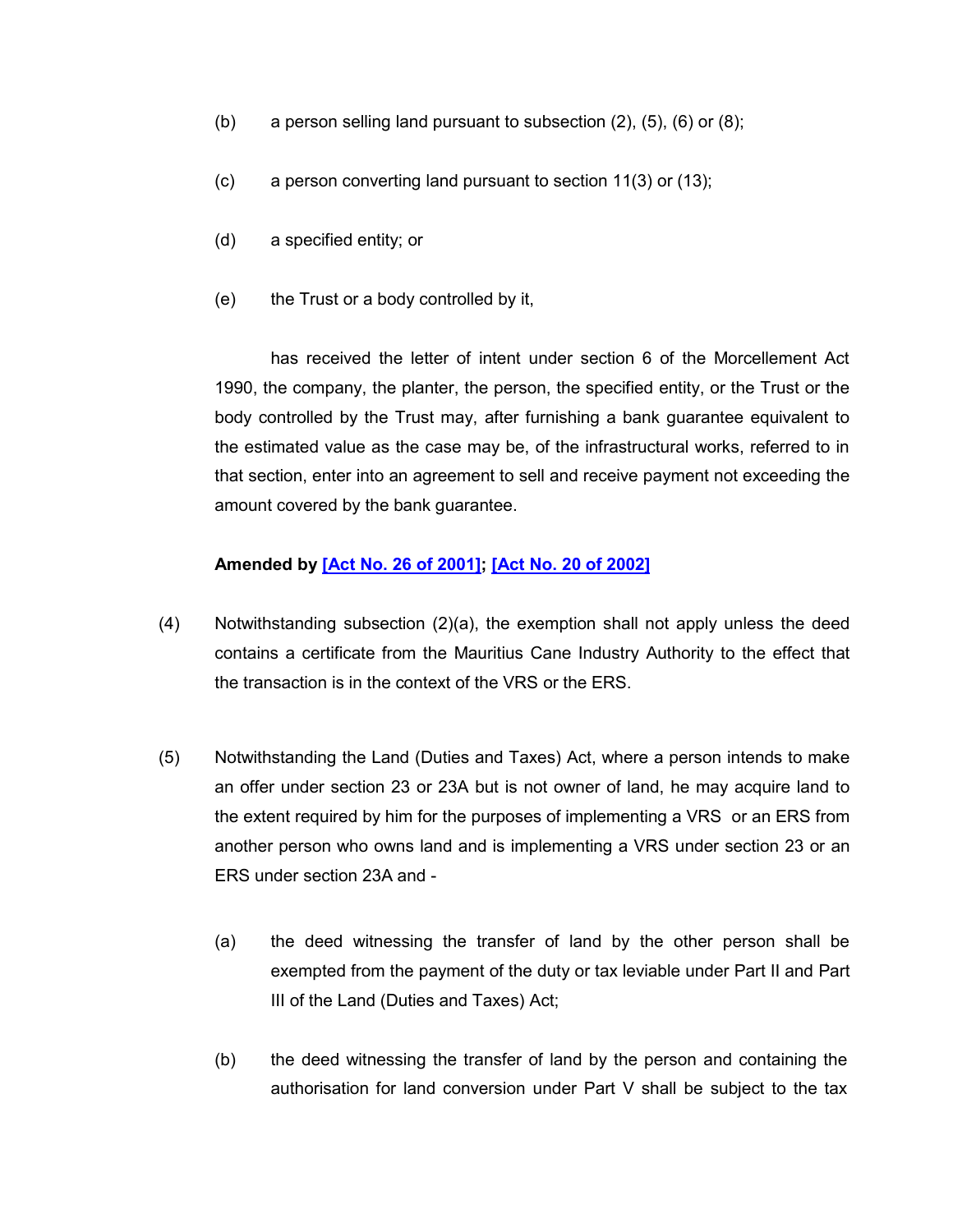(b) a person selling land pursuant to subsection (2), (5), (6) or (8);

(c) a person converting land pursuant to section 11(3) or (13);

(d) a specified entity; or

(e) the Trust or a body controlled by it,

has received the letter of intent under section 6 of the Morcellement Act 1990, the company, the planter, the person, the specified entity, or the Trust or the body controlled by the Trust may, after furnishing a bank guarantee equivalent to the estimated value as the case may be, of the infrastructural works, referred to in that section, enter into an agreement to sell and receive payment not exceeding the amount covered by the bank guarantee.

**Amended by [Act No. 26 of 2001]; [Act No. 20 of 2002]**

(4) Notwithstanding subsection (2)(a), the exemption shall not apply unless the deed contains a certificate from the Mauritius Cane Industry Authority to the effect that the transaction is in the context of the VRS or the ERS.

(5) Notwithstanding the Land (Duties and Taxes) Act, where a person intends to make an offer under section 23 or 23A but is not owner of land, he may acquire land to the extent required by him for the purposes of implementing a VRS or an ERS from another person who owns land and is implementing a VRS under section 23 or an ERS under section 23A and -

(a) the deed witnessing the transfer of land by the other person shall be exempted from the payment of the duty or tax leviable under Part II and Part III of the Land (Duties and Taxes) Act;

(b) the deed witnessing the transfer of land by the person and containing the authorisation for land conversion under Part V shall be subject to the tax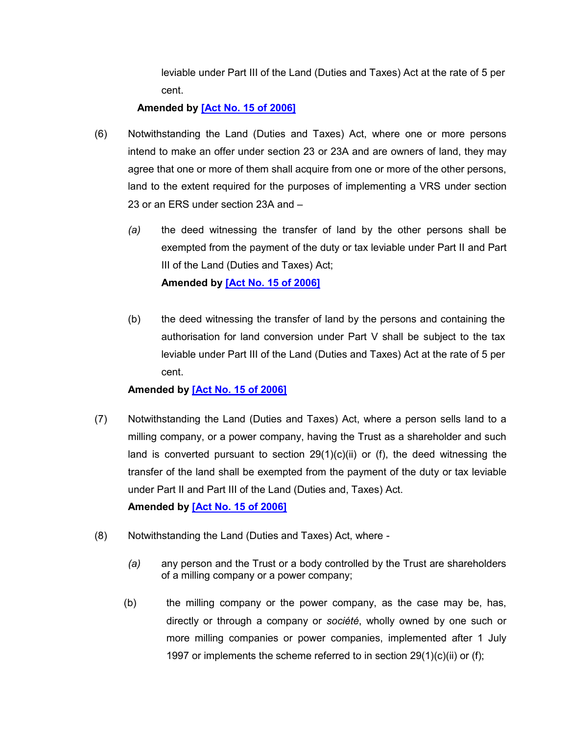leviable under Part III of the Land (Duties and Taxes) Act at the rate of 5 per cent.

**Amended by [Act No. 15 of 2006]**

(6) Notwithstanding the Land (Duties and Taxes) Act, where one or more persons intend to make an offer under section 23 or 23A and are owners of land, they may agree that one or more of them shall acquire from one or more of the other persons, land to the extent required for the purposes of implementing a VRS under section 23 or an ERS under section 23A and –

*(a)* the deed witnessing the transfer of land by the other persons shall be exempted from the payment of the duty or tax leviable under Part II and Part III of the Land (Duties and Taxes) Act;
**Amended by [Act No. 15 of 2006]**

(b) the deed witnessing the transfer of land by the persons and containing the authorisation for land conversion under Part V shall be subject to the tax leviable under Part III of the Land (Duties and Taxes) Act at the rate of 5 per cent.

**Amended by [Act No. 15 of 2006]**

(7) Notwithstanding the Land (Duties and Taxes) Act, where a person sells land to a milling company, or a power company, having the Trust as a shareholder and such land is converted pursuant to section 29(1)(c)(ii) or (f), the deed witnessing the transfer of the land shall be exempted from the payment of the duty or tax leviable under Part II and Part III of the Land (Duties and, Taxes) Act.
**Amended by [Act No. 15 of 2006]**

(8) Notwithstanding the Land (Duties and Taxes) Act, where -

*(a)* any person and the Trust or a body controlled by the Trust are shareholders of a milling company or a power company;

(b) the milling company or the power company, as the case may be, has, directly or through a company or *société*, wholly owned by one such or more milling companies or power companies, implemented after 1 July 1997 or implements the scheme referred to in section 29(1)(c)(ii) or (f);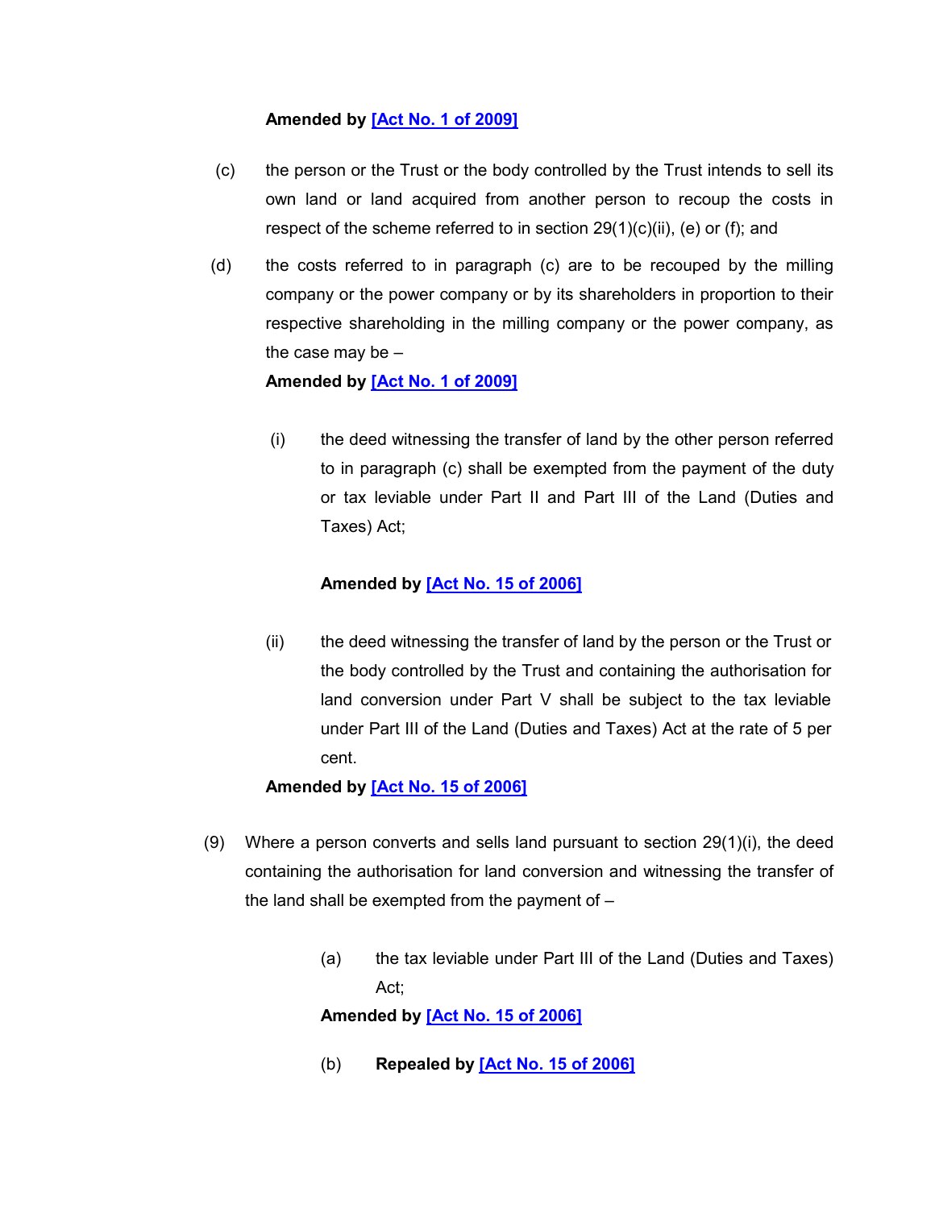**Amended by [Act No. 1 of 2009]**

(c) the person or the Trust or the body controlled by the Trust intends to sell its own land or land acquired from another person to recoup the costs in respect of the scheme referred to in section 29(1)(c)(ii), (e) or (f); and

(d) the costs referred to in paragraph (c) are to be recouped by the milling company or the power company or by its shareholders in proportion to their respective shareholding in the milling company or the power company, as the case may be –

**Amended by [Act No. 1 of 2009]**

(i) the deed witnessing the transfer of land by the other person referred to in paragraph (c) shall be exempted from the payment of the duty or tax leviable under Part II and Part III of the Land (Duties and Taxes) Act;

**Amended by [Act No. 15 of 2006]**

(ii) the deed witnessing the transfer of land by the person or the Trust or the body controlled by the Trust and containing the authorisation for land conversion under Part V shall be subject to the tax leviable under Part III of the Land (Duties and Taxes) Act at the rate of 5 per cent.

**Amended by [Act No. 15 of 2006]**

(9) Where a person converts and sells land pursuant to section 29(1)(i), the deed containing the authorisation for land conversion and witnessing the transfer of the land shall be exempted from the payment of –

(a) the tax leviable under Part III of the Land (Duties and Taxes) Act;

**Amended by [Act No. 15 of 2006]**

(b) **Repealed by [Act No. 15 of 2006]**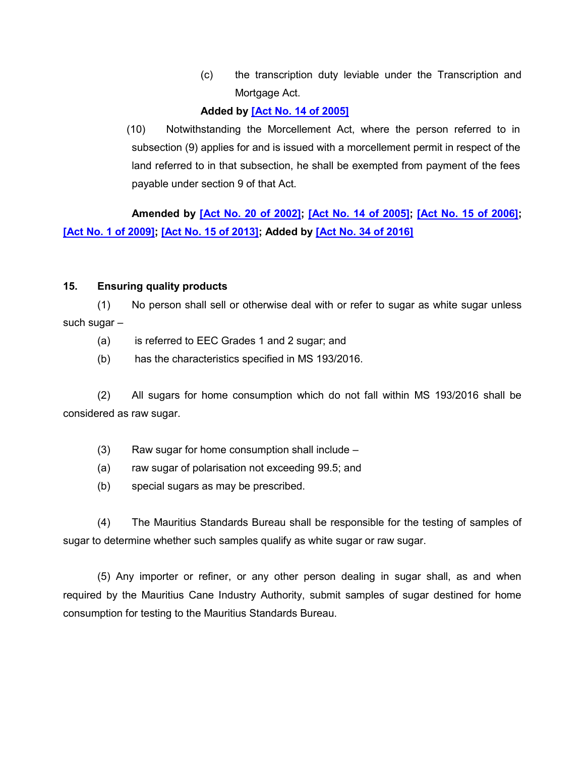(c) the transcription duty leviable under the Transcription and Mortgage Act.

**Added by [Act No. 14 of 2005]**

(10) Notwithstanding the Morcellement Act, where the person referred to in subsection (9) applies for and is issued with a morcellement permit in respect of the land referred to in that subsection, he shall be exempted from payment of the fees payable under section 9 of that Act.

**Amended by [Act No. 20 of 2002]; [Act No. 14 of 2005]; [Act No. 15 of 2006]; [Act No. 1 of 2009]; [Act No. 15 of 2013]; Added by [Act No. 34 of 2016]**

**15. Ensuring quality products**

(1) No person shall sell or otherwise deal with or refer to sugar as white sugar unless such sugar –

(a) is referred to EEC Grades 1 and 2 sugar; and

(b) has the characteristics specified in MS 193/2016.

(2) All sugars for home consumption which do not fall within MS 193/2016 shall be considered as raw sugar.

(3) Raw sugar for home consumption shall include –

(a) raw sugar of polarisation not exceeding 99.5; and

(b) special sugars as may be prescribed.

(4) The Mauritius Standards Bureau shall be responsible for the testing of samples of sugar to determine whether such samples qualify as white sugar or raw sugar.

(5) Any importer or refiner, or any other person dealing in sugar shall, as and when required by the Mauritius Cane Industry Authority, submit samples of sugar destined for home consumption for testing to the Mauritius Standards Bureau.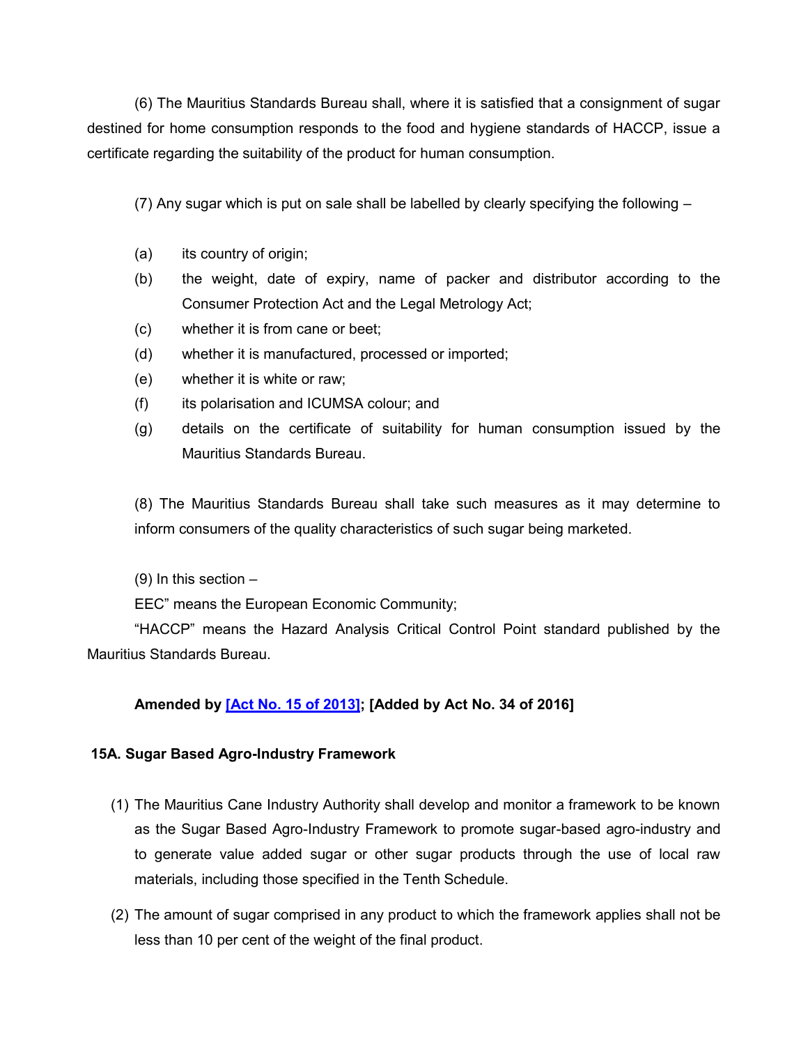(6) The Mauritius Standards Bureau shall, where it is satisfied that a consignment of sugar destined for home consumption responds to the food and hygiene standards of HACCP, issue a certificate regarding the suitability of the product for human consumption.

(7) Any sugar which is put on sale shall be labelled by clearly specifying the following –

(a) its country of origin;

(b) the weight, date of expiry, name of packer and distributor according to the Consumer Protection Act and the Legal Metrology Act;

(c) whether it is from cane or beet;

(d) whether it is manufactured, processed or imported;

(e) whether it is white or raw;

(f) its polarisation and ICUMSA colour; and

(g) details on the certificate of suitability for human consumption issued by the Mauritius Standards Bureau.

(8) The Mauritius Standards Bureau shall take such measures as it may determine to inform consumers of the quality characteristics of such sugar being marketed.

(9) In this section –

EEC" means the European Economic Community;

"HACCP" means the Hazard Analysis Critical Control Point standard published by the Mauritius Standards Bureau.

**Amended by [Act No. 15 of 2013]; [Added by Act No. 34 of 2016]**

**15A. Sugar Based Agro-Industry Framework**

(1) The Mauritius Cane Industry Authority shall develop and monitor a framework to be known as the Sugar Based Agro-Industry Framework to promote sugar-based agro-industry and to generate value added sugar or other sugar products through the use of local raw materials, including those specified in the Tenth Schedule.

(2) The amount of sugar comprised in any product to which the framework applies shall not be less than 10 per cent of the weight of the final product.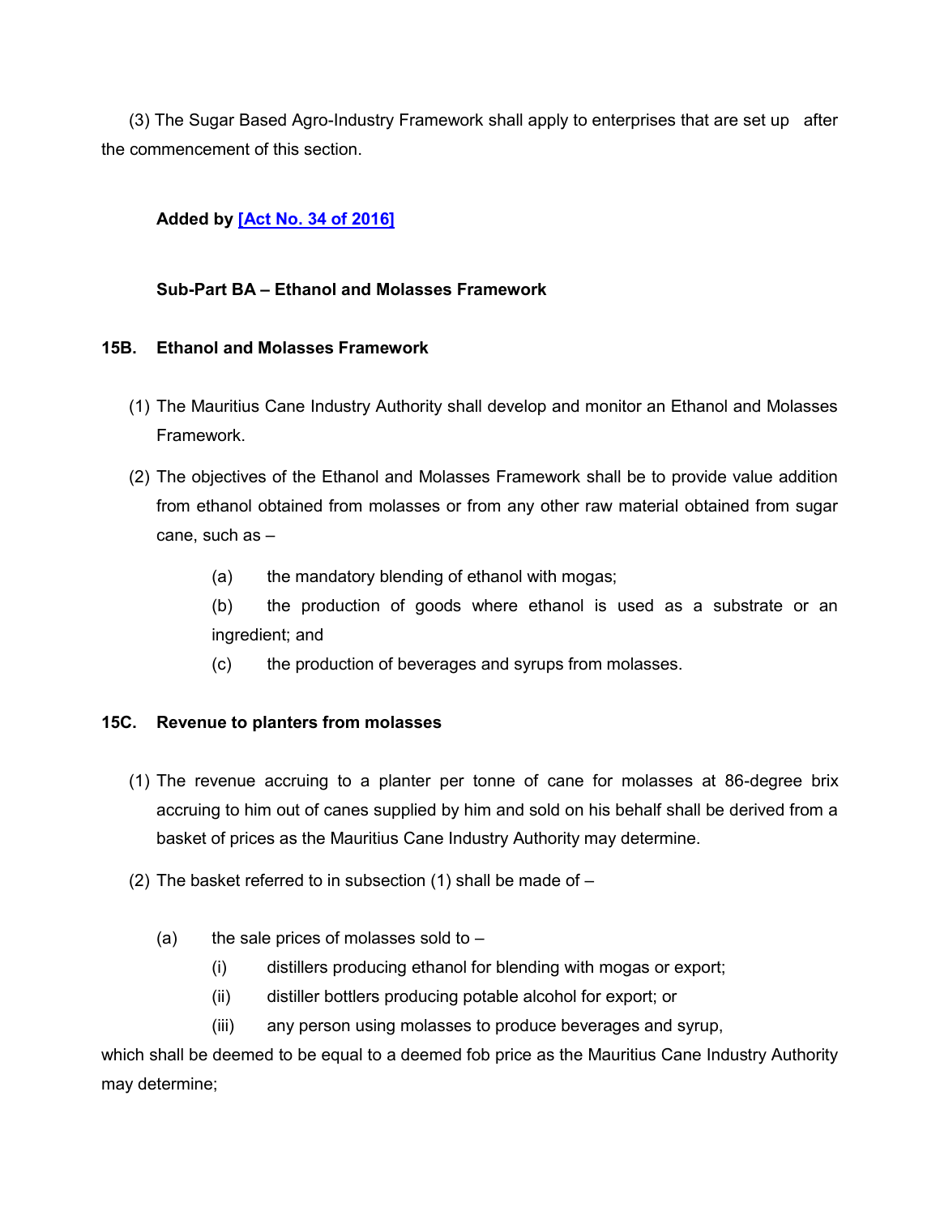(3) The Sugar Based Agro-Industry Framework shall apply to enterprises that are set up after the commencement of this section.

**Added by [Act No. 34 of 2016]**

**Sub-Part BA – Ethanol and Molasses Framework**

**15B. Ethanol and Molasses Framework**

(1) The Mauritius Cane Industry Authority shall develop and monitor an Ethanol and Molasses Framework.

(2) The objectives of the Ethanol and Molasses Framework shall be to provide value addition from ethanol obtained from molasses or from any other raw material obtained from sugar cane, such as –

(a) the mandatory blending of ethanol with mogas;

(b) the production of goods where ethanol is used as a substrate or an ingredient; and

(c) the production of beverages and syrups from molasses.

**15C. Revenue to planters from molasses**

(1) The revenue accruing to a planter per tonne of cane for molasses at 86-degree brix accruing to him out of canes supplied by him and sold on his behalf shall be derived from a basket of prices as the Mauritius Cane Industry Authority may determine.

(2) The basket referred to in subsection (1) shall be made of –

(a) the sale prices of molasses sold to –

(i) distillers producing ethanol for blending with mogas or export;

(ii) distiller bottlers producing potable alcohol for export; or

(iii) any person using molasses to produce beverages and syrup,

which shall be deemed to be equal to a deemed fob price as the Mauritius Cane Industry Authority may determine;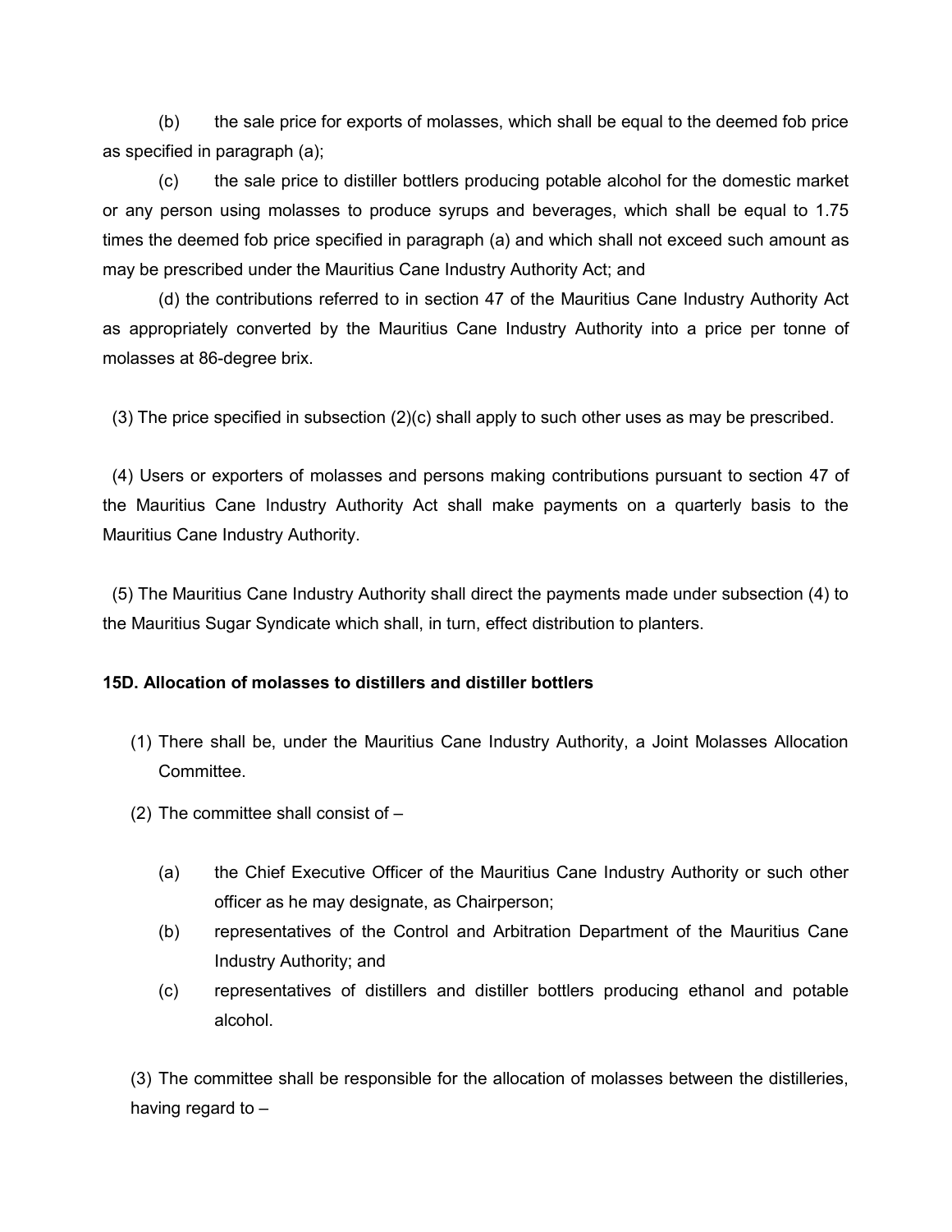(b) the sale price for exports of molasses, which shall be equal to the deemed fob price as specified in paragraph (a);

(c) the sale price to distiller bottlers producing potable alcohol for the domestic market or any person using molasses to produce syrups and beverages, which shall be equal to 1.75 times the deemed fob price specified in paragraph (a) and which shall not exceed such amount as may be prescribed under the Mauritius Cane Industry Authority Act; and

(d) the contributions referred to in section 47 of the Mauritius Cane Industry Authority Act as appropriately converted by the Mauritius Cane Industry Authority into a price per tonne of molasses at 86-degree brix.

(3) The price specified in subsection (2)(c) shall apply to such other uses as may be prescribed.

(4) Users or exporters of molasses and persons making contributions pursuant to section 47 of the Mauritius Cane Industry Authority Act shall make payments on a quarterly basis to the Mauritius Cane Industry Authority.

(5) The Mauritius Cane Industry Authority shall direct the payments made under subsection (4) to the Mauritius Sugar Syndicate which shall, in turn, effect distribution to planters.

**15D. Allocation of molasses to distillers and distiller bottlers**

(1) There shall be, under the Mauritius Cane Industry Authority, a Joint Molasses Allocation Committee.

(2) The committee shall consist of –

(a) the Chief Executive Officer of the Mauritius Cane Industry Authority or such other officer as he may designate, as Chairperson;

(b) representatives of the Control and Arbitration Department of the Mauritius Cane Industry Authority; and

(c) representatives of distillers and distiller bottlers producing ethanol and potable alcohol.

(3) The committee shall be responsible for the allocation of molasses between the distilleries, having regard to –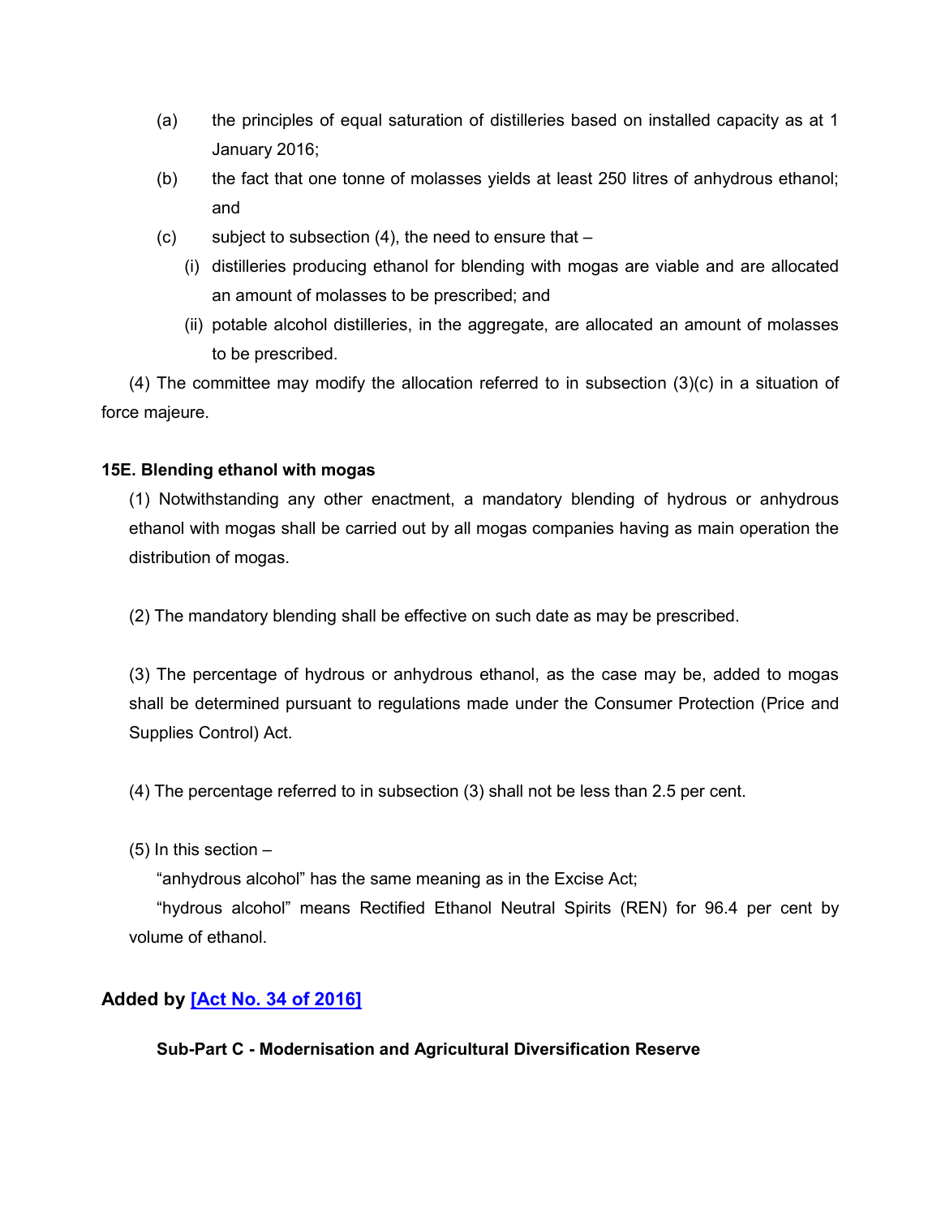(a) the principles of equal saturation of distilleries based on installed capacity as at 1 January 2016;

(b) the fact that one tonne of molasses yields at least 250 litres of anhydrous ethanol; and

(c) subject to subsection (4), the need to ensure that –

(i) distilleries producing ethanol for blending with mogas are viable and are allocated an amount of molasses to be prescribed; and

(ii) potable alcohol distilleries, in the aggregate, are allocated an amount of molasses to be prescribed.

(4) The committee may modify the allocation referred to in subsection (3)(c) in a situation of force majeure.

**15E. Blending ethanol with mogas**

(1) Notwithstanding any other enactment, a mandatory blending of hydrous or anhydrous ethanol with mogas shall be carried out by all mogas companies having as main operation the distribution of mogas.

(2) The mandatory blending shall be effective on such date as may be prescribed.

(3) The percentage of hydrous or anhydrous ethanol, as the case may be, added to mogas shall be determined pursuant to regulations made under the Consumer Protection (Price and Supplies Control) Act.

(4) The percentage referred to in subsection (3) shall not be less than 2.5 per cent.

(5) In this section –

"anhydrous alcohol" has the same meaning as in the Excise Act;

"hydrous alcohol" means Rectified Ethanol Neutral Spirits (REN) for 96.4 per cent by volume of ethanol.

**Added by [Act No. 34 of 2016]**

**Sub-Part C - Modernisation and Agricultural Diversification Reserve**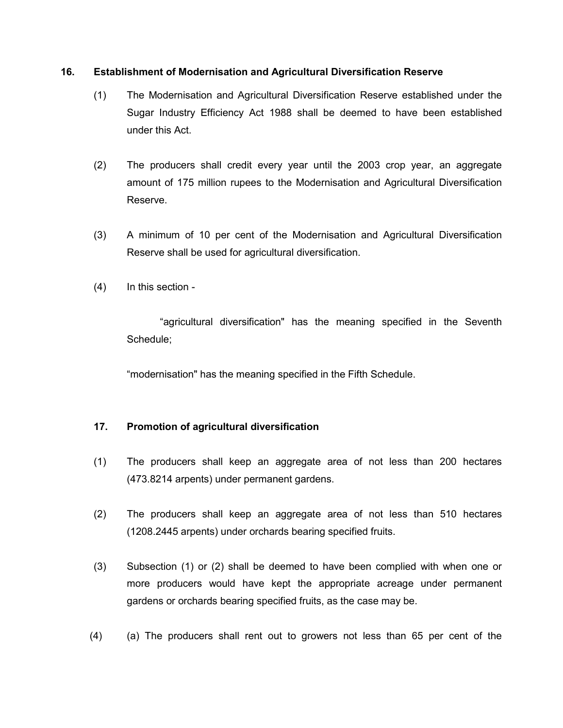**16. Establishment of Modernisation and Agricultural Diversification Reserve**

(1) The Modernisation and Agricultural Diversification Reserve established under the Sugar Industry Efficiency Act 1988 shall be deemed to have been established under this Act.

(2) The producers shall credit every year until the 2003 crop year, an aggregate amount of 175 million rupees to the Modernisation and Agricultural Diversification Reserve.

(3) A minimum of 10 per cent of the Modernisation and Agricultural Diversification Reserve shall be used for agricultural diversification.

(4) In this section -

"agricultural diversification" has the meaning specified in the Seventh Schedule;

"modernisation" has the meaning specified in the Fifth Schedule.

**17. Promotion of agricultural diversification**

(1) The producers shall keep an aggregate area of not less than 200 hectares (473.8214 arpents) under permanent gardens.

(2) The producers shall keep an aggregate area of not less than 510 hectares (1208.2445 arpents) under orchards bearing specified fruits.

(3) Subsection (1) or (2) shall be deemed to have been complied with when one or more producers would have kept the appropriate acreage under permanent gardens or orchards bearing specified fruits, as the case may be.

(4) (a) The producers shall rent out to growers not less than 65 per cent of the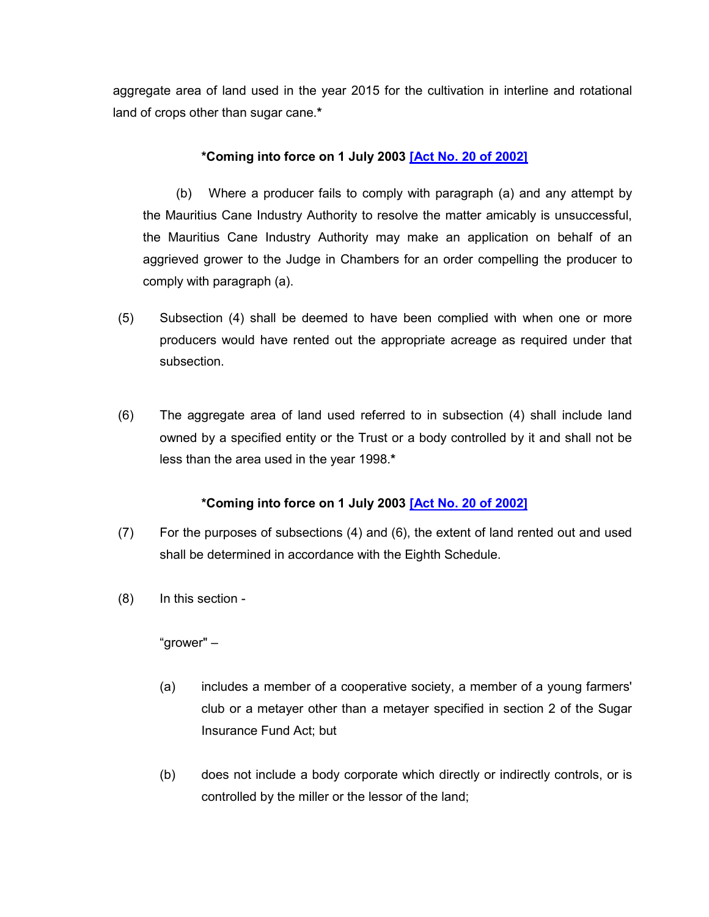aggregate area of land used in the year 2015 for the cultivation in interline and rotational land of crops other than sugar cane.*

**\*Coming into force on 1 July 2003 [Act No. 20 of 2002]**

(b) Where a producer fails to comply with paragraph (a) and any attempt by the Mauritius Cane Industry Authority to resolve the matter amicably is unsuccessful, the Mauritius Cane Industry Authority may make an application on behalf of an aggrieved grower to the Judge in Chambers for an order compelling the producer to comply with paragraph (a).

(5) Subsection (4) shall be deemed to have been complied with when one or more producers would have rented out the appropriate acreage as required under that subsection.

(6) The aggregate area of land used referred to in subsection (4) shall include land owned by a specified entity or the Trust or a body controlled by it and shall not be less than the area used in the year 1998.*

**\*Coming into force on 1 July 2003 [Act No. 20 of 2002]**

(7) For the purposes of subsections (4) and (6), the extent of land rented out and used shall be determined in accordance with the Eighth Schedule.

(8) In this section -

"grower" –

(a) includes a member of a cooperative society, a member of a young farmers' club or a metayer other than a metayer specified in section 2 of the Sugar Insurance Fund Act; but

(b) does not include a body corporate which directly or indirectly controls, or is controlled by the miller or the lessor of the land;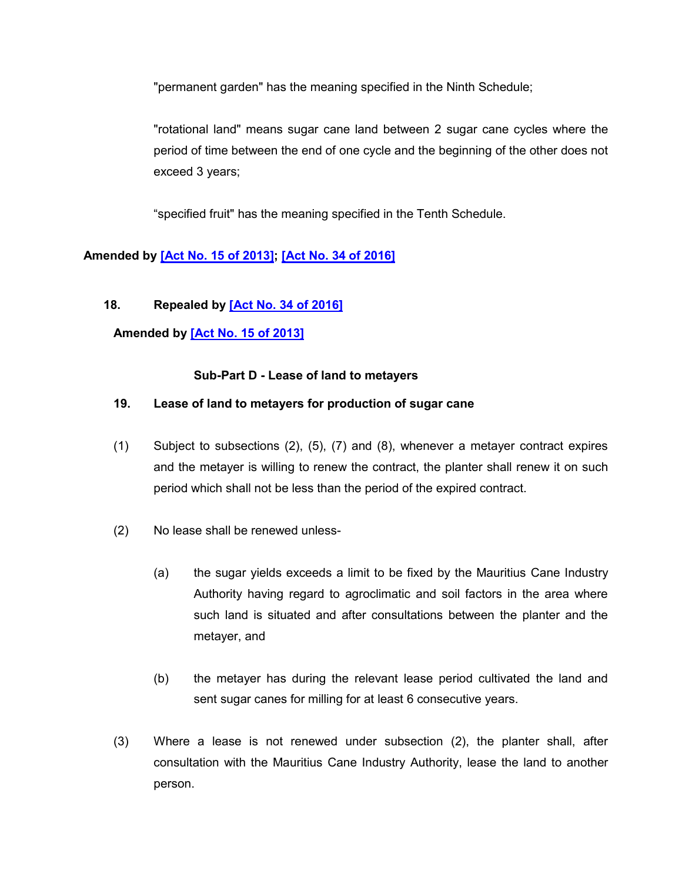"permanent garden" has the meaning specified in the Ninth Schedule;

"rotational land" means sugar cane land between 2 sugar cane cycles where the period of time between the end of one cycle and the beginning of the other does not exceed 3 years;

"specified fruit" has the meaning specified in the Tenth Schedule.

**Amended by [Act No. 15 of 2013]; [Act No. 34 of 2016]**

**18. Repealed by [Act No. 34 of 2016]**

**Amended by [Act No. 15 of 2013]**

**Sub-Part D - Lease of land to metayers**

**19. Lease of land to metayers for production of sugar cane**

(1) Subject to subsections (2), (5), (7) and (8), whenever a metayer contract expires and the metayer is willing to renew the contract, the planter shall renew it on such period which shall not be less than the period of the expired contract.

(2) No lease shall be renewed unless-

(a) the sugar yields exceeds a limit to be fixed by the Mauritius Cane Industry Authority having regard to agroclimatic and soil factors in the area where such land is situated and after consultations between the planter and the metayer, and

(b) the metayer has during the relevant lease period cultivated the land and sent sugar canes for milling for at least 6 consecutive years.

(3) Where a lease is not renewed under subsection (2), the planter shall, after consultation with the Mauritius Cane Industry Authority, lease the land to another person.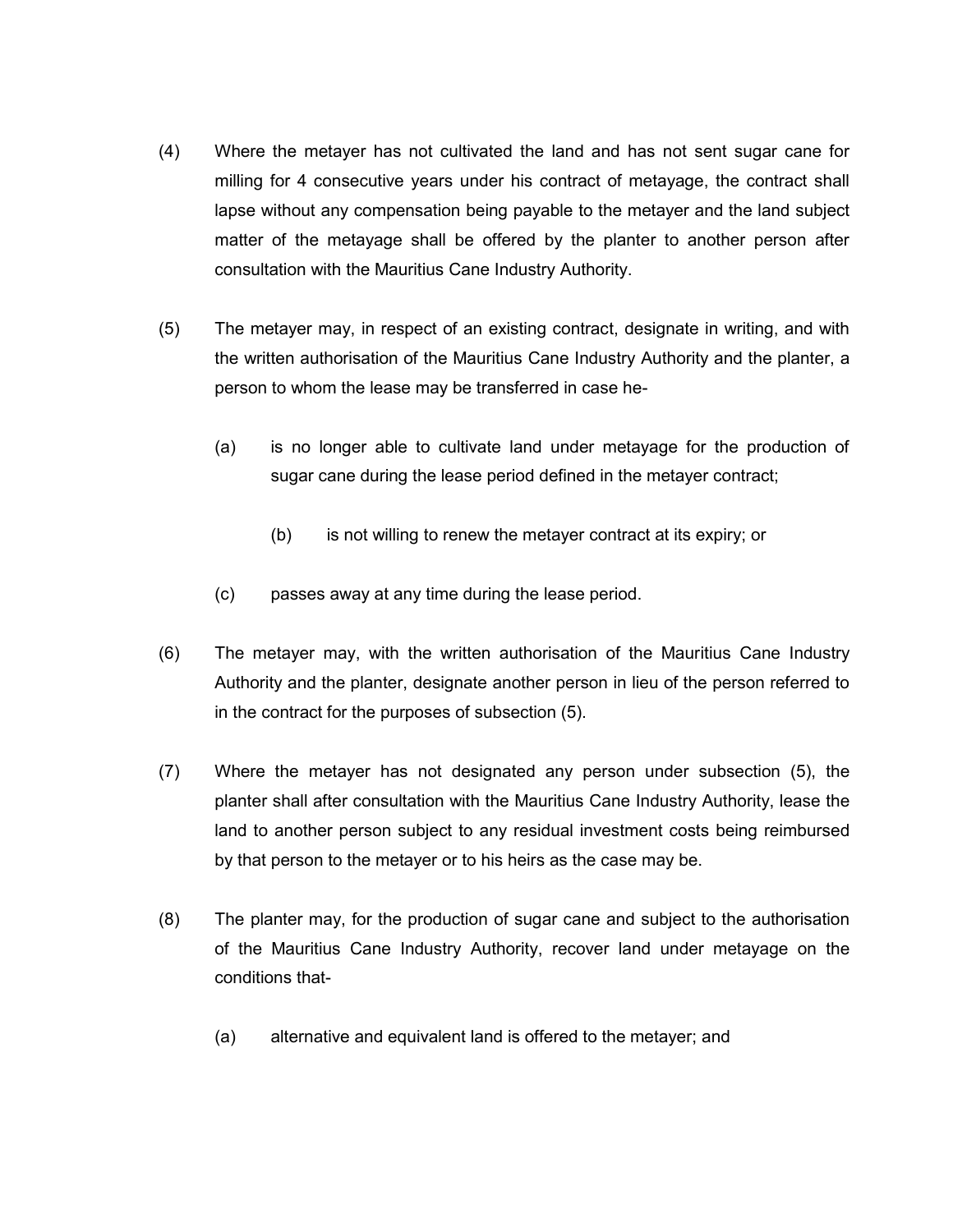(4) Where the metayer has not cultivated the land and has not sent sugar cane for milling for 4 consecutive years under his contract of metayage, the contract shall lapse without any compensation being payable to the metayer and the land subject matter of the metayage shall be offered by the planter to another person after consultation with the Mauritius Cane Industry Authority.

(5) The metayer may, in respect of an existing contract, designate in writing, and with the written authorisation of the Mauritius Cane Industry Authority and the planter, a person to whom the lease may be transferred in case he-

(a) is no longer able to cultivate land under metayage for the production of sugar cane during the lease period defined in the metayer contract;

(b) is not willing to renew the metayer contract at its expiry; or

(c) passes away at any time during the lease period.

(6) The metayer may, with the written authorisation of the Mauritius Cane Industry Authority and the planter, designate another person in lieu of the person referred to in the contract for the purposes of subsection (5).

(7) Where the metayer has not designated any person under subsection (5), the planter shall after consultation with the Mauritius Cane Industry Authority, lease the land to another person subject to any residual investment costs being reimbursed by that person to the metayer or to his heirs as the case may be.

(8) The planter may, for the production of sugar cane and subject to the authorisation of the Mauritius Cane Industry Authority, recover land under metayage on the conditions that-

(a) alternative and equivalent land is offered to the metayer; and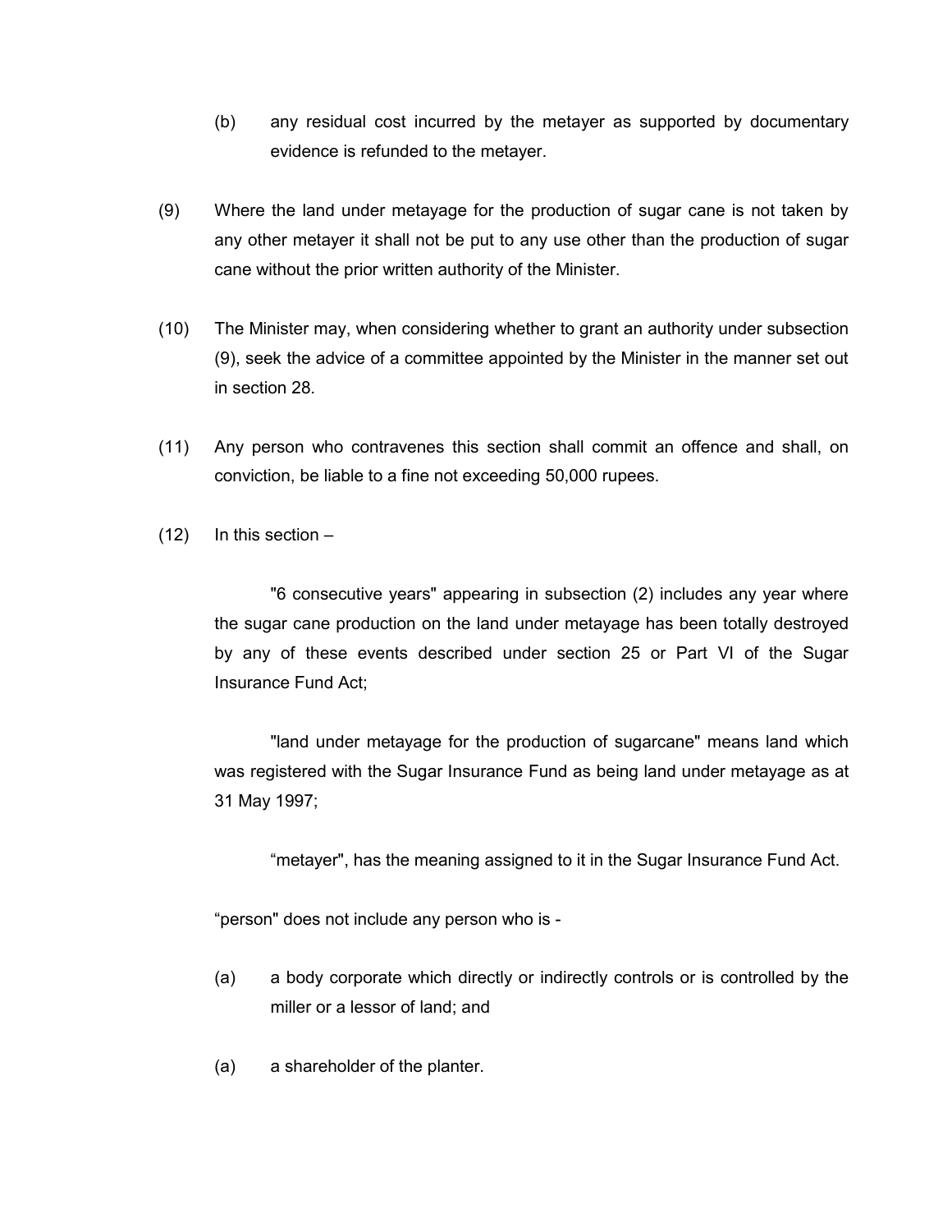(b) any residual cost incurred by the metayer as supported by documentary evidence is refunded to the metayer.

(9) Where the land under metayage for the production of sugar cane is not taken by any other metayer it shall not be put to any use other than the production of sugar cane without the prior written authority of the Minister.

(10) The Minister may, when considering whether to grant an authority under subsection (9), seek the advice of a committee appointed by the Minister in the manner set out in section 28.

(11) Any person who contravenes this section shall commit an offence and shall, on conviction, be liable to a fine not exceeding 50,000 rupees.

(12) In this section –

"6 consecutive years" appearing in subsection (2) includes any year where the sugar cane production on the land under metayage has been totally destroyed by any of these events described under section 25 or Part VI of the Sugar Insurance Fund Act;

"land under metayage for the production of sugarcane" means land which was registered with the Sugar Insurance Fund as being land under metayage as at 31 May 1997;

“metayer", has the meaning assigned to it in the Sugar Insurance Fund Act.

“person" does not include any person who is -

(a) a body corporate which directly or indirectly controls or is controlled by the miller or a lessor of land; and

(a) a shareholder of the planter.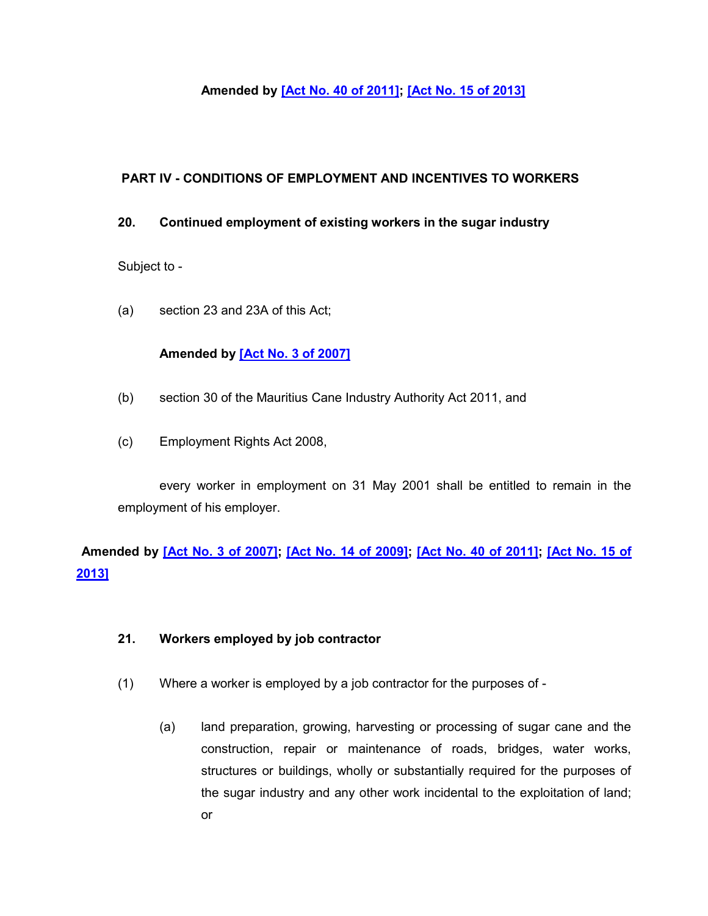**Amended by [Act No. 40 of 2011]; [Act No. 15 of 2013]**

## PART IV - CONDITIONS OF EMPLOYMENT AND INCENTIVES TO WORKERS

### 20. Continued employment of existing workers in the sugar industry

Subject to -

(a) section 23 and 23A of this Act;

**Amended by [Act No. 3 of 2007]**

(b) section 30 of the Mauritius Cane Industry Authority Act 2011, and

(c) Employment Rights Act 2008,

every worker in employment on 31 May 2001 shall be entitled to remain in the employment of his employer.

**Amended by [Act No. 3 of 2007]; [Act No. 14 of 2009]; [Act No. 40 of 2011]; [Act No. 15 of 2013]**

### 21. Workers employed by job contractor

(1) Where a worker is employed by a job contractor for the purposes of -

(a) land preparation, growing, harvesting or processing of sugar cane and the construction, repair or maintenance of roads, bridges, water works, structures or buildings, wholly or substantially required for the purposes of the sugar industry and any other work incidental to the exploitation of land; or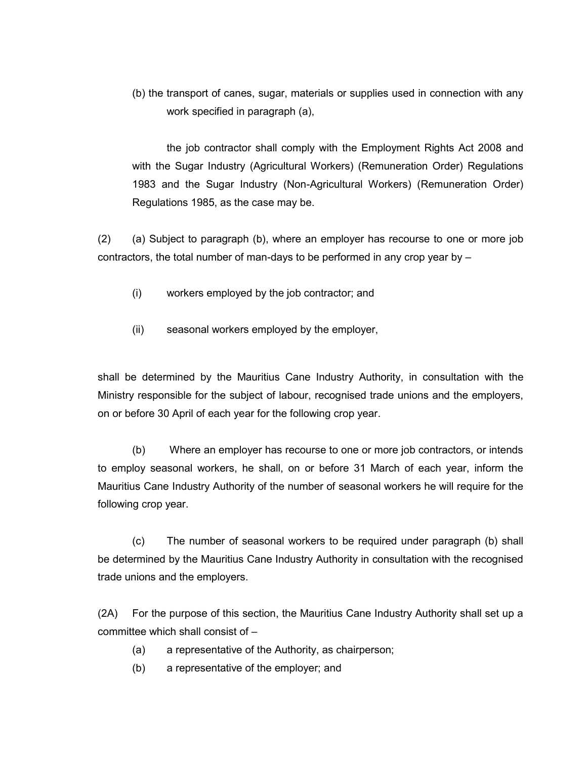(b) the transport of canes, sugar, materials or supplies used in connection with any work specified in paragraph (a),

the job contractor shall comply with the Employment Rights Act 2008 and with the Sugar Industry (Agricultural Workers) (Remuneration Order) Regulations 1983 and the Sugar Industry (Non-Agricultural Workers) (Remuneration Order) Regulations 1985, as the case may be.

(2) (a) Subject to paragraph (b), where an employer has recourse to one or more job contractors, the total number of man-days to be performed in any crop year by –

(i) workers employed by the job contractor; and

(ii) seasonal workers employed by the employer,

shall be determined by the Mauritius Cane Industry Authority, in consultation with the Ministry responsible for the subject of labour, recognised trade unions and the employers, on or before 30 April of each year for the following crop year.

(b) Where an employer has recourse to one or more job contractors, or intends to employ seasonal workers, he shall, on or before 31 March of each year, inform the Mauritius Cane Industry Authority of the number of seasonal workers he will require for the following crop year.

(c) The number of seasonal workers to be required under paragraph (b) shall be determined by the Mauritius Cane Industry Authority in consultation with the recognised trade unions and the employers.

(2A) For the purpose of this section, the Mauritius Cane Industry Authority shall set up a committee which shall consist of –

(a) a representative of the Authority, as chairperson;

(b) a representative of the employer; and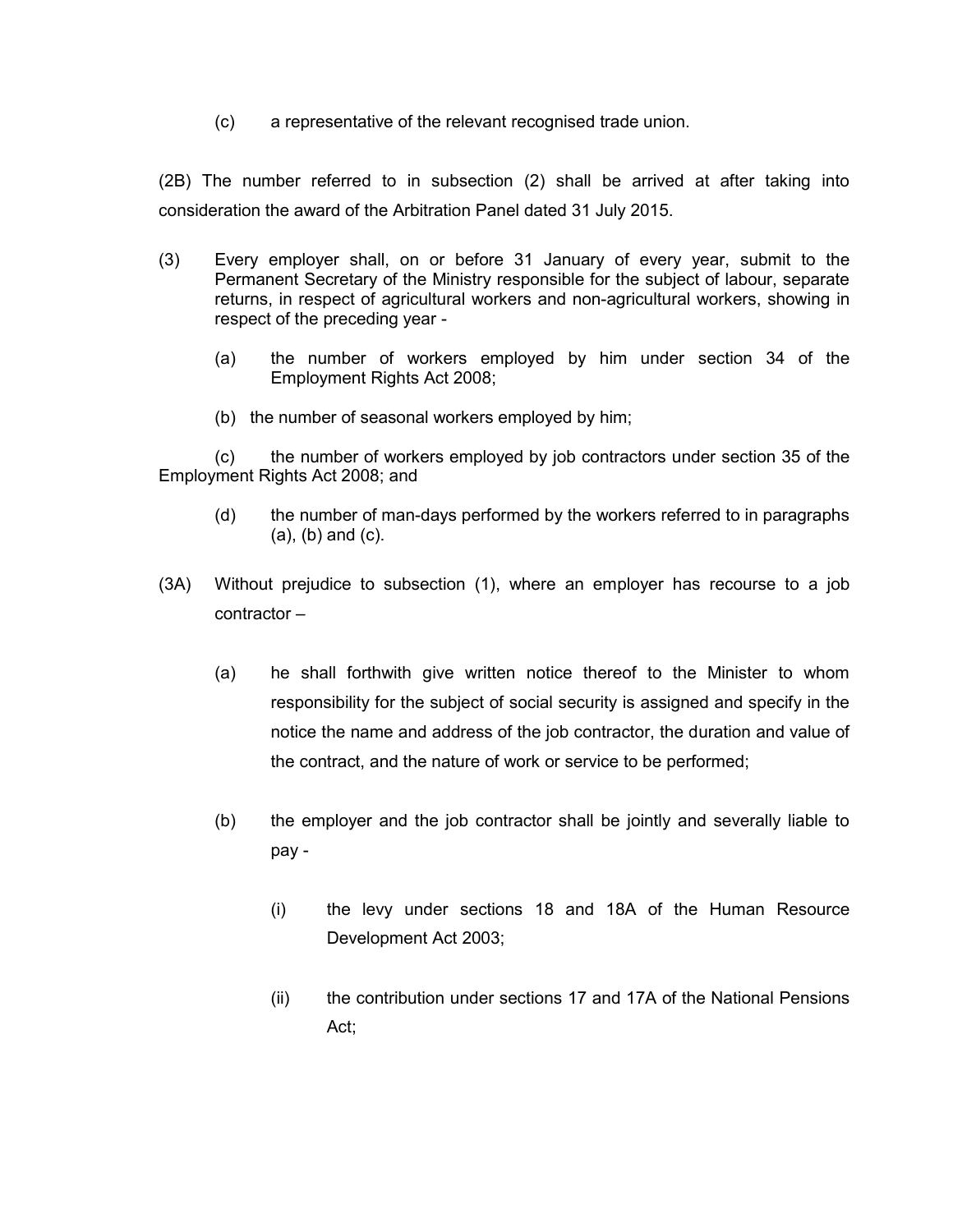(c) a representative of the relevant recognised trade union.

(2B) The number referred to in subsection (2) shall be arrived at after taking into consideration the award of the Arbitration Panel dated 31 July 2015.

(3) Every employer shall, on or before 31 January of every year, submit to the Permanent Secretary of the Ministry responsible for the subject of labour, separate returns, in respect of agricultural workers and non-agricultural workers, showing in respect of the preceding year -

(a) the number of workers employed by him under section 34 of the Employment Rights Act 2008;

(b) the number of seasonal workers employed by him;

(c) the number of workers employed by job contractors under section 35 of the Employment Rights Act 2008; and

(d) the number of man-days performed by the workers referred to in paragraphs (a), (b) and (c).

(3A) Without prejudice to subsection (1), where an employer has recourse to a job contractor –

(a) he shall forthwith give written notice thereof to the Minister to whom responsibility for the subject of social security is assigned and specify in the notice the name and address of the job contractor, the duration and value of the contract, and the nature of work or service to be performed;

(b) the employer and the job contractor shall be jointly and severally liable to pay -

(i) the levy under sections 18 and 18A of the Human Resource Development Act 2003;

(ii) the contribution under sections 17 and 17A of the National Pensions Act;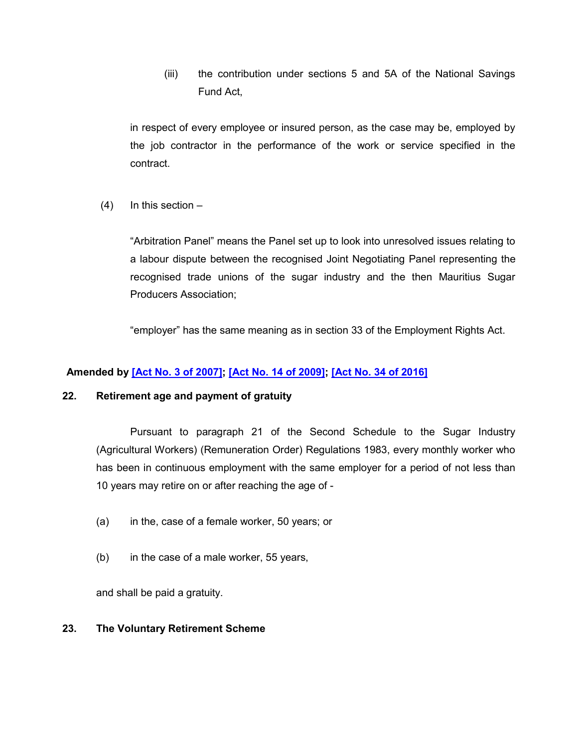(iii) the contribution under sections 5 and 5A of the National Savings Fund Act,

in respect of every employee or insured person, as the case may be, employed by the job contractor in the performance of the work or service specified in the contract.

(4) In this section –

"Arbitration Panel" means the Panel set up to look into unresolved issues relating to a labour dispute between the recognised Joint Negotiating Panel representing the recognised trade unions of the sugar industry and the then Mauritius Sugar Producers Association;

"employer" has the same meaning as in section 33 of the Employment Rights Act.

**Amended by [Act No. 3 of 2007]; [Act No. 14 of 2009]; [Act No. 34 of 2016]**

**22. Retirement age and payment of gratuity**

Pursuant to paragraph 21 of the Second Schedule to the Sugar Industry (Agricultural Workers) (Remuneration Order) Regulations 1983, every monthly worker who has been in continuous employment with the same employer for a period of not less than 10 years may retire on or after reaching the age of -

(a) in the, case of a female worker, 50 years; or

(b) in the case of a male worker, 55 years,

and shall be paid a gratuity.

**23. The Voluntary Retirement Scheme**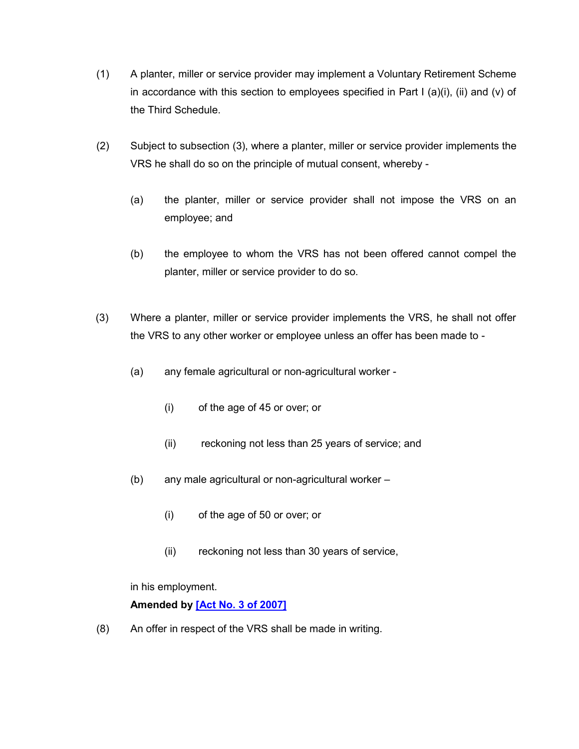(1) A planter, miller or service provider may implement a Voluntary Retirement Scheme in accordance with this section to employees specified in Part I (a)(i), (ii) and (v) of the Third Schedule.

(2) Subject to subsection (3), where a planter, miller or service provider implements the VRS he shall do so on the principle of mutual consent, whereby -

(a) the planter, miller or service provider shall not impose the VRS on an employee; and

(b) the employee to whom the VRS has not been offered cannot compel the planter, miller or service provider to do so.

(3) Where a planter, miller or service provider implements the VRS, he shall not offer the VRS to any other worker or employee unless an offer has been made to -

(a) any female agricultural or non-agricultural worker -

(i) of the age of 45 or over; or

(ii) reckoning not less than 25 years of service; and

(b) any male agricultural or non-agricultural worker –

(i) of the age of 50 or over; or

(ii) reckoning not less than 30 years of service,

in his employment.

**Amended by [Act No. 3 of 2007]**

(8) An offer in respect of the VRS shall be made in writing.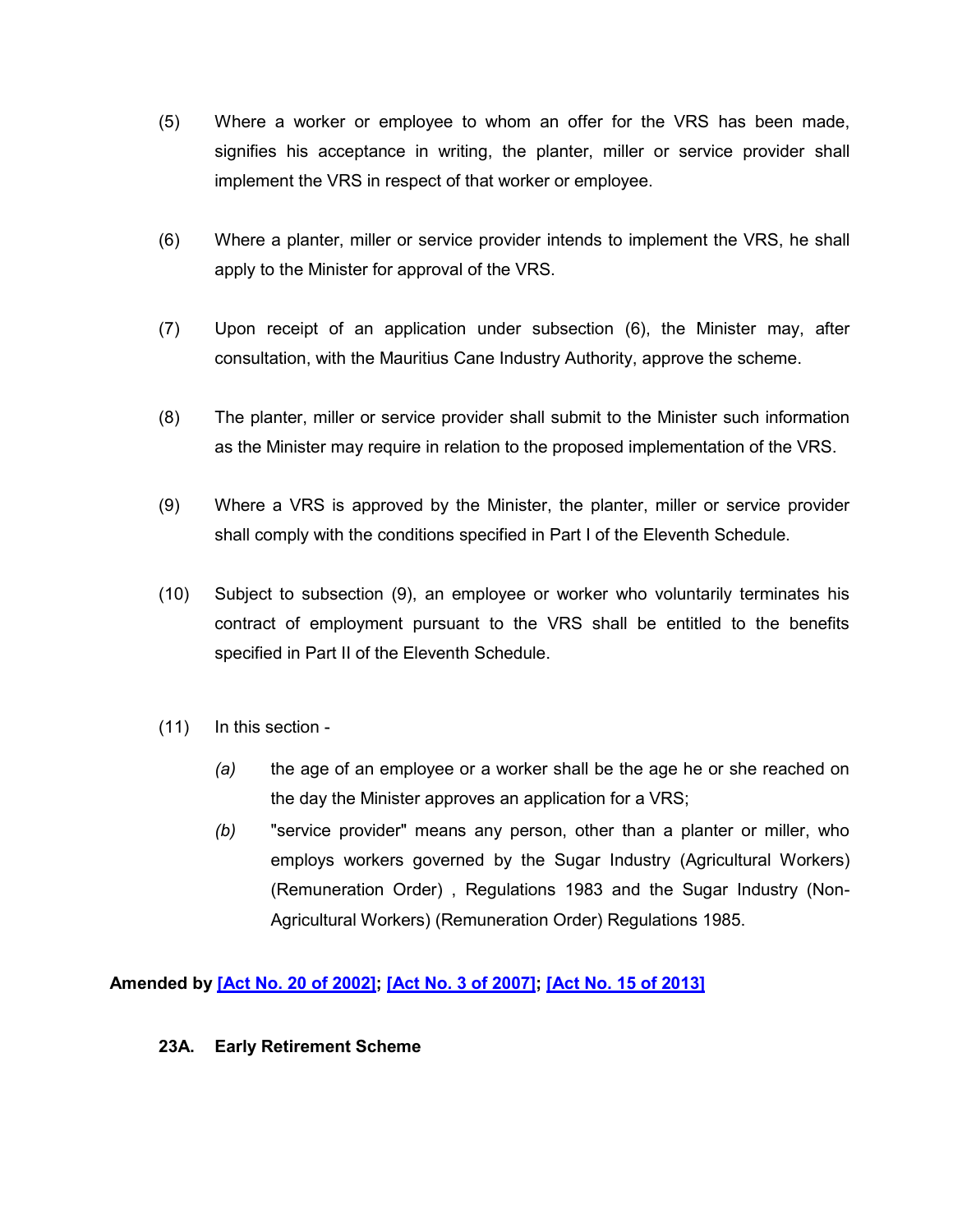(5) Where a worker or employee to whom an offer for the VRS has been made, signifies his acceptance in writing, the planter, miller or service provider shall implement the VRS in respect of that worker or employee.

(6) Where a planter, miller or service provider intends to implement the VRS, he shall apply to the Minister for approval of the VRS.

(7) Upon receipt of an application under subsection (6), the Minister may, after consultation, with the Mauritius Cane Industry Authority, approve the scheme.

(8) The planter, miller or service provider shall submit to the Minister such information as the Minister may require in relation to the proposed implementation of the VRS.

(9) Where a VRS is approved by the Minister, the planter, miller or service provider shall comply with the conditions specified in Part I of the Eleventh Schedule.

(10) Subject to subsection (9), an employee or worker who voluntarily terminates his contract of employment pursuant to the VRS shall be entitled to the benefits specified in Part II of the Eleventh Schedule.

(11) In this section -

*(a)* the age of an employee or a worker shall be the age he or she reached on the day the Minister approves an application for a VRS;

*(b)* "service provider" means any person, other than a planter or miller, who employs workers governed by the Sugar Industry (Agricultural Workers) (Remuneration Order) , Regulations 1983 and the Sugar Industry (Non-Agricultural Workers) (Remuneration Order) Regulations 1985.

**Amended by [Act No. 20 of 2002]; [Act No. 3 of 2007]; [Act No. 15 of 2013]**

**23A. Early Retirement Scheme**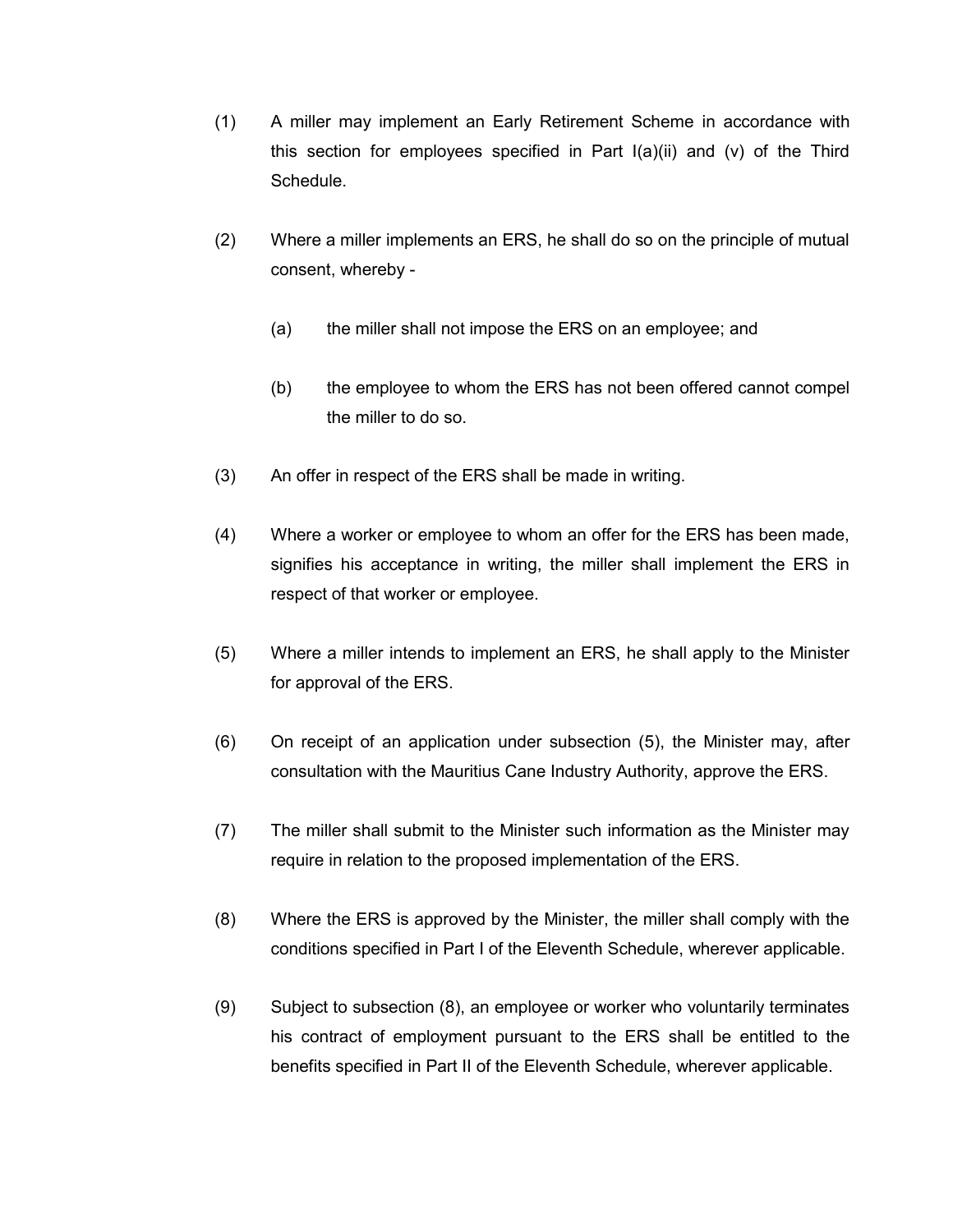(1) A miller may implement an Early Retirement Scheme in accordance with this section for employees specified in Part I(a)(ii) and (v) of the Third Schedule.

(2) Where a miller implements an ERS, he shall do so on the principle of mutual consent, whereby -

(a) the miller shall not impose the ERS on an employee; and

(b) the employee to whom the ERS has not been offered cannot compel the miller to do so.

(3) An offer in respect of the ERS shall be made in writing.

(4) Where a worker or employee to whom an offer for the ERS has been made, signifies his acceptance in writing, the miller shall implement the ERS in respect of that worker or employee.

(5) Where a miller intends to implement an ERS, he shall apply to the Minister for approval of the ERS.

(6) On receipt of an application under subsection (5), the Minister may, after consultation with the Mauritius Cane Industry Authority, approve the ERS.

(7) The miller shall submit to the Minister such information as the Minister may require in relation to the proposed implementation of the ERS.

(8) Where the ERS is approved by the Minister, the miller shall comply with the conditions specified in Part I of the Eleventh Schedule, wherever applicable.

(9) Subject to subsection (8), an employee or worker who voluntarily terminates his contract of employment pursuant to the ERS shall be entitled to the benefits specified in Part II of the Eleventh Schedule, wherever applicable.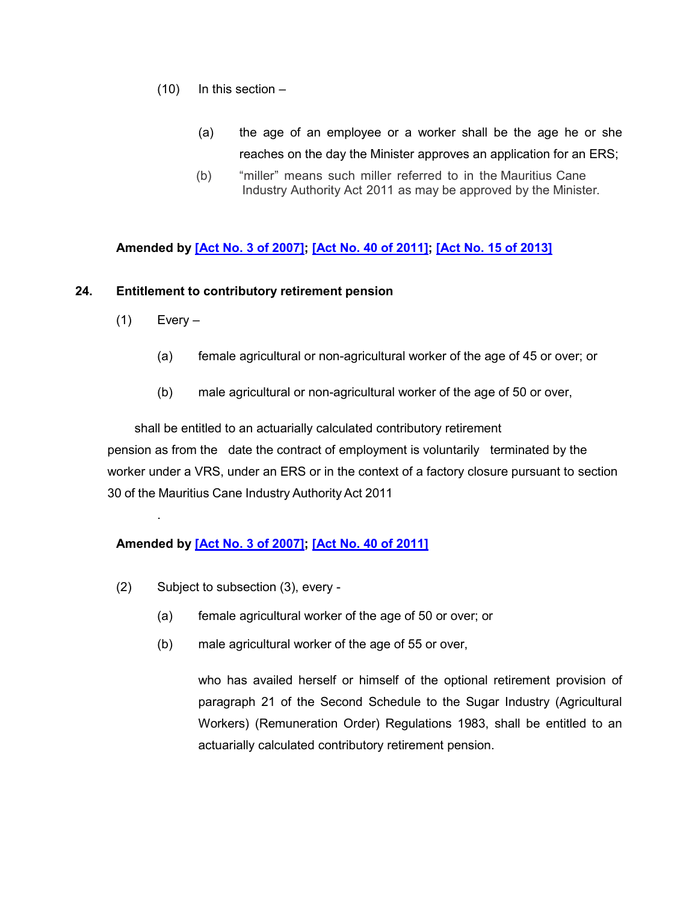(10) In this section –

(a) the age of an employee or a worker shall be the age he or she reaches on the day the Minister approves an application for an ERS;

(b) "miller" means such miller referred to in the Mauritius Cane Industry Authority Act 2011 as may be approved by the Minister.

**Amended by [Act No. 3 of 2007]; [Act No. 40 of 2011]; [Act No. 15 of 2013]**

**24. Entitlement to contributory retirement pension**

(1) Every –

(a) female agricultural or non-agricultural worker of the age of 45 or over; or

(b) male agricultural or non-agricultural worker of the age of 50 or over,

shall be entitled to an actuarially calculated contributory retirement pension as from the date the contract of employment is voluntarily terminated by the worker under a VRS, under an ERS or in the context of a factory closure pursuant to section 30 of the Mauritius Cane Industry Authority Act 2011

.

**Amended by [Act No. 3 of 2007]; [Act No. 40 of 2011]**

(2) Subject to subsection (3), every -

(a) female agricultural worker of the age of 50 or over; or

(b) male agricultural worker of the age of 55 or over,

who has availed herself or himself of the optional retirement provision of paragraph 21 of the Second Schedule to the Sugar Industry (Agricultural Workers) (Remuneration Order) Regulations 1983, shall be entitled to an actuarially calculated contributory retirement pension.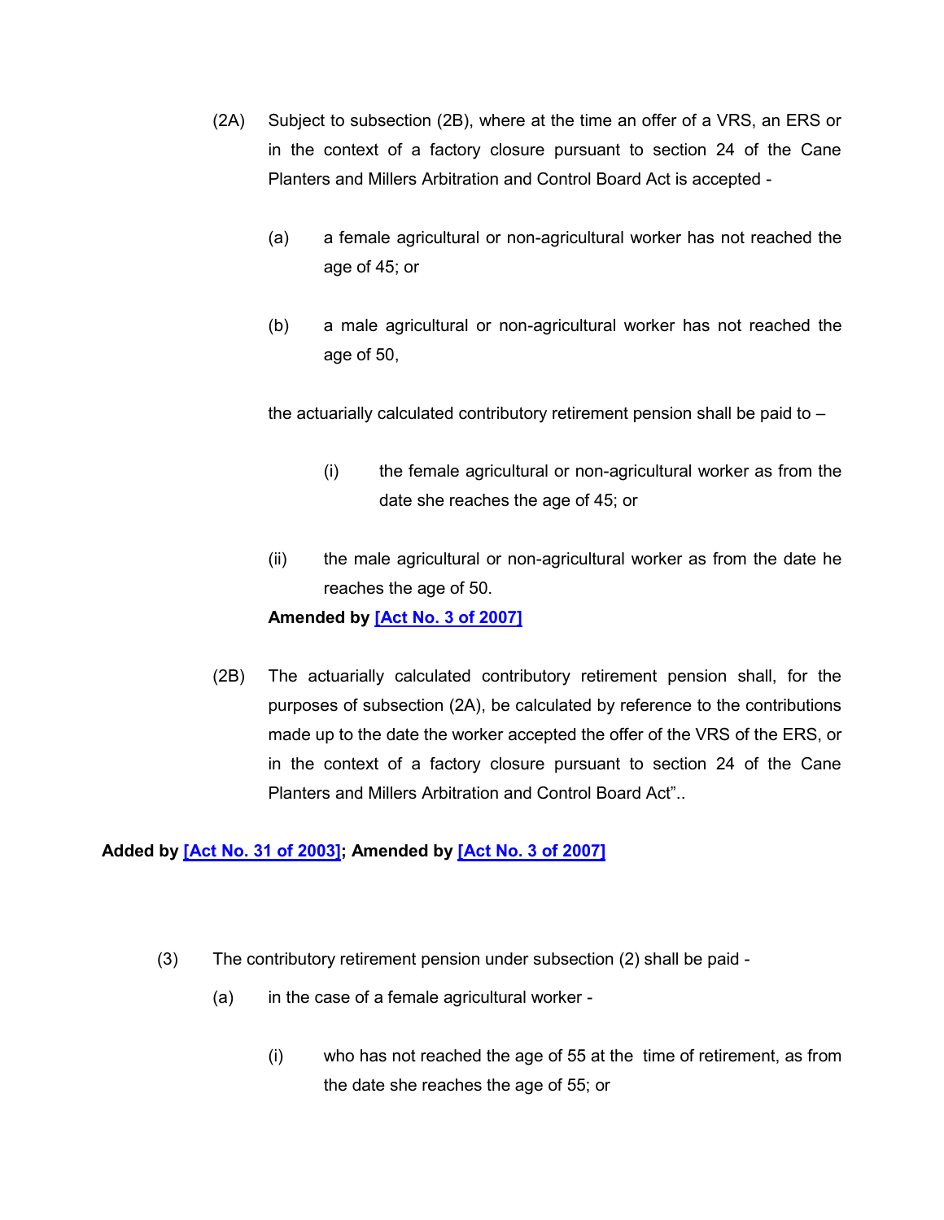(2A) Subject to subsection (2B), where at the time an offer of a VRS, an ERS or in the context of a factory closure pursuant to section 24 of the Cane Planters and Millers Arbitration and Control Board Act is accepted -

(a) a female agricultural or non-agricultural worker has not reached the age of 45; or

(b) a male agricultural or non-agricultural worker has not reached the age of 50,

the actuarially calculated contributory retirement pension shall be paid to –

(i) the female agricultural or non-agricultural worker as from the date she reaches the age of 45; or

(ii) the male agricultural or non-agricultural worker as from the date he reaches the age of 50.

**Amended by [Act No. 3 of 2007]**

(2B) The actuarially calculated contributory retirement pension shall, for the purposes of subsection (2A), be calculated by reference to the contributions made up to the date the worker accepted the offer of the VRS of the ERS, or in the context of a factory closure pursuant to section 24 of the Cane Planters and Millers Arbitration and Control Board Act"..

**Added by [Act No. 31 of 2003]; Amended by [Act No. 3 of 2007]**

(3) The contributory retirement pension under subsection (2) shall be paid -

(a) in the case of a female agricultural worker -

(i) who has not reached the age of 55 at the time of retirement, as from the date she reaches the age of 55; or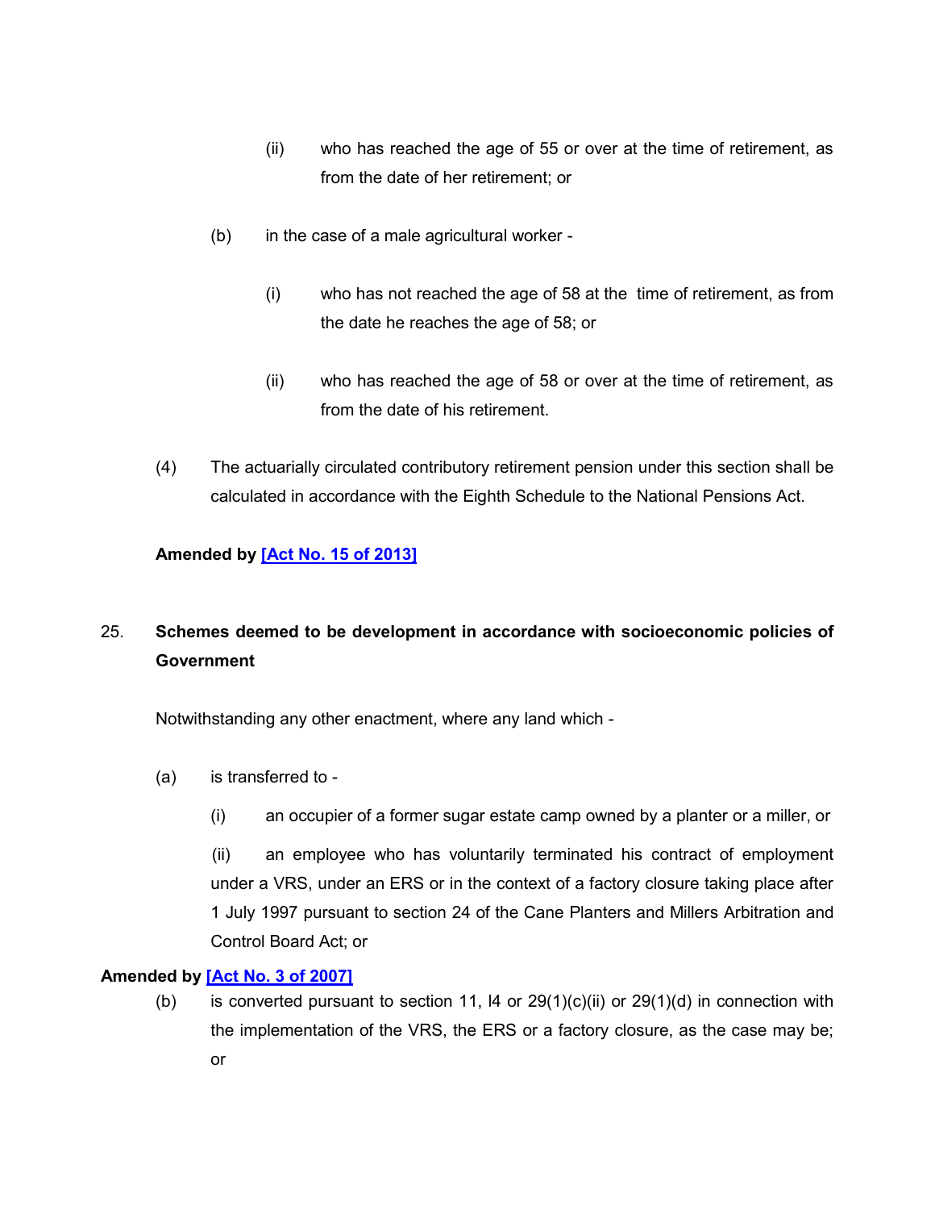(ii) who has reached the age of 55 or over at the time of retirement, as from the date of her retirement; or

(b) in the case of a male agricultural worker -

(i) who has not reached the age of 58 at the time of retirement, as from the date he reaches the age of 58; or

(ii) who has reached the age of 58 or over at the time of retirement, as from the date of his retirement.

(4) The actuarially circulated contributory retirement pension under this section shall be calculated in accordance with the Eighth Schedule to the National Pensions Act.

**Amended by [Act No. 15 of 2013]**

25. **Schemes deemed to be development in accordance with socioeconomic policies of Government**

Notwithstanding any other enactment, where any land which -

(a) is transferred to -

(i) an occupier of a former sugar estate camp owned by a planter or a miller, or

(ii) an employee who has voluntarily terminated his contract of employment under a VRS, under an ERS or in the context of a factory closure taking place after 1 July 1997 pursuant to section 24 of the Cane Planters and Millers Arbitration and Control Board Act; or

**Amended by [Act No. 3 of 2007]**

(b) is converted pursuant to section 11, l4 or 29(1)(c)(ii) or 29(1)(d) in connection with the implementation of the VRS, the ERS or a factory closure, as the case may be; or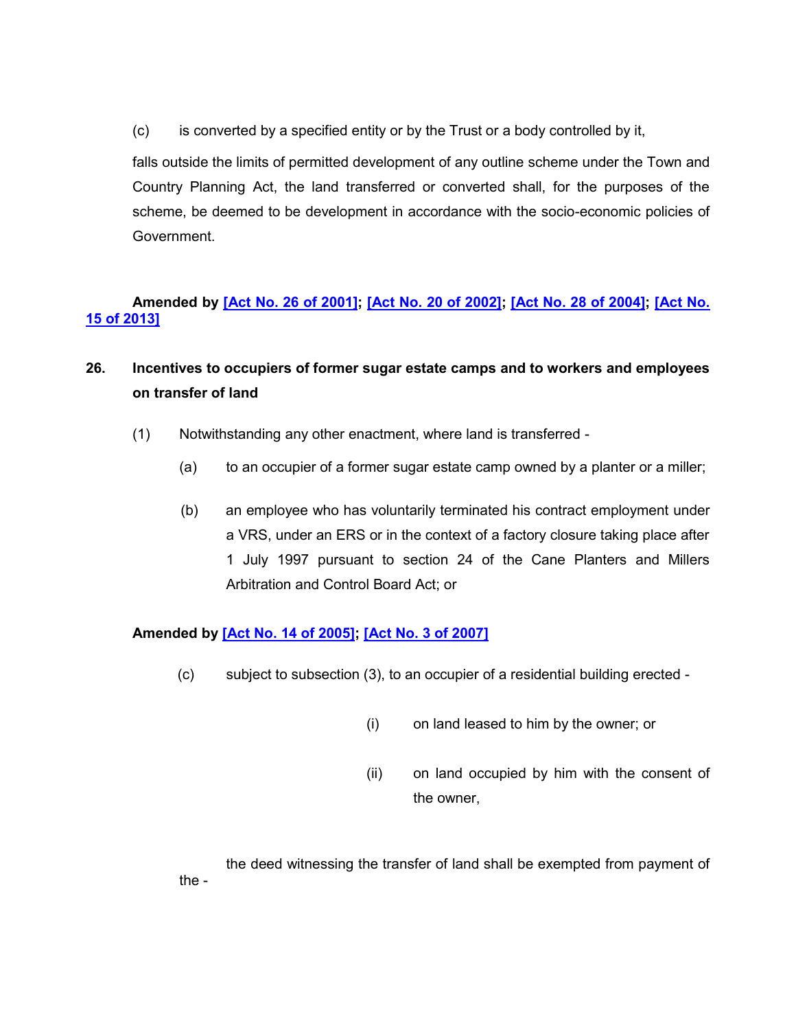(c) is converted by a specified entity or by the Trust or a body controlled by it,

falls outside the limits of permitted development of any outline scheme under the Town and Country Planning Act, the land transferred or converted shall, for the purposes of the scheme, be deemed to be development in accordance with the socio-economic policies of Government.

**Amended by [Act No. 26 of 2001]; [Act No. 20 of 2002]; [Act No. 28 of 2004]; [Act No. 15 of 2013]**

## 26. Incentives to occupiers of former sugar estate camps and to workers and employees on transfer of land

(1) Notwithstanding any other enactment, where land is transferred -

(a) to an occupier of a former sugar estate camp owned by a planter or a miller;

(b) an employee who has voluntarily terminated his contract employment under a VRS, under an ERS or in the context of a factory closure taking place after 1 July 1997 pursuant to section 24 of the Cane Planters and Millers Arbitration and Control Board Act; or

**Amended by [Act No. 14 of 2005]; [Act No. 3 of 2007]**

(c) subject to subsection (3), to an occupier of a residential building erected -

(i) on land leased to him by the owner; or

(ii) on land occupied by him with the consent of the owner,

the deed witnessing the transfer of land shall be exempted from payment of the -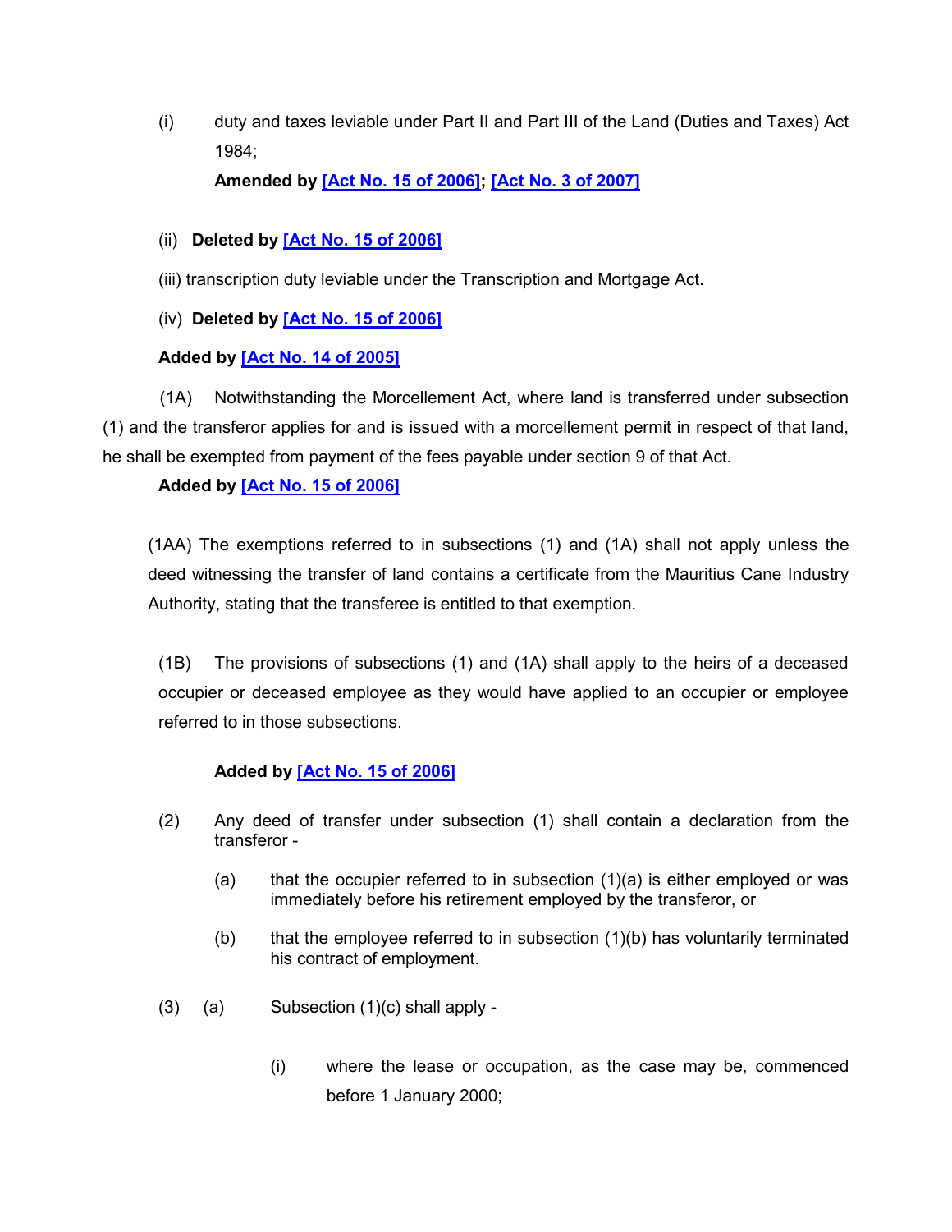(i) duty and taxes leviable under Part II and Part III of the Land (Duties and Taxes) Act 1984;

**Amended by [Act No. 15 of 2006]; [Act No. 3 of 2007]**

(ii) **Deleted by [Act No. 15 of 2006]**

(iii) transcription duty leviable under the Transcription and Mortgage Act.

(iv) **Deleted by [Act No. 15 of 2006]**

**Added by [Act No. 14 of 2005]**

(1A) Notwithstanding the Morcellement Act, where land is transferred under subsection (1) and the transferor applies for and is issued with a morcellement permit in respect of that land, he shall be exempted from payment of the fees payable under section 9 of that Act.

**Added by [Act No. 15 of 2006]**

(1AA) The exemptions referred to in subsections (1) and (1A) shall not apply unless the deed witnessing the transfer of land contains a certificate from the Mauritius Cane Industry Authority, stating that the transferee is entitled to that exemption.

(1B) The provisions of subsections (1) and (1A) shall apply to the heirs of a deceased occupier or deceased employee as they would have applied to an occupier or employee referred to in those subsections.

**Added by [Act No. 15 of 2006]**

(2) Any deed of transfer under subsection (1) shall contain a declaration from the transferor -

(a) that the occupier referred to in subsection (1)(a) is either employed or was immediately before his retirement employed by the transferor, or

(b) that the employee referred to in subsection (1)(b) has voluntarily terminated his contract of employment.

(3) (a) Subsection (1)(c) shall apply -

(i) where the lease or occupation, as the case may be, commenced before 1 January 2000;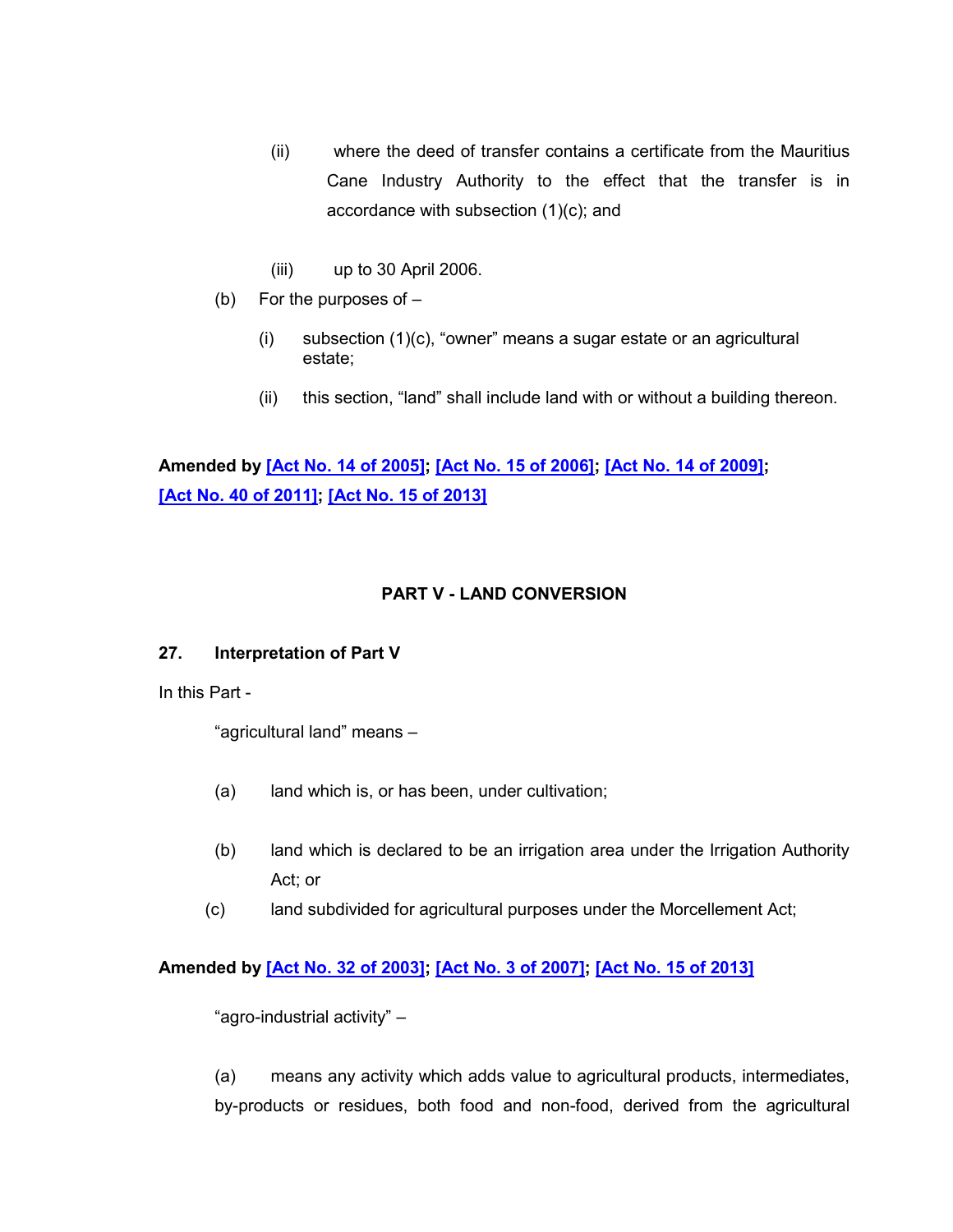(ii) where the deed of transfer contains a certificate from the Mauritius Cane Industry Authority to the effect that the transfer is in accordance with subsection (1)(c); and

(iii) up to 30 April 2006.

(b) For the purposes of –

(i) subsection (1)(c), "owner" means a sugar estate or an agricultural estate;

(ii) this section, "land" shall include land with or without a building thereon.

**Amended by [Act No. 14 of 2005]; [Act No. 15 of 2006]; [Act No. 14 of 2009]; [Act No. 40 of 2011]; [Act No. 15 of 2013]**

## PART V - LAND CONVERSION

### 27. Interpretation of Part V

In this Part -

"agricultural land" means –

(a) land which is, or has been, under cultivation;

(b) land which is declared to be an irrigation area under the Irrigation Authority Act; or

(c) land subdivided for agricultural purposes under the Morcellement Act;

**Amended by [Act No. 32 of 2003]; [Act No. 3 of 2007]; [Act No. 15 of 2013]**

"agro-industrial activity" –

(a) means any activity which adds value to agricultural products, intermediates, by-products or residues, both food and non-food, derived from the agricultural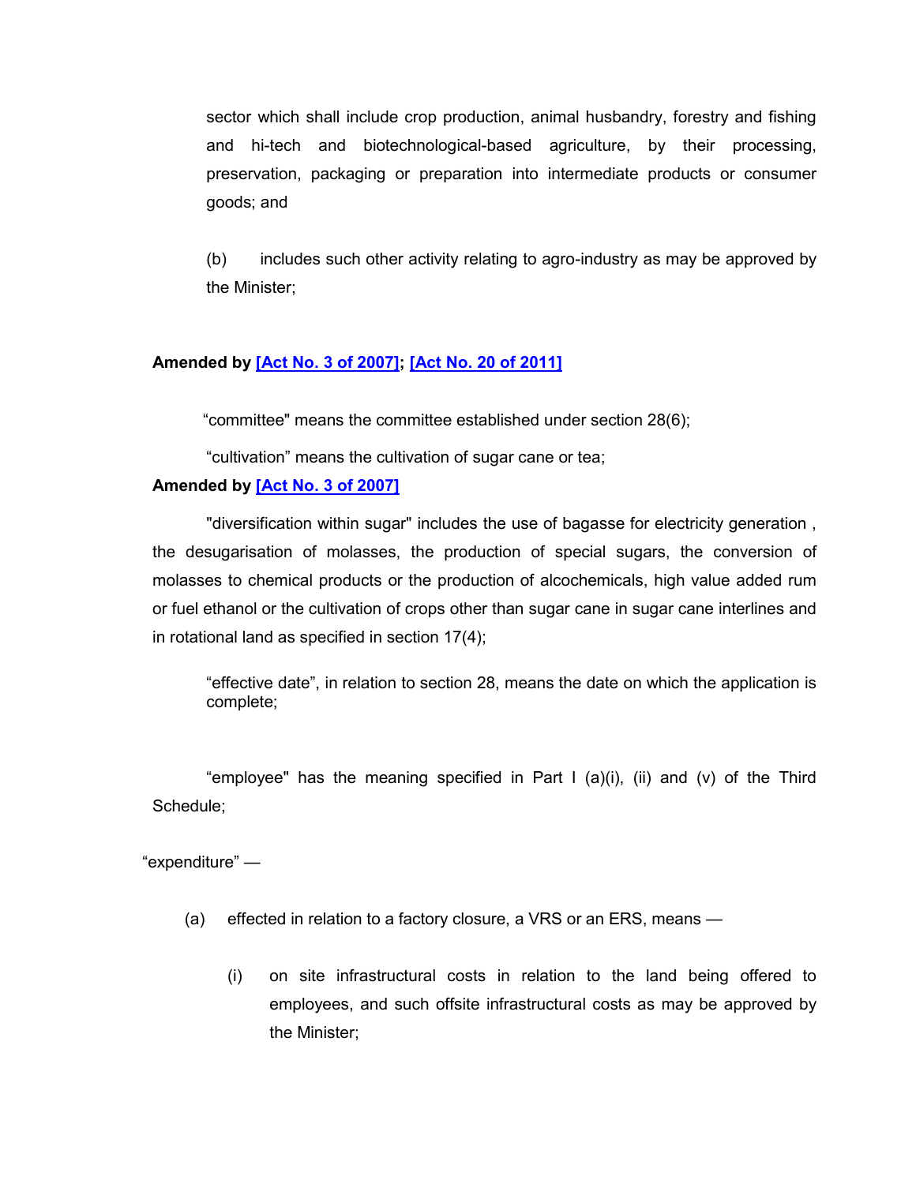sector which shall include crop production, animal husbandry, forestry and fishing and hi-tech and biotechnological-based agriculture, by their processing, preservation, packaging or preparation into intermediate products or consumer goods; and

(b) includes such other activity relating to agro-industry as may be approved by the Minister;

**Amended by [Act No. 3 of 2007]; [Act No. 20 of 2011]**

"committee" means the committee established under section 28(6);

"cultivation" means the cultivation of sugar cane or tea;

**Amended by [Act No. 3 of 2007]**

"diversification within sugar" includes the use of bagasse for electricity generation , the desugarisation of molasses, the production of special sugars, the conversion of molasses to chemical products or the production of alcochemicals, high value added rum or fuel ethanol or the cultivation of crops other than sugar cane in sugar cane interlines and in rotational land as specified in section 17(4);

"effective date", in relation to section 28, means the date on which the application is complete;

"employee" has the meaning specified in Part I (a)(i), (ii) and (v) of the Third Schedule;

"expenditure" —

(a) effected in relation to a factory closure, a VRS or an ERS, means —

(i) on site infrastructural costs in relation to the land being offered to employees, and such offsite infrastructural costs as may be approved by the Minister;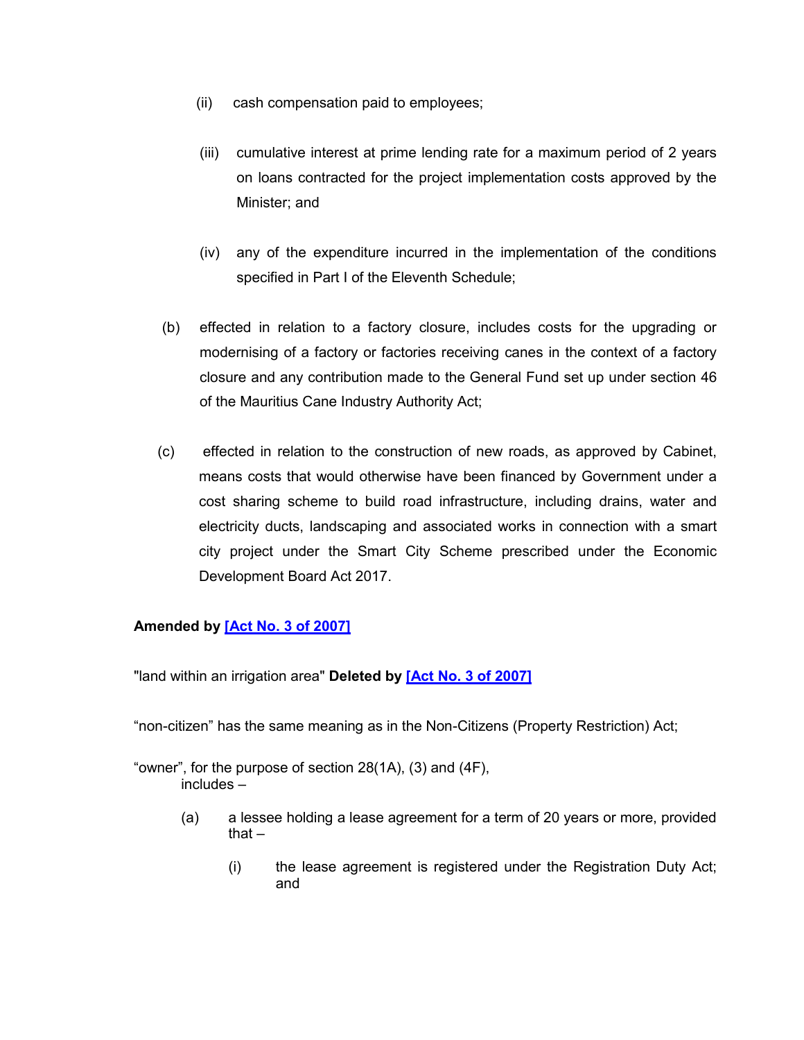(ii) cash compensation paid to employees;

(iii) cumulative interest at prime lending rate for a maximum period of 2 years on loans contracted for the project implementation costs approved by the Minister; and

(iv) any of the expenditure incurred in the implementation of the conditions specified in Part I of the Eleventh Schedule;

(b) effected in relation to a factory closure, includes costs for the upgrading or modernising of a factory or factories receiving canes in the context of a factory closure and any contribution made to the General Fund set up under section 46 of the Mauritius Cane Industry Authority Act;

(c) effected in relation to the construction of new roads, as approved by Cabinet, means costs that would otherwise have been financed by Government under a cost sharing scheme to build road infrastructure, including drains, water and electricity ducts, landscaping and associated works in connection with a smart city project under the Smart City Scheme prescribed under the Economic Development Board Act 2017.

**Amended by [Act No. 3 of 2007]**

"land within an irrigation area" **Deleted by [Act No. 3 of 2007]**

“non-citizen” has the same meaning as in the Non-Citizens (Property Restriction) Act;

“owner”, for the purpose of section 28(1A), (3) and (4F), includes –

(a) a lessee holding a lease agreement for a term of 20 years or more, provided that –

(i) the lease agreement is registered under the Registration Duty Act; and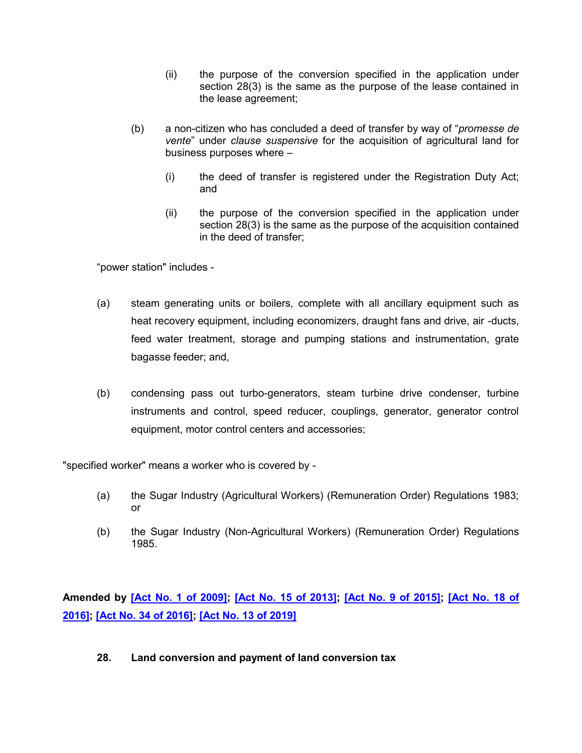(ii) the purpose of the conversion specified in the application under section 28(3) is the same as the purpose of the lease contained in the lease agreement;

(b) a non-citizen who has concluded a deed of transfer by way of "*promesse de vente*" under *clause suspensive* for the acquisition of agricultural land for business purposes where –

(i) the deed of transfer is registered under the Registration Duty Act; and

(ii) the purpose of the conversion specified in the application under section 28(3) is the same as the purpose of the acquisition contained in the deed of transfer;

"power station" includes -

(a) steam generating units or boilers, complete with all ancillary equipment such as heat recovery equipment, including economizers, draught fans and drive, air -ducts, feed water treatment, storage and pumping stations and instrumentation, grate bagasse feeder; and,

(b) condensing pass out turbo-generators, steam turbine drive condenser, turbine instruments and control, speed reducer, couplings, generator, generator control equipment, motor control centers and accessories;

"specified worker" means a worker who is covered by -

(a) the Sugar Industry (Agricultural Workers) (Remuneration Order) Regulations 1983; or

(b) the Sugar Industry (Non-Agricultural Workers) (Remuneration Order) Regulations 1985.

**Amended by [Act No. 1 of 2009]; [Act No. 15 of 2013]; [Act No. 9 of 2015]; [Act No. 18 of 2016]; [Act No. 34 of 2016]; [Act No. 13 of 2019]**

**28. Land conversion and payment of land conversion tax**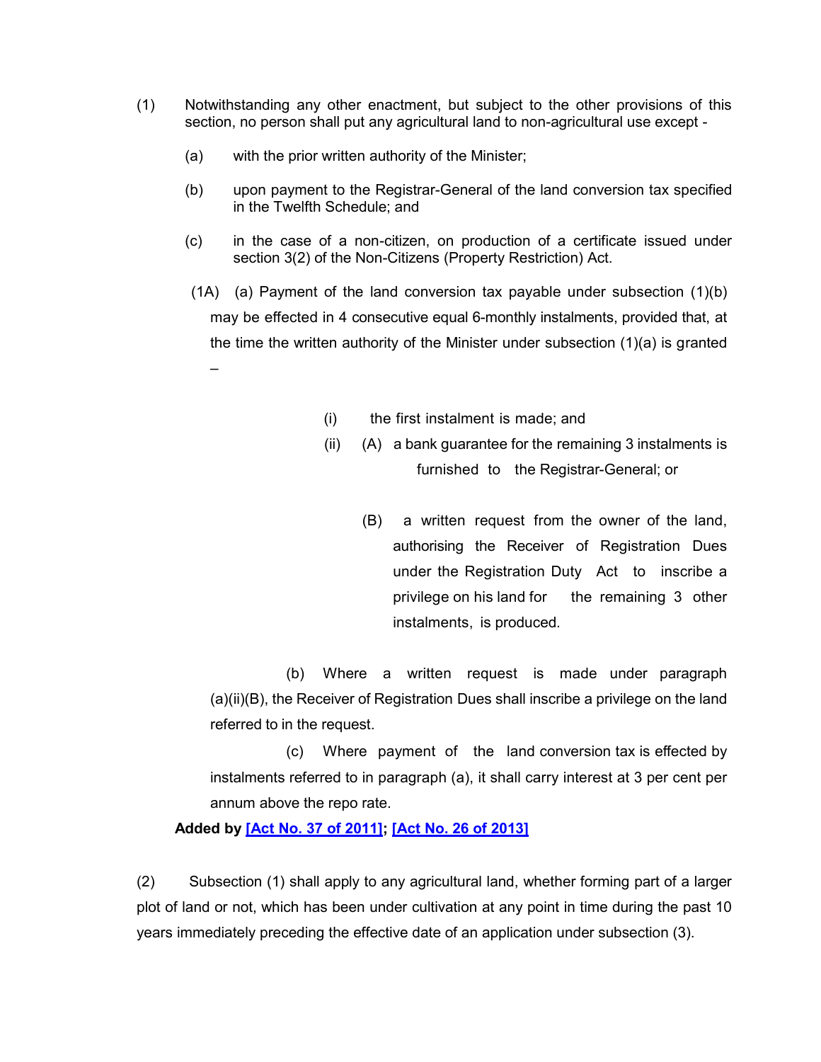(1) Notwithstanding any other enactment, but subject to the other provisions of this section, no person shall put any agricultural land to non-agricultural use except -

(a) with the prior written authority of the Minister;

(b) upon payment to the Registrar-General of the land conversion tax specified in the Twelfth Schedule; and

(c) in the case of a non-citizen, on production of a certificate issued under section 3(2) of the Non-Citizens (Property Restriction) Act.

(1A) (a) Payment of the land conversion tax payable under subsection (1)(b) may be effected in 4 consecutive equal 6-monthly instalments, provided that, at the time the written authority of the Minister under subsection (1)(a) is granted –

(i) the first instalment is made; and

(ii) (A) a bank guarantee for the remaining 3 instalments is furnished to the Registrar-General; or

(B) a written request from the owner of the land, authorising the Receiver of Registration Dues under the Registration Duty Act to inscribe a privilege on his land for the remaining 3 other instalments, is produced.

(b) Where a written request is made under paragraph (a)(ii)(B), the Receiver of Registration Dues shall inscribe a privilege on the land referred to in the request.

(c) Where payment of the land conversion tax is effected by instalments referred to in paragraph (a), it shall carry interest at 3 per cent per annum above the repo rate.

**Added by [Act No. 37 of 2011]; [Act No. 26 of 2013]**

(2) Subsection (1) shall apply to any agricultural land, whether forming part of a larger plot of land or not, which has been under cultivation at any point in time during the past 10 years immediately preceding the effective date of an application under subsection (3).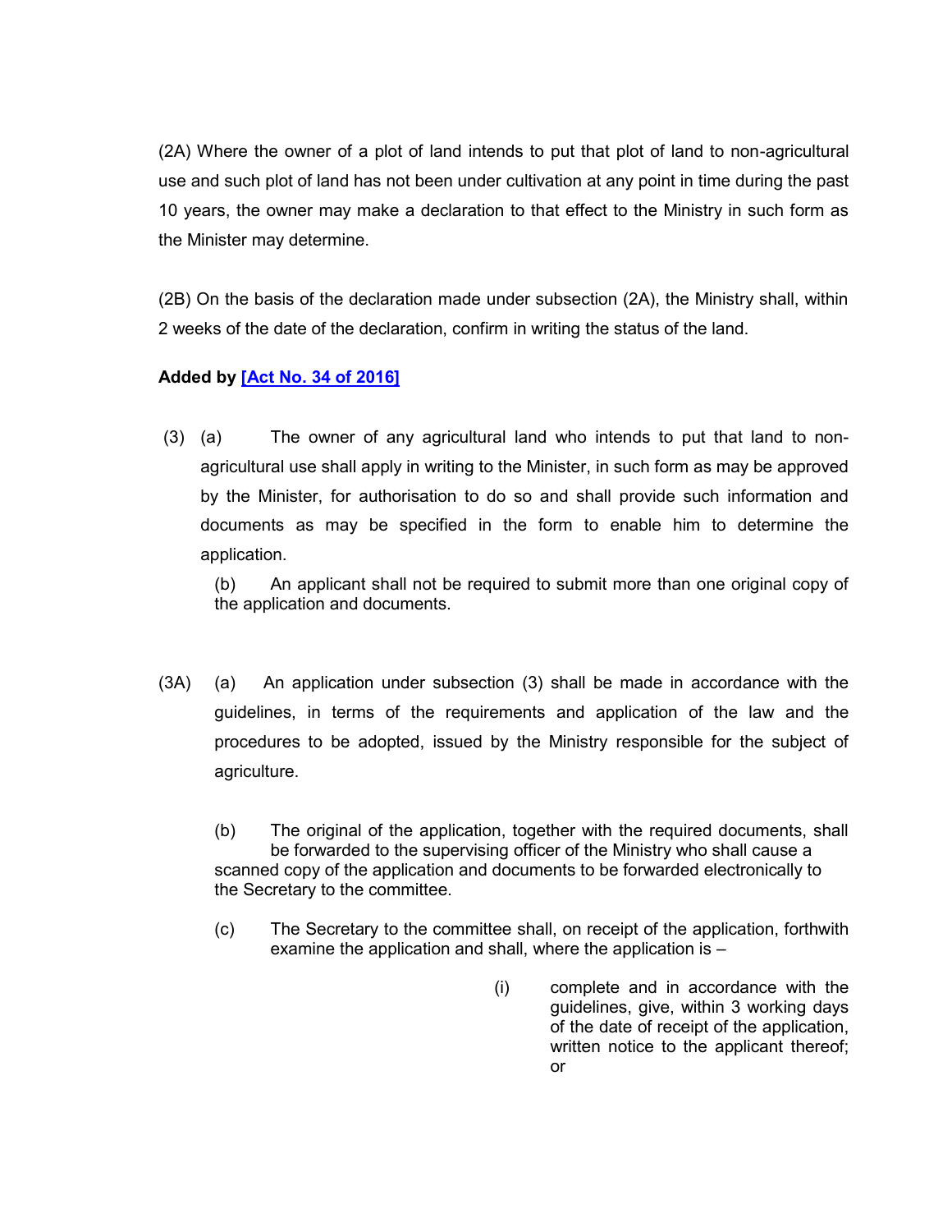(2A) Where the owner of a plot of land intends to put that plot of land to non-agricultural use and such plot of land has not been under cultivation at any point in time during the past 10 years, the owner may make a declaration to that effect to the Ministry in such form as the Minister may determine.

(2B) On the basis of the declaration made under subsection (2A), the Ministry shall, within 2 weeks of the date of the declaration, confirm in writing the status of the land.

**Added by [Act No. 34 of 2016]**

(3) (a) The owner of any agricultural land who intends to put that land to non-agricultural use shall apply in writing to the Minister, in such form as may be approved by the Minister, for authorisation to do so and shall provide such information and documents as may be specified in the form to enable him to determine the application.

(b) An applicant shall not be required to submit more than one original copy of the application and documents.

(3A) (a) An application under subsection (3) shall be made in accordance with the guidelines, in terms of the requirements and application of the law and the procedures to be adopted, issued by the Ministry responsible for the subject of agriculture.

(b) The original of the application, together with the required documents, shall be forwarded to the supervising officer of the Ministry who shall cause a scanned copy of the application and documents to be forwarded electronically to the Secretary to the committee.

(c) The Secretary to the committee shall, on receipt of the application, forthwith examine the application and shall, where the application is –

(i) complete and in accordance with the guidelines, give, within 3 working days of the date of receipt of the application, written notice to the applicant thereof; or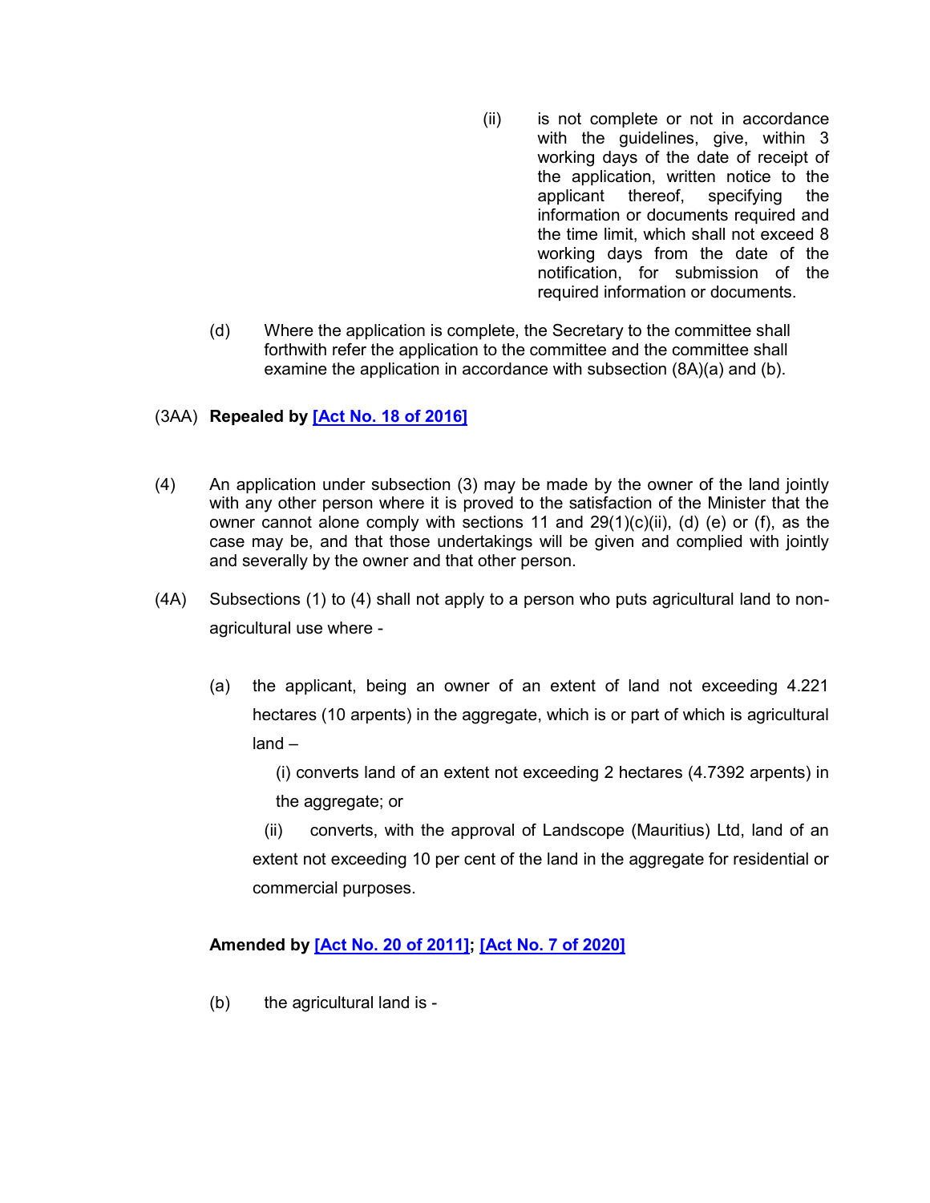(ii) is not complete or not in accordance with the guidelines, give, within 3 working days of the date of receipt of the application, written notice to the applicant thereof, specifying the information or documents required and the time limit, which shall not exceed 8 working days from the date of the notification, for submission of the required information or documents.

(d) Where the application is complete, the Secretary to the committee shall forthwith refer the application to the committee and the committee shall examine the application in accordance with subsection (8A)(a) and (b).

(3AA) **Repealed by [Act No. 18 of 2016]**

(4) An application under subsection (3) may be made by the owner of the land jointly with any other person where it is proved to the satisfaction of the Minister that the owner cannot alone comply with sections 11 and 29(1)(c)(ii), (d) (e) or (f), as the case may be, and that those undertakings will be given and complied with jointly and severally by the owner and that other person.

(4A) Subsections (1) to (4) shall not apply to a person who puts agricultural land to non-agricultural use where -

(a) the applicant, being an owner of an extent of land not exceeding 4.221 hectares (10 arpents) in the aggregate, which is or part of which is agricultural land –

(i) converts land of an extent not exceeding 2 hectares (4.7392 arpents) in the aggregate; or

(ii) converts, with the approval of Landscope (Mauritius) Ltd, land of an extent not exceeding 10 per cent of the land in the aggregate for residential or commercial purposes.

**Amended by [Act No. 20 of 2011]; [Act No. 7 of 2020]**

(b) the agricultural land is -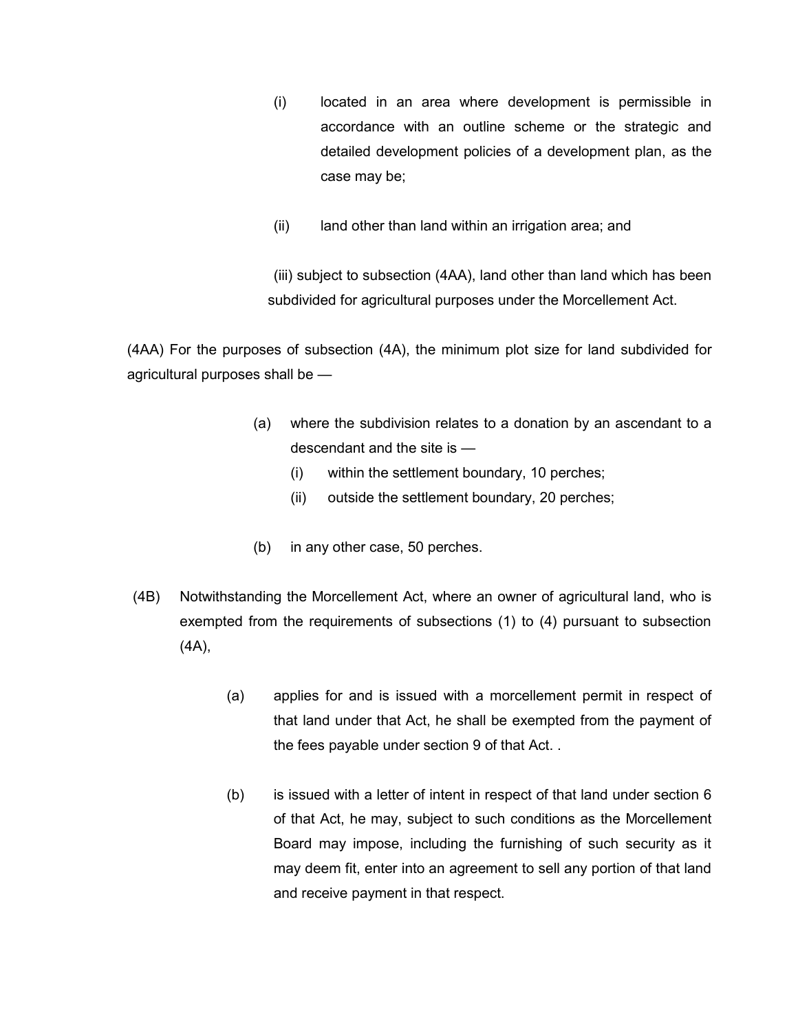(i) located in an area where development is permissible in accordance with an outline scheme or the strategic and detailed development policies of a development plan, as the case may be;

(ii) land other than land within an irrigation area; and

(iii) subject to subsection (4AA), land other than land which has been subdivided for agricultural purposes under the Morcellement Act.

(4AA) For the purposes of subsection (4A), the minimum plot size for land subdivided for agricultural purposes shall be —

(a) where the subdivision relates to a donation by an ascendant to a descendant and the site is —

(i) within the settlement boundary, 10 perches;

(ii) outside the settlement boundary, 20 perches;

(b) in any other case, 50 perches.

(4B) Notwithstanding the Morcellement Act, where an owner of agricultural land, who is exempted from the requirements of subsections (1) to (4) pursuant to subsection (4A),

(a) applies for and is issued with a morcellement permit in respect of that land under that Act, he shall be exempted from the payment of the fees payable under section 9 of that Act. .

(b) is issued with a letter of intent in respect of that land under section 6 of that Act, he may, subject to such conditions as the Morcellement Board may impose, including the furnishing of such security as it may deem fit, enter into an agreement to sell any portion of that land and receive payment in that respect.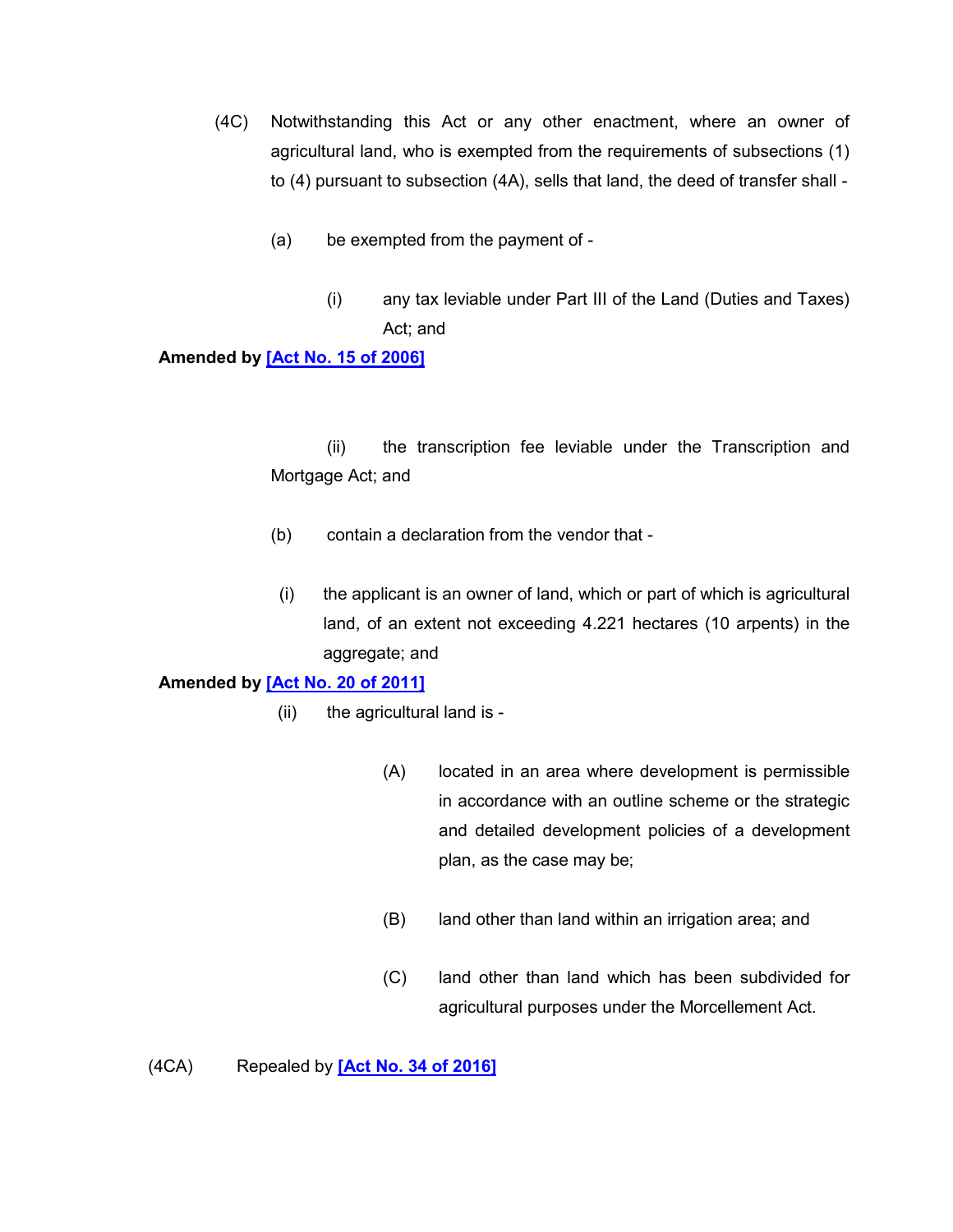(4C) Notwithstanding this Act or any other enactment, where an owner of agricultural land, who is exempted from the requirements of subsections (1) to (4) pursuant to subsection (4A), sells that land, the deed of transfer shall -

(a) be exempted from the payment of -

(i) any tax leviable under Part III of the Land (Duties and Taxes) Act; and

**Amended by [Act No. 15 of 2006]**

(ii) the transcription fee leviable under the Transcription and Mortgage Act; and

(b) contain a declaration from the vendor that -

(i) the applicant is an owner of land, which or part of which is agricultural land, of an extent not exceeding 4.221 hectares (10 arpents) in the aggregate; and

**Amended by [Act No. 20 of 2011]**

(ii) the agricultural land is -

(A) located in an area where development is permissible in accordance with an outline scheme or the strategic and detailed development policies of a development plan, as the case may be;

(B) land other than land within an irrigation area; and

(C) land other than land which has been subdivided for agricultural purposes under the Morcellement Act.

(4CA) Repealed by [Act No. 34 of 2016]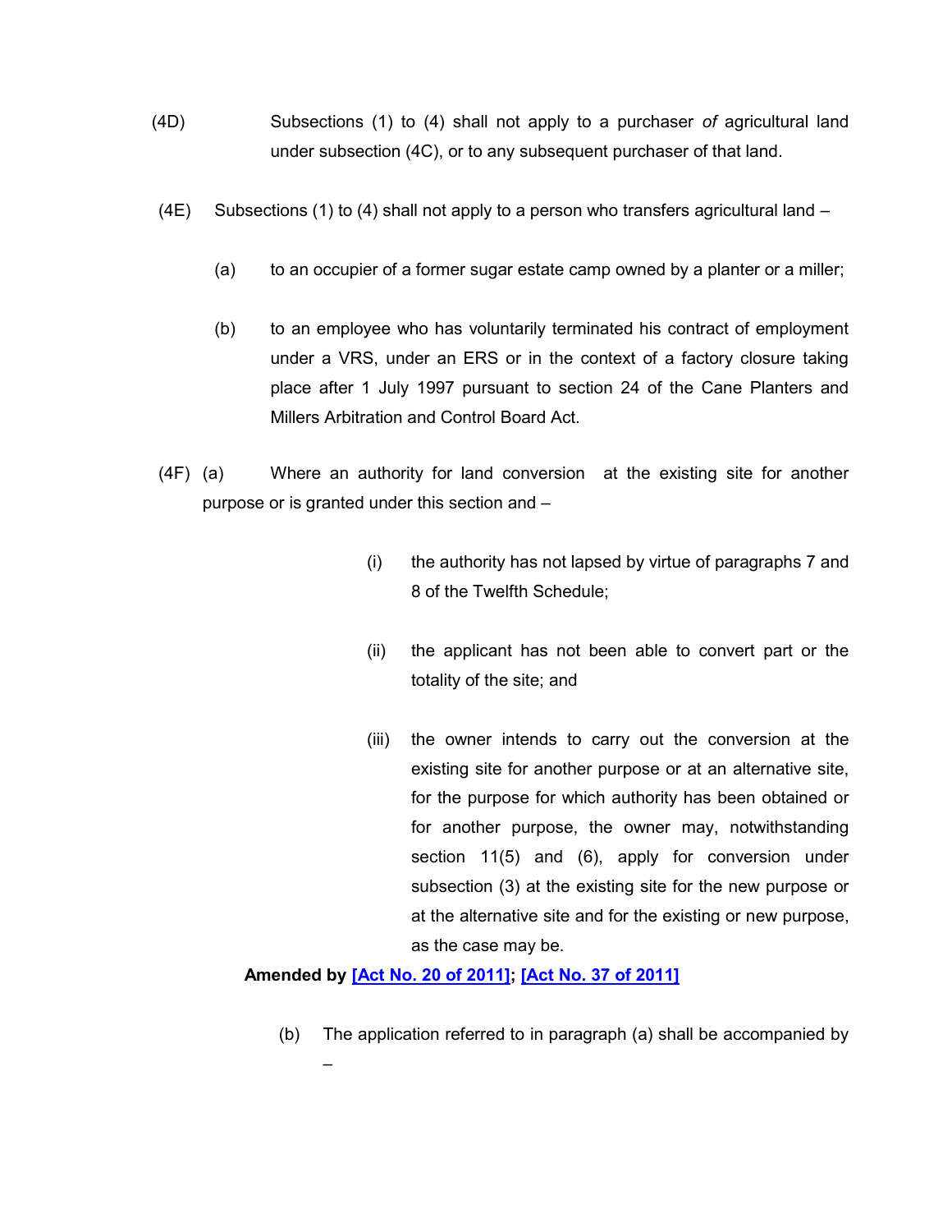(4D) Subsections (1) to (4) shall not apply to a purchaser *of* agricultural land under subsection (4C), or to any subsequent purchaser of that land.

(4E) Subsections (1) to (4) shall not apply to a person who transfers agricultural land –

(a) to an occupier of a former sugar estate camp owned by a planter or a miller;

(b) to an employee who has voluntarily terminated his contract of employment under a VRS, under an ERS or in the context of a factory closure taking place after 1 July 1997 pursuant to section 24 of the Cane Planters and Millers Arbitration and Control Board Act.

(4F) (a) Where an authority for land conversion at the existing site for another purpose or is granted under this section and –

(i) the authority has not lapsed by virtue of paragraphs 7 and 8 of the Twelfth Schedule;

(ii) the applicant has not been able to convert part or the totality of the site; and

(iii) the owner intends to carry out the conversion at the existing site for another purpose or at an alternative site, for the purpose for which authority has been obtained or for another purpose, the owner may, notwithstanding section 11(5) and (6), apply for conversion under subsection (3) at the existing site for the new purpose or at the alternative site and for the existing or new purpose, as the case may be.

**Amended by [Act No. 20 of 2011]; [Act No. 37 of 2011]**

(b) The application referred to in paragraph (a) shall be accompanied by –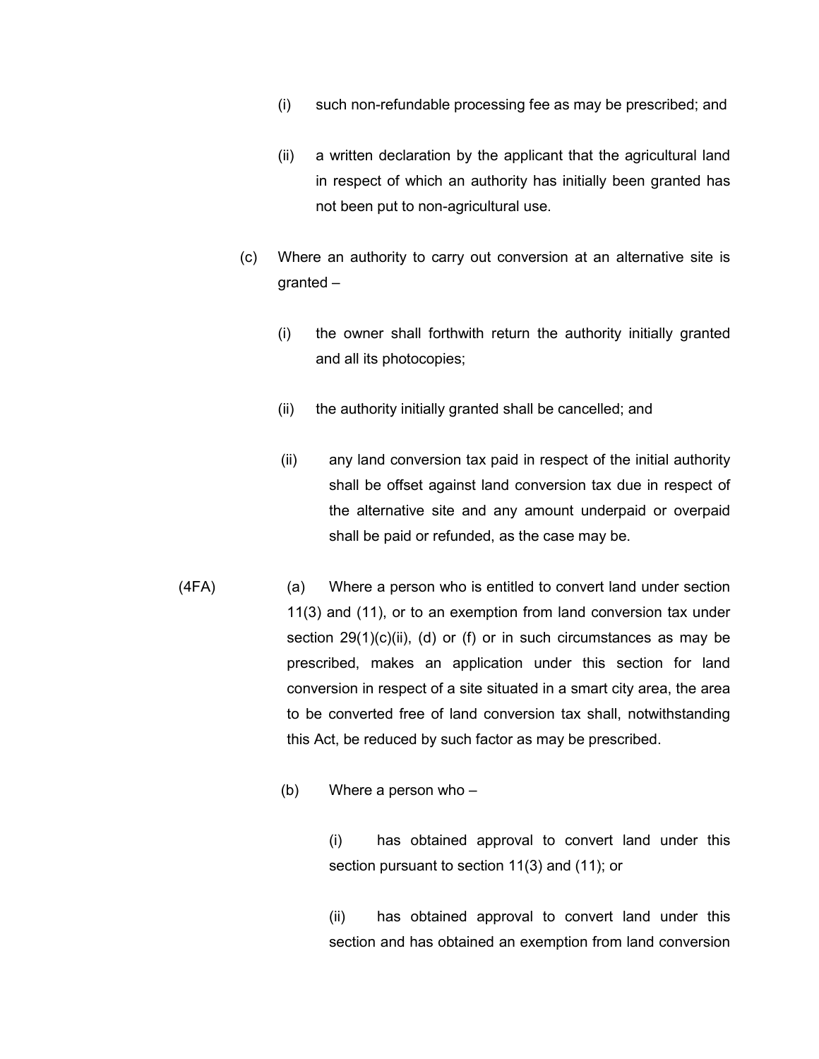(i) such non-refundable processing fee as may be prescribed; and

(ii) a written declaration by the applicant that the agricultural land in respect of which an authority has initially been granted has not been put to non-agricultural use.

(c) Where an authority to carry out conversion at an alternative site is granted –

(i) the owner shall forthwith return the authority initially granted and all its photocopies;

(ii) the authority initially granted shall be cancelled; and

(ii) any land conversion tax paid in respect of the initial authority shall be offset against land conversion tax due in respect of the alternative site and any amount underpaid or overpaid shall be paid or refunded, as the case may be.

(4FA) (a) Where a person who is entitled to convert land under section 11(3) and (11), or to an exemption from land conversion tax under section 29(1)(c)(ii), (d) or (f) or in such circumstances as may be prescribed, makes an application under this section for land conversion in respect of a site situated in a smart city area, the area to be converted free of land conversion tax shall, notwithstanding this Act, be reduced by such factor as may be prescribed.

(b) Where a person who –

(i) has obtained approval to convert land under this section pursuant to section 11(3) and (11); or

(ii) has obtained approval to convert land under this section and has obtained an exemption from land conversion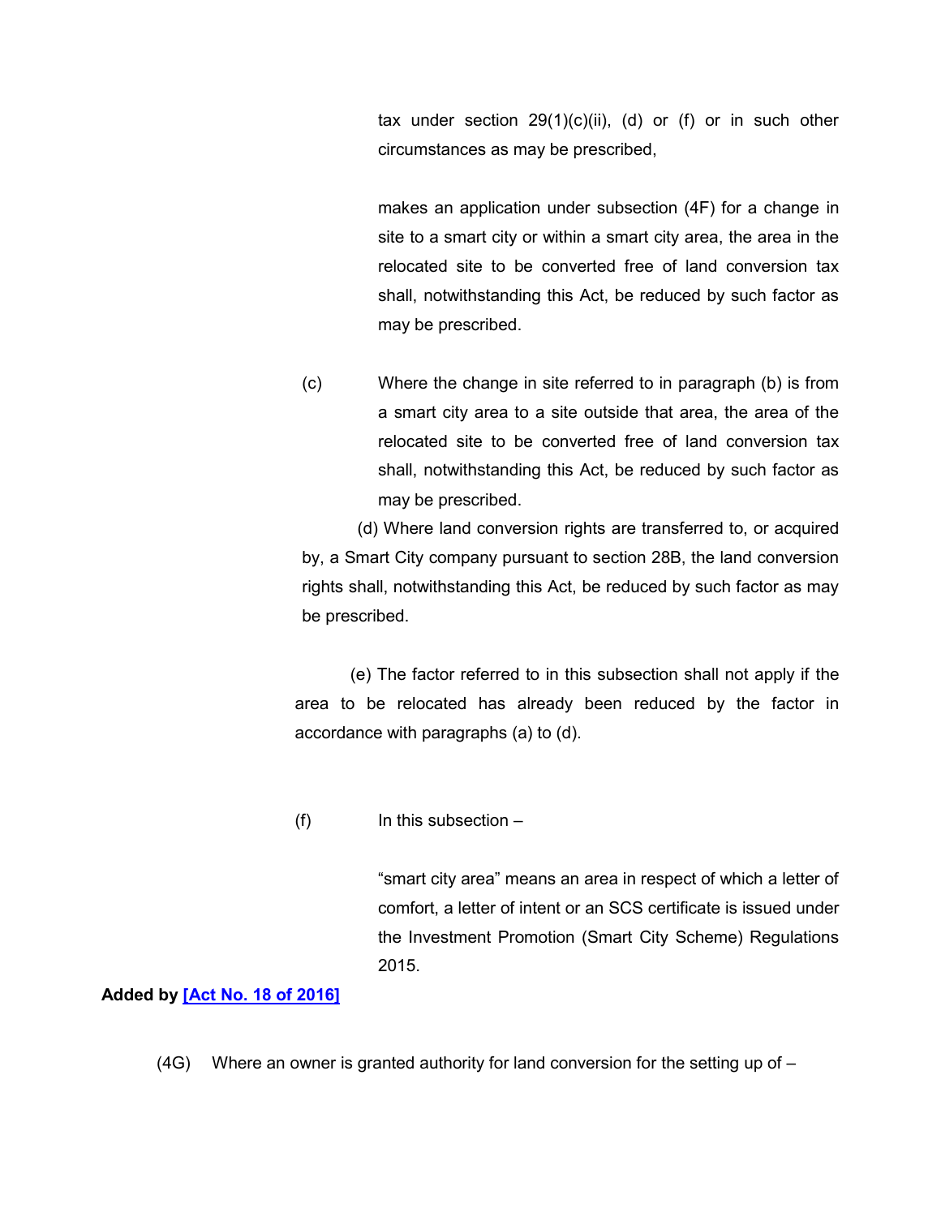tax under section 29(1)(c)(ii), (d) or (f) or in such other circumstances as may be prescribed,

makes an application under subsection (4F) for a change in site to a smart city or within a smart city area, the area in the relocated site to be converted free of land conversion tax shall, notwithstanding this Act, be reduced by such factor as may be prescribed.

(c) Where the change in site referred to in paragraph (b) is from a smart city area to a site outside that area, the area of the relocated site to be converted free of land conversion tax shall, notwithstanding this Act, be reduced by such factor as may be prescribed.

(d) Where land conversion rights are transferred to, or acquired by, a Smart City company pursuant to section 28B, the land conversion rights shall, notwithstanding this Act, be reduced by such factor as may be prescribed.

(e) The factor referred to in this subsection shall not apply if the area to be relocated has already been reduced by the factor in accordance with paragraphs (a) to (d).

(f) In this subsection –

"smart city area" means an area in respect of which a letter of comfort, a letter of intent or an SCS certificate is issued under the Investment Promotion (Smart City Scheme) Regulations 2015.

**Added by [Act No. 18 of 2016]**

(4G) Where an owner is granted authority for land conversion for the setting up of –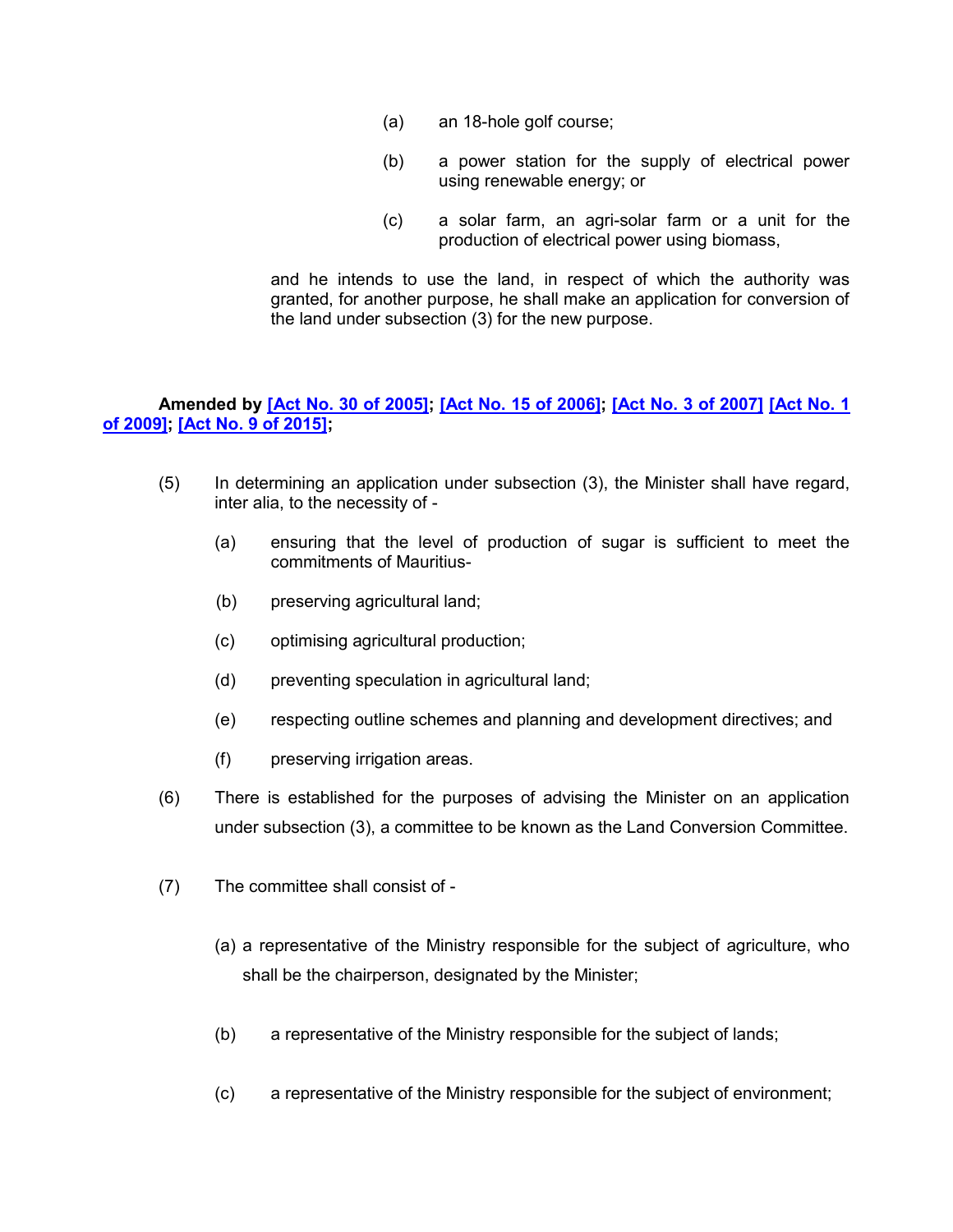(a) an 18-hole golf course;

(b) a power station for the supply of electrical power using renewable energy; or

(c) a solar farm, an agri-solar farm or a unit for the production of electrical power using biomass,

and he intends to use the land, in respect of which the authority was granted, for another purpose, he shall make an application for conversion of the land under subsection (3) for the new purpose.

**Amended by [Act No. 30 of 2005]; [Act No. 15 of 2006]; [Act No. 3 of 2007] [Act No. 1 of 2009]; [Act No. 9 of 2015];**

(5) In determining an application under subsection (3), the Minister shall have regard, inter alia, to the necessity of -

(a) ensuring that the level of production of sugar is sufficient to meet the commitments of Mauritius-

(b) preserving agricultural land;

(c) optimising agricultural production;

(d) preventing speculation in agricultural land;

(e) respecting outline schemes and planning and development directives; and

(f) preserving irrigation areas.

(6) There is established for the purposes of advising the Minister on an application under subsection (3), a committee to be known as the Land Conversion Committee.

(7) The committee shall consist of -

(a) a representative of the Ministry responsible for the subject of agriculture, who shall be the chairperson, designated by the Minister;

(b) a representative of the Ministry responsible for the subject of lands;

(c) a representative of the Ministry responsible for the subject of environment;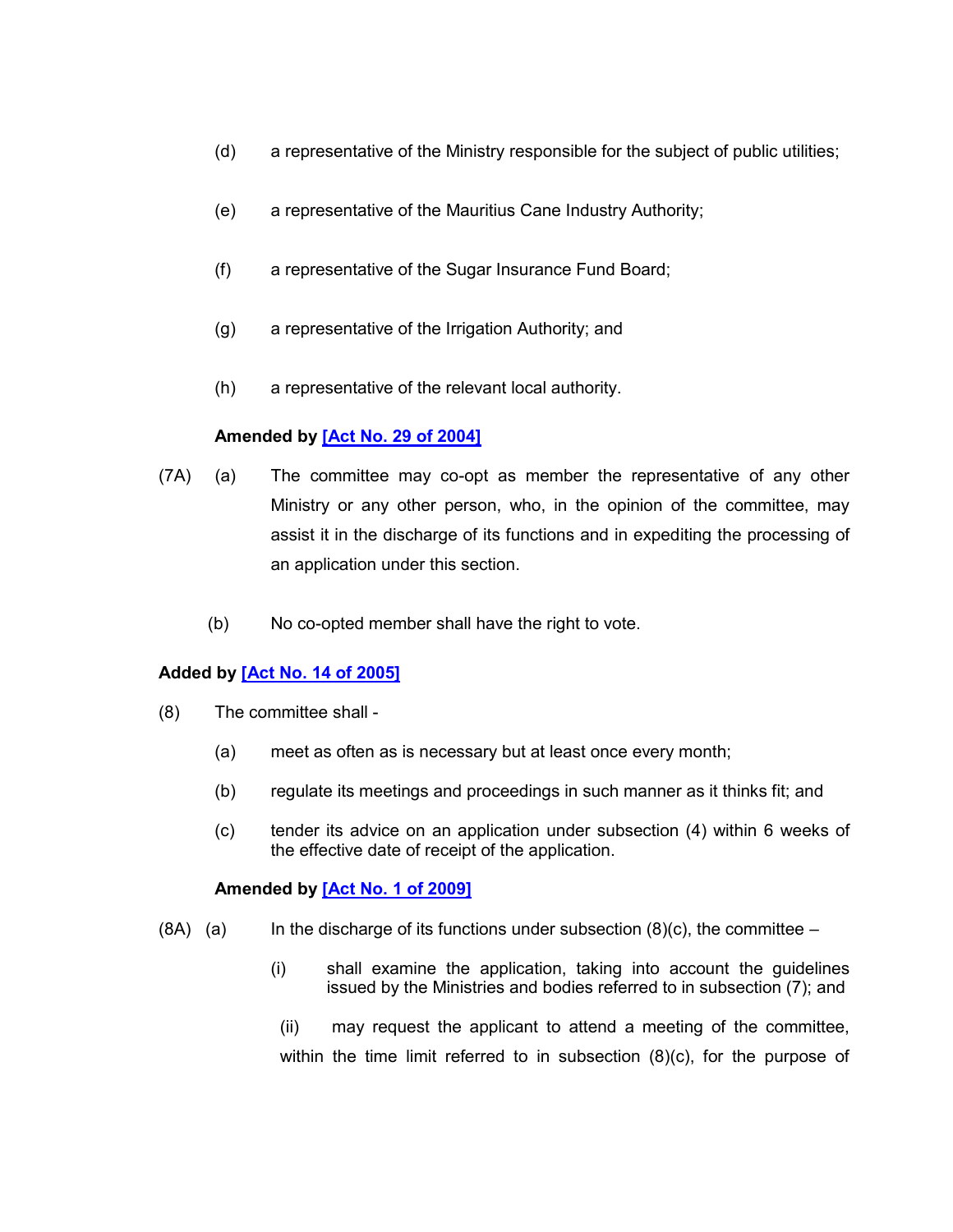(d) a representative of the Ministry responsible for the subject of public utilities;

(e) a representative of the Mauritius Cane Industry Authority;

(f) a representative of the Sugar Insurance Fund Board;

(g) a representative of the Irrigation Authority; and

(h) a representative of the relevant local authority.

**Amended by [Act No. 29 of 2004]**

(7A) (a) The committee may co-opt as member the representative of any other Ministry or any other person, who, in the opinion of the committee, may assist it in the discharge of its functions and in expediting the processing of an application under this section.

(b) No co-opted member shall have the right to vote.

**Added by [Act No. 14 of 2005]**

(8) The committee shall -

(a) meet as often as is necessary but at least once every month;

(b) regulate its meetings and proceedings in such manner as it thinks fit; and

(c) tender its advice on an application under subsection (4) within 6 weeks of the effective date of receipt of the application.

**Amended by [Act No. 1 of 2009]**

(8A) (a) In the discharge of its functions under subsection (8)(c), the committee –

(i) shall examine the application, taking into account the guidelines issued by the Ministries and bodies referred to in subsection (7); and

(ii) may request the applicant to attend a meeting of the committee, within the time limit referred to in subsection (8)(c), for the purpose of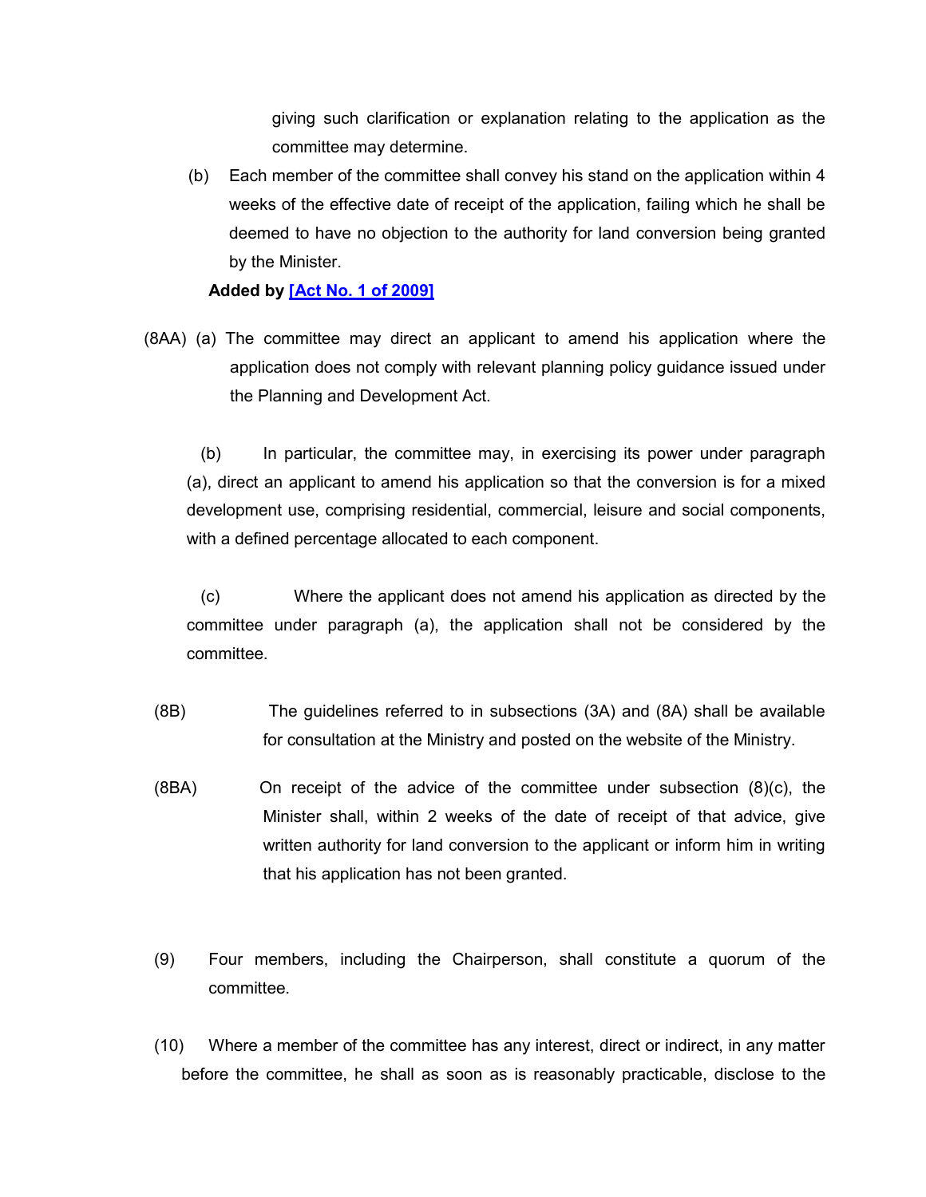giving such clarification or explanation relating to the application as the committee may determine.

(b) Each member of the committee shall convey his stand on the application within 4 weeks of the effective date of receipt of the application, failing which he shall be deemed to have no objection to the authority for land conversion being granted by the Minister.

**Added by [Act No. 1 of 2009]**

(8AA) (a) The committee may direct an applicant to amend his application where the application does not comply with relevant planning policy guidance issued under the Planning and Development Act.

(b) In particular, the committee may, in exercising its power under paragraph (a), direct an applicant to amend his application so that the conversion is for a mixed development use, comprising residential, commercial, leisure and social components, with a defined percentage allocated to each component.

(c) Where the applicant does not amend his application as directed by the committee under paragraph (a), the application shall not be considered by the committee.

(8B) The guidelines referred to in subsections (3A) and (8A) shall be available for consultation at the Ministry and posted on the website of the Ministry.

(8BA) On receipt of the advice of the committee under subsection (8)(c), the Minister shall, within 2 weeks of the date of receipt of that advice, give written authority for land conversion to the applicant or inform him in writing that his application has not been granted.

(9) Four members, including the Chairperson, shall constitute a quorum of the committee.

(10) Where a member of the committee has any interest, direct or indirect, in any matter before the committee, he shall as soon as is reasonably practicable, disclose to the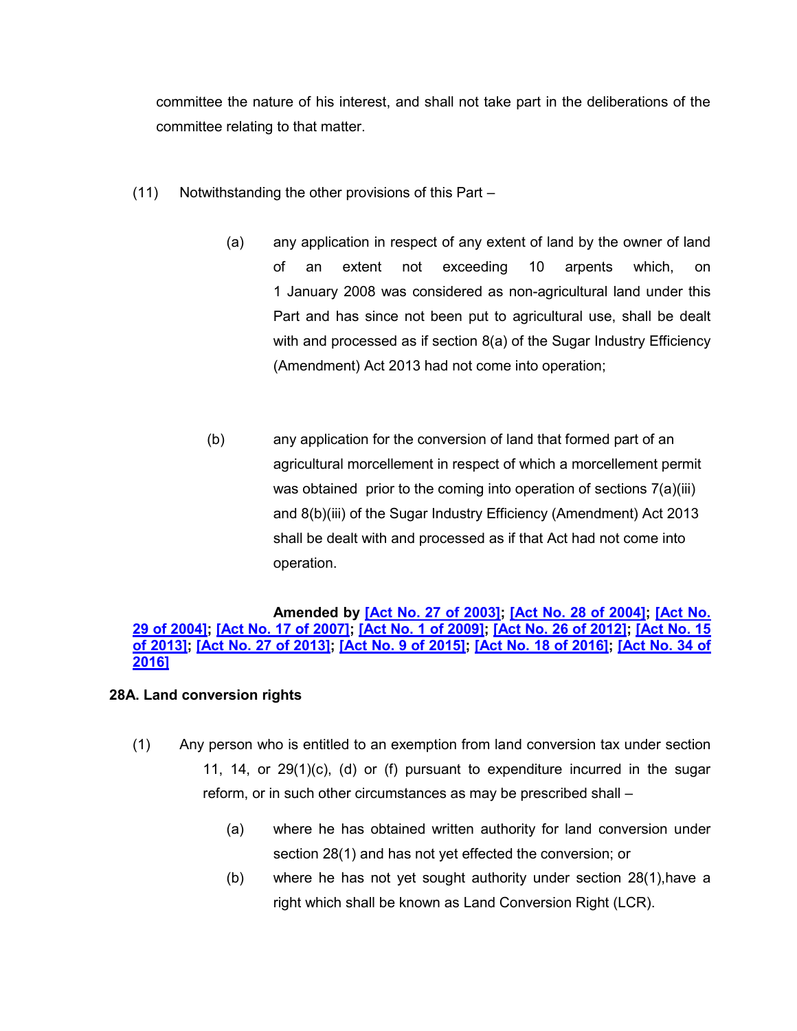committee the nature of his interest, and shall not take part in the deliberations of the committee relating to that matter.

(11) Notwithstanding the other provisions of this Part –

(a) any application in respect of any extent of land by the owner of land of an extent not exceeding 10 arpents which, on 1 January 2008 was considered as non-agricultural land under this Part and has since not been put to agricultural use, shall be dealt with and processed as if section 8(a) of the Sugar Industry Efficiency (Amendment) Act 2013 had not come into operation;

(b) any application for the conversion of land that formed part of an agricultural morcellement in respect of which a morcellement permit was obtained prior to the coming into operation of sections 7(a)(iii) and 8(b)(iii) of the Sugar Industry Efficiency (Amendment) Act 2013 shall be dealt with and processed as if that Act had not come into operation.

**Amended by [Act No. 27 of 2003]; [Act No. 28 of 2004]; [Act No. 29 of 2004]; [Act No. 17 of 2007]; [Act No. 1 of 2009]; [Act No. 26 of 2012]; [Act No. 15 of 2013]; [Act No. 27 of 2013]; [Act No. 9 of 2015]; [Act No. 18 of 2016]; [Act No. 34 of 2016]**

**28A. Land conversion rights**

(1) Any person who is entitled to an exemption from land conversion tax under section 11, 14, or 29(1)(c), (d) or (f) pursuant to expenditure incurred in the sugar reform, or in such other circumstances as may be prescribed shall –

(a) where he has obtained written authority for land conversion under section 28(1) and has not yet effected the conversion; or

(b) where he has not yet sought authority under section 28(1),have a right which shall be known as Land Conversion Right (LCR).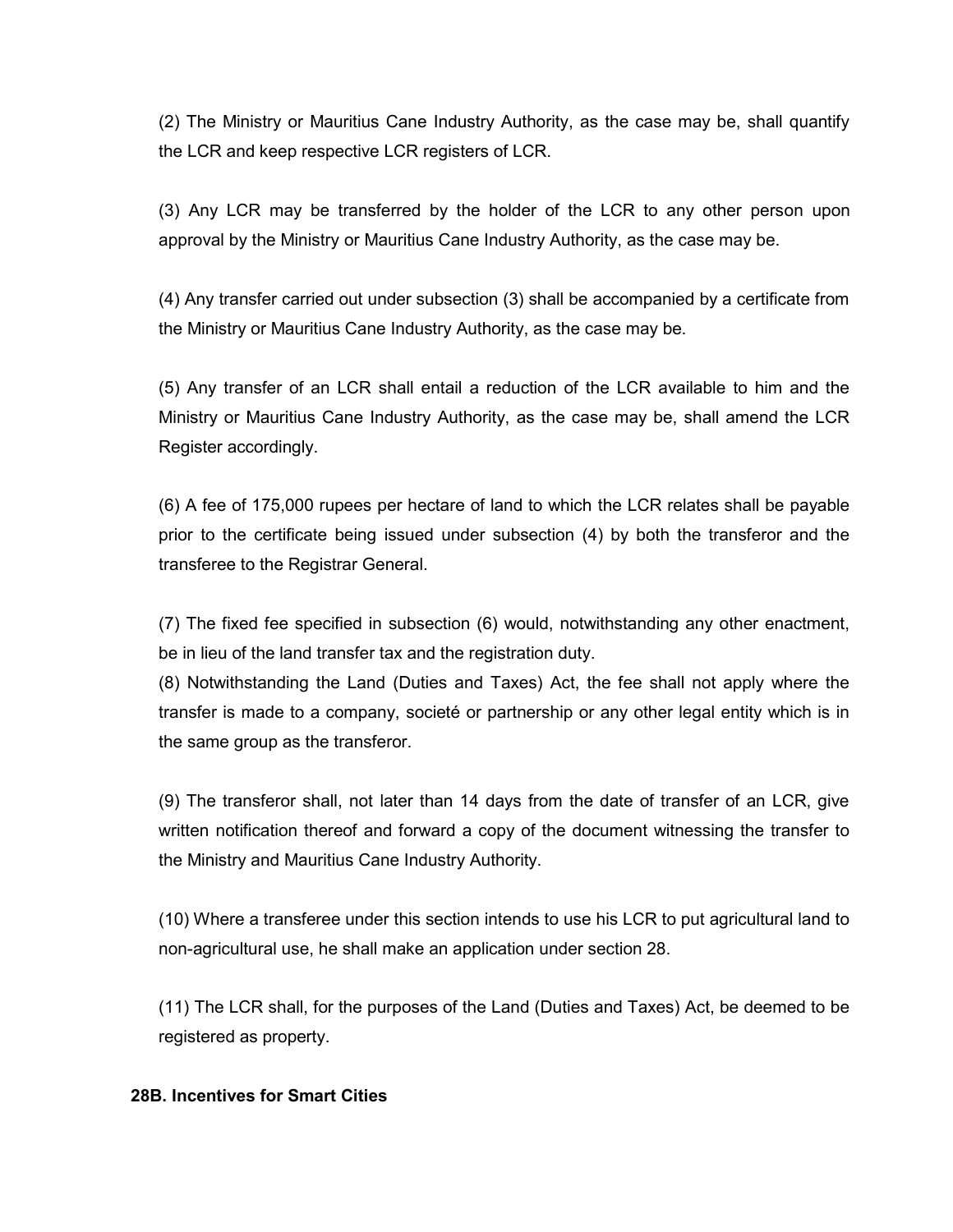(2) The Ministry or Mauritius Cane Industry Authority, as the case may be, shall quantify the LCR and keep respective LCR registers of LCR.

(3) Any LCR may be transferred by the holder of the LCR to any other person upon approval by the Ministry or Mauritius Cane Industry Authority, as the case may be.

(4) Any transfer carried out under subsection (3) shall be accompanied by a certificate from the Ministry or Mauritius Cane Industry Authority, as the case may be.

(5) Any transfer of an LCR shall entail a reduction of the LCR available to him and the Ministry or Mauritius Cane Industry Authority, as the case may be, shall amend the LCR Register accordingly.

(6) A fee of 175,000 rupees per hectare of land to which the LCR relates shall be payable prior to the certificate being issued under subsection (4) by both the transferor and the transferee to the Registrar General.

(7) The fixed fee specified in subsection (6) would, notwithstanding any other enactment, be in lieu of the land transfer tax and the registration duty.

(8) Notwithstanding the Land (Duties and Taxes) Act, the fee shall not apply where the transfer is made to a company, societé or partnership or any other legal entity which is in the same group as the transferor.

(9) The transferor shall, not later than 14 days from the date of transfer of an LCR, give written notification thereof and forward a copy of the document witnessing the transfer to the Ministry and Mauritius Cane Industry Authority.

(10) Where a transferee under this section intends to use his LCR to put agricultural land to non-agricultural use, he shall make an application under section 28.

(11) The LCR shall, for the purposes of the Land (Duties and Taxes) Act, be deemed to be registered as property.

**28B. Incentives for Smart Cities**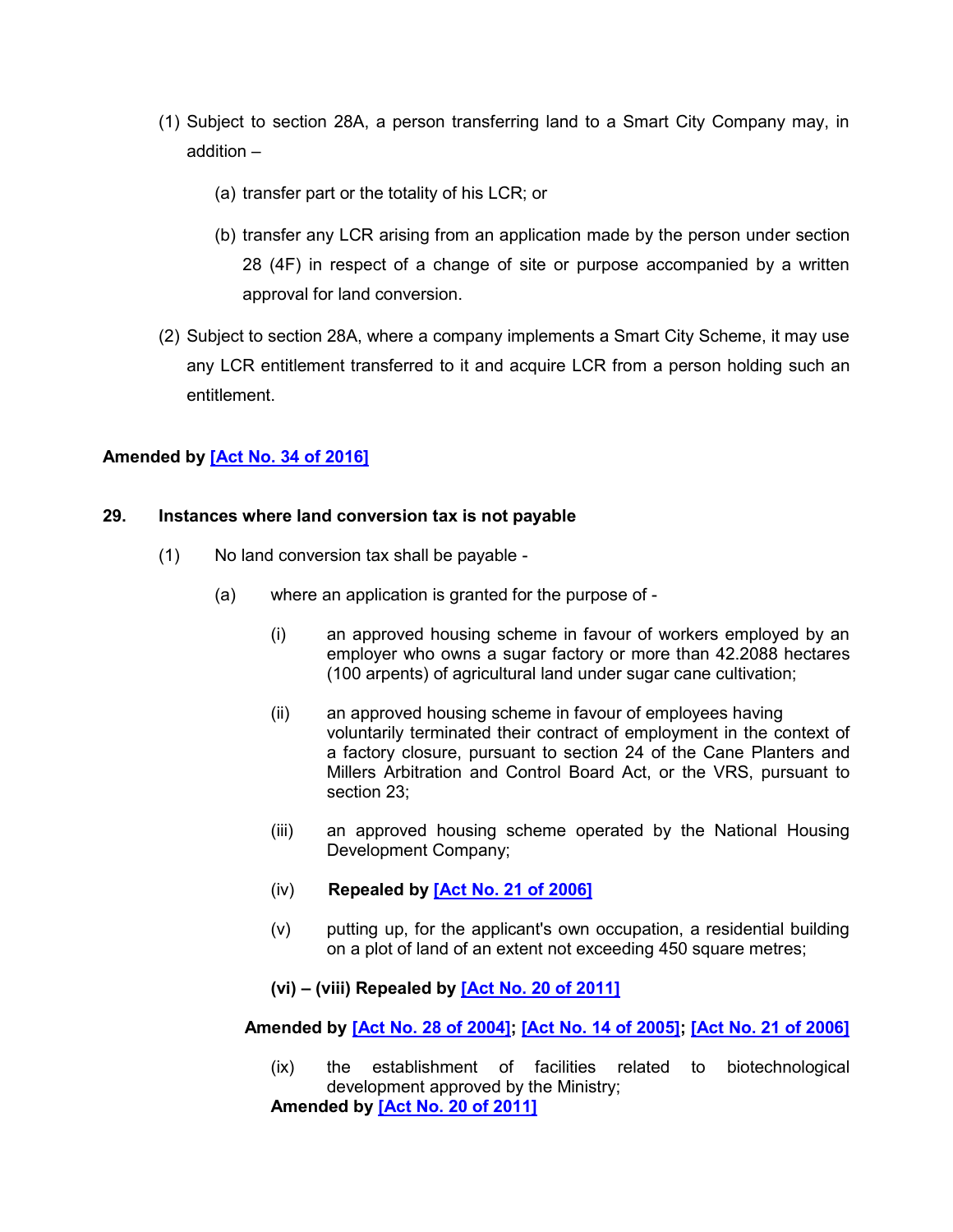(1) Subject to section 28A, a person transferring land to a Smart City Company may, in addition –

(a) transfer part or the totality of his LCR; or

(b) transfer any LCR arising from an application made by the person under section 28 (4F) in respect of a change of site or purpose accompanied by a written approval for land conversion.

(2) Subject to section 28A, where a company implements a Smart City Scheme, it may use any LCR entitlement transferred to it and acquire LCR from a person holding such an entitlement.

**Amended by [Act No. 34 of 2016]**

**29. Instances where land conversion tax is not payable**

(1) No land conversion tax shall be payable -

(a) where an application is granted for the purpose of -

(i) an approved housing scheme in favour of workers employed by an employer who owns a sugar factory or more than 42.2088 hectares (100 arpents) of agricultural land under sugar cane cultivation;

(ii) an approved housing scheme in favour of employees having voluntarily terminated their contract of employment in the context of a factory closure, pursuant to section 24 of the Cane Planters and Millers Arbitration and Control Board Act, or the VRS, pursuant to section 23;

(iii) an approved housing scheme operated by the National Housing Development Company;

(iv) **Repealed by [Act No. 21 of 2006]**

(v) putting up, for the applicant's own occupation, a residential building on a plot of land of an extent not exceeding 450 square metres;

**(vi) – (viii) Repealed by [Act No. 20 of 2011]**

**Amended by [Act No. 28 of 2004]; [Act No. 14 of 2005]; [Act No. 21 of 2006]**

(ix) the establishment of facilities related to biotechnological development approved by the Ministry;

**Amended by [Act No. 20 of 2011]**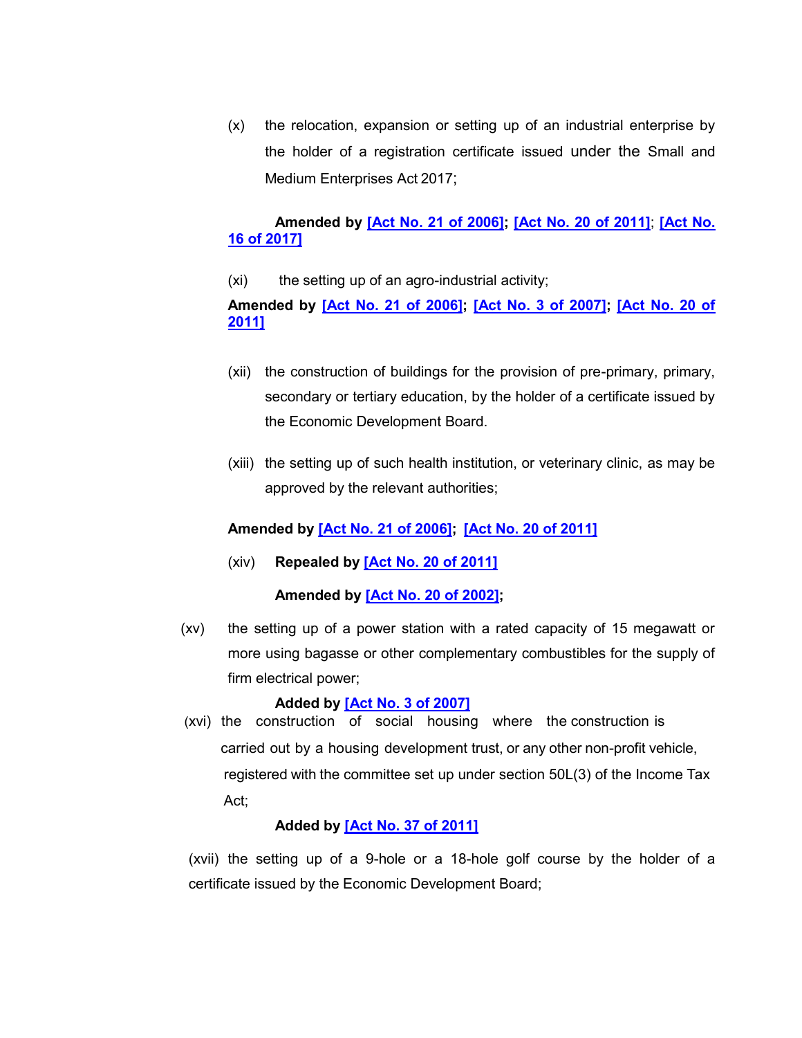(x) the relocation, expansion or setting up of an industrial enterprise by the holder of a registration certificate issued under the Small and Medium Enterprises Act 2017;

**Amended by [Act No. 21 of 2006]; [Act No. 20 of 2011]; [Act No. 16 of 2017]**

(xi) the setting up of an agro-industrial activity;

**Amended by [Act No. 21 of 2006]; [Act No. 3 of 2007]; [Act No. 20 of 2011]**

(xii) the construction of buildings for the provision of pre-primary, primary, secondary or tertiary education, by the holder of a certificate issued by the Economic Development Board.

(xiii) the setting up of such health institution, or veterinary clinic, as may be approved by the relevant authorities;

**Amended by [Act No. 21 of 2006]; [Act No. 20 of 2011]**

(xiv) **Repealed by [Act No. 20 of 2011]**

**Amended by [Act No. 20 of 2002];**

(xv) the setting up of a power station with a rated capacity of 15 megawatt or more using bagasse or other complementary combustibles for the supply of firm electrical power;

**Added by [Act No. 3 of 2007]**

(xvi) the construction of social housing where the construction is carried out by a housing development trust, or any other non-profit vehicle, registered with the committee set up under section 50L(3) of the Income Tax Act;

**Added by [Act No. 37 of 2011]**

(xvii) the setting up of a 9-hole or a 18-hole golf course by the holder of a certificate issued by the Economic Development Board;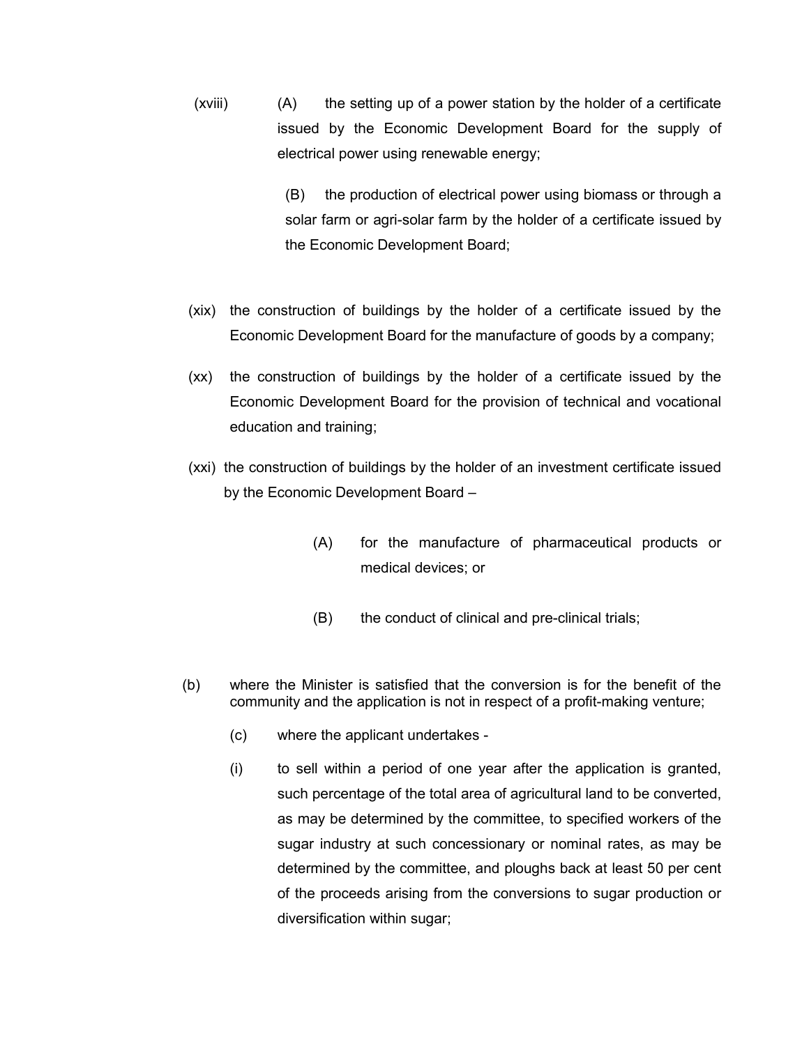(xviii) (A) the setting up of a power station by the holder of a certificate issued by the Economic Development Board for the supply of electrical power using renewable energy;

(B) the production of electrical power using biomass or through a solar farm or agri-solar farm by the holder of a certificate issued by the Economic Development Board;

(xix) the construction of buildings by the holder of a certificate issued by the Economic Development Board for the manufacture of goods by a company;

(xx) the construction of buildings by the holder of a certificate issued by the Economic Development Board for the provision of technical and vocational education and training;

(xxi) the construction of buildings by the holder of an investment certificate issued by the Economic Development Board –

(A) for the manufacture of pharmaceutical products or medical devices; or

(B) the conduct of clinical and pre-clinical trials;

(b) where the Minister is satisfied that the conversion is for the benefit of the community and the application is not in respect of a profit-making venture;

(c) where the applicant undertakes -

(i) to sell within a period of one year after the application is granted, such percentage of the total area of agricultural land to be converted, as may be determined by the committee, to specified workers of the sugar industry at such concessionary or nominal rates, as may be determined by the committee, and ploughs back at least 50 per cent of the proceeds arising from the conversions to sugar production or diversification within sugar;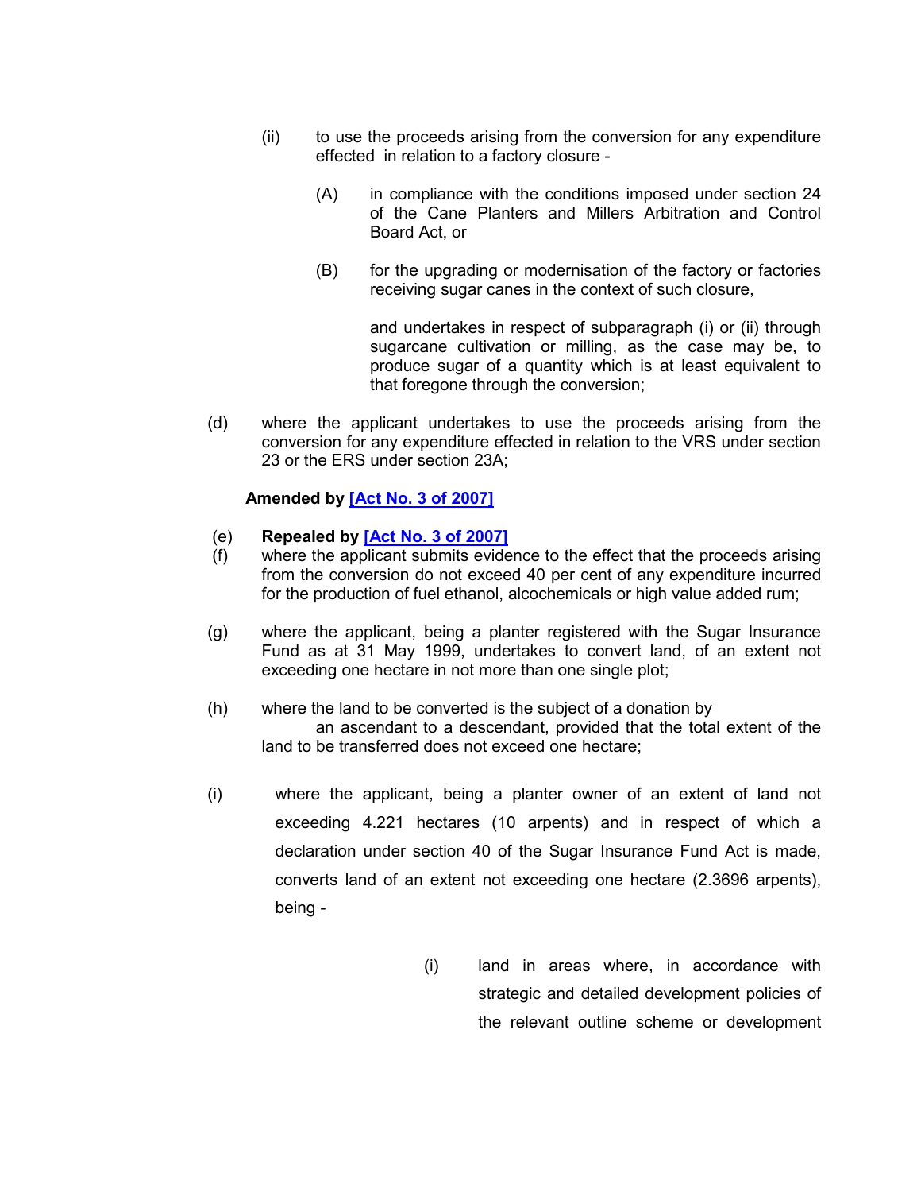(ii) to use the proceeds arising from the conversion for any expenditure effected in relation to a factory closure -

(A) in compliance with the conditions imposed under section 24 of the Cane Planters and Millers Arbitration and Control Board Act, or

(B) for the upgrading or modernisation of the factory or factories receiving sugar canes in the context of such closure,

and undertakes in respect of subparagraph (i) or (ii) through sugarcane cultivation or milling, as the case may be, to produce sugar of a quantity which is at least equivalent to that foregone through the conversion;

(d) where the applicant undertakes to use the proceeds arising from the conversion for any expenditure effected in relation to the VRS under section 23 or the ERS under section 23A;

**Amended by [Act No. 3 of 2007]**

(e) **Repealed by [Act No. 3 of 2007]**

(f) where the applicant submits evidence to the effect that the proceeds arising from the conversion do not exceed 40 per cent of any expenditure incurred for the production of fuel ethanol, alcochemicals or high value added rum;

(g) where the applicant, being a planter registered with the Sugar Insurance Fund as at 31 May 1999, undertakes to convert land, of an extent not exceeding one hectare in not more than one single plot;

(h) where the land to be converted is the subject of a donation by an ascendant to a descendant, provided that the total extent of the land to be transferred does not exceed one hectare;

(i) where the applicant, being a planter owner of an extent of land not exceeding 4.221 hectares (10 arpents) and in respect of which a declaration under section 40 of the Sugar Insurance Fund Act is made, converts land of an extent not exceeding one hectare (2.3696 arpents), being -

(i) land in areas where, in accordance with strategic and detailed development policies of the relevant outline scheme or development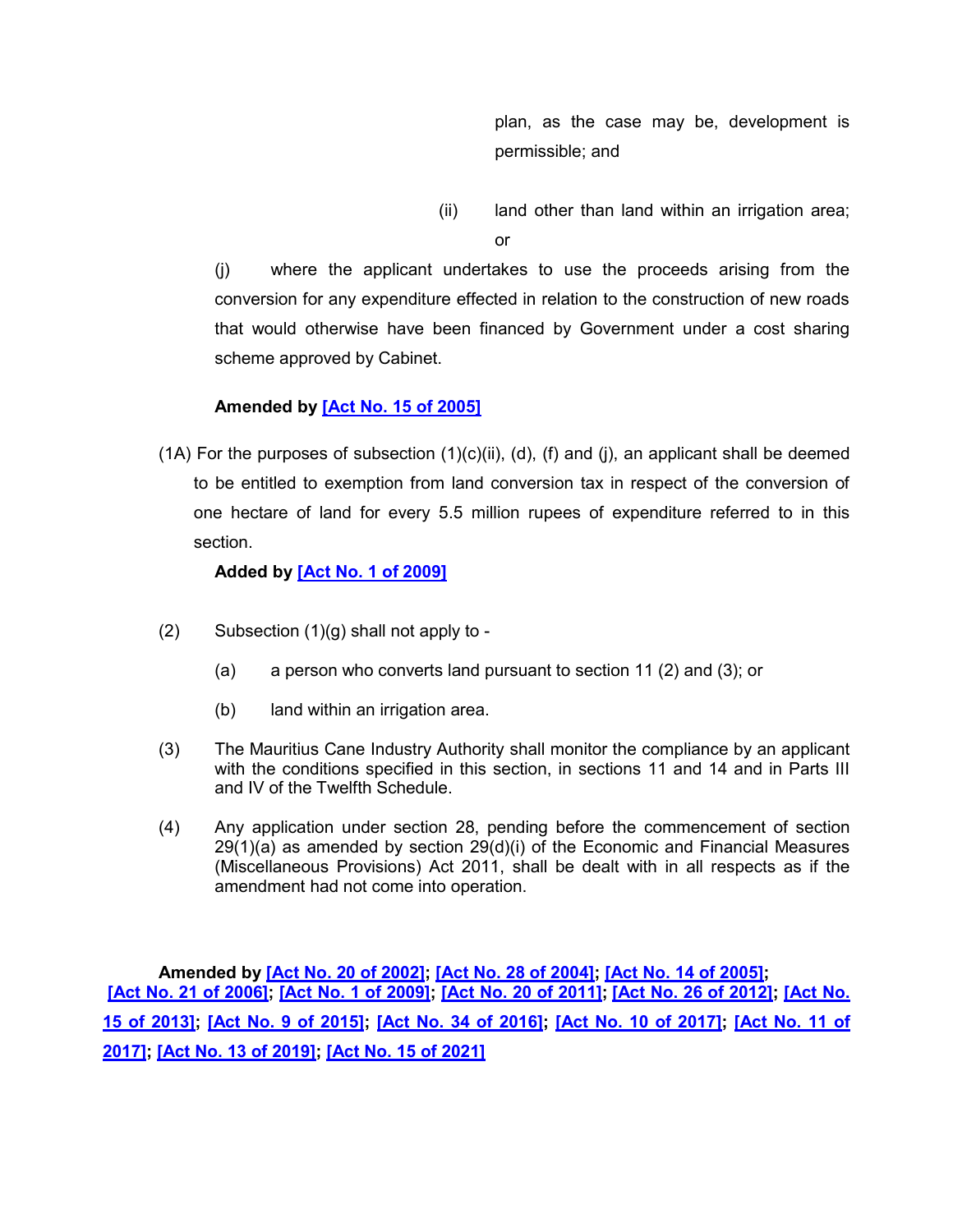plan, as the case may be, development is permissible; and

(ii) land other than land within an irrigation area; or

(j) where the applicant undertakes to use the proceeds arising from the conversion for any expenditure effected in relation to the construction of new roads that would otherwise have been financed by Government under a cost sharing scheme approved by Cabinet.

**Amended by [Act No. 15 of 2005]**

(1A) For the purposes of subsection (1)(c)(ii), (d), (f) and (j), an applicant shall be deemed to be entitled to exemption from land conversion tax in respect of the conversion of one hectare of land for every 5.5 million rupees of expenditure referred to in this section.

**Added by [Act No. 1 of 2009]**

(2) Subsection (1)(g) shall not apply to -

(a) a person who converts land pursuant to section 11 (2) and (3); or

(b) land within an irrigation area.

(3) The Mauritius Cane Industry Authority shall monitor the compliance by an applicant with the conditions specified in this section, in sections 11 and 14 and in Parts III and IV of the Twelfth Schedule.

(4) Any application under section 28, pending before the commencement of section 29(1)(a) as amended by section 29(d)(i) of the Economic and Financial Measures (Miscellaneous Provisions) Act 2011, shall be dealt with in all respects as if the amendment had not come into operation.

**Amended by [Act No. 20 of 2002]; [Act No. 28 of 2004]; [Act No. 14 of 2005]; [Act No. 21 of 2006]; [Act No. 1 of 2009]; [Act No. 20 of 2011]; [Act No. 26 of 2012]; [Act No. 15 of 2013]; [Act No. 9 of 2015]; [Act No. 34 of 2016]; [Act No. 10 of 2017]; [Act No. 11 of 2017]; [Act No. 13 of 2019]; [Act No. 15 of 2021]**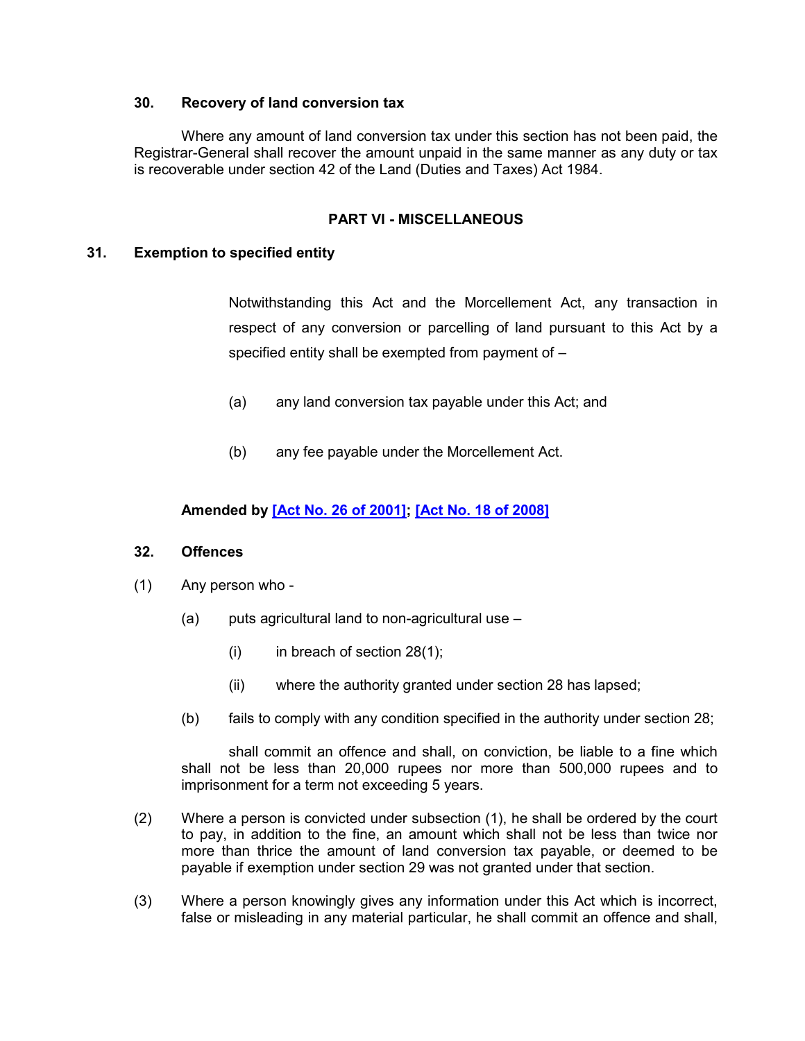### 30. Recovery of land conversion tax

Where any amount of land conversion tax under this section has not been paid, the Registrar-General shall recover the amount unpaid in the same manner as any duty or tax is recoverable under section 42 of the Land (Duties and Taxes) Act 1984.

## PART VI - MISCELLANEOUS

### 31. Exemption to specified entity

Notwithstanding this Act and the Morcellement Act, any transaction in respect of any conversion or parcelling of land pursuant to this Act by a specified entity shall be exempted from payment of –

(a) any land conversion tax payable under this Act; and

(b) any fee payable under the Morcellement Act.

**Amended by [Act No. 26 of 2001]; [Act No. 18 of 2008]**

### 32. Offences

(1) Any person who -

(a) puts agricultural land to non-agricultural use –

(i) in breach of section 28(1);

(ii) where the authority granted under section 28 has lapsed;

(b) fails to comply with any condition specified in the authority under section 28;

shall commit an offence and shall, on conviction, be liable to a fine which shall not be less than 20,000 rupees nor more than 500,000 rupees and to imprisonment for a term not exceeding 5 years.

(2) Where a person is convicted under subsection (1), he shall be ordered by the court to pay, in addition to the fine, an amount which shall not be less than twice nor more than thrice the amount of land conversion tax payable, or deemed to be payable if exemption under section 29 was not granted under that section.

(3) Where a person knowingly gives any information under this Act which is incorrect, false or misleading in any material particular, he shall commit an offence and shall,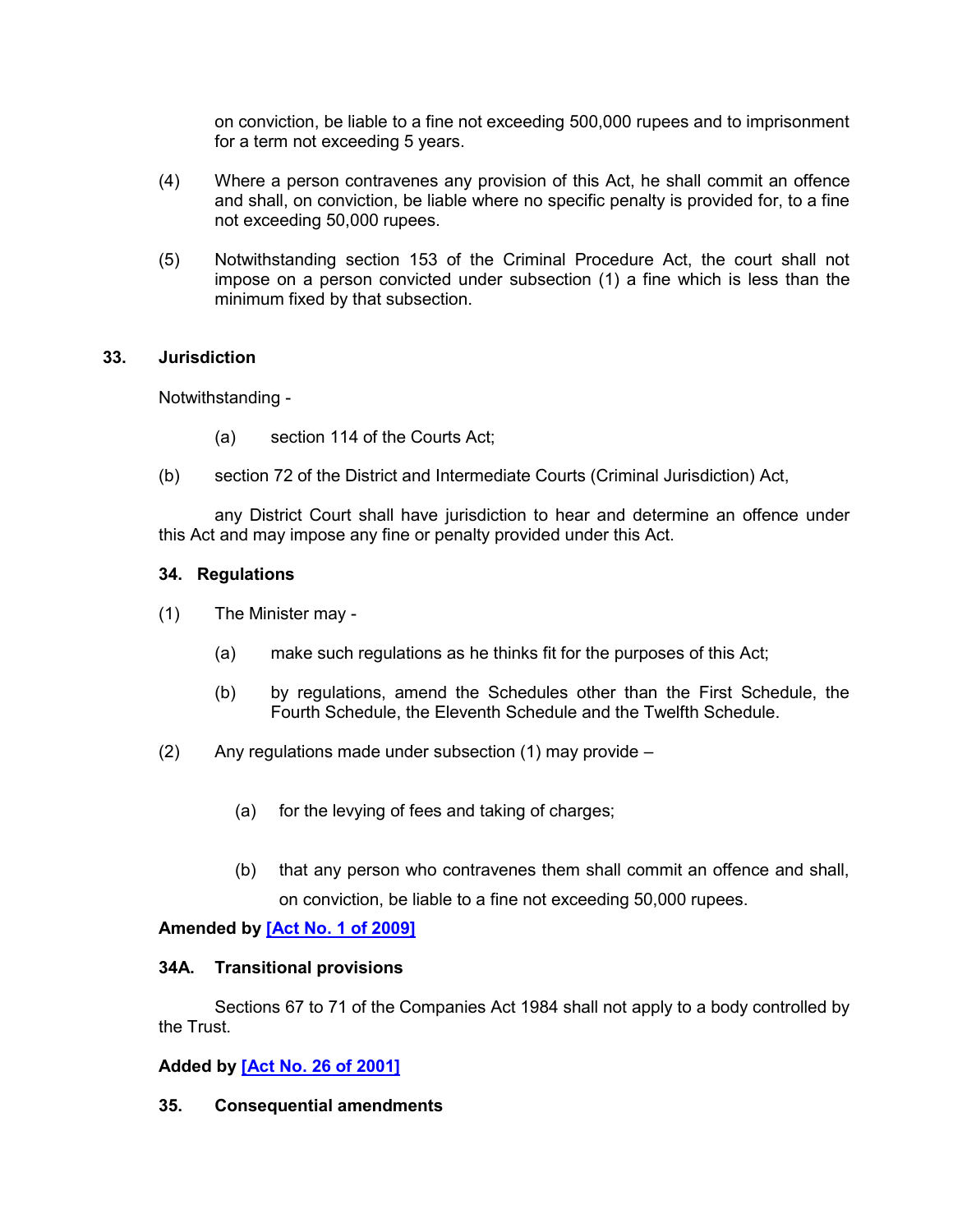on conviction, be liable to a fine not exceeding 500,000 rupees and to imprisonment for a term not exceeding 5 years.

(4) Where a person contravenes any provision of this Act, he shall commit an offence and shall, on conviction, be liable where no specific penalty is provided for, to a fine not exceeding 50,000 rupees.

(5) Notwithstanding section 153 of the Criminal Procedure Act, the court shall not impose on a person convicted under subsection (1) a fine which is less than the minimum fixed by that subsection.

### 33. Jurisdiction

Notwithstanding -

(a) section 114 of the Courts Act;

(b) section 72 of the District and Intermediate Courts (Criminal Jurisdiction) Act,

any District Court shall have jurisdiction to hear and determine an offence under this Act and may impose any fine or penalty provided under this Act.

### 34. Regulations

(1) The Minister may -

(a) make such regulations as he thinks fit for the purposes of this Act;

(b) by regulations, amend the Schedules other than the First Schedule, the Fourth Schedule, the Eleventh Schedule and the Twelfth Schedule.

(2) Any regulations made under subsection (1) may provide –

(a) for the levying of fees and taking of charges;

(b) that any person who contravenes them shall commit an offence and shall, on conviction, be liable to a fine not exceeding 50,000 rupees.

**Amended by [Act No. 1 of 2009]**

### 34A. Transitional provisions

Sections 67 to 71 of the Companies Act 1984 shall not apply to a body controlled by the Trust.

**Added by [Act No. 26 of 2001]**

### 35. Consequential amendments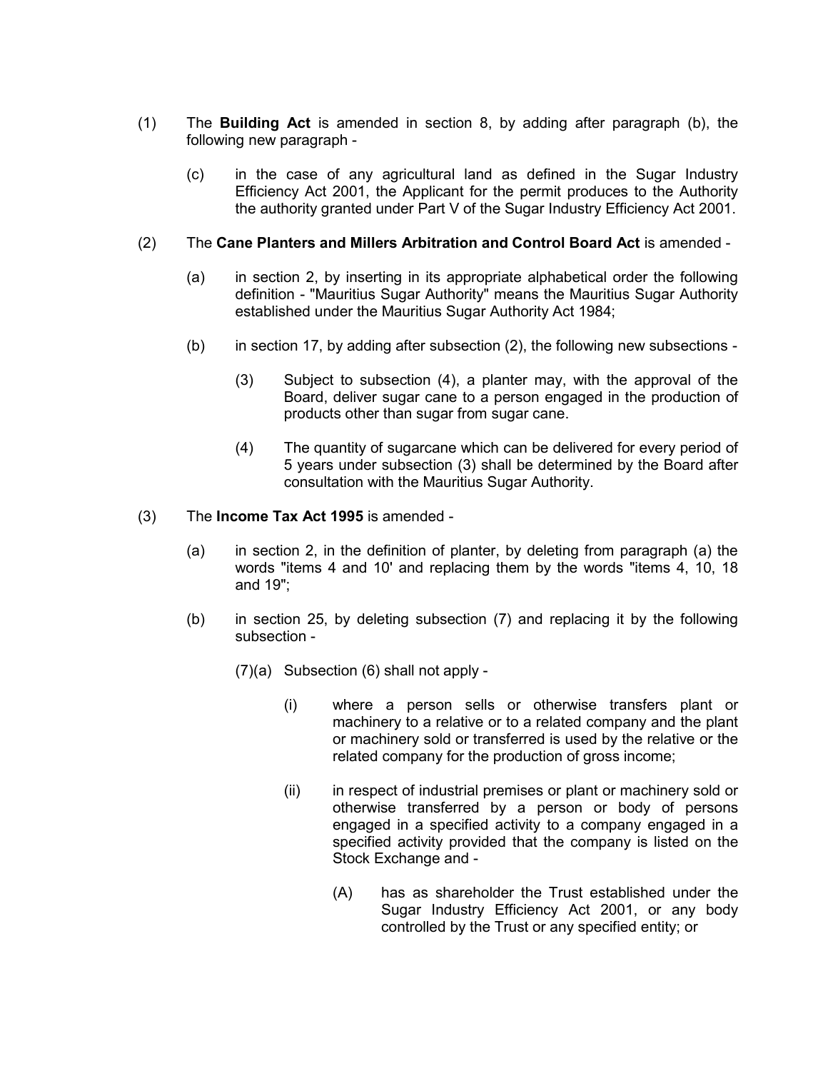(1) The **Building Act** is amended in section 8, by adding after paragraph (b), the following new paragraph -

(c) in the case of any agricultural land as defined in the Sugar Industry Efficiency Act 2001, the Applicant for the permit produces to the Authority the authority granted under Part V of the Sugar Industry Efficiency Act 2001.

(2) The **Cane Planters and Millers Arbitration and Control Board Act** is amended -

(a) in section 2, by inserting in its appropriate alphabetical order the following definition - "Mauritius Sugar Authority" means the Mauritius Sugar Authority established under the Mauritius Sugar Authority Act 1984;

(b) in section 17, by adding after subsection (2), the following new subsections -

(3) Subject to subsection (4), a planter may, with the approval of the Board, deliver sugar cane to a person engaged in the production of products other than sugar from sugar cane.

(4) The quantity of sugarcane which can be delivered for every period of 5 years under subsection (3) shall be determined by the Board after consultation with the Mauritius Sugar Authority.

(3) The **Income Tax Act 1995** is amended -

(a) in section 2, in the definition of planter, by deleting from paragraph (a) the words "items 4 and 10' and replacing them by the words "items 4, 10, 18 and 19";

(b) in section 25, by deleting subsection (7) and replacing it by the following subsection -

(7)(a) Subsection (6) shall not apply -

(i) where a person sells or otherwise transfers plant or machinery to a relative or to a related company and the plant or machinery sold or transferred is used by the relative or the related company for the production of gross income;

(ii) in respect of industrial premises or plant or machinery sold or otherwise transferred by a person or body of persons engaged in a specified activity to a company engaged in a specified activity provided that the company is listed on the Stock Exchange and -

(A) has as shareholder the Trust established under the Sugar Industry Efficiency Act 2001, or any body controlled by the Trust or any specified entity; or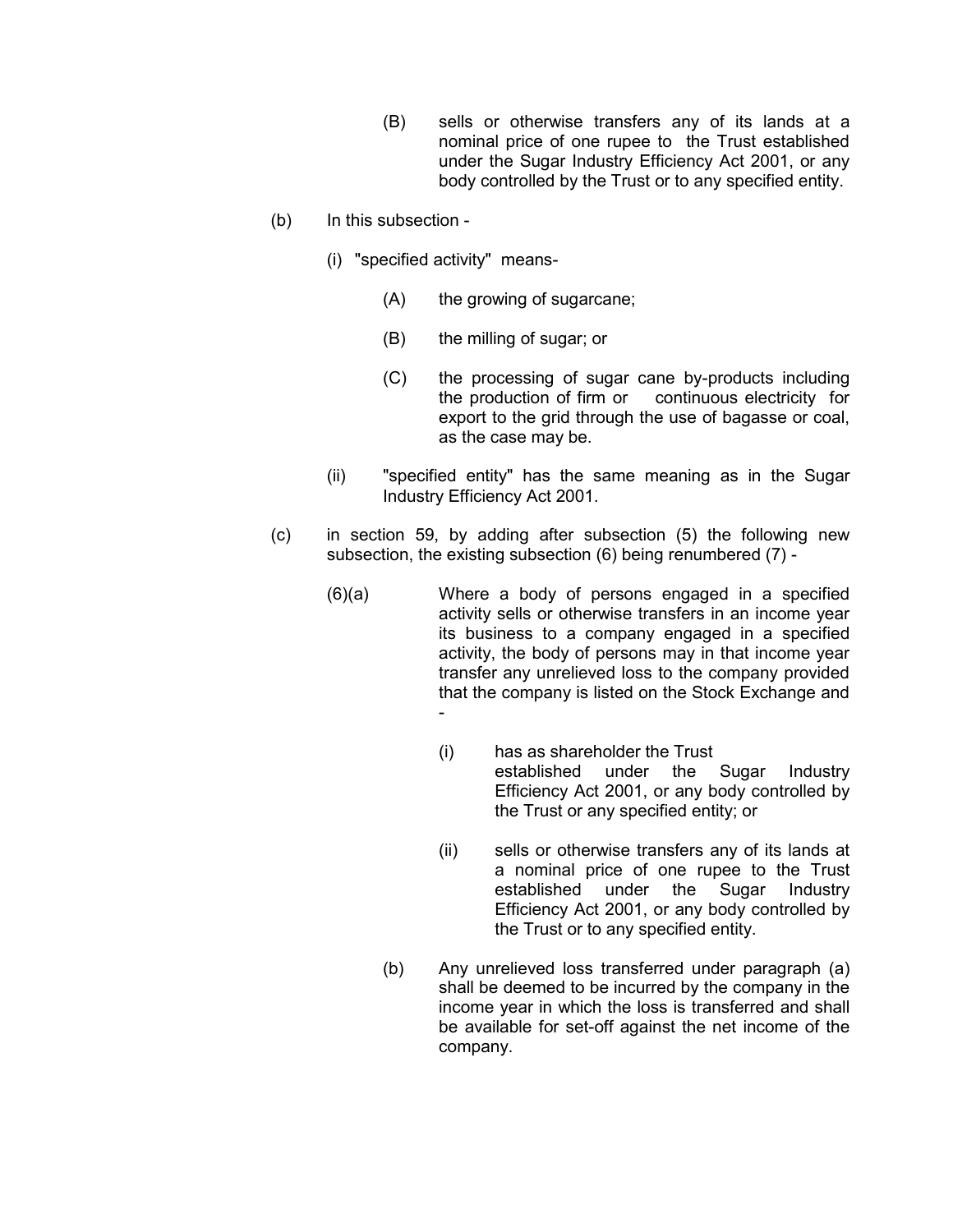(B) sells or otherwise transfers any of its lands at a nominal price of one rupee to the Trust established under the Sugar Industry Efficiency Act 2001, or any body controlled by the Trust or to any specified entity.

(b) In this subsection -

(i) "specified activity" means-

(A) the growing of sugarcane;

(B) the milling of sugar; or

(C) the processing of sugar cane by-products including the production of firm or continuous electricity for export to the grid through the use of bagasse or coal, as the case may be.

(ii) "specified entity" has the same meaning as in the Sugar Industry Efficiency Act 2001.

(c) in section 59, by adding after subsection (5) the following new subsection, the existing subsection (6) being renumbered (7) -

(6)(a) Where a body of persons engaged in a specified activity sells or otherwise transfers in an income year its business to a company engaged in a specified activity, the body of persons may in that income year transfer any unrelieved loss to the company provided that the company is listed on the Stock Exchange and -

(i) has as shareholder the Trust established under the Sugar Industry Efficiency Act 2001, or any body controlled by the Trust or any specified entity; or

(ii) sells or otherwise transfers any of its lands at a nominal price of one rupee to the Trust established under the Sugar Industry Efficiency Act 2001, or any body controlled by the Trust or to any specified entity.

(b) Any unrelieved loss transferred under paragraph (a) shall be deemed to be incurred by the company in the income year in which the loss is transferred and shall be available for set-off against the net income of the company.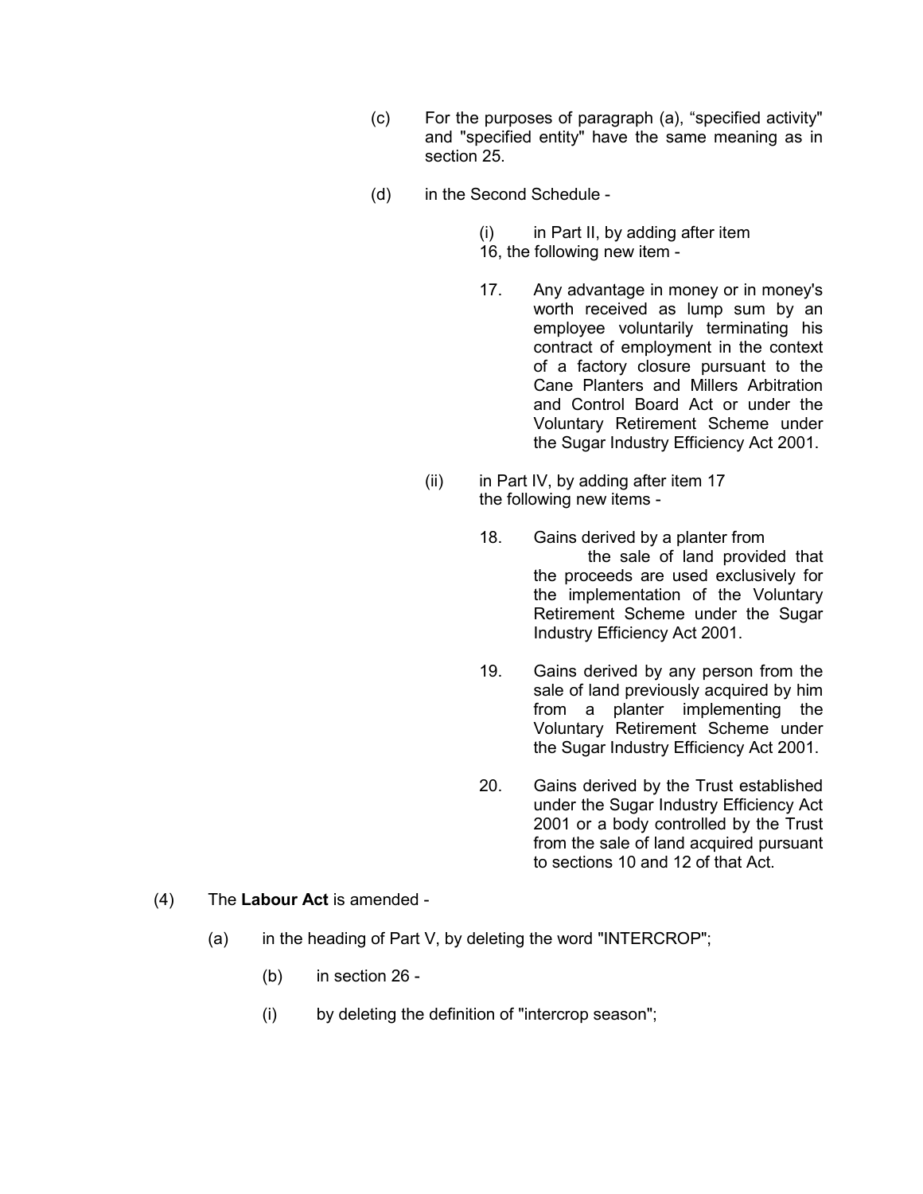(c) For the purposes of paragraph (a), “specified activity" and "specified entity" have the same meaning as in section 25.

(d) in the Second Schedule -

(i) in Part II, by adding after item 16, the following new item -

17. Any advantage in money or in money's worth received as lump sum by an employee voluntarily terminating his contract of employment in the context of a factory closure pursuant to the Cane Planters and Millers Arbitration and Control Board Act or under the Voluntary Retirement Scheme under the Sugar Industry Efficiency Act 2001.

(ii) in Part IV, by adding after item 17 the following new items -

18. Gains derived by a planter from the sale of land provided that the proceeds are used exclusively for the implementation of the Voluntary Retirement Scheme under the Sugar Industry Efficiency Act 2001.

19. Gains derived by any person from the sale of land previously acquired by him from a planter implementing the Voluntary Retirement Scheme under the Sugar Industry Efficiency Act 2001.

20. Gains derived by the Trust established under the Sugar Industry Efficiency Act 2001 or a body controlled by the Trust from the sale of land acquired pursuant to sections 10 and 12 of that Act.

(4) The **Labour Act** is amended -

(a) in the heading of Part V, by deleting the word "INTERCROP";

(b) in section 26 -

(i) by deleting the definition of "intercrop season";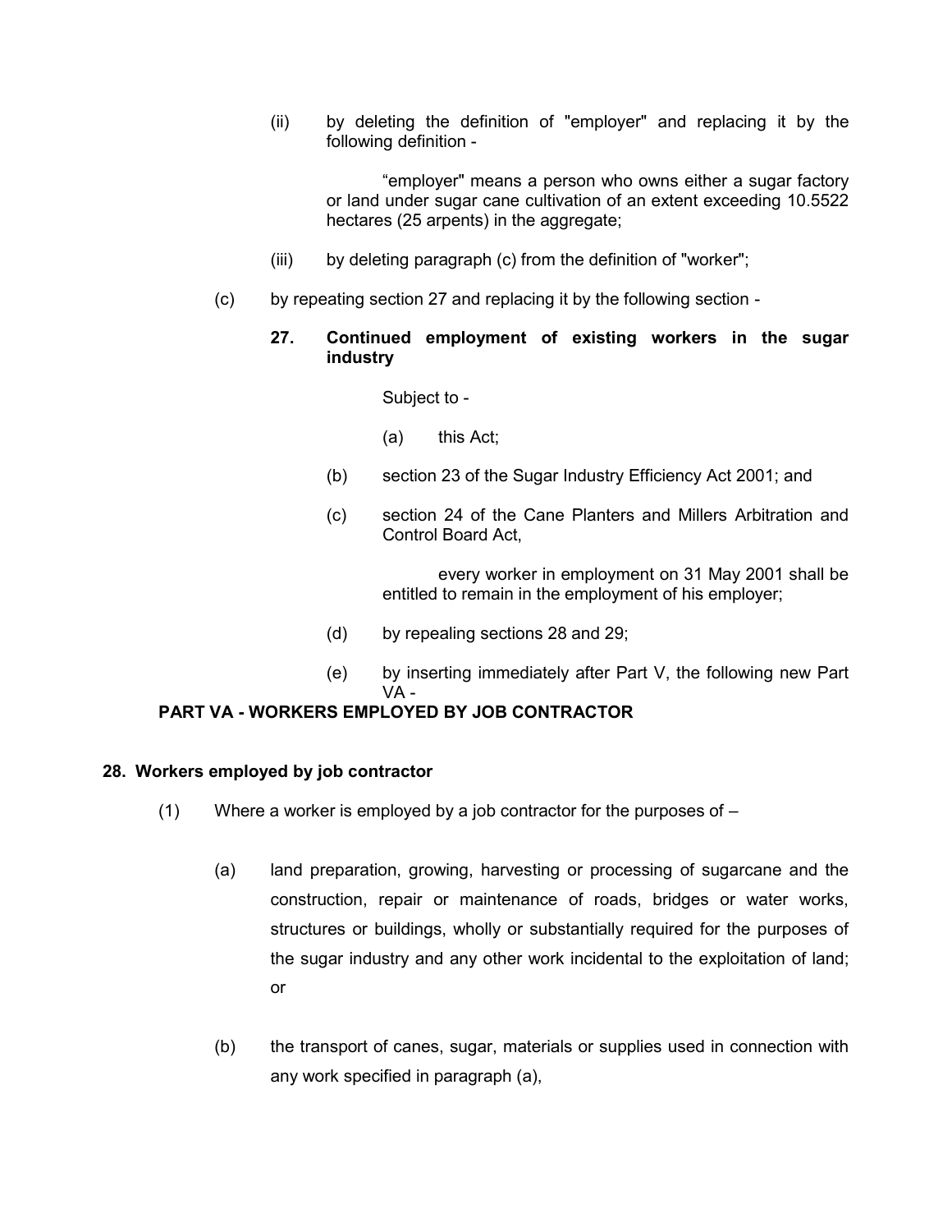(ii) by deleting the definition of "employer" and replacing it by the following definition -

> “employer" means a person who owns either a sugar factory or land under sugar cane cultivation of an extent exceeding 10.5522 hectares (25 arpents) in the aggregate;

(iii) by deleting paragraph (c) from the definition of "worker";

(c) by repeating section 27 and replacing it by the following section -

> **27. Continued employment of existing workers in the sugar industry**
>
> Subject to -
>
> (a) this Act;
>
> (b) section 23 of the Sugar Industry Efficiency Act 2001; and
>
> (c) section 24 of the Cane Planters and Millers Arbitration and Control Board Act,
>
> every worker in employment on 31 May 2001 shall be entitled to remain in the employment of his employer;

(d) by repealing sections 28 and 29;

(e) by inserting immediately after Part V, the following new Part VA -

**PART VA - WORKERS EMPLOYED BY JOB CONTRACTOR**

**28. Workers employed by job contractor**

(1) Where a worker is employed by a job contractor for the purposes of –

(a) land preparation, growing, harvesting or processing of sugarcane and the construction, repair or maintenance of roads, bridges or water works, structures or buildings, wholly or substantially required for the purposes of the sugar industry and any other work incidental to the exploitation of land; or

(b) the transport of canes, sugar, materials or supplies used in connection with any work specified in paragraph (a),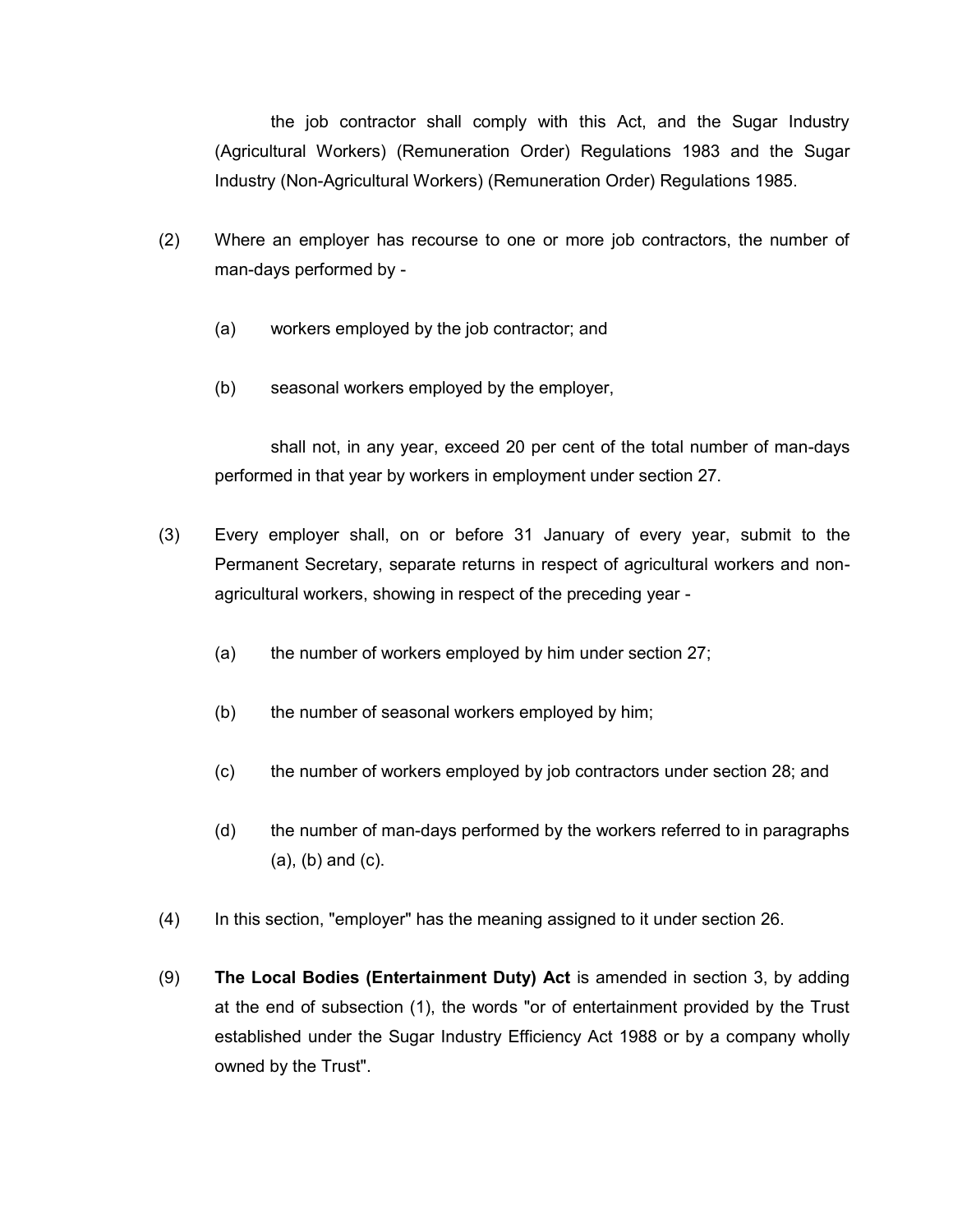the job contractor shall comply with this Act, and the Sugar Industry (Agricultural Workers) (Remuneration Order) Regulations 1983 and the Sugar Industry (Non-Agricultural Workers) (Remuneration Order) Regulations 1985.

(2) Where an employer has recourse to one or more job contractors, the number of man-days performed by -

(a) workers employed by the job contractor; and

(b) seasonal workers employed by the employer,

shall not, in any year, exceed 20 per cent of the total number of man-days performed in that year by workers in employment under section 27.

(3) Every employer shall, on or before 31 January of every year, submit to the Permanent Secretary, separate returns in respect of agricultural workers and non-agricultural workers, showing in respect of the preceding year -

(a) the number of workers employed by him under section 27;

(b) the number of seasonal workers employed by him;

(c) the number of workers employed by job contractors under section 28; and

(d) the number of man-days performed by the workers referred to in paragraphs (a), (b) and (c).

(4) In this section, "employer" has the meaning assigned to it under section 26.

(9) **The Local Bodies (Entertainment Duty) Act** is amended in section 3, by adding at the end of subsection (1), the words "or of entertainment provided by the Trust established under the Sugar Industry Efficiency Act 1988 or by a company wholly owned by the Trust".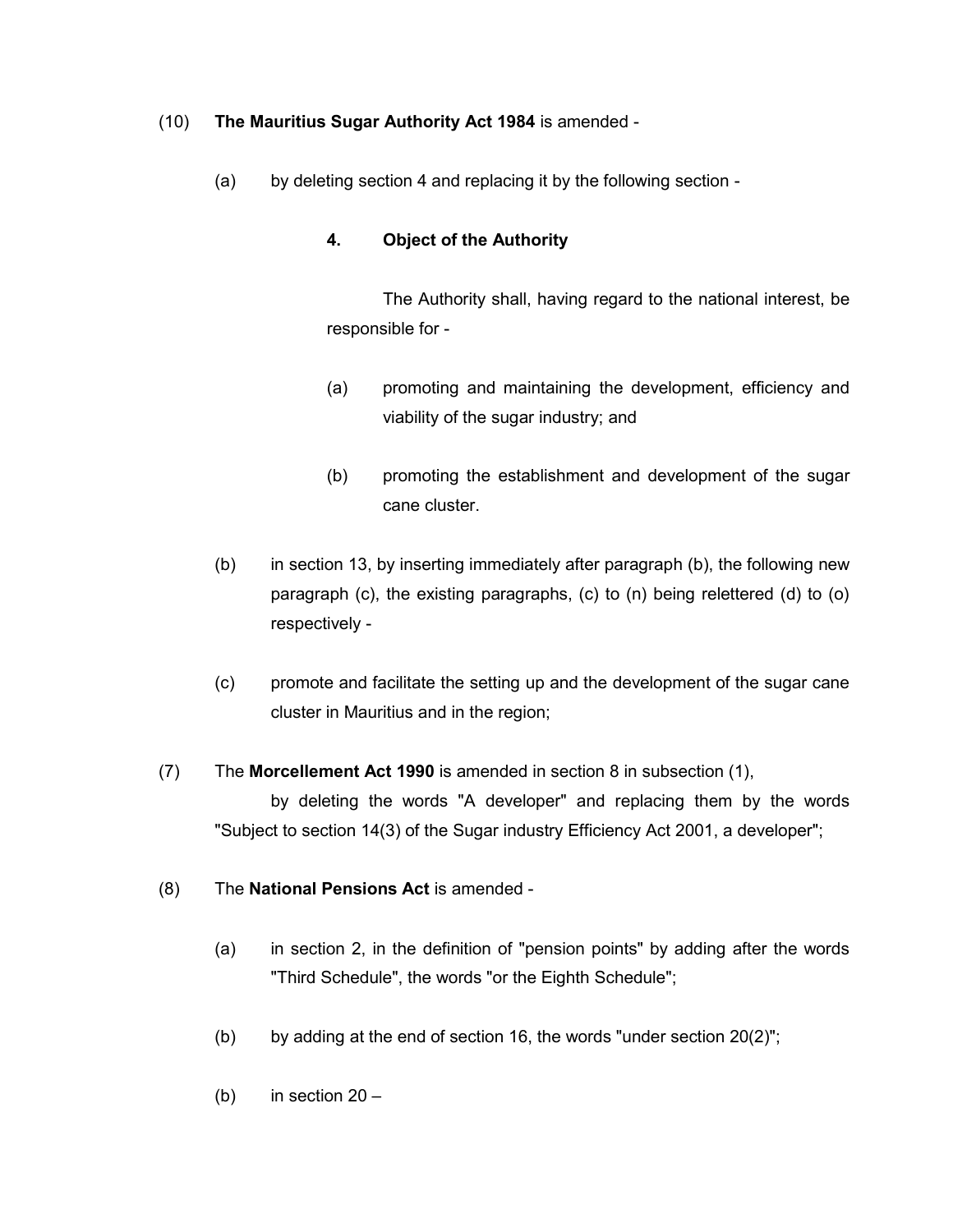(10) **The Mauritius Sugar Authority Act 1984** is amended -

(a) by deleting section 4 and replacing it by the following section -

**4. Object of the Authority**

The Authority shall, having regard to the national interest, be responsible for -

(a) promoting and maintaining the development, efficiency and viability of the sugar industry; and

(b) promoting the establishment and development of the sugar cane cluster.

(b) in section 13, by inserting immediately after paragraph (b), the following new paragraph (c), the existing paragraphs, (c) to (n) being relettered (d) to (o) respectively -

(c) promote and facilitate the setting up and the development of the sugar cane cluster in Mauritius and in the region;

(7) The **Morcellement Act 1990** is amended in section 8 in subsection (1),
by deleting the words "A developer" and replacing them by the words "Subject to section 14(3) of the Sugar industry Efficiency Act 2001, a developer";

(8) The **National Pensions Act** is amended -

(a) in section 2, in the definition of "pension points" by adding after the words "Third Schedule", the words "or the Eighth Schedule";

(b) by adding at the end of section 16, the words "under section 20(2)";

(b) in section 20 –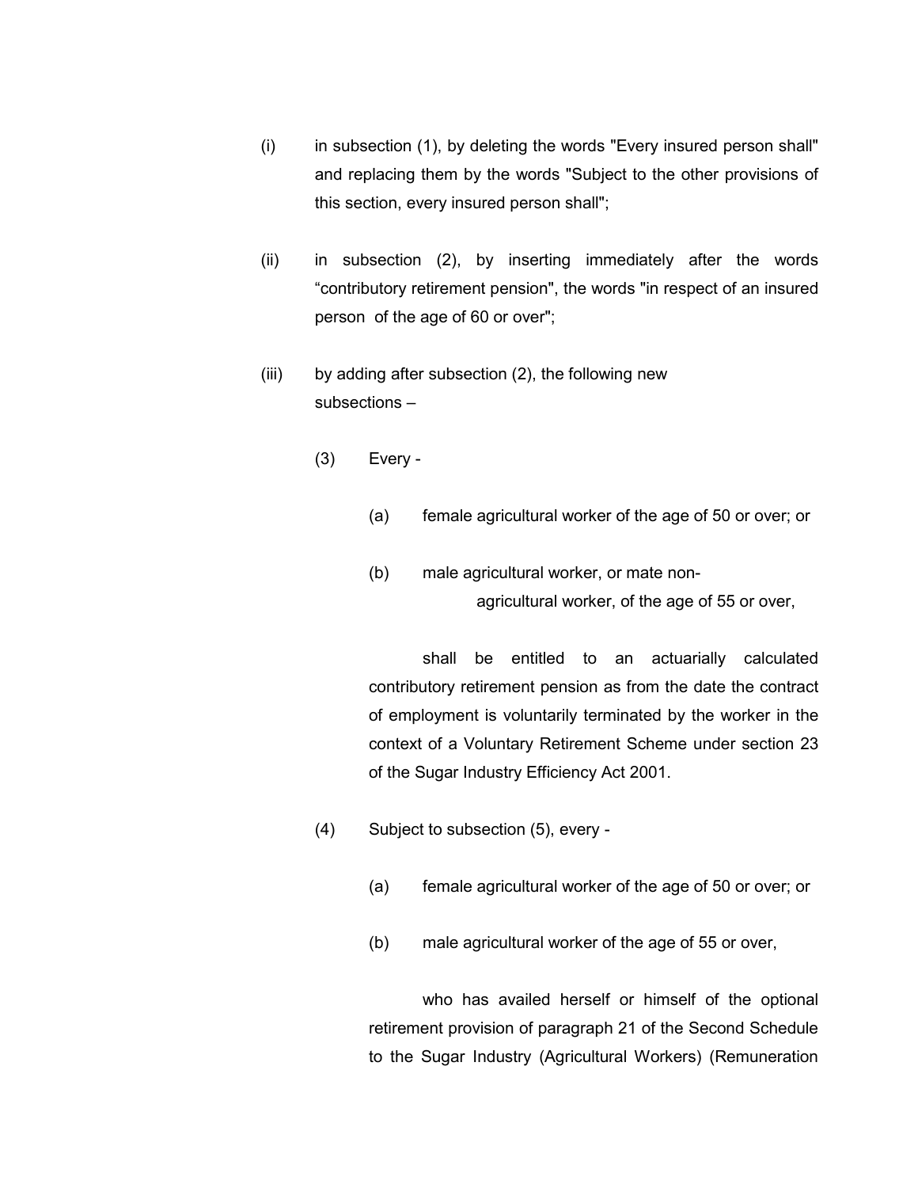(i) in subsection (1), by deleting the words "Every insured person shall" and replacing them by the words "Subject to the other provisions of this section, every insured person shall";

(ii) in subsection (2), by inserting immediately after the words “contributory retirement pension", the words "in respect of an insured person of the age of 60 or over";

(iii) by adding after subsection (2), the following new subsections –

> (3) Every -
>
> > (a) female agricultural worker of the age of 50 or over; or
> >
> > (b) male agricultural worker, or mate non-agricultural worker, of the age of 55 or over,
>
> shall be entitled to an actuarially calculated contributory retirement pension as from the date the contract of employment is voluntarily terminated by the worker in the context of a Voluntary Retirement Scheme under section 23 of the Sugar Industry Efficiency Act 2001.
>
> (4) Subject to subsection (5), every -
>
> > (a) female agricultural worker of the age of 50 or over; or
> >
> > (b) male agricultural worker of the age of 55 or over,
>
> who has availed herself or himself of the optional retirement provision of paragraph 21 of the Second Schedule to the Sugar Industry (Agricultural Workers) (Remuneration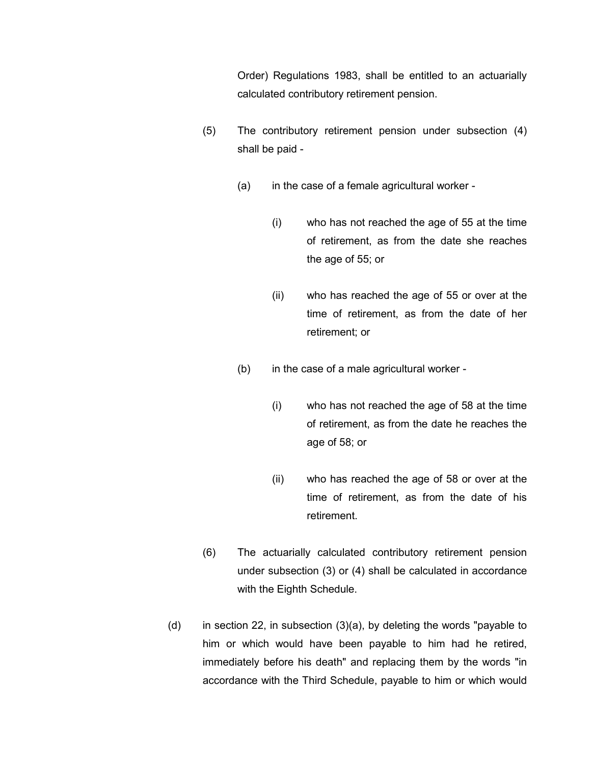Order) Regulations 1983, shall be entitled to an actuarially calculated contributory retirement pension.

(5) The contributory retirement pension under subsection (4) shall be paid -

(a) in the case of a female agricultural worker -

(i) who has not reached the age of 55 at the time of retirement, as from the date she reaches the age of 55; or

(ii) who has reached the age of 55 or over at the time of retirement, as from the date of her retirement; or

(b) in the case of a male agricultural worker -

(i) who has not reached the age of 58 at the time of retirement, as from the date he reaches the age of 58; or

(ii) who has reached the age of 58 or over at the time of retirement, as from the date of his retirement.

(6) The actuarially calculated contributory retirement pension under subsection (3) or (4) shall be calculated in accordance with the Eighth Schedule.

(d) in section 22, in subsection (3)(a), by deleting the words "payable to him or which would have been payable to him had he retired, immediately before his death" and replacing them by the words "in accordance with the Third Schedule, payable to him or which would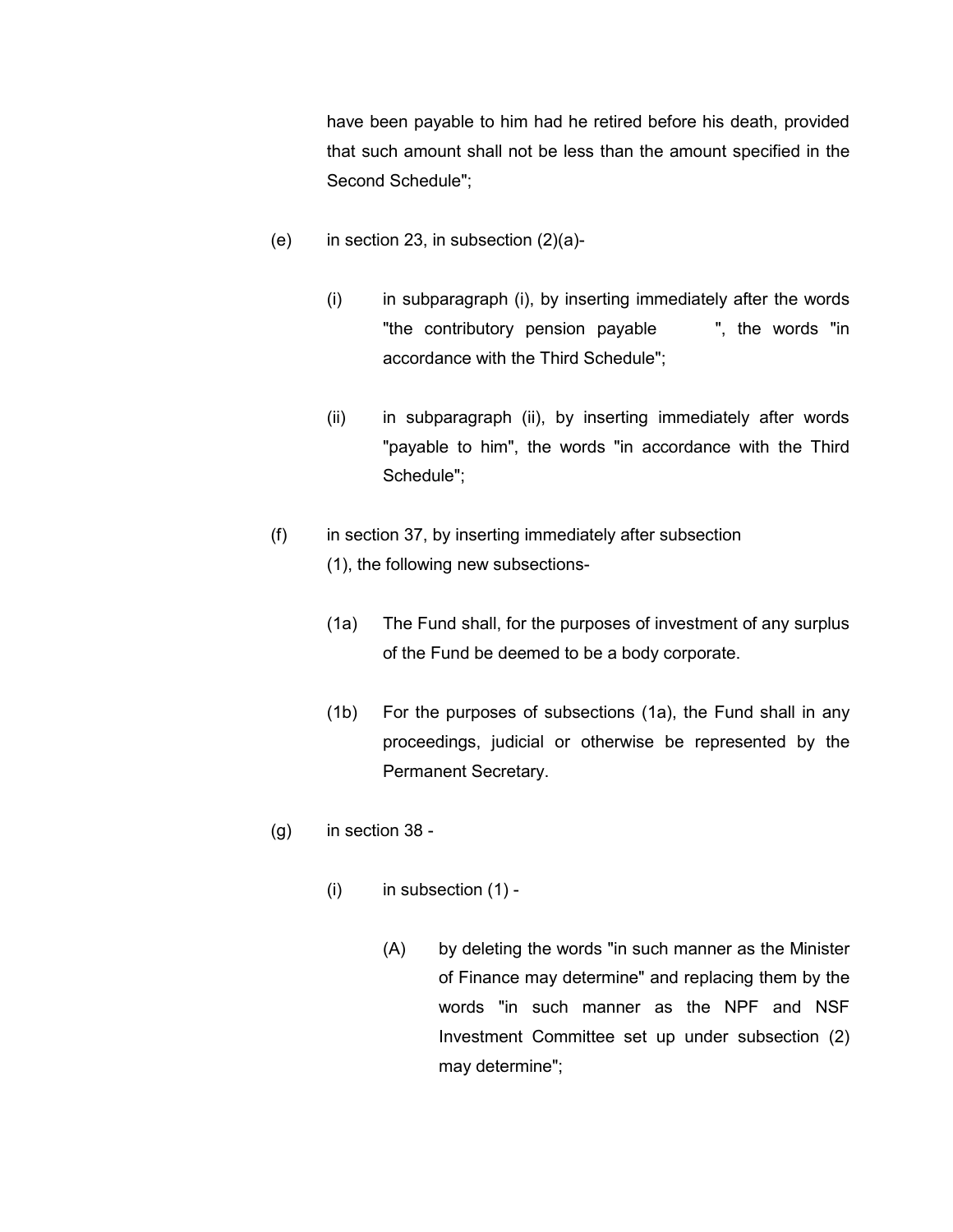have been payable to him had he retired before his death, provided that such amount shall not be less than the amount specified in the Second Schedule";

(e) in section 23, in subsection (2)(a)-

(i) in subparagraph (i), by inserting immediately after the words "the contributory pension payable ", the words "in accordance with the Third Schedule";

(ii) in subparagraph (ii), by inserting immediately after words "payable to him", the words "in accordance with the Third Schedule";

(f) in section 37, by inserting immediately after subsection (1), the following new subsections-

(1a) The Fund shall, for the purposes of investment of any surplus of the Fund be deemed to be a body corporate.

(1b) For the purposes of subsections (1a), the Fund shall in any proceedings, judicial or otherwise be represented by the Permanent Secretary.

(g) in section 38 -

(i) in subsection (1) -

(A) by deleting the words "in such manner as the Minister of Finance may determine" and replacing them by the words "in such manner as the NPF and NSF Investment Committee set up under subsection (2) may determine";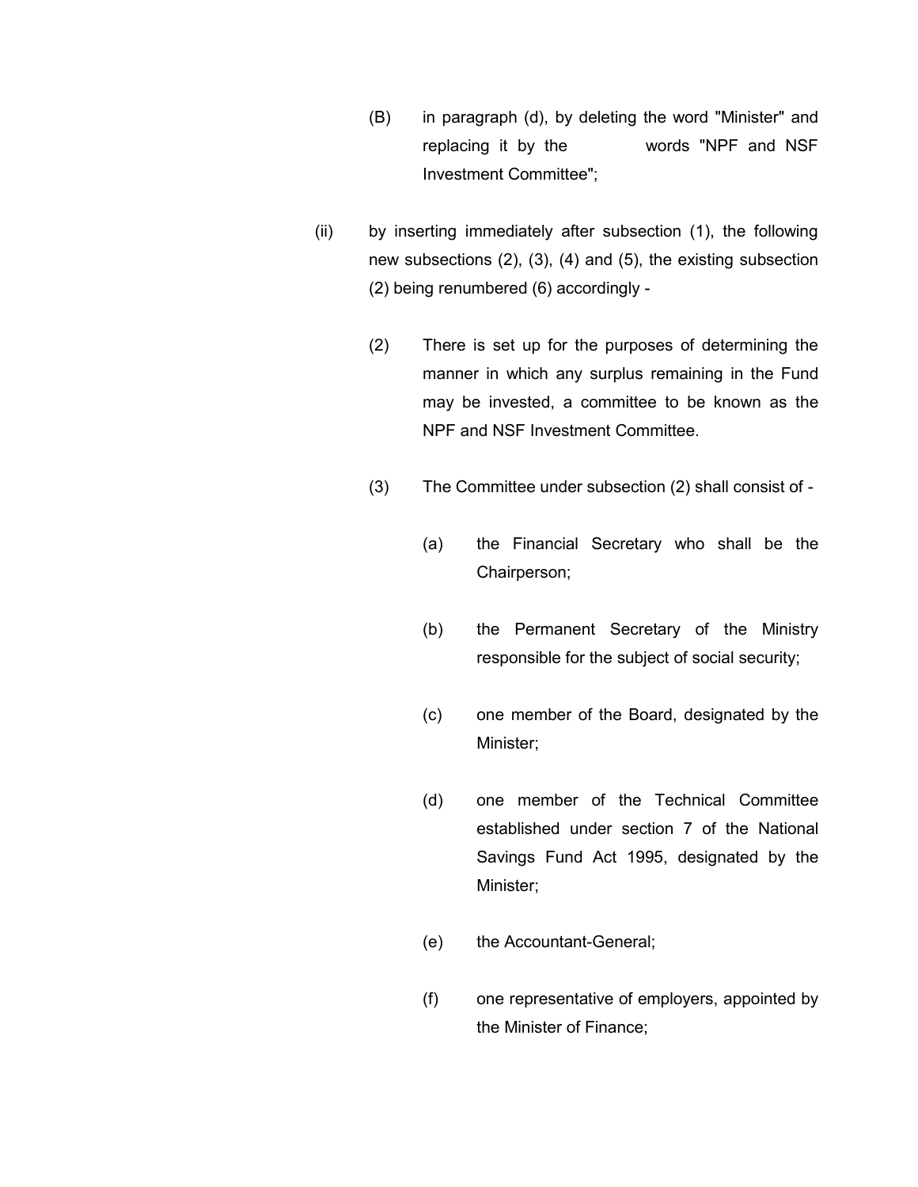(B) in paragraph (d), by deleting the word "Minister" and replacing it by the words "NPF and NSF Investment Committee";

(ii) by inserting immediately after subsection (1), the following new subsections (2), (3), (4) and (5), the existing subsection (2) being renumbered (6) accordingly -

(2) There is set up for the purposes of determining the manner in which any surplus remaining in the Fund may be invested, a committee to be known as the NPF and NSF Investment Committee.

(3) The Committee under subsection (2) shall consist of -

(a) the Financial Secretary who shall be the Chairperson;

(b) the Permanent Secretary of the Ministry responsible for the subject of social security;

(c) one member of the Board, designated by the Minister;

(d) one member of the Technical Committee established under section 7 of the National Savings Fund Act 1995, designated by the Minister;

(e) the Accountant-General;

(f) one representative of employers, appointed by the Minister of Finance;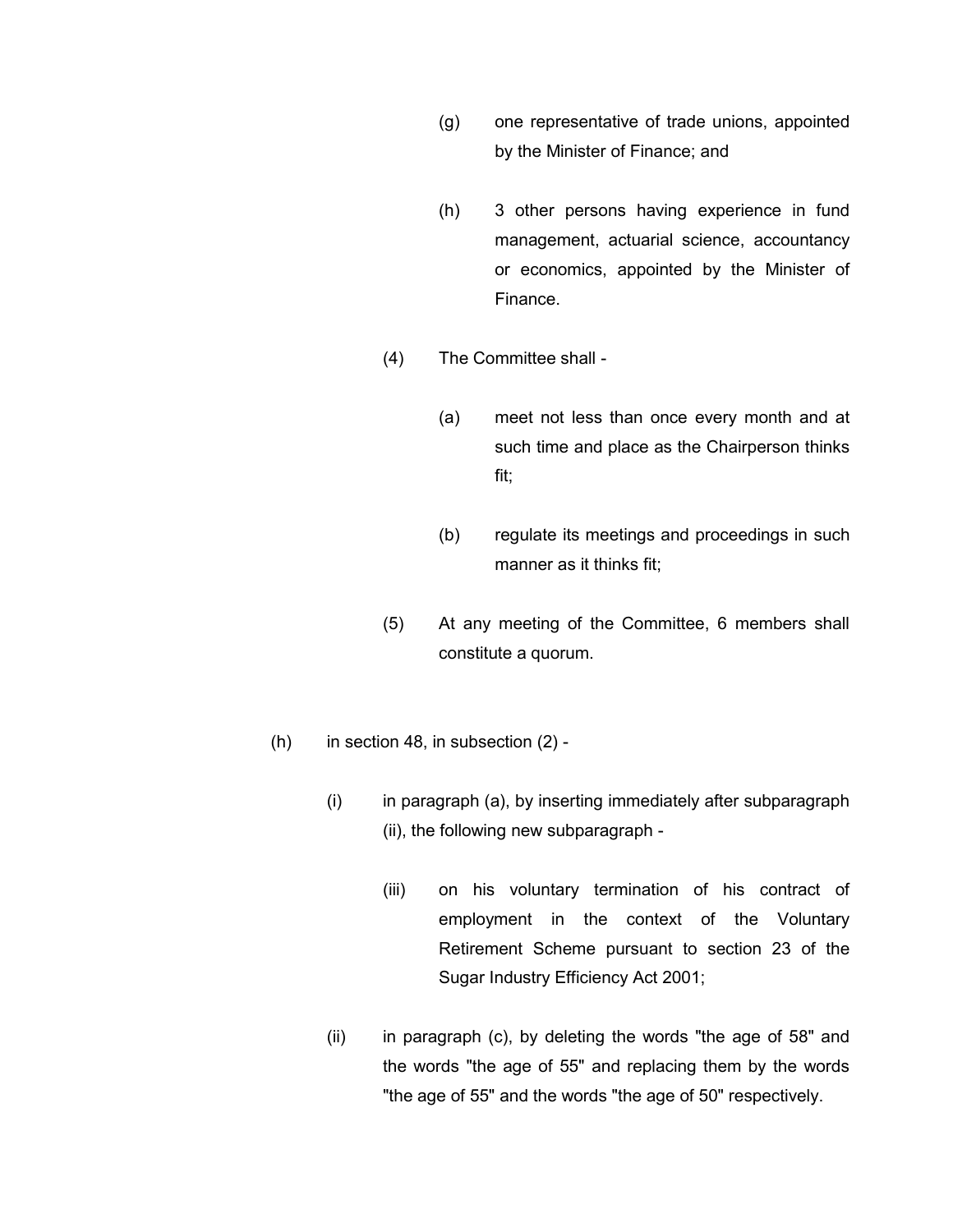(g) one representative of trade unions, appointed by the Minister of Finance; and

(h) 3 other persons having experience in fund management, actuarial science, accountancy or economics, appointed by the Minister of Finance.

(4) The Committee shall -

(a) meet not less than once every month and at such time and place as the Chairperson thinks fit;

(b) regulate its meetings and proceedings in such manner as it thinks fit;

(5) At any meeting of the Committee, 6 members shall constitute a quorum.

(h) in section 48, in subsection (2) -

(i) in paragraph (a), by inserting immediately after subparagraph (ii), the following new subparagraph -

(iii) on his voluntary termination of his contract of employment in the context of the Voluntary Retirement Scheme pursuant to section 23 of the Sugar Industry Efficiency Act 2001;

(ii) in paragraph (c), by deleting the words "the age of 58" and the words "the age of 55" and replacing them by the words "the age of 55" and the words "the age of 50" respectively.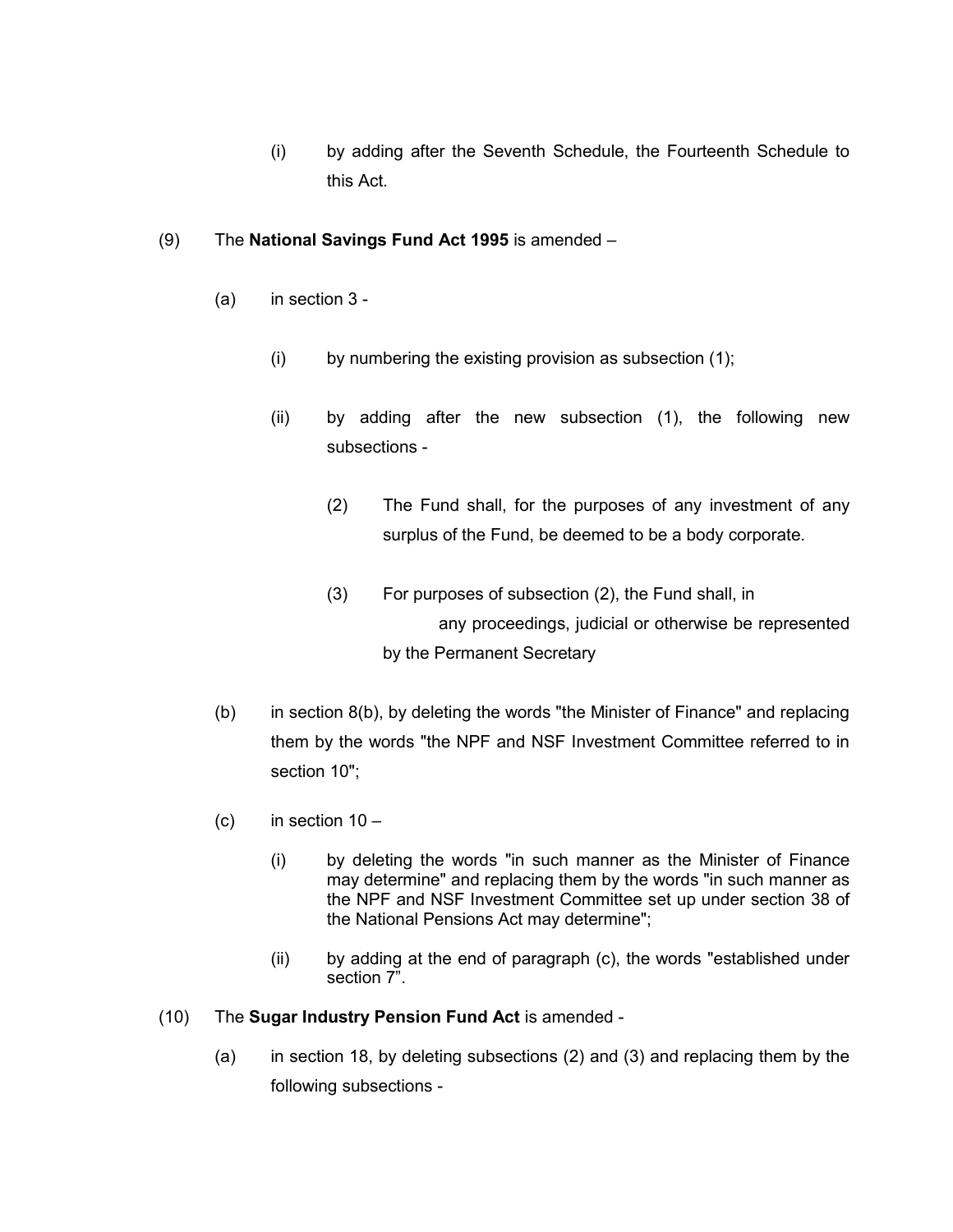(i) by adding after the Seventh Schedule, the Fourteenth Schedule to this Act.

(9) The **National Savings Fund Act 1995** is amended –

(a) in section 3 -

(i) by numbering the existing provision as subsection (1);

(ii) by adding after the new subsection (1), the following new subsections -

(2) The Fund shall, for the purposes of any investment of any surplus of the Fund, be deemed to be a body corporate.

(3) For purposes of subsection (2), the Fund shall, in any proceedings, judicial or otherwise be represented by the Permanent Secretary

(b) in section 8(b), by deleting the words "the Minister of Finance" and replacing them by the words "the NPF and NSF Investment Committee referred to in section 10";

(c) in section 10 –

(i) by deleting the words "in such manner as the Minister of Finance may determine" and replacing them by the words "in such manner as the NPF and NSF Investment Committee set up under section 38 of the National Pensions Act may determine";

(ii) by adding at the end of paragraph (c), the words "established under section 7".

(10) The **Sugar Industry Pension Fund Act** is amended -

(a) in section 18, by deleting subsections (2) and (3) and replacing them by the following subsections -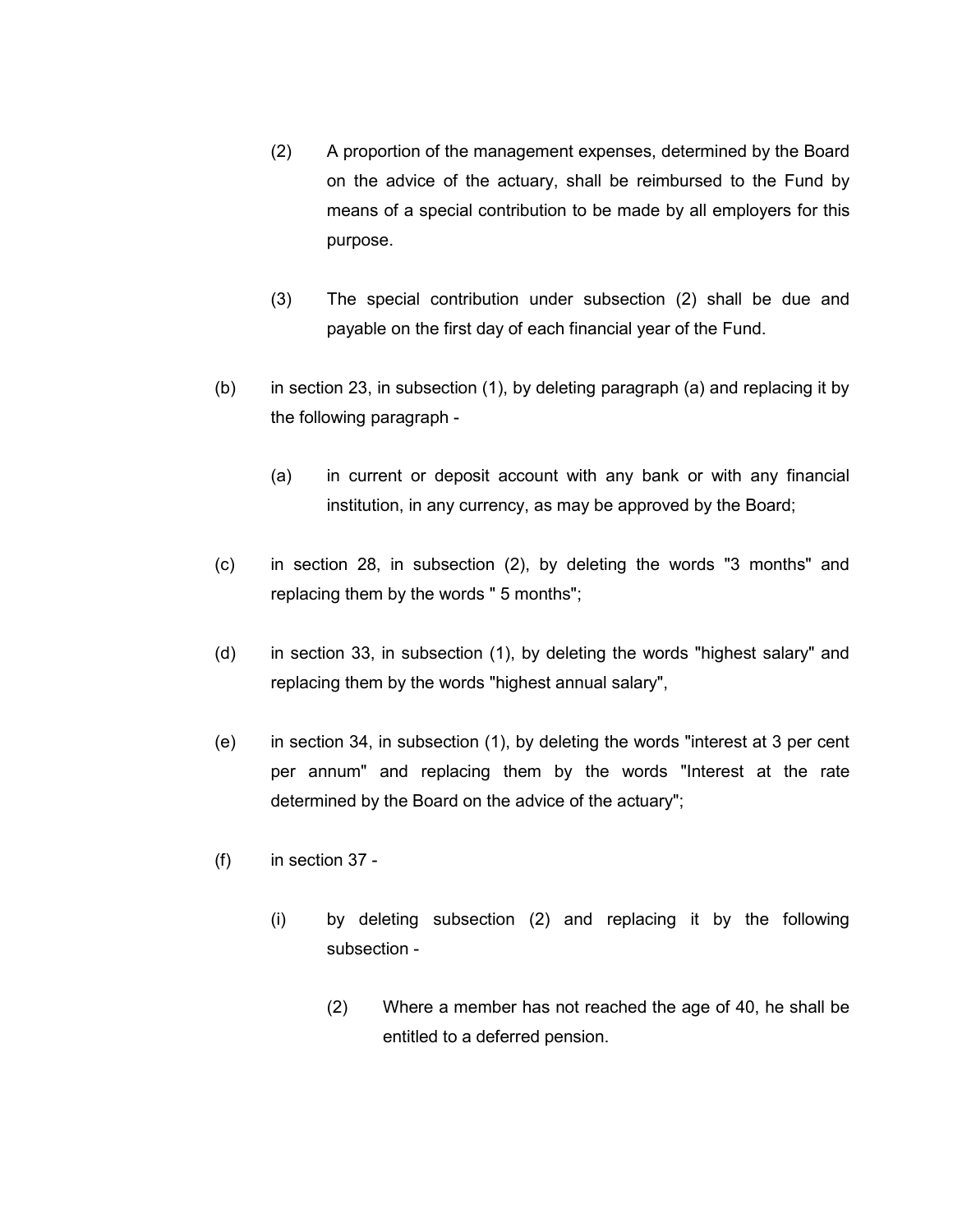(2) A proportion of the management expenses, determined by the Board on the advice of the actuary, shall be reimbursed to the Fund by means of a special contribution to be made by all employers for this purpose.

(3) The special contribution under subsection (2) shall be due and payable on the first day of each financial year of the Fund.

(b) in section 23, in subsection (1), by deleting paragraph (a) and replacing it by the following paragraph -

(a) in current or deposit account with any bank or with any financial institution, in any currency, as may be approved by the Board;

(c) in section 28, in subsection (2), by deleting the words "3 months" and replacing them by the words " 5 months";

(d) in section 33, in subsection (1), by deleting the words "highest salary" and replacing them by the words "highest annual salary",

(e) in section 34, in subsection (1), by deleting the words "interest at 3 per cent per annum" and replacing them by the words "Interest at the rate determined by the Board on the advice of the actuary";

(f) in section 37 -

(i) by deleting subsection (2) and replacing it by the following subsection -

(2) Where a member has not reached the age of 40, he shall be entitled to a deferred pension.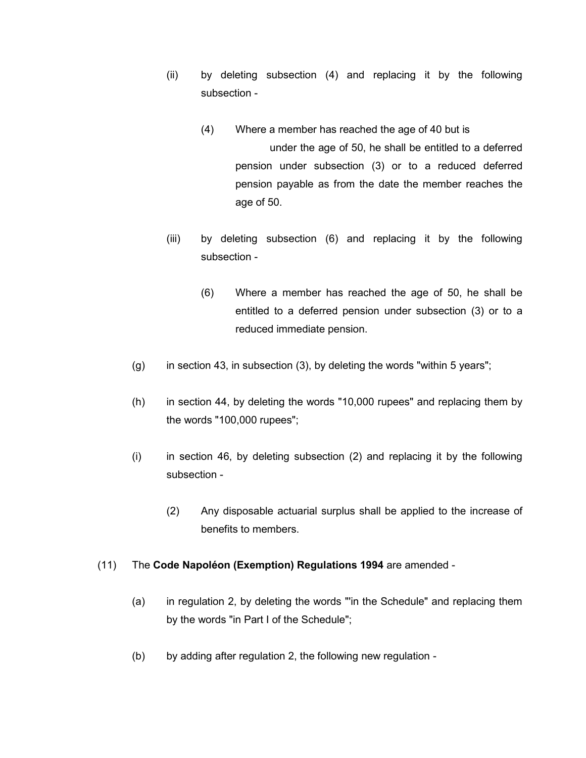(ii) by deleting subsection (4) and replacing it by the following subsection -

(4) Where a member has reached the age of 40 but is under the age of 50, he shall be entitled to a deferred pension under subsection (3) or to a reduced deferred pension payable as from the date the member reaches the age of 50.

(iii) by deleting subsection (6) and replacing it by the following subsection -

(6) Where a member has reached the age of 50, he shall be entitled to a deferred pension under subsection (3) or to a reduced immediate pension.

(g) in section 43, in subsection (3), by deleting the words "within 5 years";

(h) in section 44, by deleting the words "10,000 rupees" and replacing them by the words "100,000 rupees";

(i) in section 46, by deleting subsection (2) and replacing it by the following subsection -

(2) Any disposable actuarial surplus shall be applied to the increase of benefits to members.

(11) The **Code Napoléon (Exemption) Regulations 1994** are amended -

(a) in regulation 2, by deleting the words "'in the Schedule" and replacing them by the words "in Part I of the Schedule";

(b) by adding after regulation 2, the following new regulation -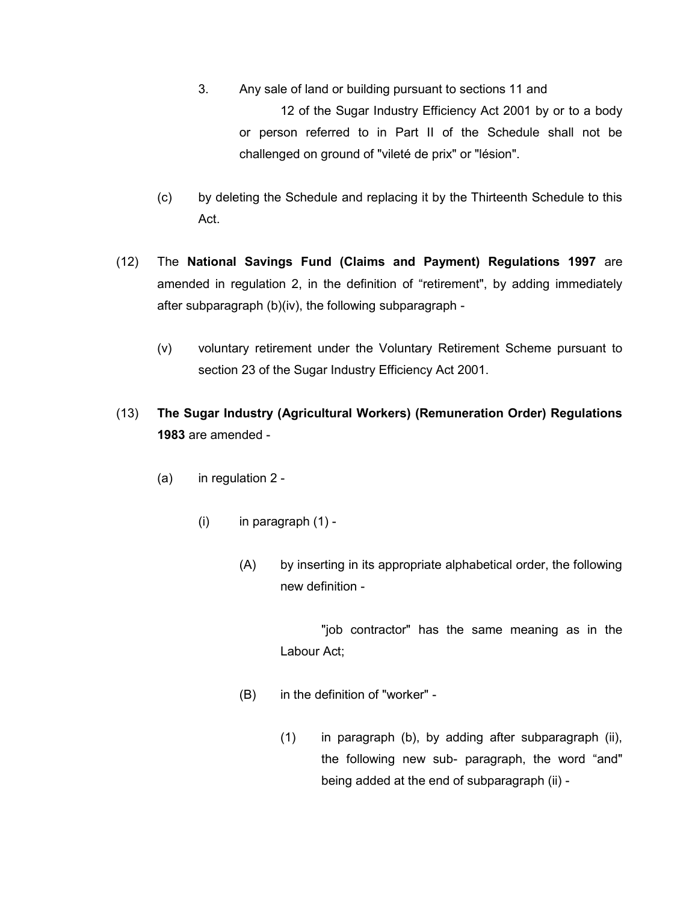3. Any sale of land or building pursuant to sections 11 and 12 of the Sugar Industry Efficiency Act 2001 by or to a body or person referred to in Part II of the Schedule shall not be challenged on ground of "vileté de prix" or "lésion".

(c) by deleting the Schedule and replacing it by the Thirteenth Schedule to this Act.

(12) The **National Savings Fund (Claims and Payment) Regulations 1997** are amended in regulation 2, in the definition of "retirement", by adding immediately after subparagraph (b)(iv), the following subparagraph -

(v) voluntary retirement under the Voluntary Retirement Scheme pursuant to section 23 of the Sugar Industry Efficiency Act 2001.

(13) **The Sugar Industry (Agricultural Workers) (Remuneration Order) Regulations 1983** are amended -

(a) in regulation 2 -

(i) in paragraph (1) -

(A) by inserting in its appropriate alphabetical order, the following new definition -

"job contractor" has the same meaning as in the Labour Act;

(B) in the definition of "worker" -

(1) in paragraph (b), by adding after subparagraph (ii), the following new sub- paragraph, the word "and" being added at the end of subparagraph (ii) -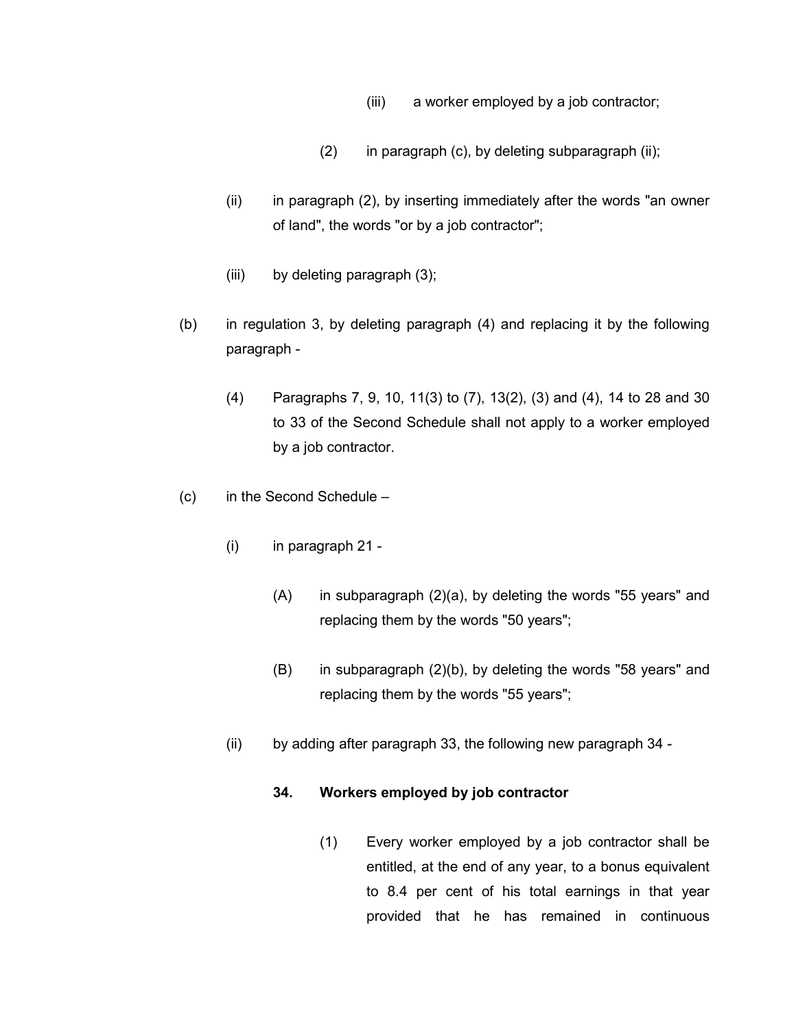(iii) a worker employed by a job contractor;

(2) in paragraph (c), by deleting subparagraph (ii);

(ii) in paragraph (2), by inserting immediately after the words "an owner of land", the words "or by a job contractor";

(iii) by deleting paragraph (3);

(b) in regulation 3, by deleting paragraph (4) and replacing it by the following paragraph -

(4) Paragraphs 7, 9, 10, 11(3) to (7), 13(2), (3) and (4), 14 to 28 and 30 to 33 of the Second Schedule shall not apply to a worker employed by a job contractor.

(c) in the Second Schedule –

(i) in paragraph 21 -

(A) in subparagraph (2)(a), by deleting the words "55 years" and replacing them by the words "50 years";

(B) in subparagraph (2)(b), by deleting the words "58 years" and replacing them by the words "55 years";

(ii) by adding after paragraph 33, the following new paragraph 34 -

**34. Workers employed by job contractor**

(1) Every worker employed by a job contractor shall be entitled, at the end of any year, to a bonus equivalent to 8.4 per cent of his total earnings in that year provided that he has remained in continuous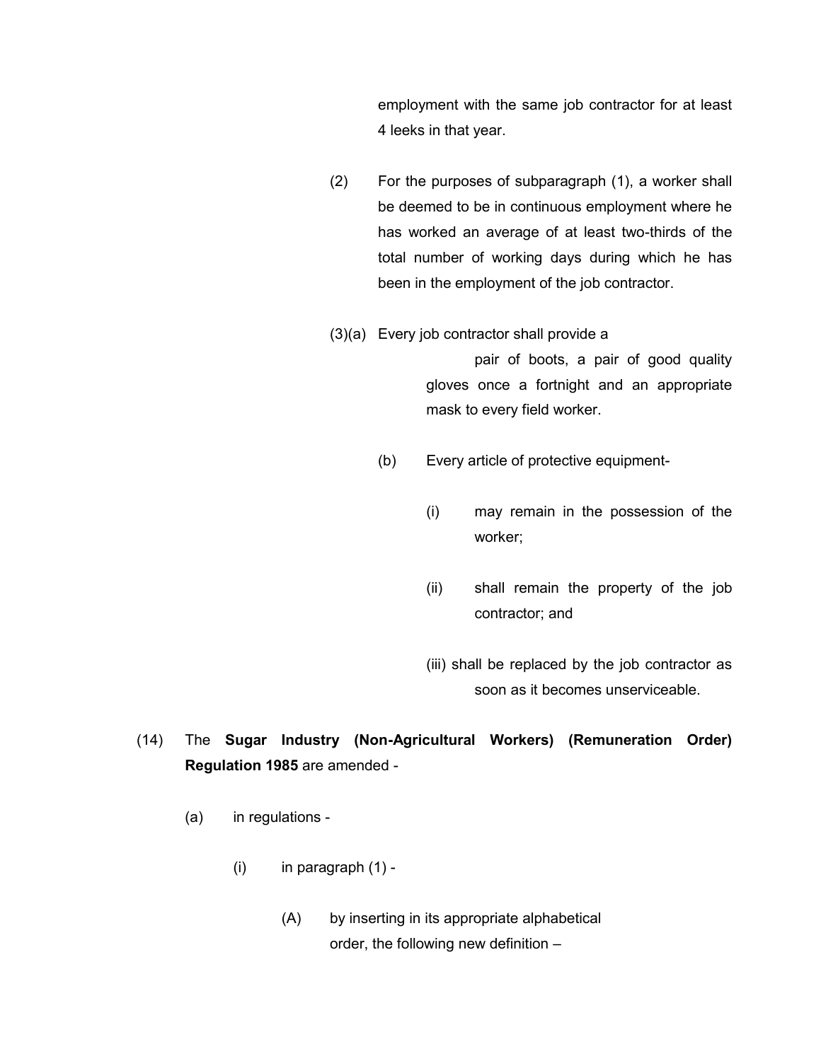employment with the same job contractor for at least 4 leeks in that year.

(2) For the purposes of subparagraph (1), a worker shall be deemed to be in continuous employment where he has worked an average of at least two-thirds of the total number of working days during which he has been in the employment of the job contractor.

(3)(a) Every job contractor shall provide a pair of boots, a pair of good quality gloves once a fortnight and an appropriate mask to every field worker.

(b) Every article of protective equipment-

(i) may remain in the possession of the worker;

(ii) shall remain the property of the job contractor; and

(iii) shall be replaced by the job contractor as soon as it becomes unserviceable.

(14) The **Sugar Industry (Non-Agricultural Workers) (Remuneration Order) Regulation 1985** are amended -

(a) in regulations -

(i) in paragraph (1) -

(A) by inserting in its appropriate alphabetical order, the following new definition –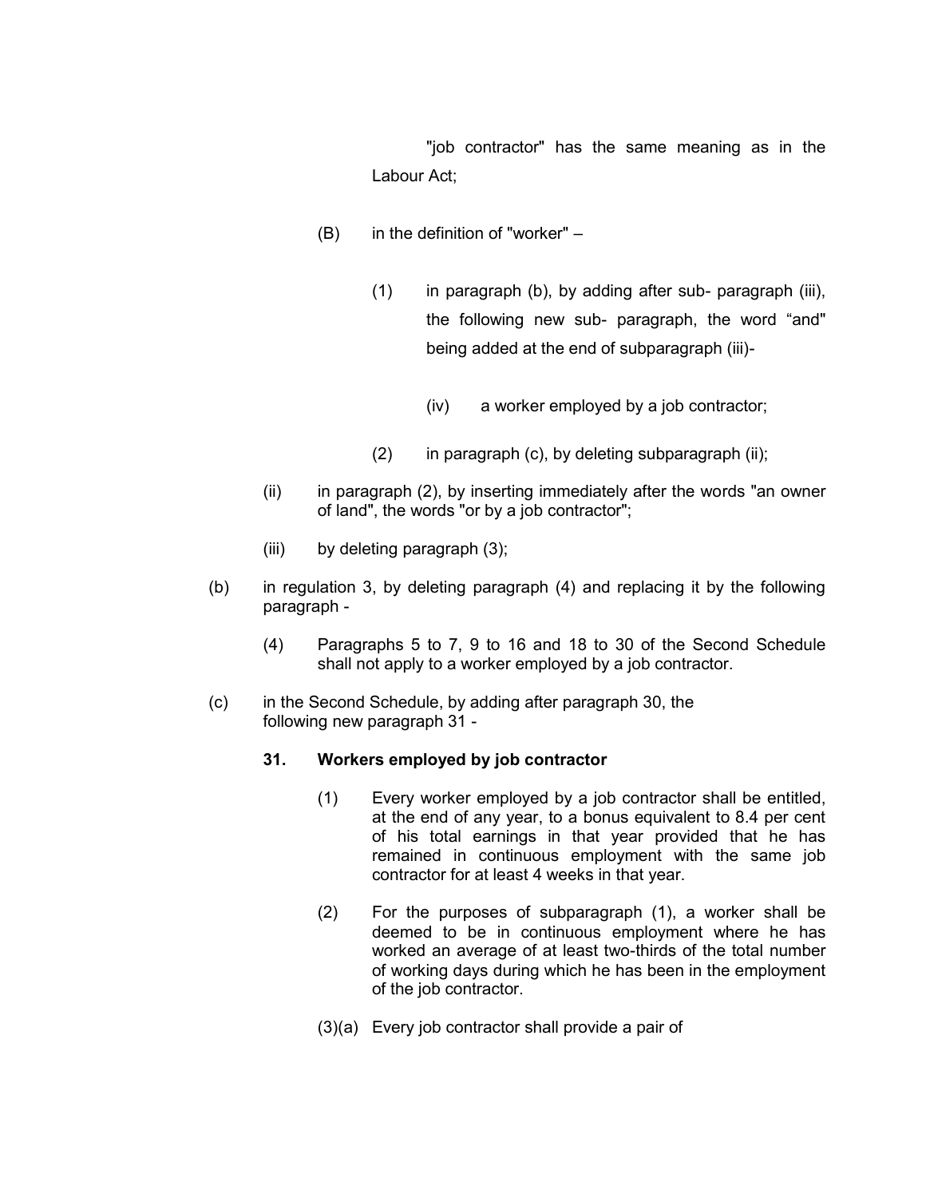"job contractor" has the same meaning as in the Labour Act;

(B) in the definition of "worker" –

(1) in paragraph (b), by adding after sub- paragraph (iii), the following new sub- paragraph, the word "and" being added at the end of subparagraph (iii)-

(iv) a worker employed by a job contractor;

(2) in paragraph (c), by deleting subparagraph (ii);

(ii) in paragraph (2), by inserting immediately after the words "an owner of land", the words "or by a job contractor";

(iii) by deleting paragraph (3);

(b) in regulation 3, by deleting paragraph (4) and replacing it by the following paragraph -

(4) Paragraphs 5 to 7, 9 to 16 and 18 to 30 of the Second Schedule shall not apply to a worker employed by a job contractor.

(c) in the Second Schedule, by adding after paragraph 30, the following new paragraph 31 -

**31. Workers employed by job contractor**

(1) Every worker employed by a job contractor shall be entitled, at the end of any year, to a bonus equivalent to 8.4 per cent of his total earnings in that year provided that he has remained in continuous employment with the same job contractor for at least 4 weeks in that year.

(2) For the purposes of subparagraph (1), a worker shall be deemed to be in continuous employment where he has worked an average of at least two-thirds of the total number of working days during which he has been in the employment of the job contractor.

(3)(a) Every job contractor shall provide a pair of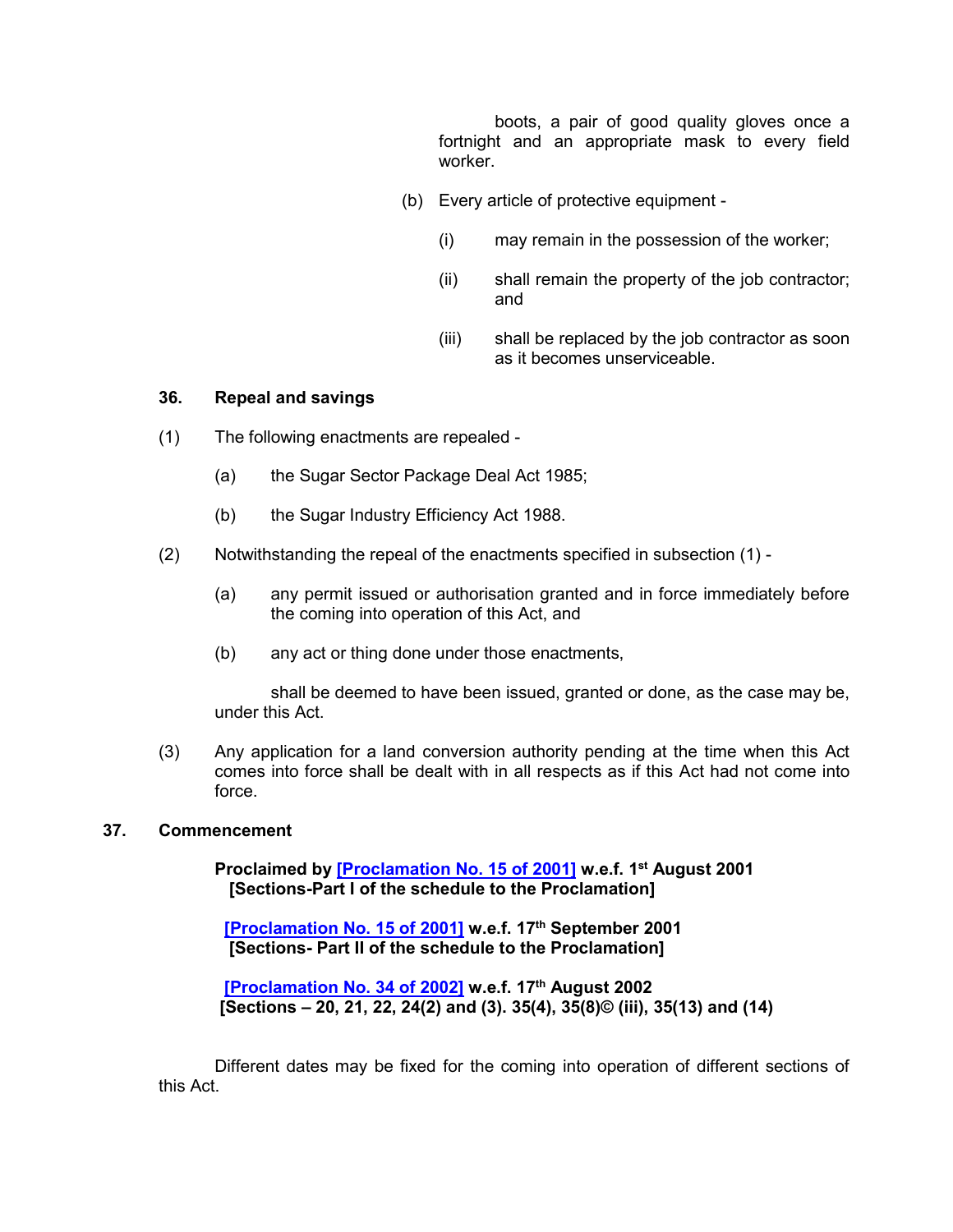boots, a pair of good quality gloves once a fortnight and an appropriate mask to every field worker.

(b) Every article of protective equipment -

(i) may remain in the possession of the worker;

(ii) shall remain the property of the job contractor; and

(iii) shall be replaced by the job contractor as soon as it becomes unserviceable.

**36. Repeal and savings**

(1) The following enactments are repealed -

(a) the Sugar Sector Package Deal Act 1985;

(b) the Sugar Industry Efficiency Act 1988.

(2) Notwithstanding the repeal of the enactments specified in subsection (1) -

(a) any permit issued or authorisation granted and in force immediately before the coming into operation of this Act, and

(b) any act or thing done under those enactments,

shall be deemed to have been issued, granted or done, as the case may be, under this Act.

(3) Any application for a land conversion authority pending at the time when this Act comes into force shall be dealt with in all respects as if this Act had not come into force.

**37. Commencement**

**Proclaimed by [Proclamation No. 15 of 2001] w.e.f. 1st August 2001**
**[Sections-Part I of the schedule to the Proclamation]**

**[Proclamation No. 15 of 2001] w.e.f. 17th September 2001**
**[Sections- Part II of the schedule to the Proclamation]**

**[Proclamation No. 34 of 2002] w.e.f. 17th August 2002**
**[Sections – 20, 21, 22, 24(2) and (3). 35(4), 35(8)© (iii), 35(13) and (14)**

Different dates may be fixed for the coming into operation of different sections of this Act.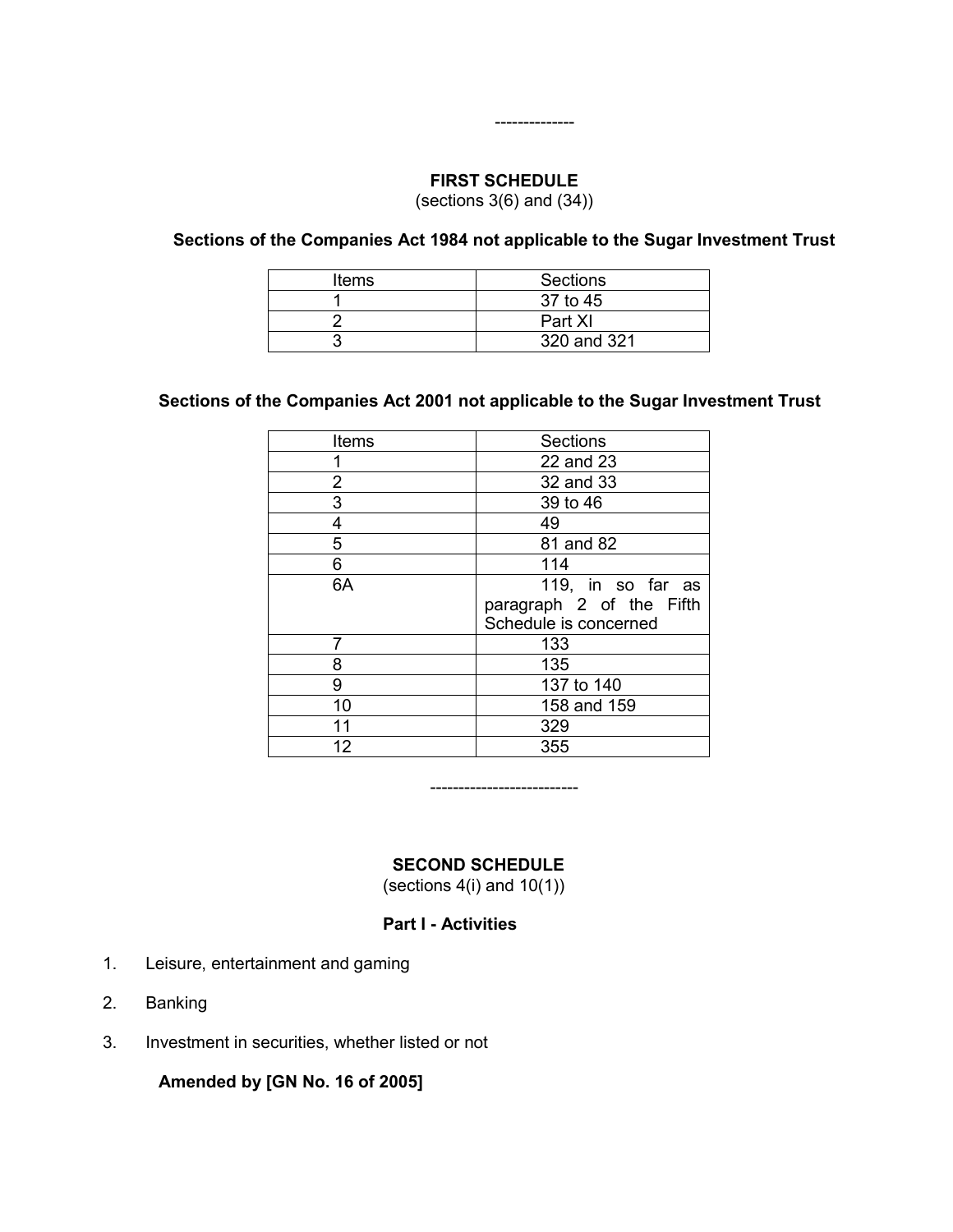--------------

## FIRST SCHEDULE

(sections 3(6) and (34))

### Sections of the Companies Act 1984 not applicable to the Sugar Investment Trust

| Items | Sections |
|---|---|
| 1 | 37 to 45 |
| 2 | Part XI |
| 3 | 320 and 321 |

### Sections of the Companies Act 2001 not applicable to the Sugar Investment Trust

| Items | Sections |
|---|---|
| 1 | 22 and 23 |
| 2 | 32 and 33 |
| 3 | 39 to 46 |
| 4 | 49 |
| 5 | 81 and 82 |
| 6 | 114 |
| 6A | 119, in so far as paragraph 2 of the Fifth Schedule is concerned |
| 7 | 133 |
| 8 | 135 |
| 9 | 137 to 140 |
| 10 | 158 and 159 |
| 11 | 329 |
| 12 | 355 |

-------------------------

## SECOND SCHEDULE

(sections 4(i) and 10(1))

### Part I - Activities

1. Leisure, entertainment and gaming
2. Banking
3. Investment in securities, whether listed or not

**Amended by [GN No. 16 of 2005]**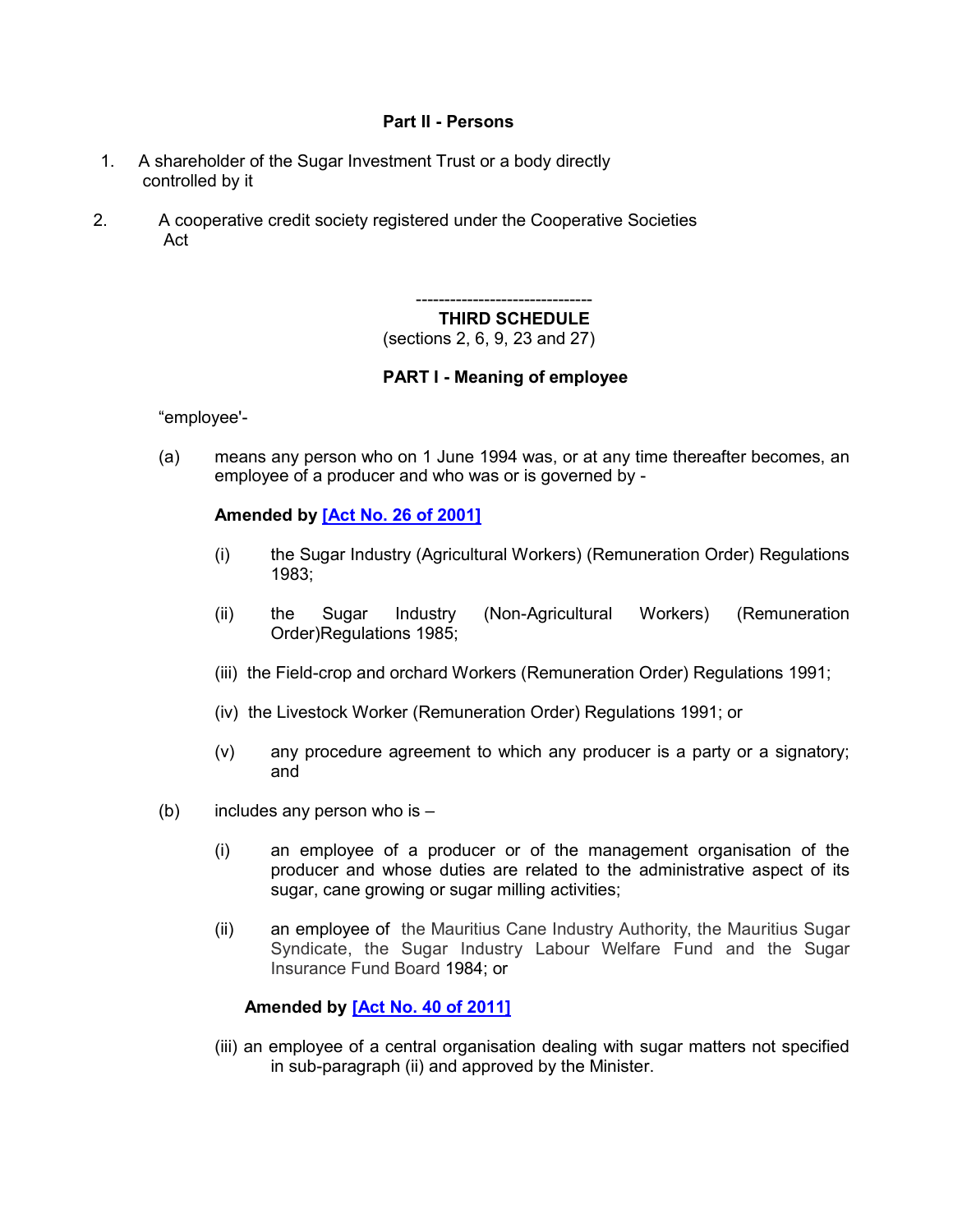**Part II - Persons**

1. A shareholder of the Sugar Investment Trust or a body directly controlled by it

2. A cooperative credit society registered under the Cooperative Societies Act

-------------------------------

**THIRD SCHEDULE**

(sections 2, 6, 9, 23 and 27)

**PART I - Meaning of employee**

“employee'-

(a) means any person who on 1 June 1994 was, or at any time thereafter becomes, an employee of a producer and who was or is governed by -

**Amended by [Act No. 26 of 2001]**

(i) the Sugar Industry (Agricultural Workers) (Remuneration Order) Regulations 1983;

(ii) the Sugar Industry (Non-Agricultural Workers) (Remuneration Order)Regulations 1985;

(iii) the Field-crop and orchard Workers (Remuneration Order) Regulations 1991;

(iv) the Livestock Worker (Remuneration Order) Regulations 1991; or

(v) any procedure agreement to which any producer is a party or a signatory; and

(b) includes any person who is –

(i) an employee of a producer or of the management organisation of the producer and whose duties are related to the administrative aspect of its sugar, cane growing or sugar milling activities;

(ii) an employee of the Mauritius Cane Industry Authority, the Mauritius Sugar Syndicate, the Sugar Industry Labour Welfare Fund and the Sugar Insurance Fund Board 1984; or

**Amended by [Act No. 40 of 2011]**

(iii) an employee of a central organisation dealing with sugar matters not specified in sub-paragraph (ii) and approved by the Minister.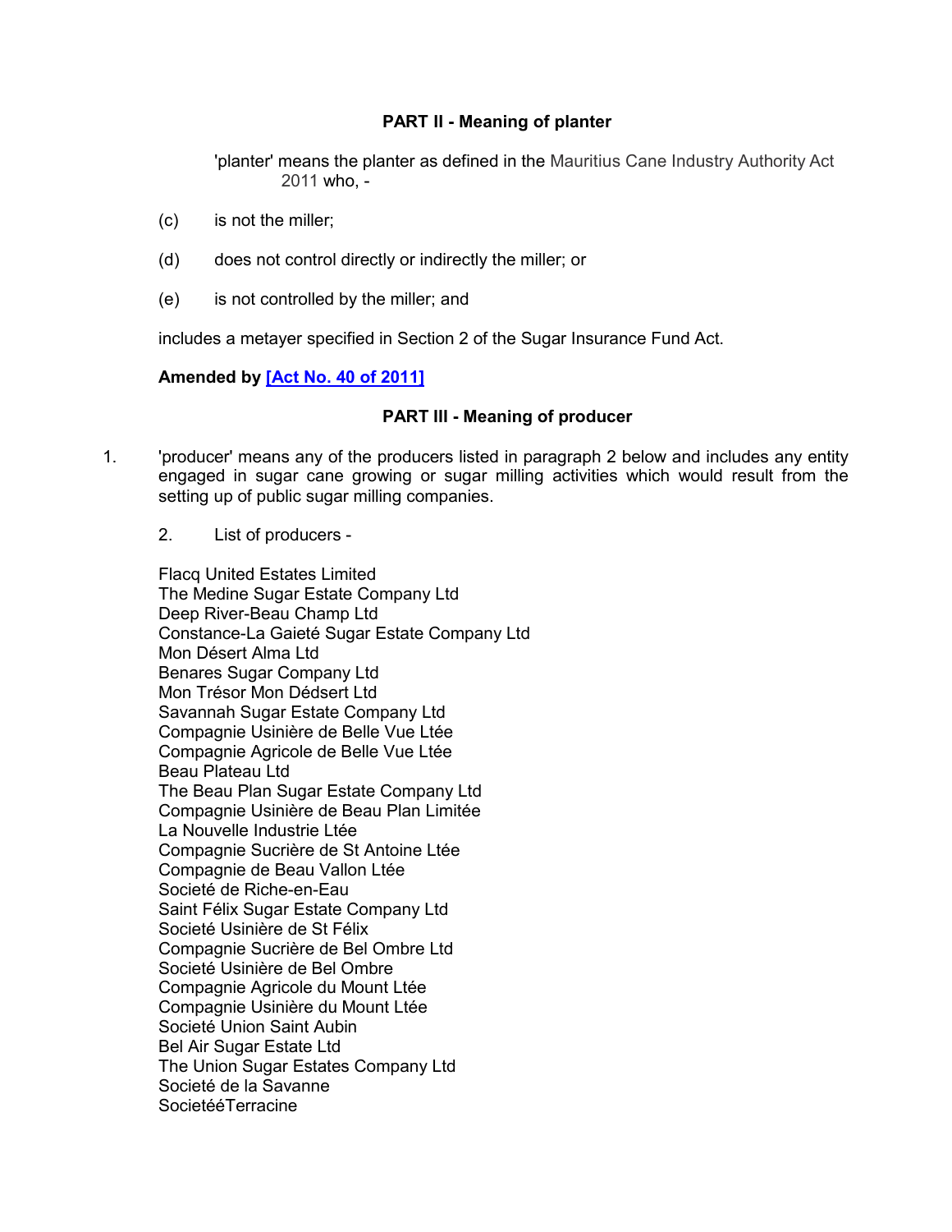## PART II - Meaning of planter

'planter' means the planter as defined in the Mauritius Cane Industry Authority Act 2011 who, -

(c) is not the miller;

(d) does not control directly or indirectly the miller; or

(e) is not controlled by the miller; and

includes a metayer specified in Section 2 of the Sugar Insurance Fund Act.

**Amended by [Act No. 40 of 2011]**

## PART III - Meaning of producer

1. 'producer' means any of the producers listed in paragraph 2 below and includes any entity engaged in sugar cane growing or sugar milling activities which would result from the setting up of public sugar milling companies.

   2. List of producers -

Flacq United Estates Limited
The Medine Sugar Estate Company Ltd
Deep River-Beau Champ Ltd
Constance-La Gaieté Sugar Estate Company Ltd
Mon Désert Alma Ltd
Benares Sugar Company Ltd
Mon Trésor Mon Dédsert Ltd
Savannah Sugar Estate Company Ltd
Compagnie Usinière de Belle Vue Ltée
Compagnie Agricole de Belle Vue Ltée
Beau Plateau Ltd
The Beau Plan Sugar Estate Company Ltd
Compagnie Usinière de Beau Plan Limitée
La Nouvelle Industrie Ltée
Compagnie Sucrière de St Antoine Ltée
Compagnie de Beau Vallon Ltée
Societé de Riche-en-Eau
Saint Félix Sugar Estate Company Ltd
Societé Usinière de St Félix
Compagnie Sucrière de Bel Ombre Ltd
Societé Usinière de Bel Ombre
Compagnie Agricole du Mount Ltée
Compagnie Usinière du Mount Ltée
Societé Union Saint Aubin
Bel Air Sugar Estate Ltd
The Union Sugar Estates Company Ltd
Societé de la Savanne
SocietééTerracine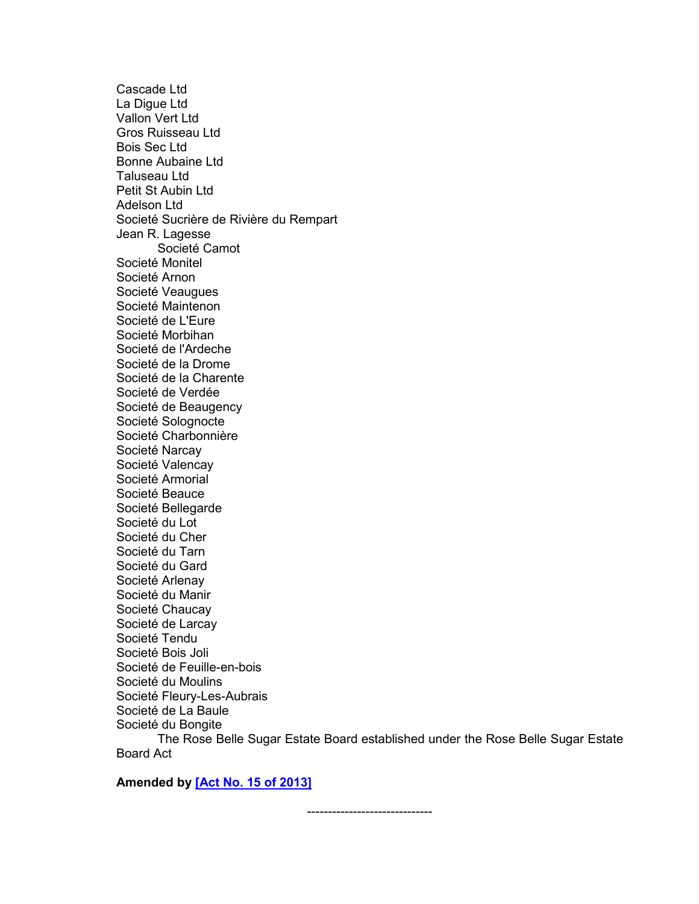Cascade Ltd
La Digue Ltd
Vallon Vert Ltd
Gros Ruisseau Ltd
Bois Sec Ltd
Bonne Aubaine Ltd
Taluseau Ltd
Petit St Aubin Ltd
Adelson Ltd
Societé Sucrière de Rivière du Rempart
Jean R. Lagesse
Societé Camot
Societé Monitel
Societé Arnon
Societé Veaugues
Societé Maintenon
Societé de L'Eure
Societé Morbihan
Societé de l'Ardeche
Societé de la Drome
Societé de la Charente
Societé de Verdée
Societé de Beaugency
Societé Solognocte
Societé Charbonnière
Societé Narcay
Societé Valencay
Societé Armorial
Societé Beauce
Societé Bellegarde
Societé du Lot
Societé du Cher
Societé du Tarn
Societé du Gard
Societé Arlenay
Societé du Manir
Societé Chaucay
Societé de Larcay
Societé Tendu
Societé Bois Joli
Societé de Feuille-en-bois
Societé du Moulins
Societé Fleury-Les-Aubrais
Societé de La Baule
Societé du Bongite
The Rose Belle Sugar Estate Board established under the Rose Belle Sugar Estate Board Act

**Amended by [Act No. 15 of 2013]**

------------------------------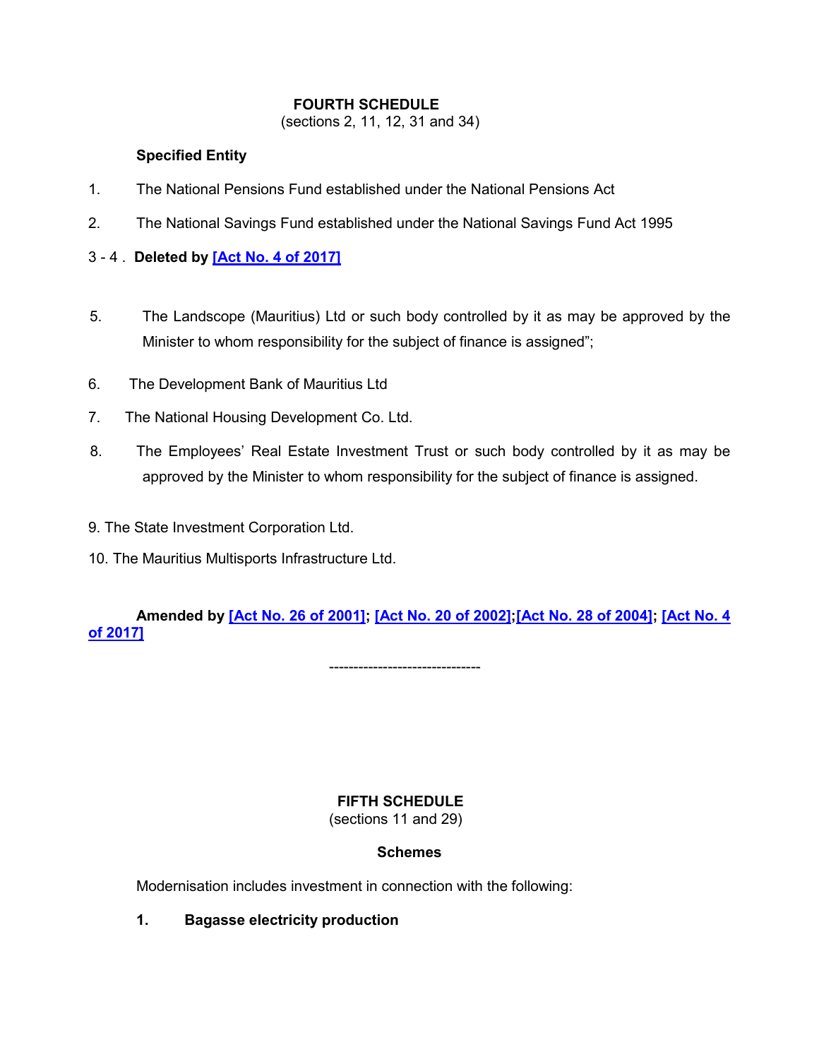## FOURTH SCHEDULE

(sections 2, 11, 12, 31 and 34)

**Specified Entity**

1. The National Pensions Fund established under the National Pensions Act

2. The National Savings Fund established under the National Savings Fund Act 1995

3 - 4 . **Deleted by [Act No. 4 of 2017]**

5. The Landscope (Mauritius) Ltd or such body controlled by it as may be approved by the Minister to whom responsibility for the subject of finance is assigned";

6. The Development Bank of Mauritius Ltd

7. The National Housing Development Co. Ltd.

8. The Employees' Real Estate Investment Trust or such body controlled by it as may be approved by the Minister to whom responsibility for the subject of finance is assigned.

9. The State Investment Corporation Ltd.

10. The Mauritius Multisports Infrastructure Ltd.

**Amended by [Act No. 26 of 2001]; [Act No. 20 of 2002];[Act No. 28 of 2004]; [Act No. 4 of 2017]**

------------------------------

## FIFTH SCHEDULE

(sections 11 and 29)

**Schemes**

Modernisation includes investment in connection with the following:

**1. Bagasse electricity production**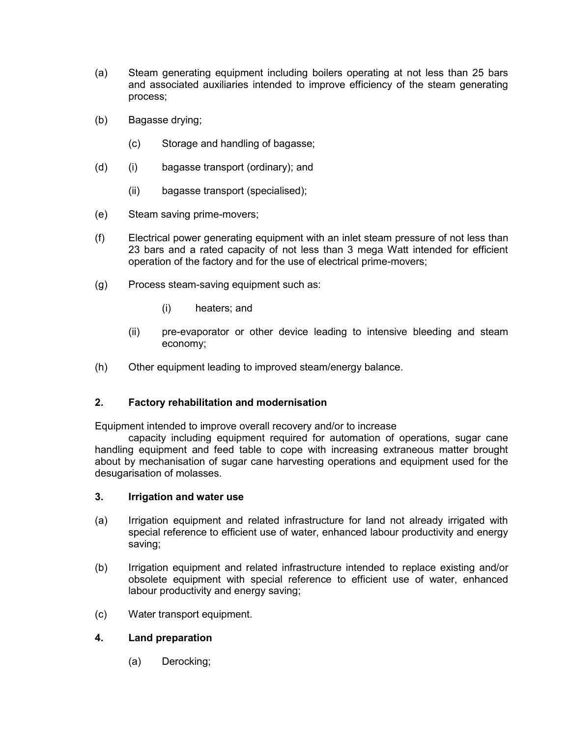(a) Steam generating equipment including boilers operating at not less than 25 bars and associated auxiliaries intended to improve efficiency of the steam generating process;

(b) Bagasse drying;

(c) Storage and handling of bagasse;

(d) (i) bagasse transport (ordinary); and

(ii) bagasse transport (specialised);

(e) Steam saving prime-movers;

(f) Electrical power generating equipment with an inlet steam pressure of not less than 23 bars and a rated capacity of not less than 3 mega Watt intended for efficient operation of the factory and for the use of electrical prime-movers;

(g) Process steam-saving equipment such as:

(i) heaters; and

(ii) pre-evaporator or other device leading to intensive bleeding and steam economy;

(h) Other equipment leading to improved steam/energy balance.

**2. Factory rehabilitation and modernisation**

Equipment intended to improve overall recovery and/or to increase capacity including equipment required for automation of operations, sugar cane handling equipment and feed table to cope with increasing extraneous matter brought about by mechanisation of sugar cane harvesting operations and equipment used for the desugarisation of molasses.

**3. Irrigation and water use**

(a) Irrigation equipment and related infrastructure for land not already irrigated with special reference to efficient use of water, enhanced labour productivity and energy saving;

(b) Irrigation equipment and related infrastructure intended to replace existing and/or obsolete equipment with special reference to efficient use of water, enhanced labour productivity and energy saving;

(c) Water transport equipment.

**4. Land preparation**

(a) Derocking;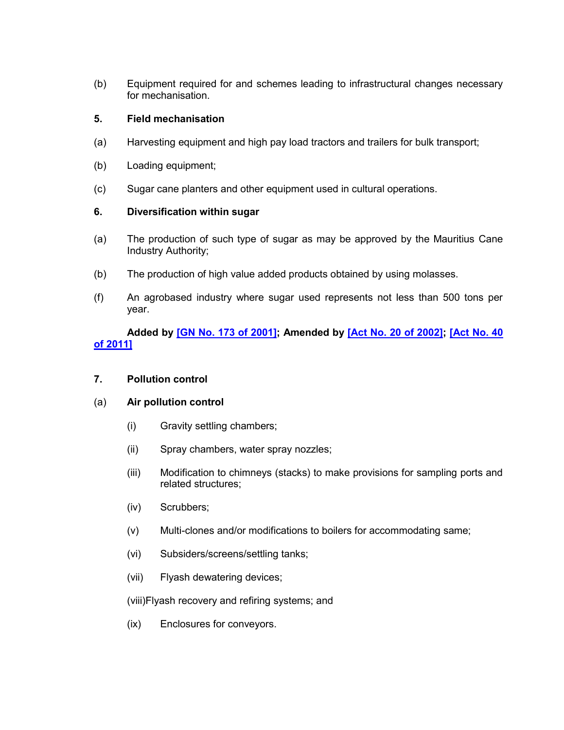(b) Equipment required for and schemes leading to infrastructural changes necessary for mechanisation.

**5. Field mechanisation**

(a) Harvesting equipment and high pay load tractors and trailers for bulk transport;

(b) Loading equipment;

(c) Sugar cane planters and other equipment used in cultural operations.

**6. Diversification within sugar**

(a) The production of such type of sugar as may be approved by the Mauritius Cane Industry Authority;

(b) The production of high value added products obtained by using molasses.

(f) An agrobased industry where sugar used represents not less than 500 tons per year.

**Added by [GN No. 173 of 2001]; Amended by [Act No. 20 of 2002]; [Act No. 40 of 2011]**

**7. Pollution control**

(a) **Air pollution control**

(i) Gravity settling chambers;

(ii) Spray chambers, water spray nozzles;

(iii) Modification to chimneys (stacks) to make provisions for sampling ports and related structures;

(iv) Scrubbers;

(v) Multi-clones and/or modifications to boilers for accommodating same;

(vi) Subsiders/screens/settling tanks;

(vii) Flyash dewatering devices;

(viii) Flyash recovery and refiring systems; and

(ix) Enclosures for conveyors.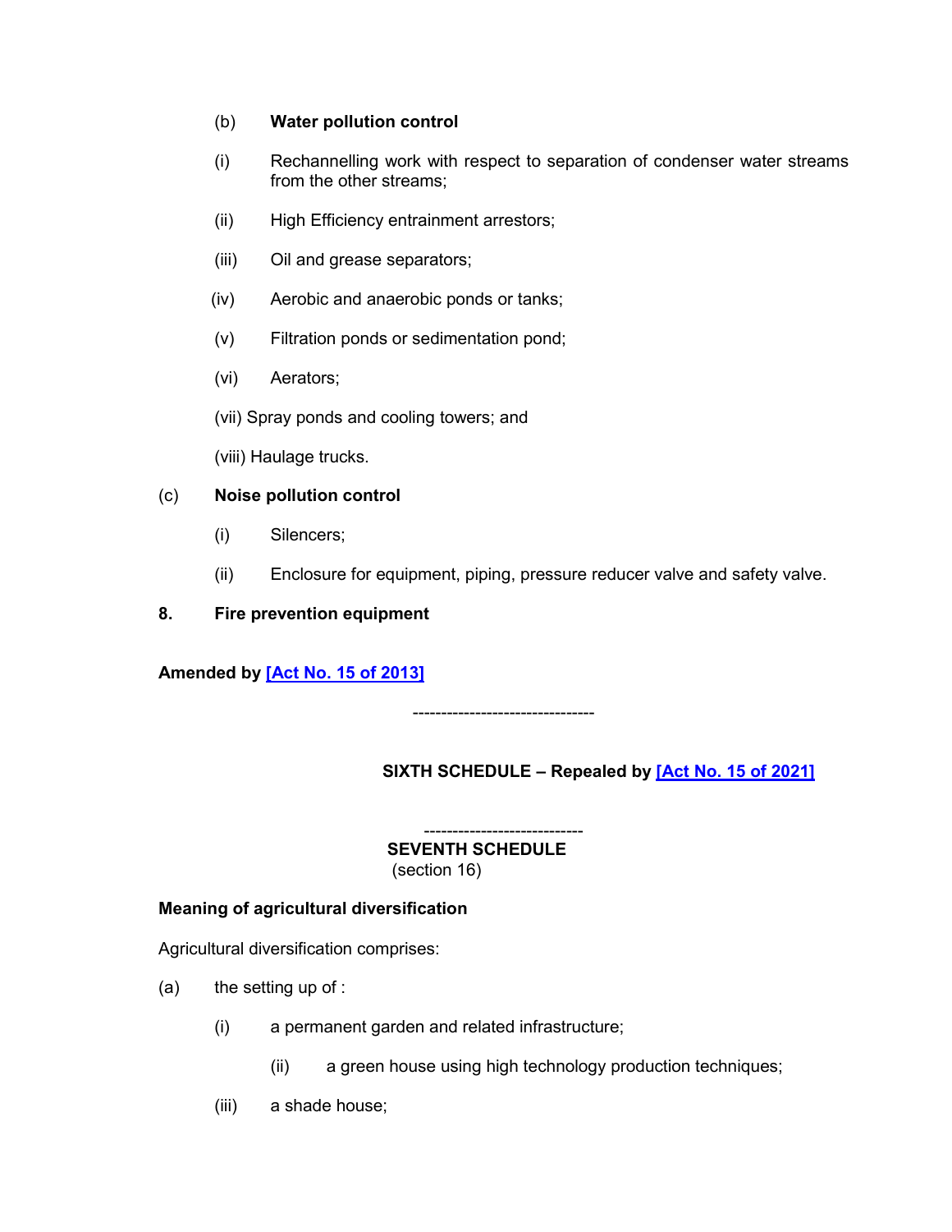(b) **Water pollution control**

(i) Rechannelling work with respect to separation of condenser water streams from the other streams;

(ii) High Efficiency entrainment arrestors;

(iii) Oil and grease separators;

(iv) Aerobic and anaerobic ponds or tanks;

(v) Filtration ponds or sedimentation pond;

(vi) Aerators;

(vii) Spray ponds and cooling towers; and

(viii) Haulage trucks.

(c) **Noise pollution control**

(i) Silencers;

(ii) Enclosure for equipment, piping, pressure reducer valve and safety valve.

**8. Fire prevention equipment**

**Amended by [Act No. 15 of 2013]**

--------------------------------

**SIXTH SCHEDULE – Repealed by [Act No. 15 of 2021]**

----------------------------

**SEVENTH SCHEDULE**

(section 16)

**Meaning of agricultural diversification**

Agricultural diversification comprises:

(a) the setting up of :

(i) a permanent garden and related infrastructure;

(ii) a green house using high technology production techniques;

(iii) a shade house;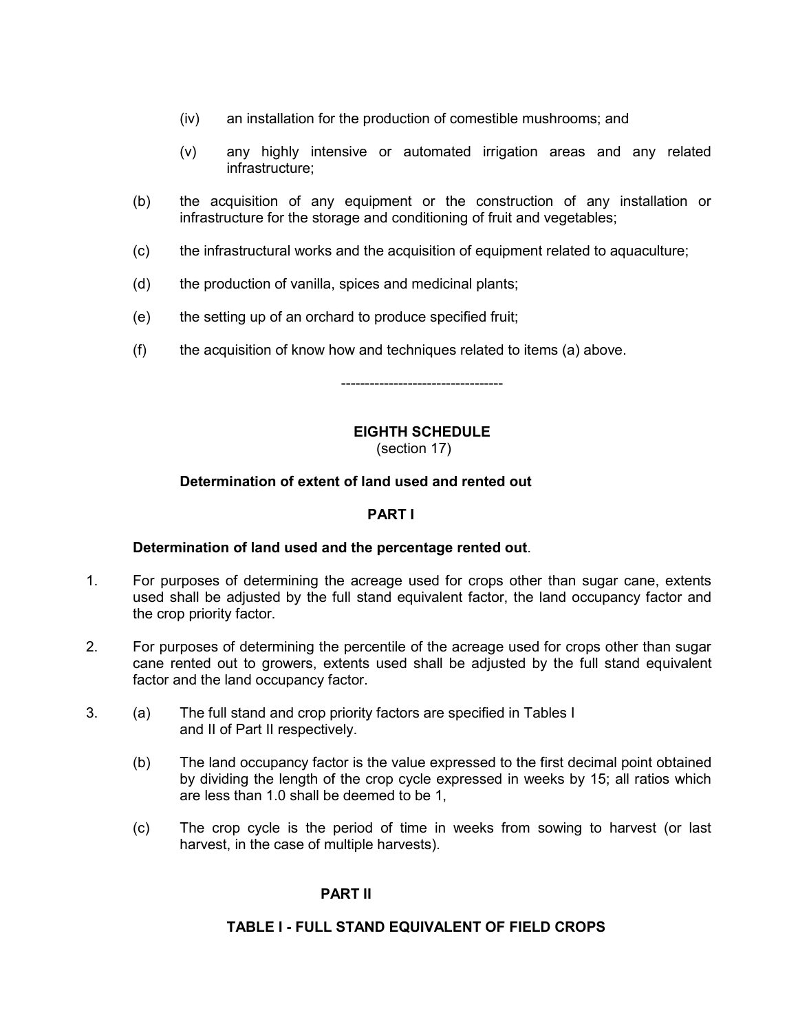(iv) an installation for the production of comestible mushrooms; and

(v) any highly intensive or automated irrigation areas and any related infrastructure;

(b) the acquisition of any equipment or the construction of any installation or infrastructure for the storage and conditioning of fruit and vegetables;

(c) the infrastructural works and the acquisition of equipment related to aquaculture;

(d) the production of vanilla, spices and medicinal plants;

(e) the setting up of an orchard to produce specified fruit;

(f) the acquisition of know how and techniques related to items (a) above.

---------------------------------

## EIGHTH SCHEDULE

(section 17)

### Determination of extent of land used and rented out

### PART I

**Determination of land used and the percentage rented out**.

1. For purposes of determining the acreage used for crops other than sugar cane, extents used shall be adjusted by the full stand equivalent factor, the land occupancy factor and the crop priority factor.

2. For purposes of determining the percentile of the acreage used for crops other than sugar cane rented out to growers, extents used shall be adjusted by the full stand equivalent factor and the land occupancy factor.

3. (a) The full stand and crop priority factors are specified in Tables I and II of Part II respectively.

   (b) The land occupancy factor is the value expressed to the first decimal point obtained by dividing the length of the crop cycle expressed in weeks by 15; all ratios which are less than 1.0 shall be deemed to be 1,

   (c) The crop cycle is the period of time in weeks from sowing to harvest (or last harvest, in the case of multiple harvests).

### PART II

### TABLE I - FULL STAND EQUIVALENT OF FIELD CROPS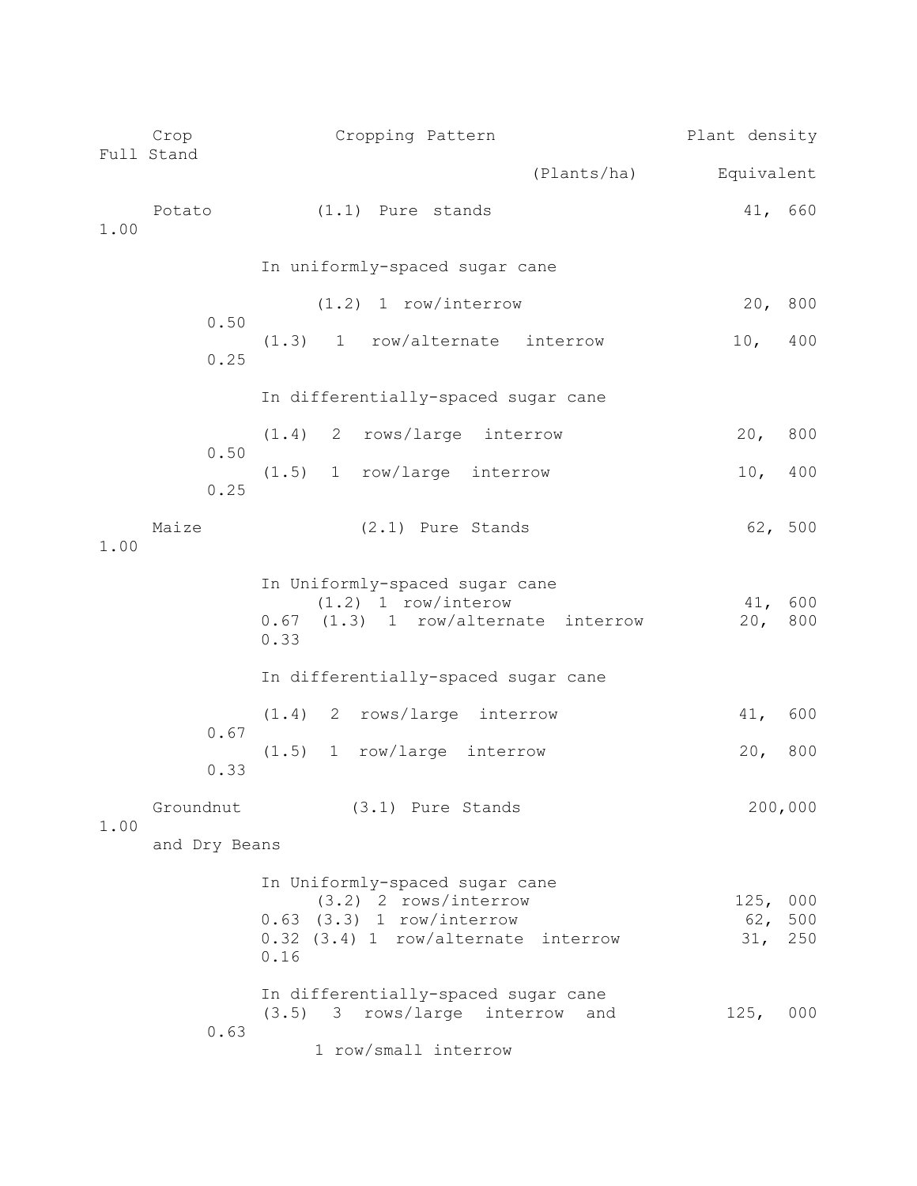| Crop | Cropping Pattern | Plant density (Plants/ha) | Full Stand Equivalent |
|---|---|---|---|
| Potato | (1.1) Pure stands | 41, 660 | 1.00 |
| | In uniformly-spaced sugar cane | | |
| | (1.2) 1 row/interrow | 20, 800 | 0.50 |
| | (1.3) 1 row/alternate interrow | 10, 400 | 0.25 |
| | In differentially-spaced sugar cane | | |
| | (1.4) 2 rows/large interrow | 20, 800 | 0.50 |
| | (1.5) 1 row/large interrow | 10, 400 | 0.25 |
| Maize | (2.1) Pure Stands | 62, 500 | 1.00 |
| | In Uniformly-spaced sugar cane | | |
| | (1.2) 1 row/interow | 41, 600 | 0.67 |
| | (1.3) 1 row/alternate interrow | 20, 800 | 0.33 |
| | In differentially-spaced sugar cane | | |
| | (1.4) 2 rows/large interrow | 41, 600 | 0.67 |
| | (1.5) 1 row/large interrow | 20, 800 | 0.33 |
| Groundnut and Dry Beans | (3.1) Pure Stands | 200,000 | 1.00 |
| | In Uniformly-spaced sugar cane | | |
| | (3.2) 2 rows/interrow | 125, 000 | 0.63 |
| | (3.3) 1 row/interrow | 62, 500 | 0.32 |
| | (3.4) 1 row/alternate interrow | 31, 250 | 0.16 |
| | In differentially-spaced sugar cane | | |
| | (3.5) 3 rows/large interrow and 1 row/small interrow | 125, 000 | 0.63 |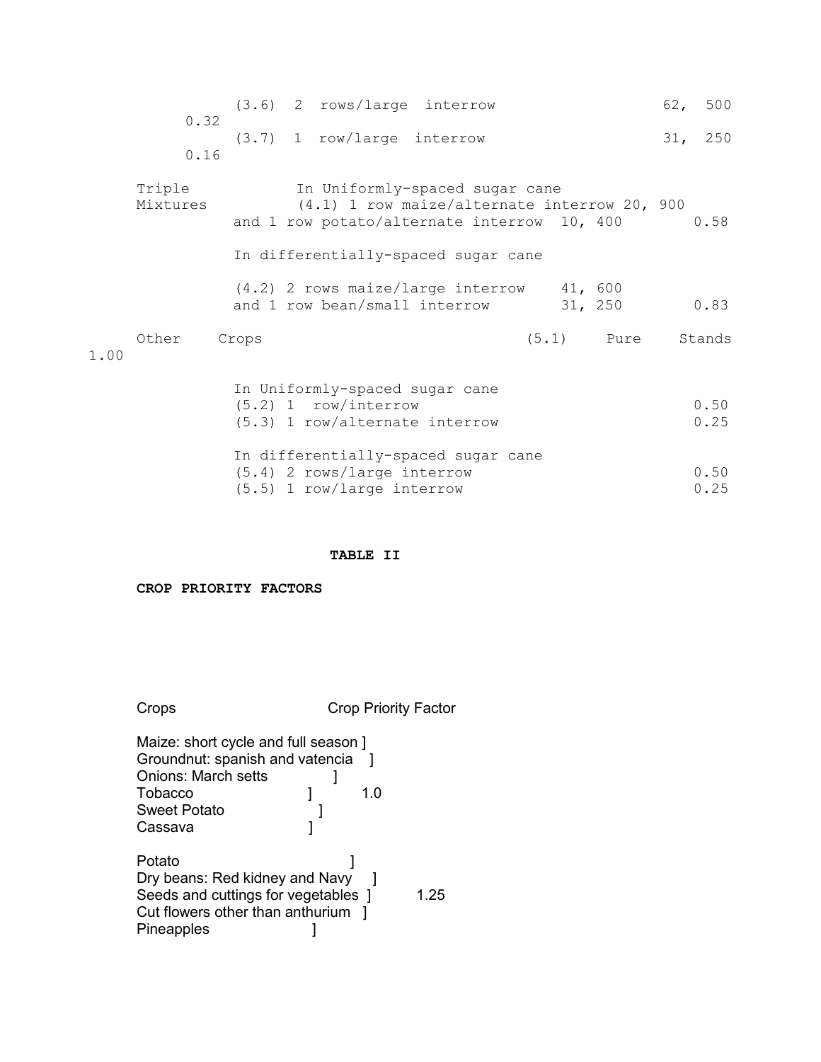| | | | |
|---|---|---|---|
| | (3.6) 2 rows/large interrow | 62, 500 | 0.32 |
| | (3.7) 1 row/large interrow | 31, 250 | 0.16 |
| Triple Mixtures | In Uniformly-spaced sugar cane | | |
| | (4.1) 1 row maize/alternate interrow | 20, 900 | |
| | and 1 row potato/alternate interrow | 10, 400 | 0.58 |
| | In differentially-spaced sugar cane | | |
| | (4.2) 2 rows maize/large interrow | 41, 600 | |
| | and 1 row bean/small interrow | 31, 250 | 0.83 |
| Other Crops | (5.1) Pure Stands | | 1.00 |
| | In Uniformly-spaced sugar cane | | |
| | (5.2) 1 row/interrow | | 0.50 |
| | (5.3) 1 row/alternate interrow | | 0.25 |
| | In differentially-spaced sugar cane | | |
| | (5.4) 2 rows/large interrow | | 0.50 |
| | (5.5) 1 row/large interrow | | 0.25 |

**TABLE II**

**CROP PRIORITY FACTORS**

| Crops | Crop Priority Factor |
|---|---|
| Maize: short cycle and full season<br>Groundnut: spanish and vatencia<br>Onions: March setts<br>Tobacco<br>Sweet Potato<br>Cassava | 1.0 |
| Potato<br>Dry beans: Red kidney and Navy<br>Seeds and cuttings for vegetables<br>Cut flowers other than anthurium<br>Pineapples | 1.25 |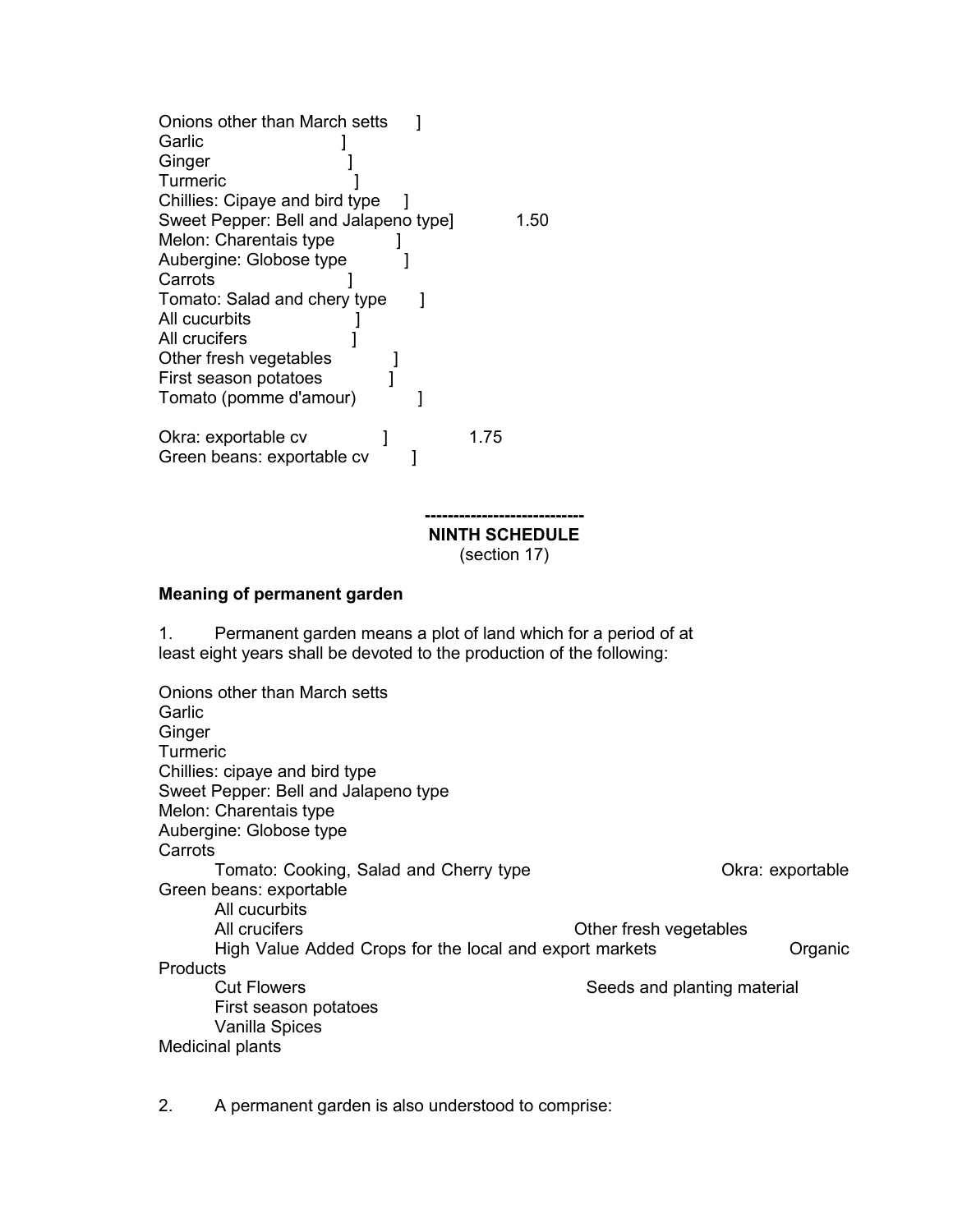| | |
|---|---|
| Onions other than March setts ] | |
| Garlic ] | |
| Ginger ] | |
| Turmeric ] | |
| Chillies: Cipaye and bird type ] | |
| Sweet Pepper: Bell and Jalapeno type] | 1.50 |
| Melon: Charentais type ] | |
| Aubergine: Globose type ] | |
| Carrots ] | |
| Tomato: Salad and chery type ] | |
| All cucurbits ] | |
| All crucifers ] | |
| Other fresh vegetables ] | |
| First season potatoes ] | |
| Tomato (pomme d'amour) ] | |
| Okra: exportable cv ] | 1.75 |
| Green beans: exportable cv ] | |

---

**NINTH SCHEDULE**

(section 17)

**Meaning of permanent garden**

1. Permanent garden means a plot of land which for a period of at least eight years shall be devoted to the production of the following:

Onions other than March setts
Garlic
Ginger
Turmeric
Chillies: cipaye and bird type
Sweet Pepper: Bell and Jalapeno type
Melon: Charentais type
Aubergine: Globose type
Carrots
Tomato: Cooking, Salad and Cherry type
Okra: exportable
Green beans: exportable
All cucurbits
All crucifers
Other fresh vegetables
High Value Added Crops for the local and export markets
Organic Products
Cut Flowers
Seeds and planting material
First season potatoes
Vanilla Spices
Medicinal plants

2. A permanent garden is also understood to comprise: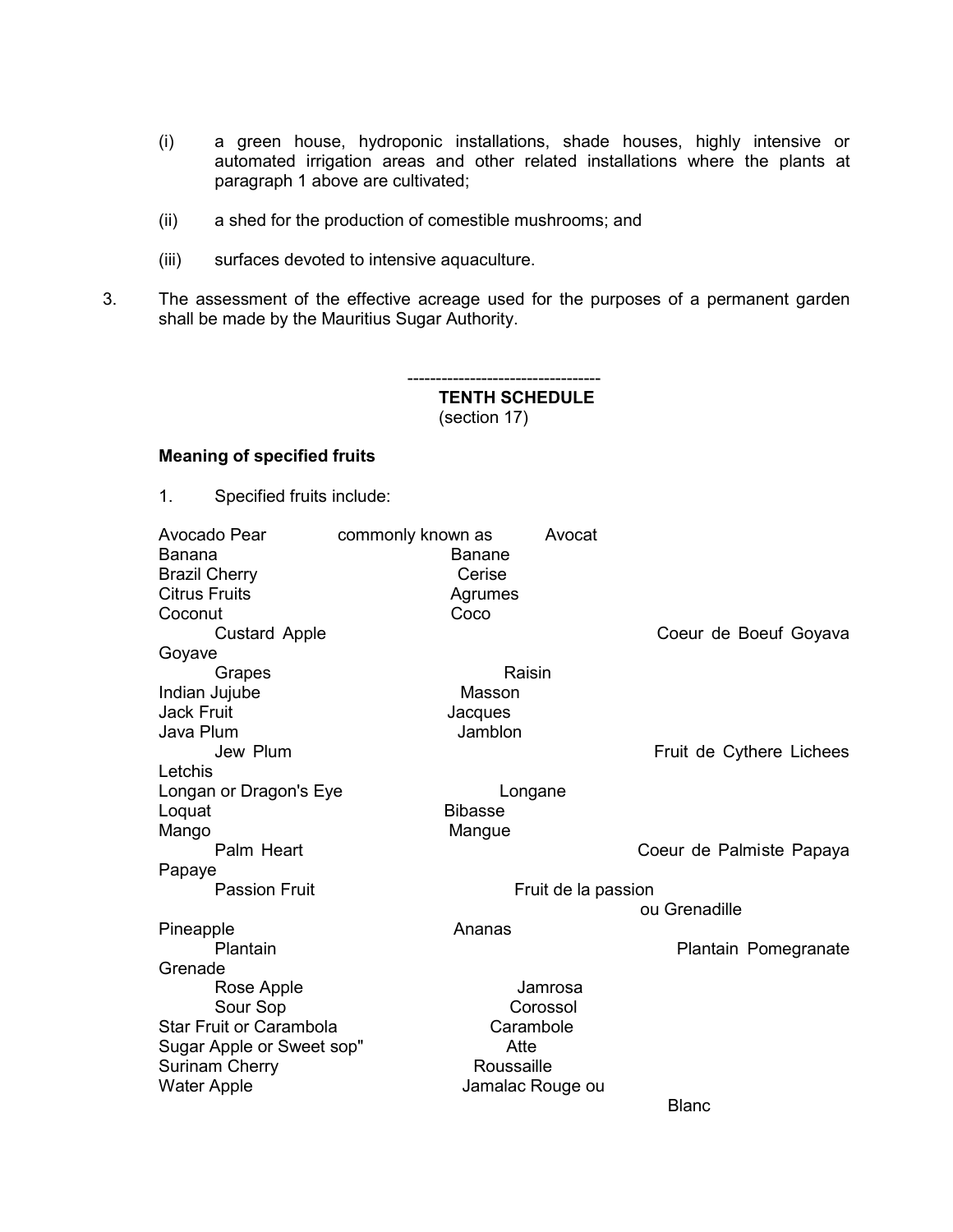(i) a green house, hydroponic installations, shade houses, highly intensive or automated irrigation areas and other related installations where the plants at paragraph 1 above are cultivated;

(ii) a shed for the production of comestible mushrooms; and

(iii) surfaces devoted to intensive aquaculture.

3. The assessment of the effective acreage used for the purposes of a permanent garden shall be made by the Mauritius Sugar Authority.

---

**TENTH SCHEDULE**
(section 17)

**Meaning of specified fruits**

1. Specified fruits include:

| | | |
|---|---|---|
| Avocado Pear | commonly known as | Avocat |
| Banana | | Banane |
| Brazil Cherry | | Cerise |
| Citrus Fruits | | Agrumes |
| Coconut | | Coco |
| Custard Apple | | Coeur de Boeuf |
| Goyava | | Goyave |
| Grapes | | Raisin |
| Indian Jujube | | Masson |
| Jack Fruit | | Jacques |
| Java Plum | | Jamblon |
| Jew Plum | | Fruit de Cythere |
| Lichees | | Letchis |
| Longan or Dragon's Eye | | Longane |
| Loquat | | Bibasse |
| Mango | | Mangue |
| Palm Heart | | Coeur de Palmiste |
| Papaya | | Papaye |
| Passion Fruit | | Fruit de la passion ou Grenadille |
| Pineapple | | Ananas |
| Plantain | | Plantain |
| Pomegranate | | Grenade |
| Rose Apple | | Jamrosa |
| Sour Sop | | Corossol |
| Star Fruit or Carambola | | Carambole |
| Sugar Apple or Sweet sop" | | Atte |
| Surinam Cherry | | Roussaille |
| Water Apple | | Jamalac Rouge ou Blanc |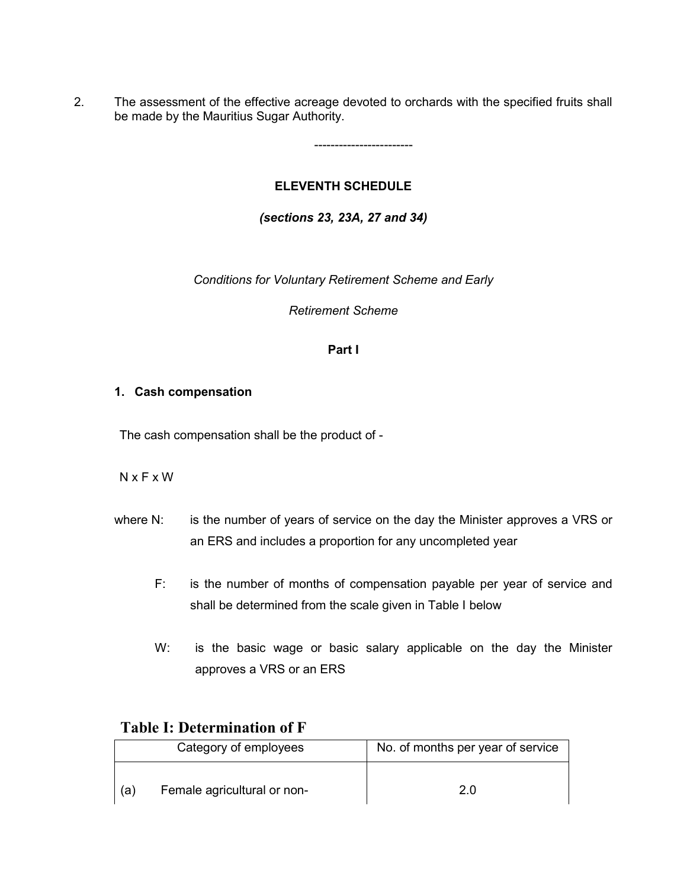2. The assessment of the effective acreage devoted to orchards with the specified fruits shall be made by the Mauritius Sugar Authority.

------------------------

## ELEVENTH SCHEDULE

*(sections 23, 23A, 27 and 34)*

*Conditions for Voluntary Retirement Scheme and Early Retirement Scheme*

### Part I

**1. Cash compensation**

The cash compensation shall be the product of -

N x F x W

where N: is the number of years of service on the day the Minister approves a VRS or an ERS and includes a proportion for any uncompleted year

F: is the number of months of compensation payable per year of service and shall be determined from the scale given in Table I below

W: is the basic wage or basic salary applicable on the day the Minister approves a VRS or an ERS

**Table I: Determination of F**

| Category of employees | No. of months per year of service |
|---|---|
| (a) Female agricultural or non- | 2.0 |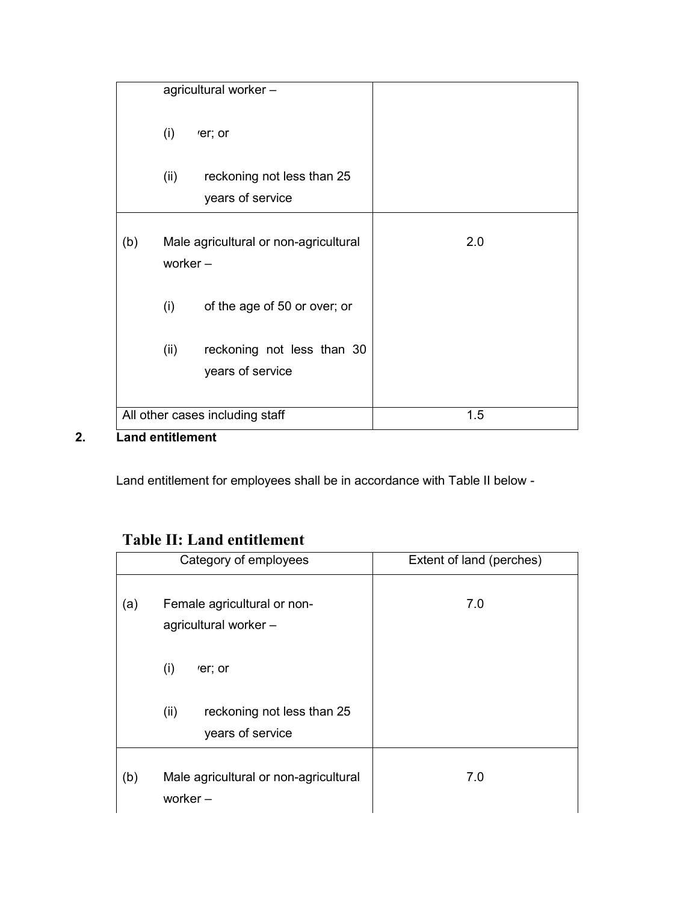| | |
|---|---|
| agricultural worker –<br><br>(i) ᐟer; or<br><br>(ii) reckoning not less than 25 years of service | |
| (b) Male agricultural or non-agricultural worker –<br><br>(i) of the age of 50 or over; or<br><br>(ii) reckoning not less than 30 years of service | 2.0 |
| All other cases including staff | 1.5 |

**2. Land entitlement**

Land entitlement for employees shall be in accordance with Table II below -

**Table II: Land entitlement**

| Category of employees | Extent of land (perches) |
|---|---|
| (a) Female agricultural or non-agricultural worker –<br><br>(i) ᐟer; or<br><br>(ii) reckoning not less than 25 years of service | 7.0 |
| (b) Male agricultural or non-agricultural worker – | 7.0 |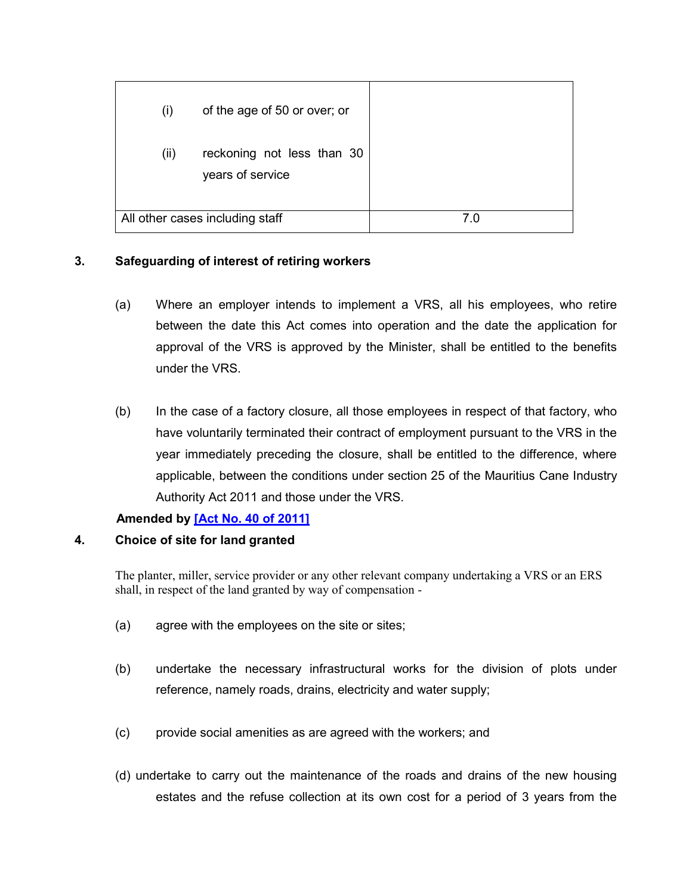| | |
|---|---|
| (i) of the age of 50 or over; or<br><br>(ii) reckoning not less than 30 years of service | |
| All other cases including staff | 7.0 |

### 3. Safeguarding of interest of retiring workers

(a) Where an employer intends to implement a VRS, all his employees, who retire between the date this Act comes into operation and the date the application for approval of the VRS is approved by the Minister, shall be entitled to the benefits under the VRS.

(b) In the case of a factory closure, all those employees in respect of that factory, who have voluntarily terminated their contract of employment pursuant to the VRS in the year immediately preceding the closure, shall be entitled to the difference, where applicable, between the conditions under section 25 of the Mauritius Cane Industry Authority Act 2011 and those under the VRS.

**Amended by [Act No. 40 of 2011]**

### 4. Choice of site for land granted

The planter, miller, service provider or any other relevant company undertaking a VRS or an ERS shall, in respect of the land granted by way of compensation -

(a) agree with the employees on the site or sites;

(b) undertake the necessary infrastructural works for the division of plots under reference, namely roads, drains, electricity and water supply;

(c) provide social amenities as are agreed with the workers; and

(d) undertake to carry out the maintenance of the roads and drains of the new housing estates and the refuse collection at its own cost for a period of 3 years from the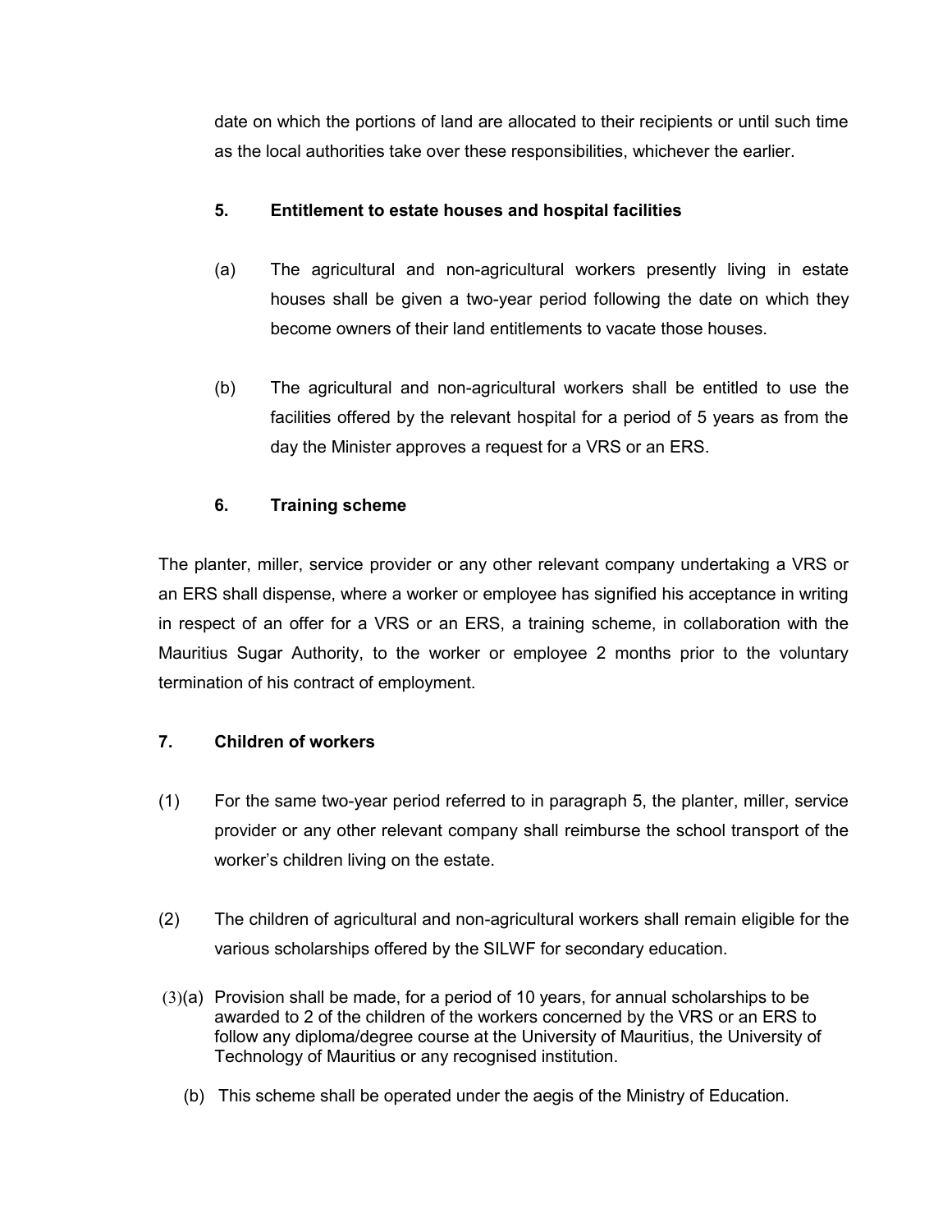date on which the portions of land are allocated to their recipients or until such time as the local authorities take over these responsibilities, whichever the earlier.

**5. Entitlement to estate houses and hospital facilities**

(a) The agricultural and non-agricultural workers presently living in estate houses shall be given a two-year period following the date on which they become owners of their land entitlements to vacate those houses.

(b) The agricultural and non-agricultural workers shall be entitled to use the facilities offered by the relevant hospital for a period of 5 years as from the day the Minister approves a request for a VRS or an ERS.

**6. Training scheme**

The planter, miller, service provider or any other relevant company undertaking a VRS or an ERS shall dispense, where a worker or employee has signified his acceptance in writing in respect of an offer for a VRS or an ERS, a training scheme, in collaboration with the Mauritius Sugar Authority, to the worker or employee 2 months prior to the voluntary termination of his contract of employment.

**7. Children of workers**

(1) For the same two-year period referred to in paragraph 5, the planter, miller, service provider or any other relevant company shall reimburse the school transport of the worker's children living on the estate.

(2) The children of agricultural and non-agricultural workers shall remain eligible for the various scholarships offered by the SILWF for secondary education.

(3)(a) Provision shall be made, for a period of 10 years, for annual scholarships to be awarded to 2 of the children of the workers concerned by the VRS or an ERS to follow any diploma/degree course at the University of Mauritius, the University of Technology of Mauritius or any recognised institution.

(b) This scheme shall be operated under the aegis of the Ministry of Education.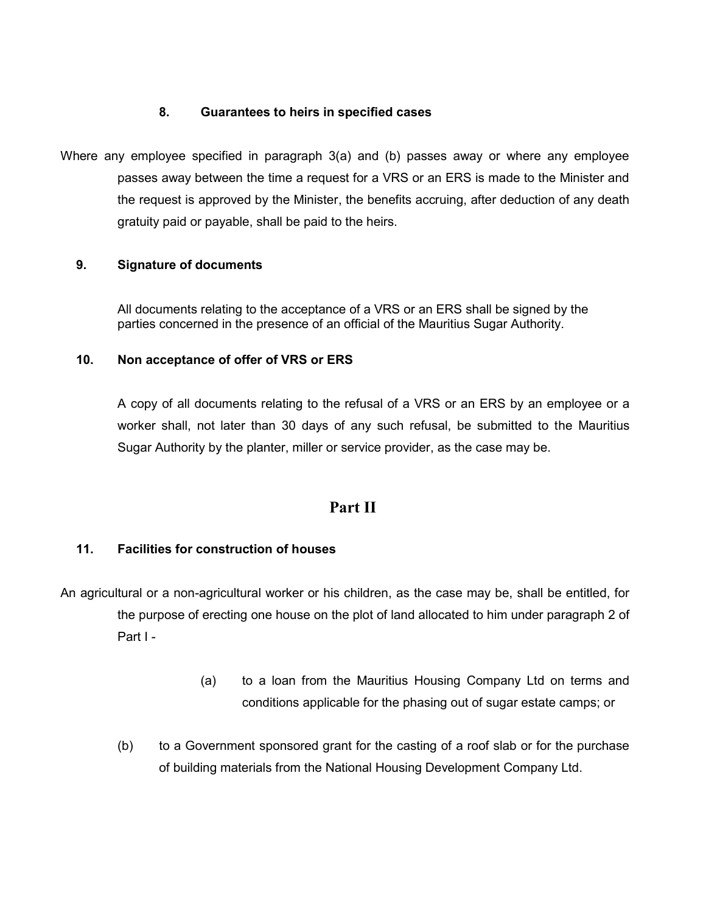**8. Guarantees to heirs in specified cases**

Where any employee specified in paragraph 3(a) and (b) passes away or where any employee passes away between the time a request for a VRS or an ERS is made to the Minister and the request is approved by the Minister, the benefits accruing, after deduction of any death gratuity paid or payable, shall be paid to the heirs.

**9. Signature of documents**

All documents relating to the acceptance of a VRS or an ERS shall be signed by the parties concerned in the presence of an official of the Mauritius Sugar Authority.

**10. Non acceptance of offer of VRS or ERS**

A copy of all documents relating to the refusal of a VRS or an ERS by an employee or a worker shall, not later than 30 days of any such refusal, be submitted to the Mauritius Sugar Authority by the planter, miller or service provider, as the case may be.

## Part II

**11. Facilities for construction of houses**

An agricultural or a non-agricultural worker or his children, as the case may be, shall be entitled, for the purpose of erecting one house on the plot of land allocated to him under paragraph 2 of Part I -

(a) to a loan from the Mauritius Housing Company Ltd on terms and conditions applicable for the phasing out of sugar estate camps; or

(b) to a Government sponsored grant for the casting of a roof slab or for the purchase of building materials from the National Housing Development Company Ltd.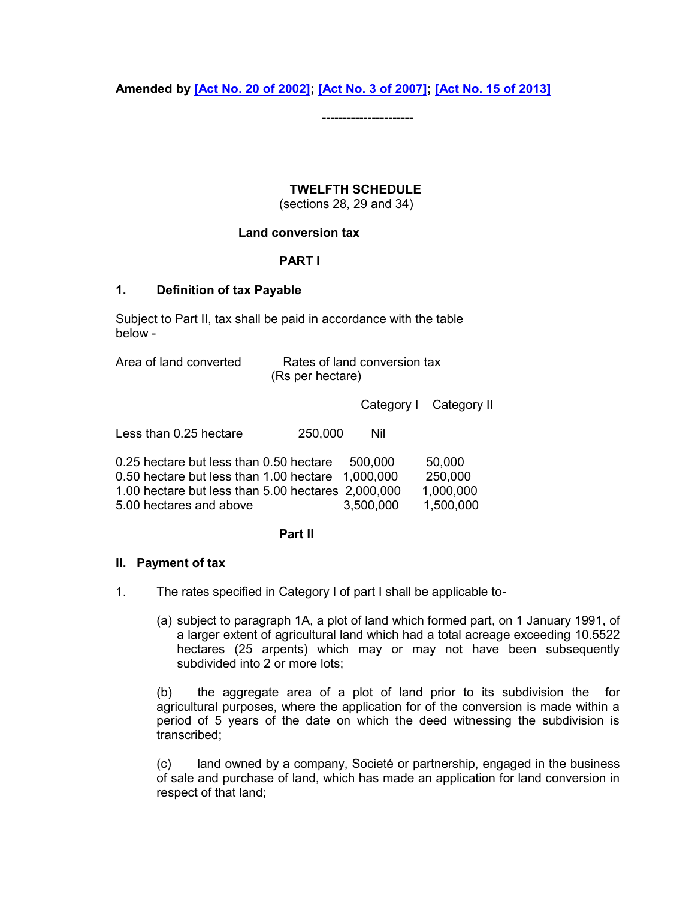**Amended by [Act No. 20 of 2002]; [Act No. 3 of 2007]; [Act No. 15 of 2013]**

---------------------

**TWELFTH SCHEDULE**
(sections 28, 29 and 34)

**Land conversion tax**

**PART I**

**1. Definition of tax Payable**

Subject to Part II, tax shall be paid in accordance with the table below -

| Area of land converted | Rates of land conversion tax (Rs per hectare) | |
|---|---|---|
| | Category I | Category II |
| Less than 0.25 hectare | 250,000 | Nil |
| 0.25 hectare but less than 0.50 hectare | 500,000 | 50,000 |
| 0.50 hectare but less than 1.00 hectare | 1,000,000 | 250,000 |
| 1.00 hectare but less than 5.00 hectares | 2,000,000 | 1,000,000 |
| 5.00 hectares and above | 3,500,000 | 1,500,000 |

**Part II**

**II. Payment of tax**

1. The rates specified in Category I of part I shall be applicable to-

(a) subject to paragraph 1A, a plot of land which formed part, on 1 January 1991, of a larger extent of agricultural land which had a total acreage exceeding 10.5522 hectares (25 arpents) which may or may not have been subsequently subdivided into 2 or more lots;

(b) the aggregate area of a plot of land prior to its subdivision the for agricultural purposes, where the application for of the conversion is made within a period of 5 years of the date on which the deed witnessing the subdivision is transcribed;

(c) land owned by a company, Societé or partnership, engaged in the business of sale and purchase of land, which has made an application for land conversion in respect of that land;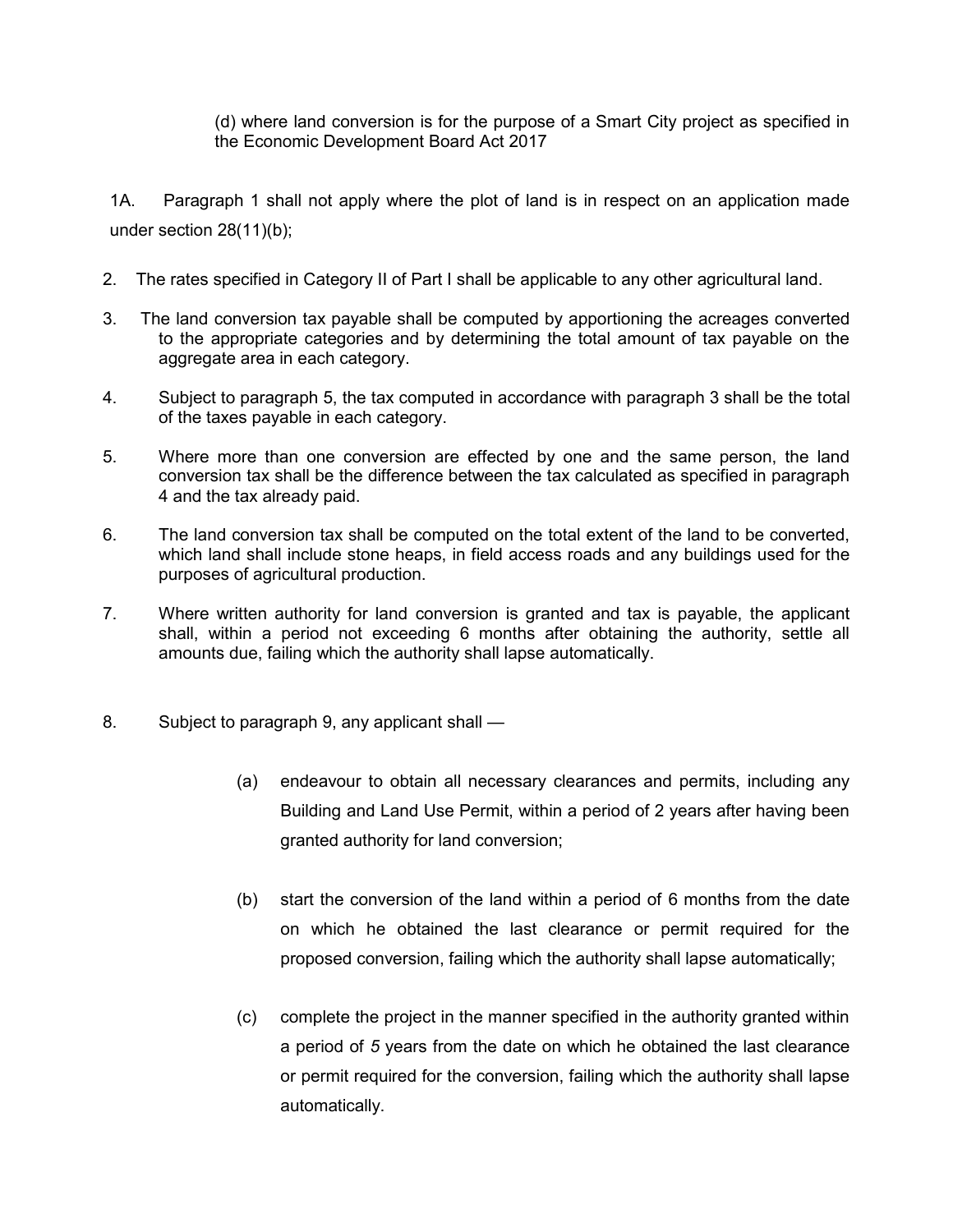(d) where land conversion is for the purpose of a Smart City project as specified in the Economic Development Board Act 2017

1A. Paragraph 1 shall not apply where the plot of land is in respect on an application made under section 28(11)(b);

2. The rates specified in Category II of Part I shall be applicable to any other agricultural land.

3. The land conversion tax payable shall be computed by apportioning the acreages converted to the appropriate categories and by determining the total amount of tax payable on the aggregate area in each category.

4. Subject to paragraph 5, the tax computed in accordance with paragraph 3 shall be the total of the taxes payable in each category.

5. Where more than one conversion are effected by one and the same person, the land conversion tax shall be the difference between the tax calculated as specified in paragraph 4 and the tax already paid.

6. The land conversion tax shall be computed on the total extent of the land to be converted, which land shall include stone heaps, in field access roads and any buildings used for the purposes of agricultural production.

7. Where written authority for land conversion is granted and tax is payable, the applicant shall, within a period not exceeding 6 months after obtaining the authority, settle all amounts due, failing which the authority shall lapse automatically.

8. Subject to paragraph 9, any applicant shall —

   (a) endeavour to obtain all necessary clearances and permits, including any Building and Land Use Permit, within a period of 2 years after having been granted authority for land conversion;

   (b) start the conversion of the land within a period of 6 months from the date on which he obtained the last clearance or permit required for the proposed conversion, failing which the authority shall lapse automatically;

   (c) complete the project in the manner specified in the authority granted within a period of *5* years from the date on which he obtained the last clearance or permit required for the conversion, failing which the authority shall lapse automatically.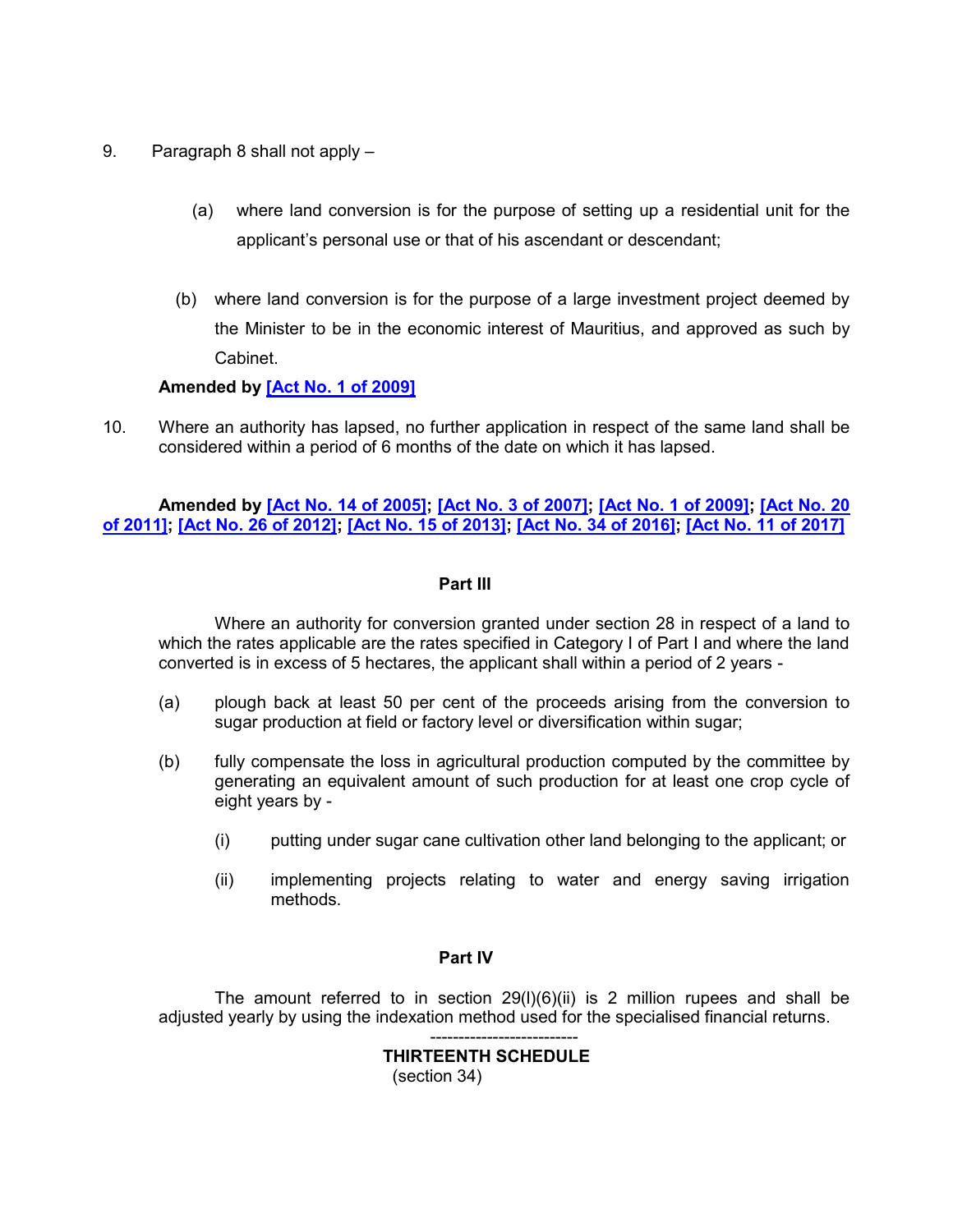9. Paragraph 8 shall not apply –

   (a) where land conversion is for the purpose of setting up a residential unit for the applicant's personal use or that of his ascendant or descendant;

   (b) where land conversion is for the purpose of a large investment project deemed by the Minister to be in the economic interest of Mauritius, and approved as such by Cabinet.

**Amended by [Act No. 1 of 2009]**

10. Where an authority has lapsed, no further application in respect of the same land shall be considered within a period of 6 months of the date on which it has lapsed.

**Amended by [Act No. 14 of 2005]; [Act No. 3 of 2007]; [Act No. 1 of 2009]; [Act No. 20 of 2011]; [Act No. 26 of 2012]; [Act No. 15 of 2013]; [Act No. 34 of 2016]; [Act No. 11 of 2017]**

**Part III**

Where an authority for conversion granted under section 28 in respect of a land to which the rates applicable are the rates specified in Category I of Part I and where the land converted is in excess of 5 hectares, the applicant shall within a period of 2 years -

(a) plough back at least 50 per cent of the proceeds arising from the conversion to sugar production at field or factory level or diversification within sugar;

(b) fully compensate the loss in agricultural production computed by the committee by generating an equivalent amount of such production for at least one crop cycle of eight years by -

   (i) putting under sugar cane cultivation other land belonging to the applicant; or

   (ii) implementing projects relating to water and energy saving irrigation methods.

**Part IV**

The amount referred to in section 29(l)(6)(ii) is 2 million rupees and shall be adjusted yearly by using the indexation method used for the specialised financial returns.

--------------------------

**THIRTEENTH SCHEDULE**
(section 34)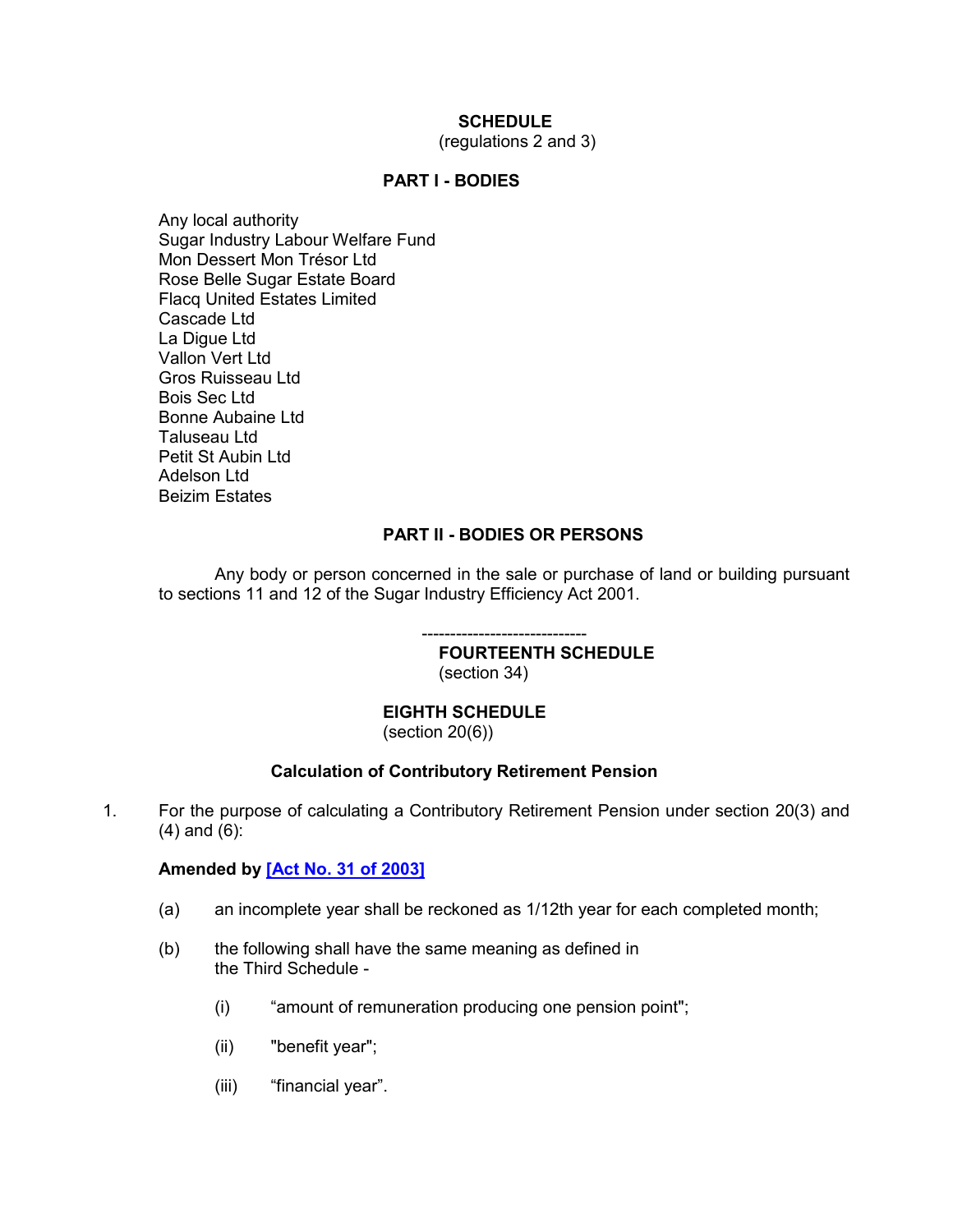## SCHEDULE
(regulations 2 and 3)

### PART I - BODIES

Any local authority
Sugar Industry Labour Welfare Fund
Mon Dessert Mon Trésor Ltd
Rose Belle Sugar Estate Board
Flacq United Estates Limited
Cascade Ltd
La Digue Ltd
Vallon Vert Ltd
Gros Ruisseau Ltd
Bois Sec Ltd
Bonne Aubaine Ltd
Taluseau Ltd
Petit St Aubin Ltd
Adelson Ltd
Beizim Estates

### PART II - BODIES OR PERSONS

Any body or person concerned in the sale or purchase of land or building pursuant to sections 11 and 12 of the Sugar Industry Efficiency Act 2001.

----------------------------

## FOURTEENTH SCHEDULE
(section 34)

## EIGHTH SCHEDULE
(section 20(6))

### Calculation of Contributory Retirement Pension

1. For the purpose of calculating a Contributory Retirement Pension under section 20(3) and (4) and (6):

**Amended by [Act No. 31 of 2003]**

(a) an incomplete year shall be reckoned as 1/12th year for each completed month;

(b) the following shall have the same meaning as defined in the Third Schedule -

(i) "amount of remuneration producing one pension point";

(ii) "benefit year";

(iii) "financial year".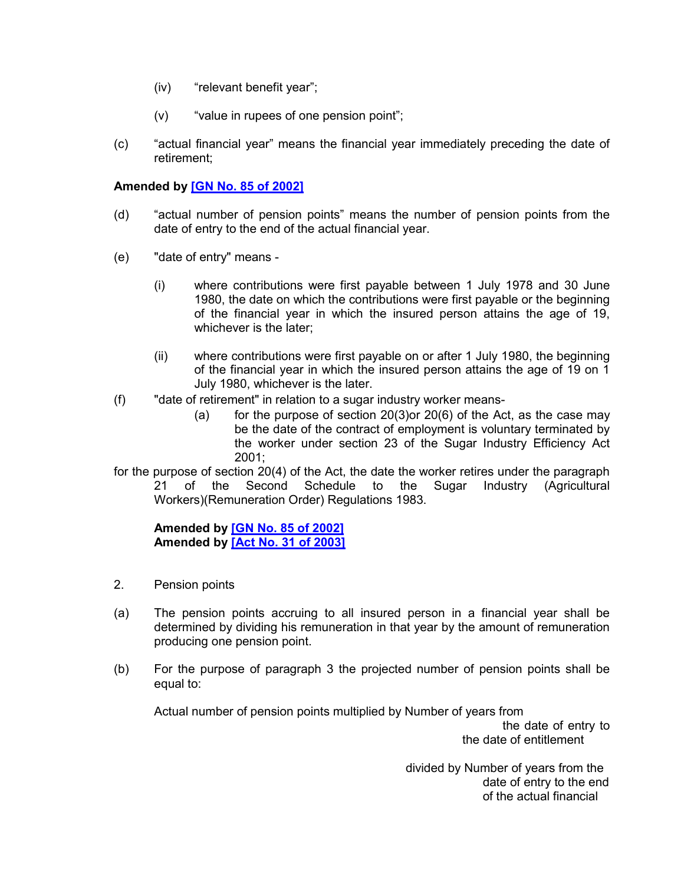(iv) "relevant benefit year";

(v) "value in rupees of one pension point";

(c) "actual financial year" means the financial year immediately preceding the date of retirement;

**Amended by [GN No. 85 of 2002]**

(d) "actual number of pension points" means the number of pension points from the date of entry to the end of the actual financial year.

(e) "date of entry" means -

(i) where contributions were first payable between 1 July 1978 and 30 June 1980, the date on which the contributions were first payable or the beginning of the financial year in which the insured person attains the age of 19, whichever is the later;

(ii) where contributions were first payable on or after 1 July 1980, the beginning of the financial year in which the insured person attains the age of 19 on 1 July 1980, whichever is the later.

(f) "date of retirement" in relation to a sugar industry worker means-

(a) for the purpose of section 20(3)or 20(6) of the Act, as the case may be the date of the contract of employment is voluntary terminated by the worker under section 23 of the Sugar Industry Efficiency Act 2001;

for the purpose of section 20(4) of the Act, the date the worker retires under the paragraph 21 of the Second Schedule to the Sugar Industry (Agricultural Workers)(Remuneration Order) Regulations 1983.

**Amended by [GN No. 85 of 2002]**
**Amended by [Act No. 31 of 2003]**

2. Pension points

(a) The pension points accruing to all insured person in a financial year shall be determined by dividing his remuneration in that year by the amount of remuneration producing one pension point.

(b) For the purpose of paragraph 3 the projected number of pension points shall be equal to:

Actual number of pension points multiplied by Number of years from the date of entry to the date of entitlement

divided by Number of years from the date of entry to the end of the actual financial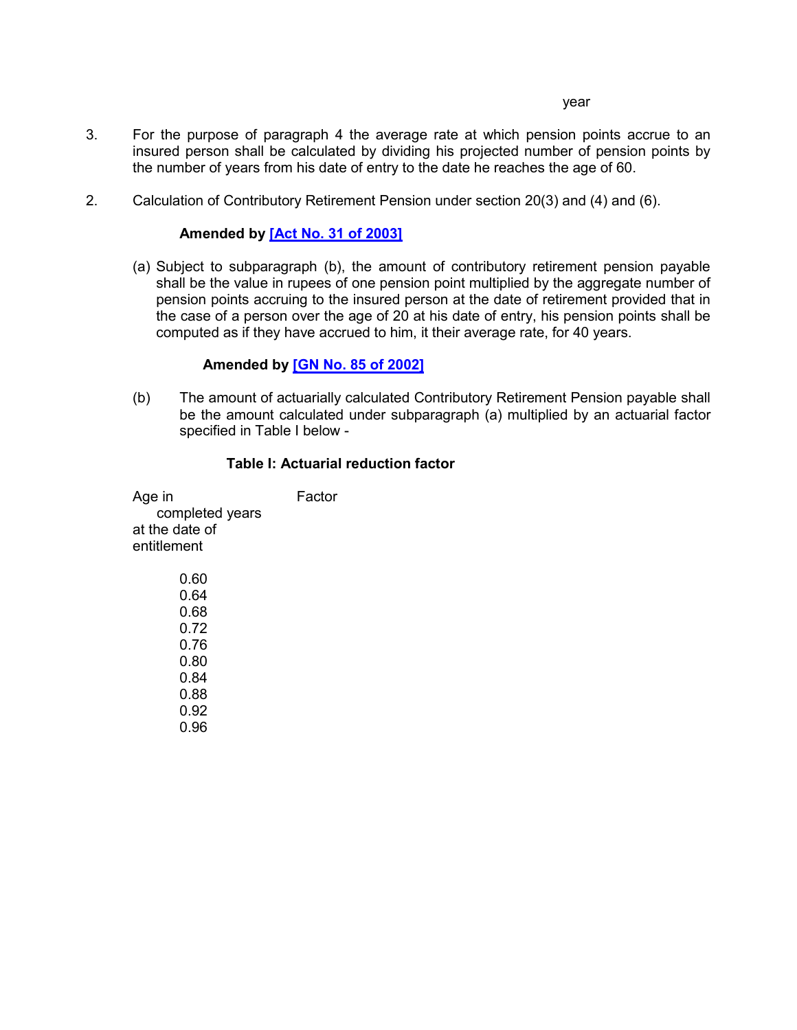year

3. For the purpose of paragraph 4 the average rate at which pension points accrue to an insured person shall be calculated by dividing his projected number of pension points by the number of years from his date of entry to the date he reaches the age of 60.

2. Calculation of Contributory Retirement Pension under section 20(3) and (4) and (6).

**Amended by [Act No. 31 of 2003]**

(a) Subject to subparagraph (b), the amount of contributory retirement pension payable shall be the value in rupees of one pension point multiplied by the aggregate number of pension points accruing to the insured person at the date of retirement provided that in the case of a person over the age of 20 at his date of entry, his pension points shall be computed as if they have accrued to him, it their average rate, for 40 years.

**Amended by [GN No. 85 of 2002]**

(b) The amount of actuarially calculated Contributory Retirement Pension payable shall be the amount calculated under subparagraph (a) multiplied by an actuarial factor specified in Table I below -

**Table I: Actuarial reduction factor**

| Age in completed years at the date of entitlement | Factor |
|---|---|
| 0.60 | |
| 0.64 | |
| 0.68 | |
| 0.72 | |
| 0.76 | |
| 0.80 | |
| 0.84 | |
| 0.88 | |
| 0.92 | |
| 0.96 | |